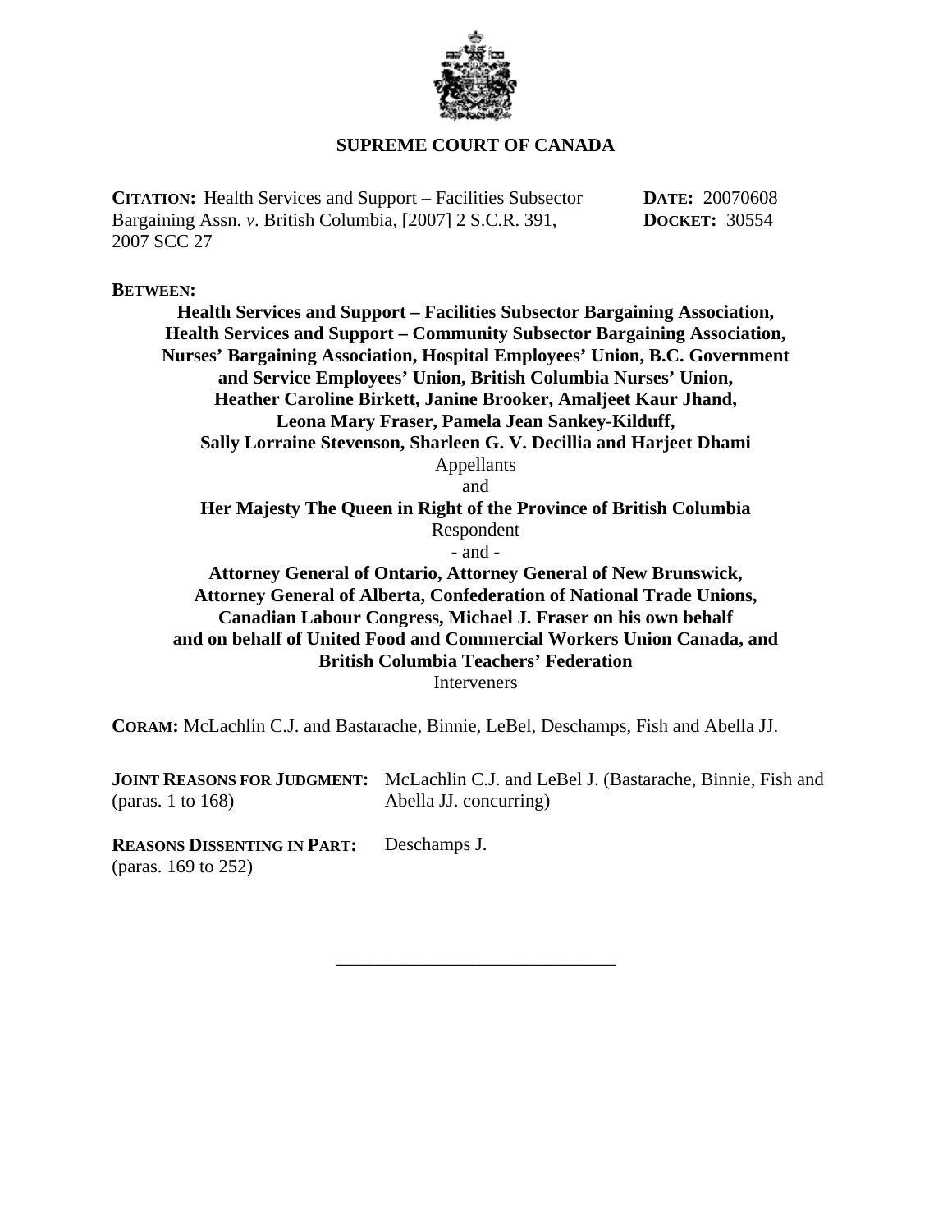# SUPREME COURT OF CANADA

**CITATION:** Health Services and Support – Facilities Subsector Bargaining Assn. *v.* British Columbia, [2007] 2 S.C.R. 391, 2007 SCC 27

**DATE:** 20070608
**DOCKET:** 30554

**BETWEEN:**

**Health Services and Support – Facilities Subsector Bargaining Association, Health Services and Support – Community Subsector Bargaining Association, Nurses' Bargaining Association, Hospital Employees' Union, B.C. Government and Service Employees' Union, British Columbia Nurses' Union, Heather Caroline Birkett, Janine Brooker, Amaljeet Kaur Jhand, Leona Mary Fraser, Pamela Jean Sankey-Kilduff, Sally Lorraine Stevenson, Sharleen G. V. Decillia and Harjeet Dhami**
Appellants

and

**Her Majesty The Queen in Right of the Province of British Columbia**
Respondent

\- and -

**Attorney General of Ontario, Attorney General of New Brunswick, Attorney General of Alberta, Confederation of National Trade Unions, Canadian Labour Congress, Michael J. Fraser on his own behalf and on behalf of United Food and Commercial Workers Union Canada, and British Columbia Teachers' Federation**
Interveners

**CORAM:** McLachlin C.J. and Bastarache, Binnie, LeBel, Deschamps, Fish and Abella JJ.

**JOINT REASONS FOR JUDGMENT:** (paras. 1 to 168) — McLachlin C.J. and LeBel J. (Bastarache, Binnie, Fish and Abella JJ. concurring)

**REASONS DISSENTING IN PART:** (paras. 169 to 252) — Deschamps J.

---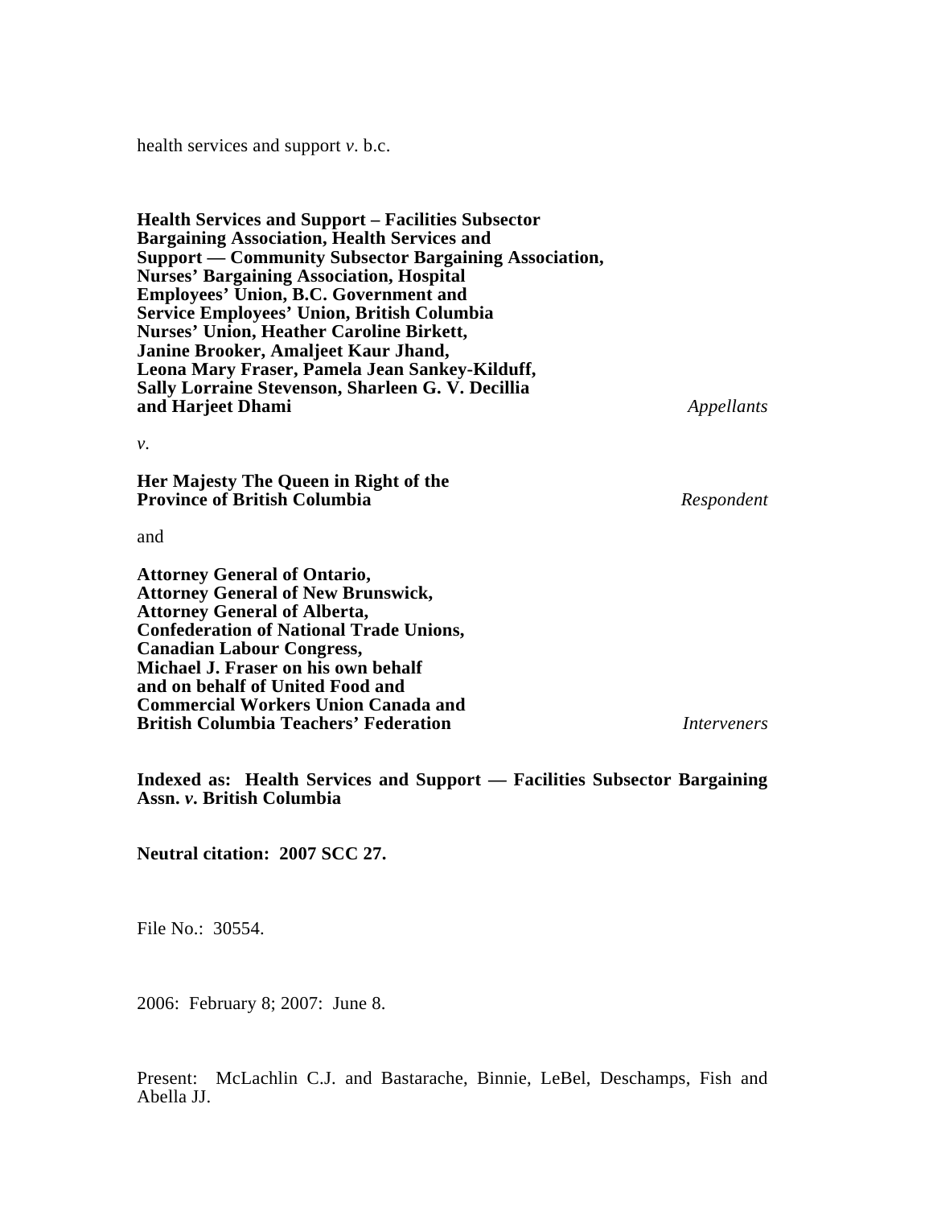health services and support *v.* b.c.

**Health Services and Support – Facilities Subsector Bargaining Association, Health Services and Support — Community Subsector Bargaining Association, Nurses' Bargaining Association, Hospital Employees' Union, B.C. Government and Service Employees' Union, British Columbia Nurses' Union, Heather Caroline Birkett, Janine Brooker, Amaljeet Kaur Jhand, Leona Mary Fraser, Pamela Jean Sankey-Kilduff, Sally Lorraine Stevenson, Sharleen G. V. Decillia and Harjeet Dhami** *Appellants*

*v.*

**Her Majesty The Queen in Right of the Province of British Columbia** *Respondent*

and

**Attorney General of Ontario, Attorney General of New Brunswick, Attorney General of Alberta, Confederation of National Trade Unions, Canadian Labour Congress, Michael J. Fraser on his own behalf and on behalf of United Food and Commercial Workers Union Canada and British Columbia Teachers' Federation** *Interveners*

**Indexed as: Health Services and Support — Facilities Subsector Bargaining Assn. *v.* British Columbia**

**Neutral citation: 2007 SCC 27.**

File No.: 30554.

2006: February 8; 2007: June 8.

Present: McLachlin C.J. and Bastarache, Binnie, LeBel, Deschamps, Fish and Abella JJ.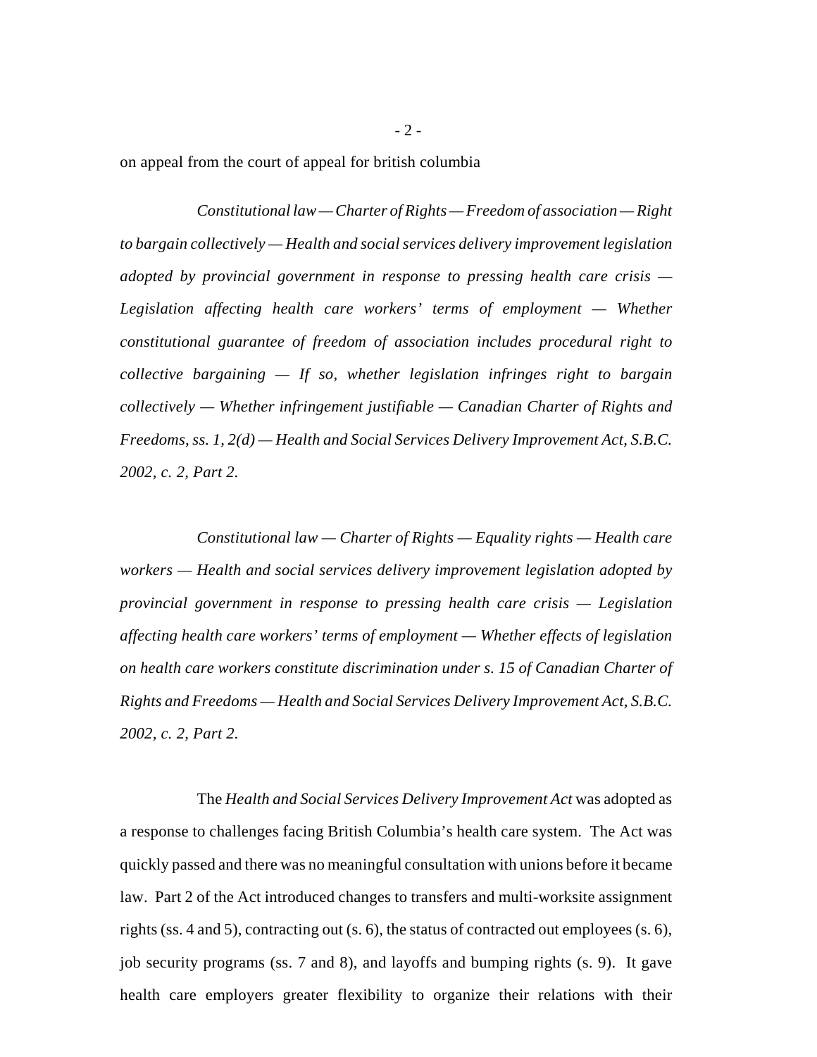on appeal from the court of appeal for british columbia

*Constitutional law — Charter of Rights — Freedom of association — Right to bargain collectively — Health and social services delivery improvement legislation adopted by provincial government in response to pressing health care crisis — Legislation affecting health care workers' terms of employment — Whether constitutional guarantee of freedom of association includes procedural right to collective bargaining — If so, whether legislation infringes right to bargain collectively — Whether infringement justifiable — Canadian Charter of Rights and Freedoms, ss. 1, 2(d) — Health and Social Services Delivery Improvement Act, S.B.C. 2002, c. 2, Part 2.*

*Constitutional law — Charter of Rights — Equality rights — Health care workers — Health and social services delivery improvement legislation adopted by provincial government in response to pressing health care crisis — Legislation affecting health care workers' terms of employment — Whether effects of legislation on health care workers constitute discrimination under s. 15 of Canadian Charter of Rights and Freedoms — Health and Social Services Delivery Improvement Act, S.B.C. 2002, c. 2, Part 2.*

The *Health and Social Services Delivery Improvement Act* was adopted as a response to challenges facing British Columbia's health care system. The Act was quickly passed and there was no meaningful consultation with unions before it became law. Part 2 of the Act introduced changes to transfers and multi-worksite assignment rights (ss. 4 and 5), contracting out (s. 6), the status of contracted out employees (s. 6), job security programs (ss. 7 and 8), and layoffs and bumping rights (s. 9). It gave health care employers greater flexibility to organize their relations with their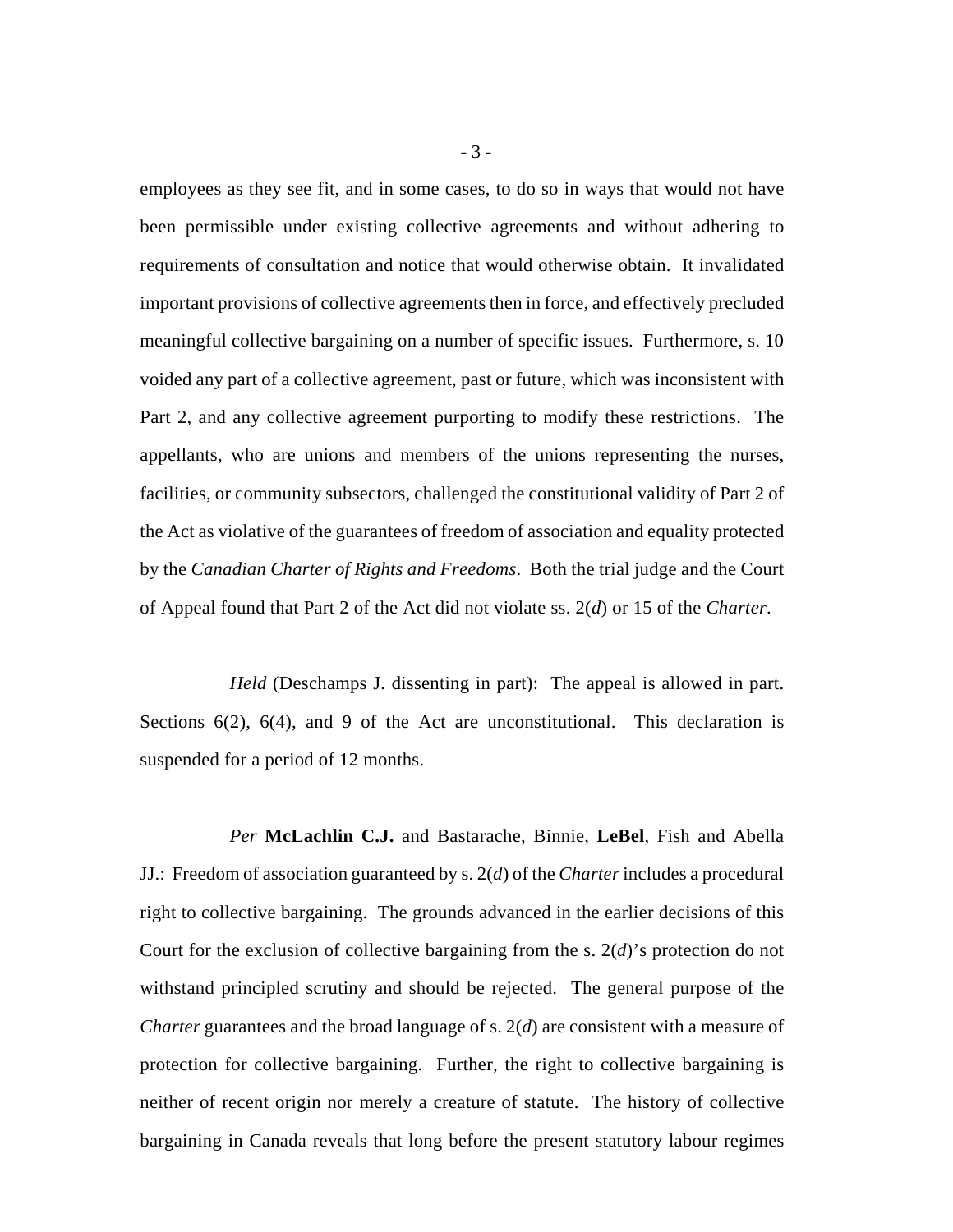employees as they see fit, and in some cases, to do so in ways that would not have been permissible under existing collective agreements and without adhering to requirements of consultation and notice that would otherwise obtain. It invalidated important provisions of collective agreements then in force, and effectively precluded meaningful collective bargaining on a number of specific issues. Furthermore, s. 10 voided any part of a collective agreement, past or future, which was inconsistent with Part 2, and any collective agreement purporting to modify these restrictions. The appellants, who are unions and members of the unions representing the nurses, facilities, or community subsectors, challenged the constitutional validity of Part 2 of the Act as violative of the guarantees of freedom of association and equality protected by the *Canadian Charter of Rights and Freedoms*. Both the trial judge and the Court of Appeal found that Part 2 of the Act did not violate ss. 2(*d*) or 15 of the *Charter*.

*Held* (Deschamps J. dissenting in part): The appeal is allowed in part. Sections 6(2), 6(4), and 9 of the Act are unconstitutional. This declaration is suspended for a period of 12 months.

*Per* **McLachlin C.J.** and Bastarache, Binnie, **LeBel**, Fish and Abella JJ.: Freedom of association guaranteed by s. 2(*d*) of the *Charter* includes a procedural right to collective bargaining. The grounds advanced in the earlier decisions of this Court for the exclusion of collective bargaining from the s. 2(*d*)'s protection do not withstand principled scrutiny and should be rejected. The general purpose of the *Charter* guarantees and the broad language of s. 2(*d*) are consistent with a measure of protection for collective bargaining. Further, the right to collective bargaining is neither of recent origin nor merely a creature of statute. The history of collective bargaining in Canada reveals that long before the present statutory labour regimes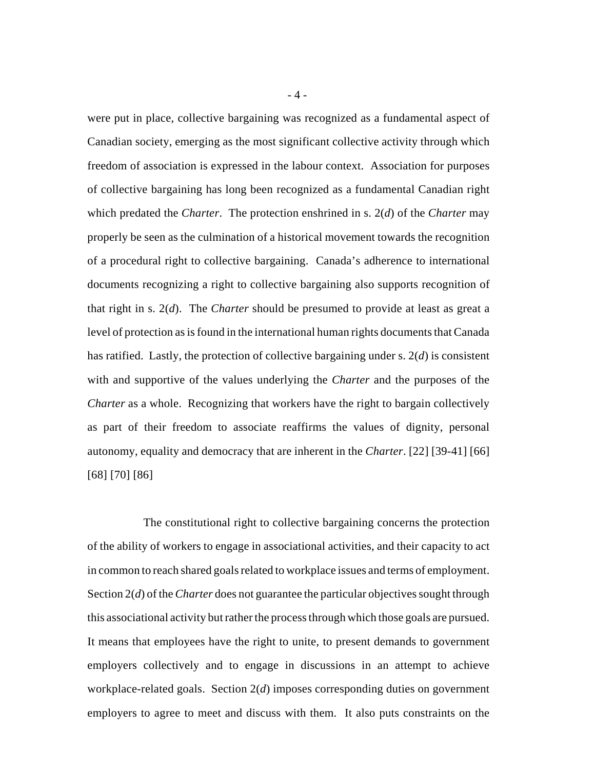were put in place, collective bargaining was recognized as a fundamental aspect of Canadian society, emerging as the most significant collective activity through which freedom of association is expressed in the labour context. Association for purposes of collective bargaining has long been recognized as a fundamental Canadian right which predated the *Charter*. The protection enshrined in s. 2(*d*) of the *Charter* may properly be seen as the culmination of a historical movement towards the recognition of a procedural right to collective bargaining. Canada's adherence to international documents recognizing a right to collective bargaining also supports recognition of that right in s. 2(*d*). The *Charter* should be presumed to provide at least as great a level of protection as is found in the international human rights documents that Canada has ratified. Lastly, the protection of collective bargaining under s. 2(*d*) is consistent with and supportive of the values underlying the *Charter* and the purposes of the *Charter* as a whole. Recognizing that workers have the right to bargain collectively as part of their freedom to associate reaffirms the values of dignity, personal autonomy, equality and democracy that are inherent in the *Charter*. [22] [39-41] [66] [68] [70] [86]

The constitutional right to collective bargaining concerns the protection of the ability of workers to engage in associational activities, and their capacity to act in common to reach shared goals related to workplace issues and terms of employment. Section 2(*d*) of the *Charter* does not guarantee the particular objectives sought through this associational activity but rather the process through which those goals are pursued. It means that employees have the right to unite, to present demands to government employers collectively and to engage in discussions in an attempt to achieve workplace-related goals. Section 2(*d*) imposes corresponding duties on government employers to agree to meet and discuss with them. It also puts constraints on the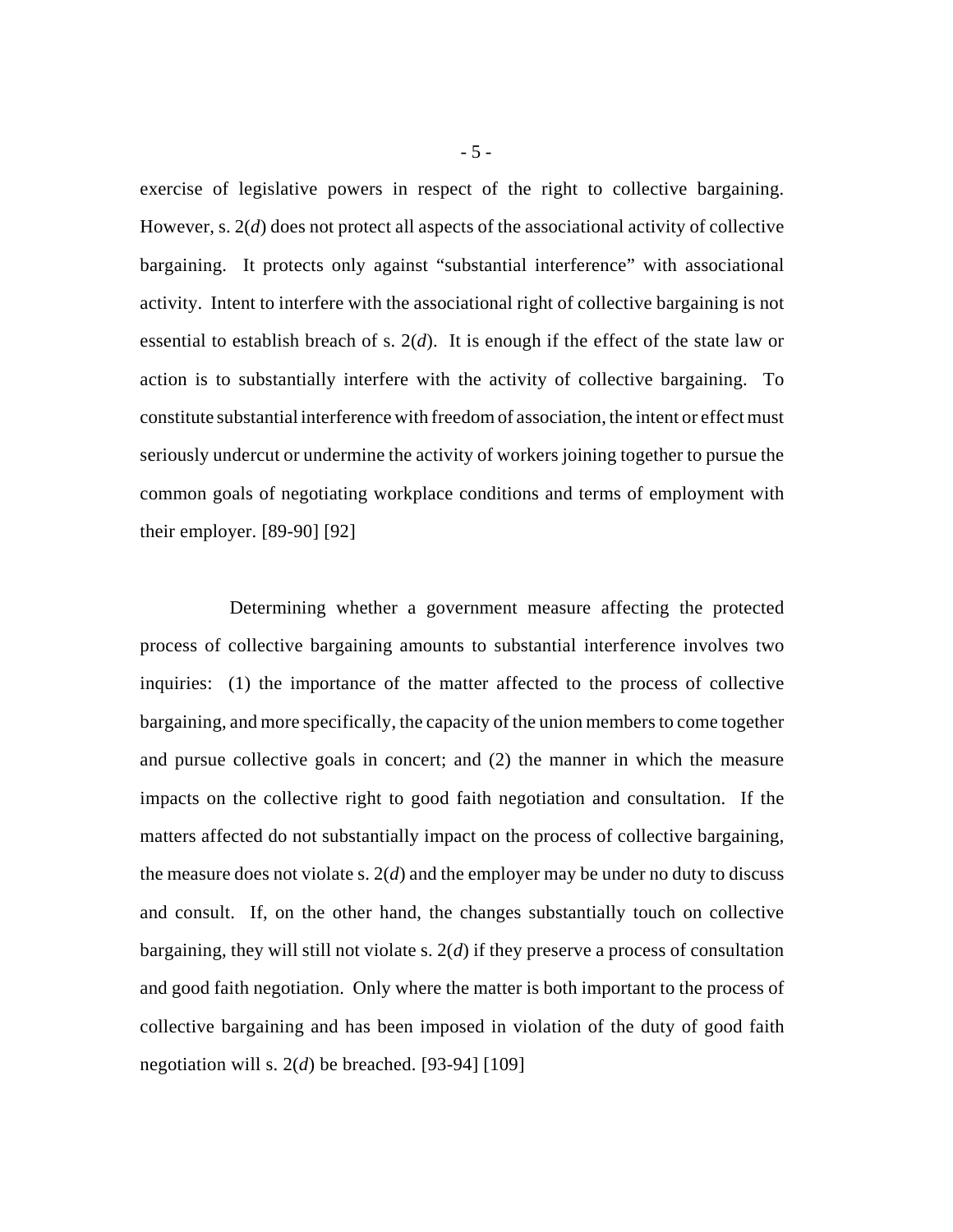exercise of legislative powers in respect of the right to collective bargaining. However, s. 2(*d*) does not protect all aspects of the associational activity of collective bargaining. It protects only against "substantial interference" with associational activity. Intent to interfere with the associational right of collective bargaining is not essential to establish breach of s. 2(*d*). It is enough if the effect of the state law or action is to substantially interfere with the activity of collective bargaining. To constitute substantial interference with freedom of association, the intent or effect must seriously undercut or undermine the activity of workers joining together to pursue the common goals of negotiating workplace conditions and terms of employment with their employer. [89-90] [92]

Determining whether a government measure affecting the protected process of collective bargaining amounts to substantial interference involves two inquiries: (1) the importance of the matter affected to the process of collective bargaining, and more specifically, the capacity of the union members to come together and pursue collective goals in concert; and (2) the manner in which the measure impacts on the collective right to good faith negotiation and consultation. If the matters affected do not substantially impact on the process of collective bargaining, the measure does not violate s. 2(*d*) and the employer may be under no duty to discuss and consult. If, on the other hand, the changes substantially touch on collective bargaining, they will still not violate s. 2(*d*) if they preserve a process of consultation and good faith negotiation. Only where the matter is both important to the process of collective bargaining and has been imposed in violation of the duty of good faith negotiation will s. 2(*d*) be breached. [93-94] [109]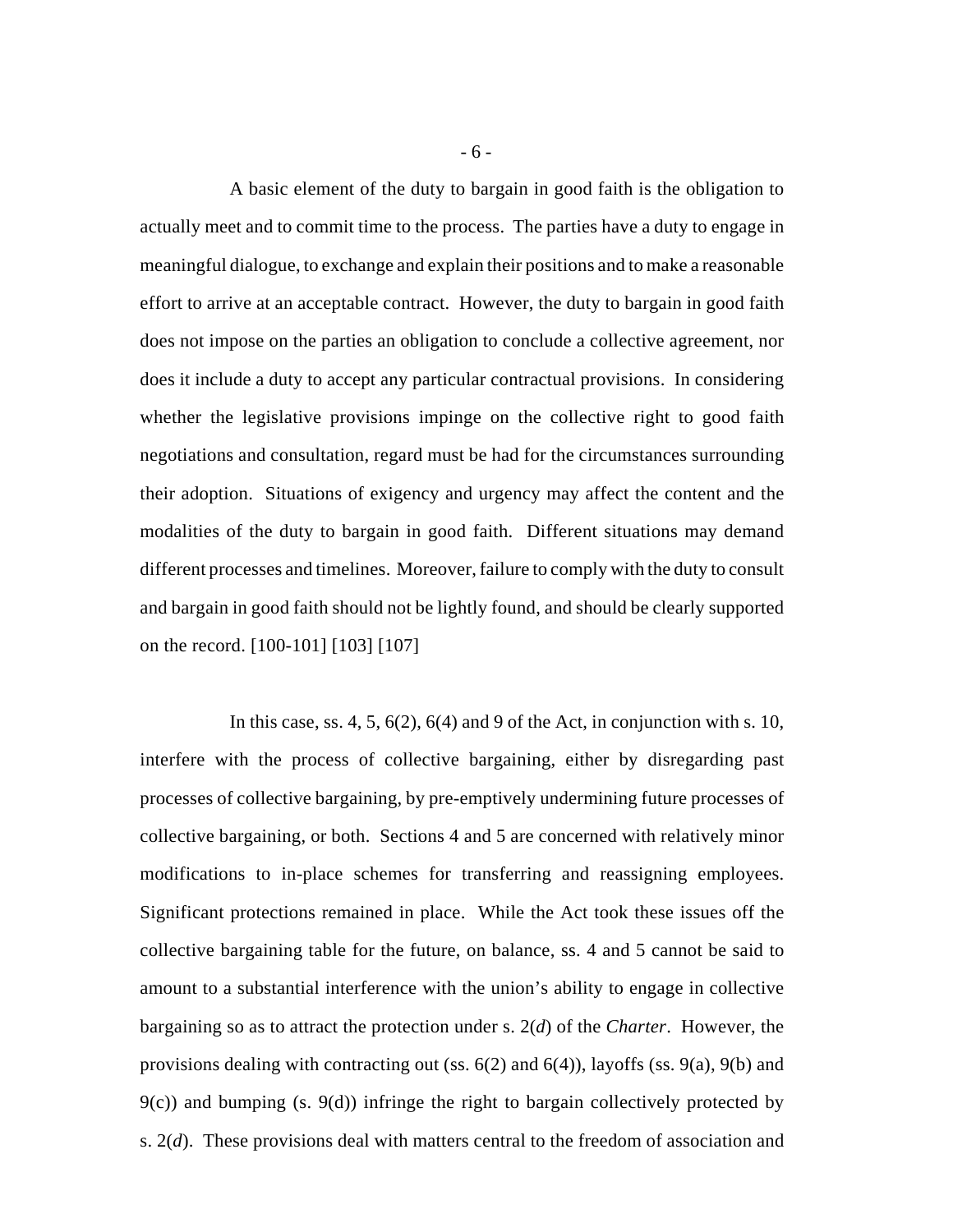A basic element of the duty to bargain in good faith is the obligation to actually meet and to commit time to the process. The parties have a duty to engage in meaningful dialogue, to exchange and explain their positions and to make a reasonable effort to arrive at an acceptable contract. However, the duty to bargain in good faith does not impose on the parties an obligation to conclude a collective agreement, nor does it include a duty to accept any particular contractual provisions. In considering whether the legislative provisions impinge on the collective right to good faith negotiations and consultation, regard must be had for the circumstances surrounding their adoption. Situations of exigency and urgency may affect the content and the modalities of the duty to bargain in good faith. Different situations may demand different processes and timelines. Moreover, failure to comply with the duty to consult and bargain in good faith should not be lightly found, and should be clearly supported on the record. [100-101] [103] [107]

In this case, ss. 4, 5, 6(2), 6(4) and 9 of the Act, in conjunction with s. 10, interfere with the process of collective bargaining, either by disregarding past processes of collective bargaining, by pre-emptively undermining future processes of collective bargaining, or both. Sections 4 and 5 are concerned with relatively minor modifications to in-place schemes for transferring and reassigning employees. Significant protections remained in place. While the Act took these issues off the collective bargaining table for the future, on balance, ss. 4 and 5 cannot be said to amount to a substantial interference with the union's ability to engage in collective bargaining so as to attract the protection under s. 2(*d*) of the *Charter*. However, the provisions dealing with contracting out (ss. 6(2) and 6(4)), layoffs (ss. 9(a), 9(b) and 9(c)) and bumping (s. 9(d)) infringe the right to bargain collectively protected by s. 2(*d*). These provisions deal with matters central to the freedom of association and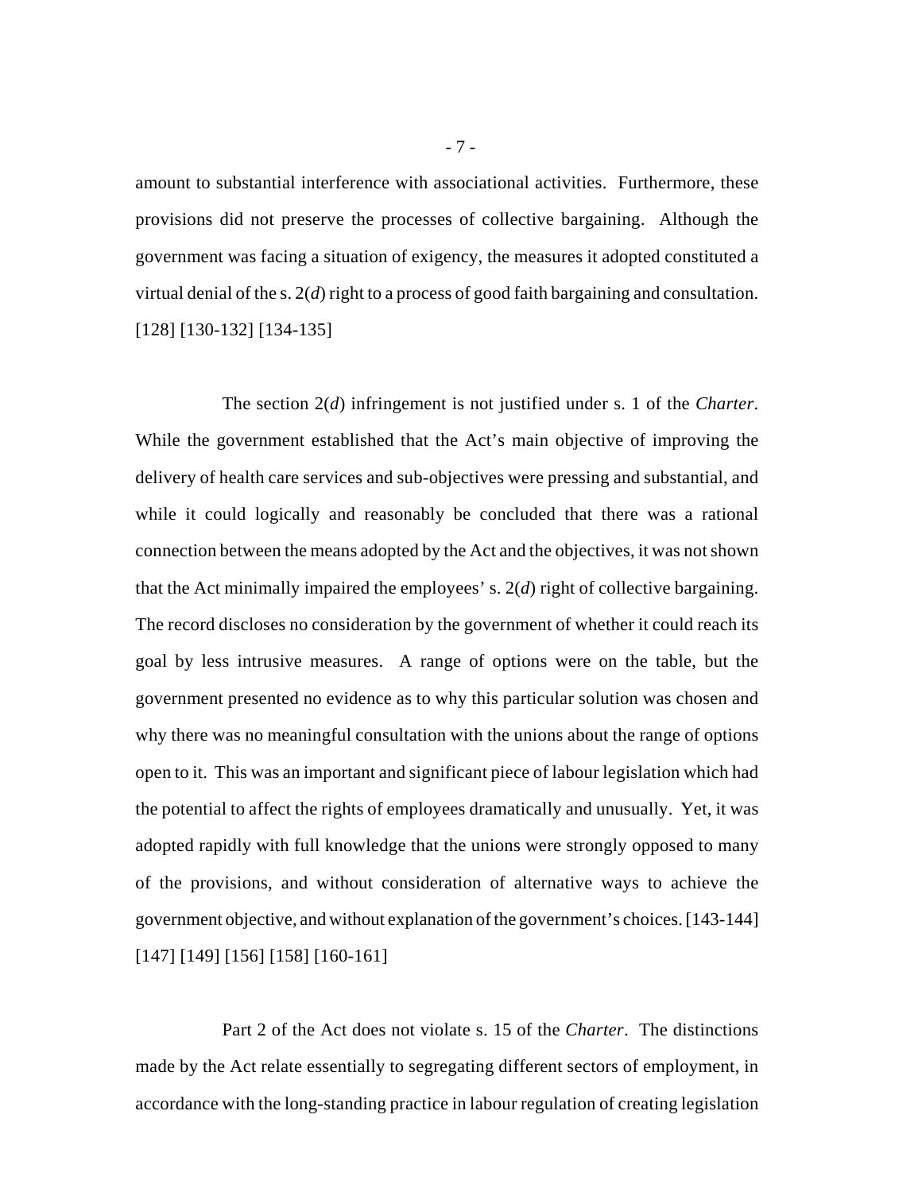amount to substantial interference with associational activities. Furthermore, these provisions did not preserve the processes of collective bargaining. Although the government was facing a situation of exigency, the measures it adopted constituted a virtual denial of the s. 2(*d*) right to a process of good faith bargaining and consultation. [128] [130-132] [134-135]

The section 2(*d*) infringement is not justified under s. 1 of the *Charter*. While the government established that the Act's main objective of improving the delivery of health care services and sub-objectives were pressing and substantial, and while it could logically and reasonably be concluded that there was a rational connection between the means adopted by the Act and the objectives, it was not shown that the Act minimally impaired the employees' s. 2(*d*) right of collective bargaining. The record discloses no consideration by the government of whether it could reach its goal by less intrusive measures. A range of options were on the table, but the government presented no evidence as to why this particular solution was chosen and why there was no meaningful consultation with the unions about the range of options open to it. This was an important and significant piece of labour legislation which had the potential to affect the rights of employees dramatically and unusually. Yet, it was adopted rapidly with full knowledge that the unions were strongly opposed to many of the provisions, and without consideration of alternative ways to achieve the government objective, and without explanation of the government's choices. [143-144] [147] [149] [156] [158] [160-161]

Part 2 of the Act does not violate s. 15 of the *Charter*. The distinctions made by the Act relate essentially to segregating different sectors of employment, in accordance with the long-standing practice in labour regulation of creating legislation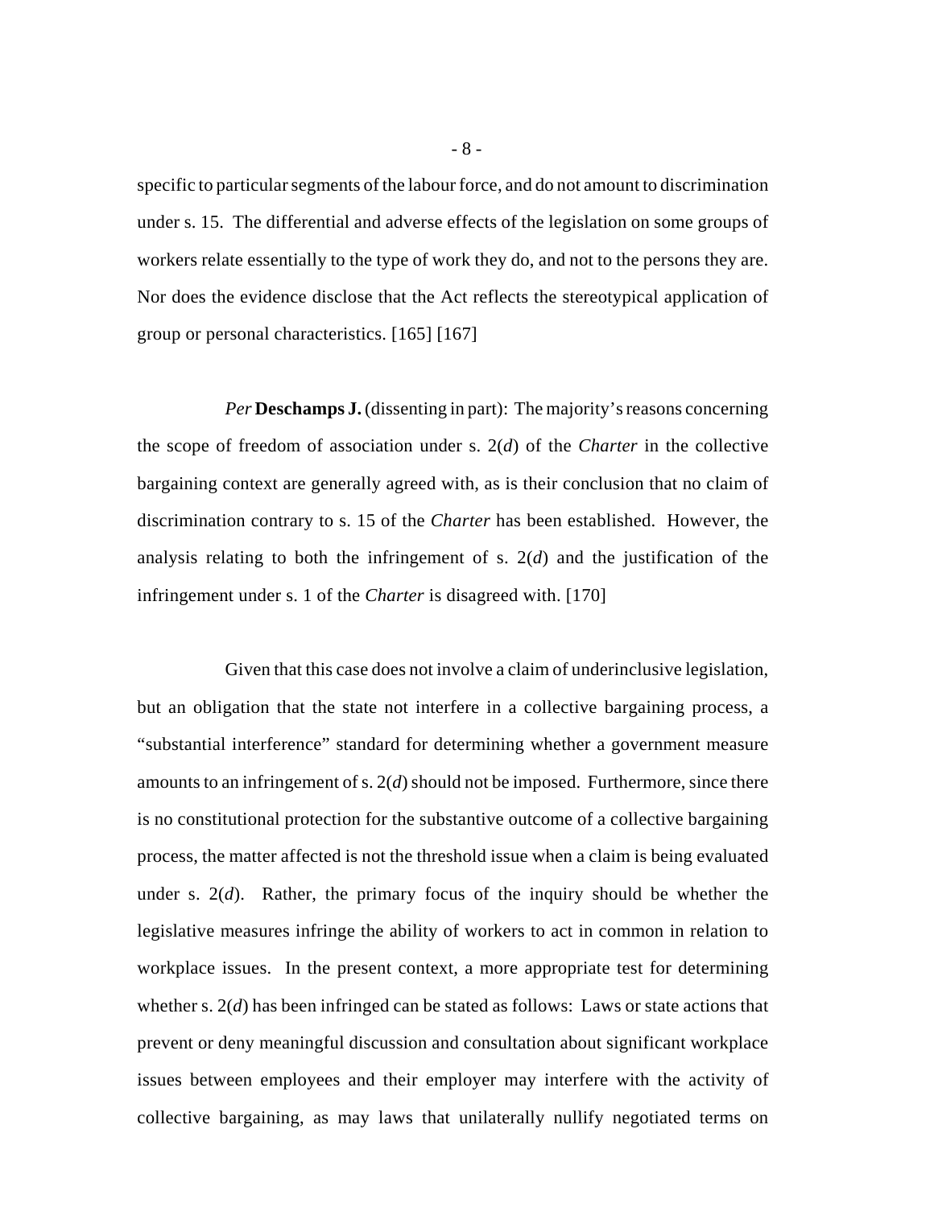specific to particular segments of the labour force, and do not amount to discrimination under s. 15. The differential and adverse effects of the legislation on some groups of workers relate essentially to the type of work they do, and not to the persons they are. Nor does the evidence disclose that the Act reflects the stereotypical application of group or personal characteristics. [165] [167]

*Per* **Deschamps J.** (dissenting in part): The majority's reasons concerning the scope of freedom of association under s. 2(*d*) of the *Charter* in the collective bargaining context are generally agreed with, as is their conclusion that no claim of discrimination contrary to s. 15 of the *Charter* has been established. However, the analysis relating to both the infringement of s. 2(*d*) and the justification of the infringement under s. 1 of the *Charter* is disagreed with. [170]

Given that this case does not involve a claim of underinclusive legislation, but an obligation that the state not interfere in a collective bargaining process, a "substantial interference" standard for determining whether a government measure amounts to an infringement of s. 2(*d*) should not be imposed. Furthermore, since there is no constitutional protection for the substantive outcome of a collective bargaining process, the matter affected is not the threshold issue when a claim is being evaluated under s. 2(*d*). Rather, the primary focus of the inquiry should be whether the legislative measures infringe the ability of workers to act in common in relation to workplace issues. In the present context, a more appropriate test for determining whether s. 2(*d*) has been infringed can be stated as follows: Laws or state actions that prevent or deny meaningful discussion and consultation about significant workplace issues between employees and their employer may interfere with the activity of collective bargaining, as may laws that unilaterally nullify negotiated terms on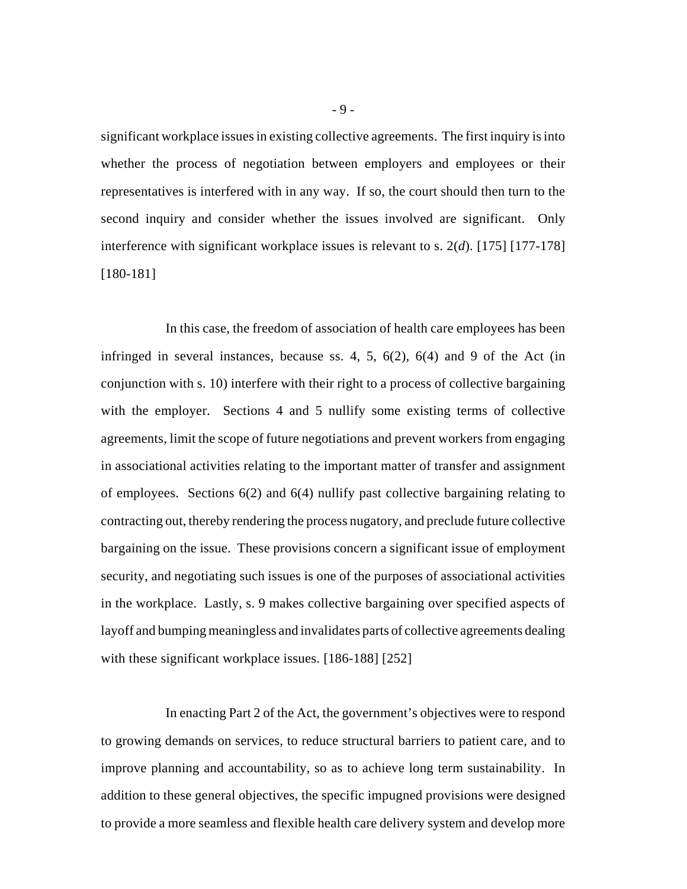significant workplace issues in existing collective agreements. The first inquiry is into whether the process of negotiation between employers and employees or their representatives is interfered with in any way. If so, the court should then turn to the second inquiry and consider whether the issues involved are significant. Only interference with significant workplace issues is relevant to s. 2(*d*). [175] [177-178] [180-181]

In this case, the freedom of association of health care employees has been infringed in several instances, because ss. 4, 5, 6(2), 6(4) and 9 of the Act (in conjunction with s. 10) interfere with their right to a process of collective bargaining with the employer. Sections 4 and 5 nullify some existing terms of collective agreements, limit the scope of future negotiations and prevent workers from engaging in associational activities relating to the important matter of transfer and assignment of employees. Sections 6(2) and 6(4) nullify past collective bargaining relating to contracting out, thereby rendering the process nugatory, and preclude future collective bargaining on the issue. These provisions concern a significant issue of employment security, and negotiating such issues is one of the purposes of associational activities in the workplace. Lastly, s. 9 makes collective bargaining over specified aspects of layoff and bumping meaningless and invalidates parts of collective agreements dealing with these significant workplace issues. [186-188] [252]

In enacting Part 2 of the Act, the government's objectives were to respond to growing demands on services, to reduce structural barriers to patient care, and to improve planning and accountability, so as to achieve long term sustainability. In addition to these general objectives, the specific impugned provisions were designed to provide a more seamless and flexible health care delivery system and develop more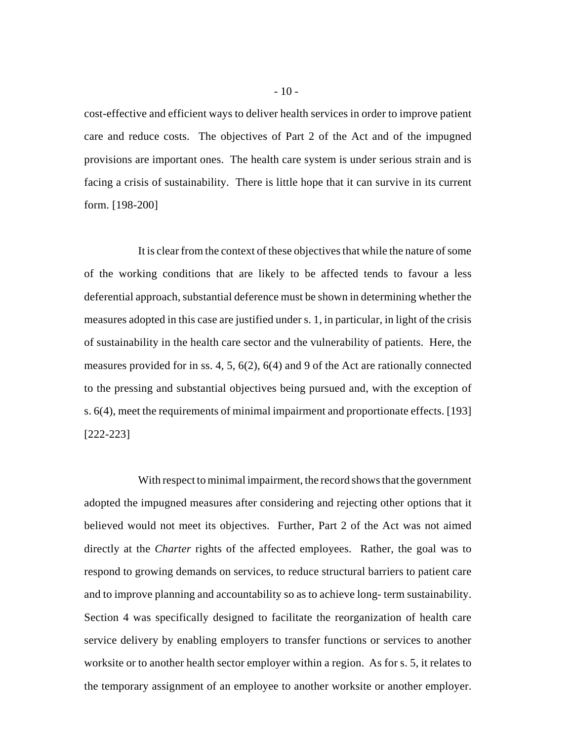cost-effective and efficient ways to deliver health services in order to improve patient care and reduce costs. The objectives of Part 2 of the Act and of the impugned provisions are important ones. The health care system is under serious strain and is facing a crisis of sustainability. There is little hope that it can survive in its current form. [198-200]

It is clear from the context of these objectives that while the nature of some of the working conditions that are likely to be affected tends to favour a less deferential approach, substantial deference must be shown in determining whether the measures adopted in this case are justified under s. 1, in particular, in light of the crisis of sustainability in the health care sector and the vulnerability of patients. Here, the measures provided for in ss. 4, 5, 6(2), 6(4) and 9 of the Act are rationally connected to the pressing and substantial objectives being pursued and, with the exception of s. 6(4), meet the requirements of minimal impairment and proportionate effects. [193] [222-223]

With respect to minimal impairment, the record shows that the government adopted the impugned measures after considering and rejecting other options that it believed would not meet its objectives. Further, Part 2 of the Act was not aimed directly at the *Charter* rights of the affected employees. Rather, the goal was to respond to growing demands on services, to reduce structural barriers to patient care and to improve planning and accountability so as to achieve long- term sustainability. Section 4 was specifically designed to facilitate the reorganization of health care service delivery by enabling employers to transfer functions or services to another worksite or to another health sector employer within a region. As for s. 5, it relates to the temporary assignment of an employee to another worksite or another employer.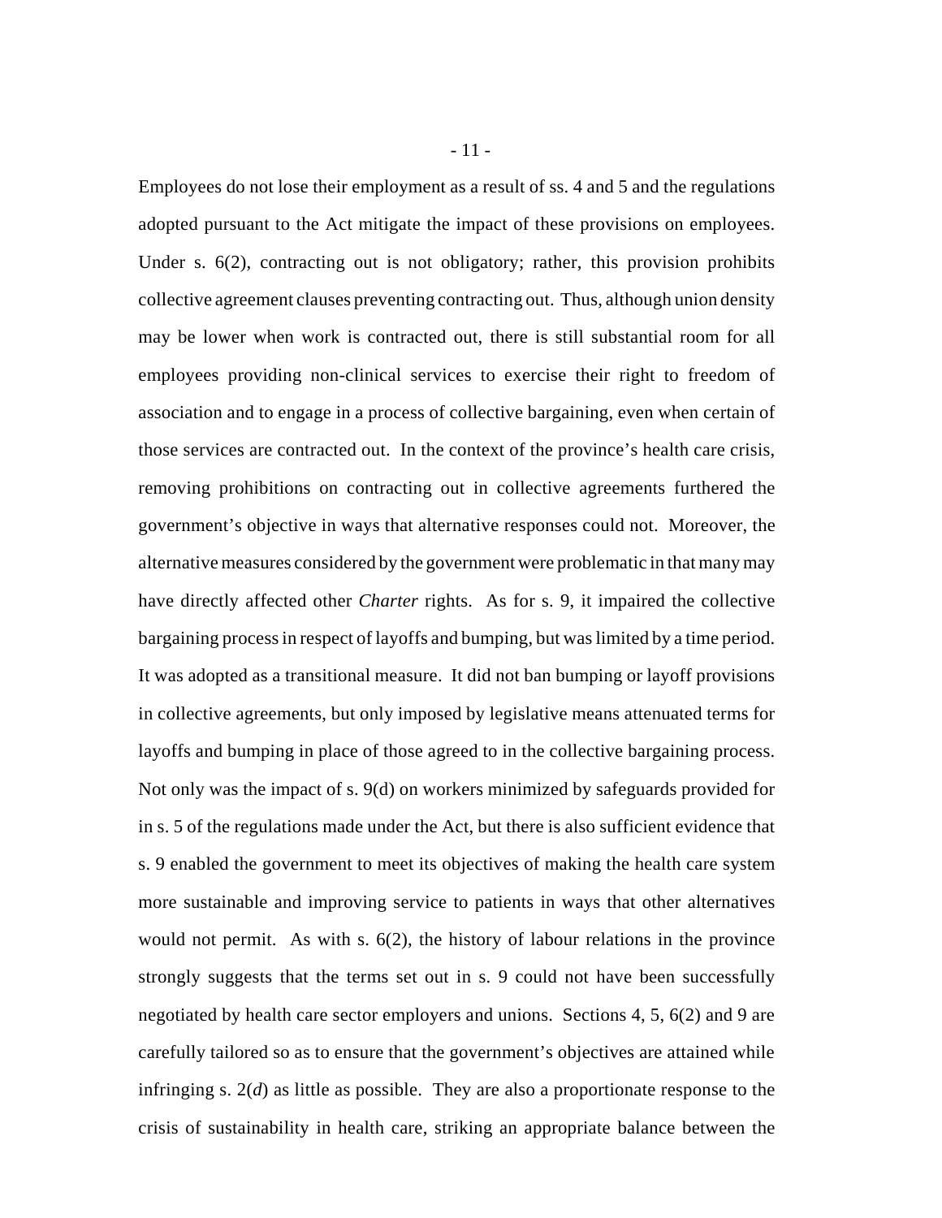Employees do not lose their employment as a result of ss. 4 and 5 and the regulations adopted pursuant to the Act mitigate the impact of these provisions on employees. Under s. 6(2), contracting out is not obligatory; rather, this provision prohibits collective agreement clauses preventing contracting out. Thus, although union density may be lower when work is contracted out, there is still substantial room for all employees providing non-clinical services to exercise their right to freedom of association and to engage in a process of collective bargaining, even when certain of those services are contracted out. In the context of the province's health care crisis, removing prohibitions on contracting out in collective agreements furthered the government's objective in ways that alternative responses could not. Moreover, the alternative measures considered by the government were problematic in that many may have directly affected other *Charter* rights. As for s. 9, it impaired the collective bargaining process in respect of layoffs and bumping, but was limited by a time period. It was adopted as a transitional measure. It did not ban bumping or layoff provisions in collective agreements, but only imposed by legislative means attenuated terms for layoffs and bumping in place of those agreed to in the collective bargaining process. Not only was the impact of s. 9(d) on workers minimized by safeguards provided for in s. 5 of the regulations made under the Act, but there is also sufficient evidence that s. 9 enabled the government to meet its objectives of making the health care system more sustainable and improving service to patients in ways that other alternatives would not permit. As with s. 6(2), the history of labour relations in the province strongly suggests that the terms set out in s. 9 could not have been successfully negotiated by health care sector employers and unions. Sections 4, 5, 6(2) and 9 are carefully tailored so as to ensure that the government's objectives are attained while infringing s. 2(*d*) as little as possible. They are also a proportionate response to the crisis of sustainability in health care, striking an appropriate balance between the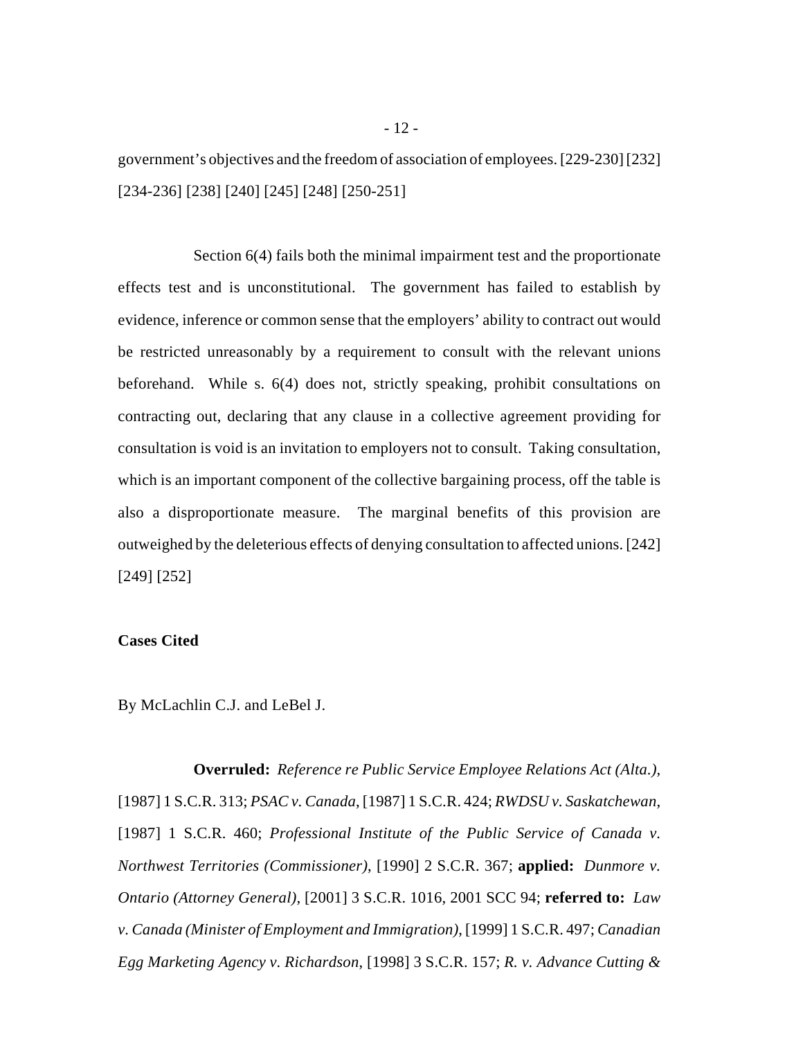government's objectives and the freedom of association of employees. [229-230] [232] [234-236] [238] [240] [245] [248] [250-251]

Section 6(4) fails both the minimal impairment test and the proportionate effects test and is unconstitutional. The government has failed to establish by evidence, inference or common sense that the employers' ability to contract out would be restricted unreasonably by a requirement to consult with the relevant unions beforehand. While s. 6(4) does not, strictly speaking, prohibit consultations on contracting out, declaring that any clause in a collective agreement providing for consultation is void is an invitation to employers not to consult. Taking consultation, which is an important component of the collective bargaining process, off the table is also a disproportionate measure. The marginal benefits of this provision are outweighed by the deleterious effects of denying consultation to affected unions. [242] [249] [252]

**Cases Cited**

By McLachlin C.J. and LeBel J.

**Overruled:** *Reference re Public Service Employee Relations Act (Alta.)*, [1987] 1 S.C.R. 313; *PSAC v. Canada*, [1987] 1 S.C.R. 424; *RWDSU v. Saskatchewan*, [1987] 1 S.C.R. 460; *Professional Institute of the Public Service of Canada v. Northwest Territories (Commissioner)*, [1990] 2 S.C.R. 367; **applied:** *Dunmore v. Ontario (Attorney General)*, [2001] 3 S.C.R. 1016, 2001 SCC 94; **referred to:** *Law v. Canada (Minister of Employment and Immigration)*, [1999] 1 S.C.R. 497; *Canadian Egg Marketing Agency v. Richardson*, [1998] 3 S.C.R. 157; *R. v. Advance Cutting &*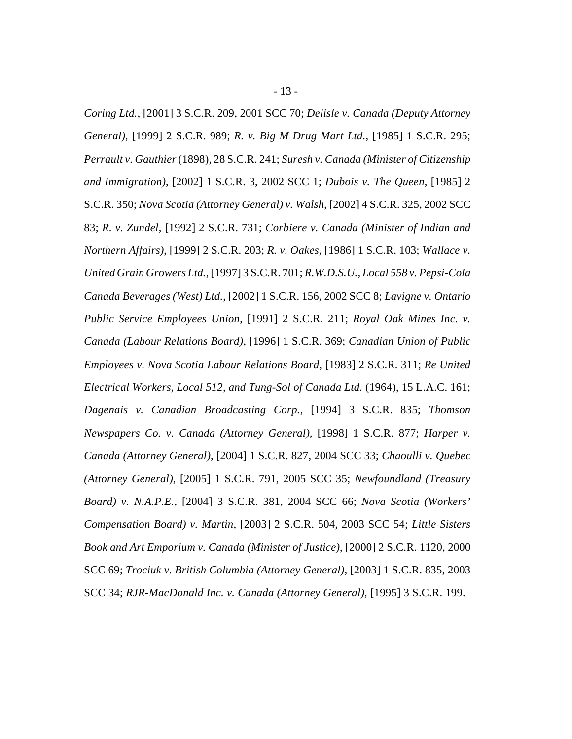*Coring Ltd.*, [2001] 3 S.C.R. 209, 2001 SCC 70; *Delisle v. Canada (Deputy Attorney General)*, [1999] 2 S.C.R. 989; *R. v. Big M Drug Mart Ltd.*, [1985] 1 S.C.R. 295; *Perrault v. Gauthier* (1898), 28 S.C.R. 241; *Suresh v. Canada (Minister of Citizenship and Immigration)*, [2002] 1 S.C.R. 3, 2002 SCC 1; *Dubois v. The Queen*, [1985] 2 S.C.R. 350; *Nova Scotia (Attorney General) v. Walsh*, [2002] 4 S.C.R. 325, 2002 SCC 83; *R. v. Zundel*, [1992] 2 S.C.R. 731; *Corbiere v. Canada (Minister of Indian and Northern Affairs)*, [1999] 2 S.C.R. 203; *R. v. Oakes*, [1986] 1 S.C.R. 103; *Wallace v. United Grain Growers Ltd.*, [1997] 3 S.C.R. 701; *R.W.D.S.U., Local 558 v. Pepsi-Cola Canada Beverages (West) Ltd.*, [2002] 1 S.C.R. 156, 2002 SCC 8; *Lavigne v. Ontario Public Service Employees Union*, [1991] 2 S.C.R. 211; *Royal Oak Mines Inc. v. Canada (Labour Relations Board)*, [1996] 1 S.C.R. 369; *Canadian Union of Public Employees v. Nova Scotia Labour Relations Board*, [1983] 2 S.C.R. 311; *Re United Electrical Workers, Local 512, and Tung-Sol of Canada Ltd.* (1964), 15 L.A.C. 161; *Dagenais v. Canadian Broadcasting Corp.*, [1994] 3 S.C.R. 835; *Thomson Newspapers Co. v. Canada (Attorney General)*, [1998] 1 S.C.R. 877; *Harper v. Canada (Attorney General)*, [2004] 1 S.C.R. 827, 2004 SCC 33; *Chaoulli v. Quebec (Attorney General)*, [2005] 1 S.C.R. 791, 2005 SCC 35; *Newfoundland (Treasury Board) v. N.A.P.E.*, [2004] 3 S.C.R. 381, 2004 SCC 66; *Nova Scotia (Workers' Compensation Board) v. Martin*, [2003] 2 S.C.R. 504, 2003 SCC 54; *Little Sisters Book and Art Emporium v. Canada (Minister of Justice)*, [2000] 2 S.C.R. 1120, 2000 SCC 69; *Trociuk v. British Columbia (Attorney General)*, [2003] 1 S.C.R. 835, 2003 SCC 34; *RJR-MacDonald Inc. v. Canada (Attorney General)*, [1995] 3 S.C.R. 199.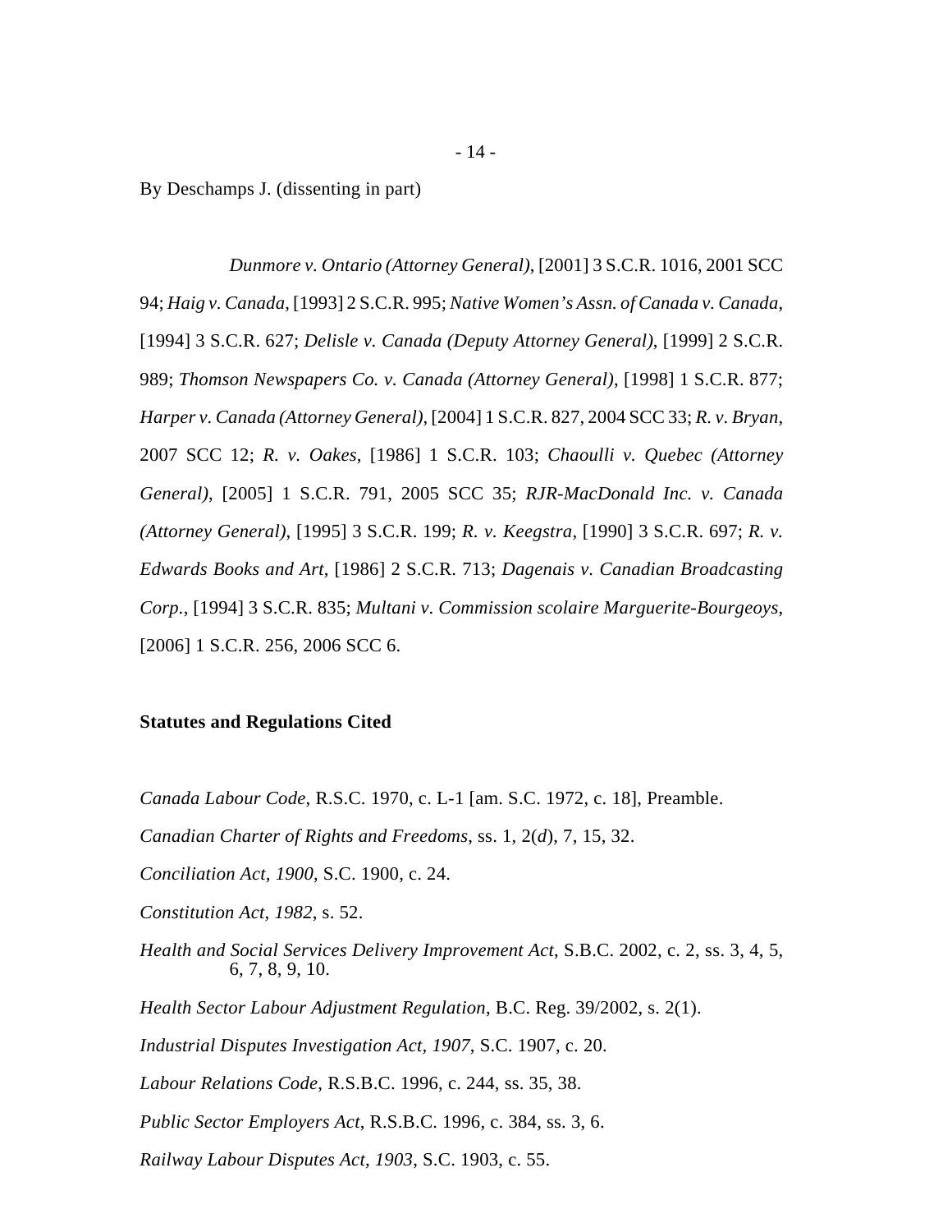By Deschamps J. (dissenting in part)

*Dunmore v. Ontario (Attorney General)*, [2001] 3 S.C.R. 1016, 2001 SCC 94; *Haig v. Canada*, [1993] 2 S.C.R. 995; *Native Women's Assn. of Canada v. Canada*, [1994] 3 S.C.R. 627; *Delisle v. Canada (Deputy Attorney General)*, [1999] 2 S.C.R. 989; *Thomson Newspapers Co. v. Canada (Attorney General)*, [1998] 1 S.C.R. 877; *Harper v. Canada (Attorney General)*, [2004] 1 S.C.R. 827, 2004 SCC 33; *R. v. Bryan*, 2007 SCC 12; *R. v. Oakes*, [1986] 1 S.C.R. 103; *Chaoulli v. Quebec (Attorney General)*, [2005] 1 S.C.R. 791, 2005 SCC 35; *RJR-MacDonald Inc. v. Canada (Attorney General)*, [1995] 3 S.C.R. 199; *R. v. Keegstra*, [1990] 3 S.C.R. 697; *R. v. Edwards Books and Art*, [1986] 2 S.C.R. 713; *Dagenais v. Canadian Broadcasting Corp.*, [1994] 3 S.C.R. 835; *Multani v. Commission scolaire Marguerite-Bourgeoys*, [2006] 1 S.C.R. 256, 2006 SCC 6.

**Statutes and Regulations Cited**

*Canada Labour Code*, R.S.C. 1970, c. L-1 [am. S.C. 1972, c. 18], Preamble.

*Canadian Charter of Rights and Freedoms*, ss. 1, 2(*d*), 7, 15, 32.

*Conciliation Act, 1900*, S.C. 1900, c. 24.

*Constitution Act, 1982*, s. 52.

*Health and Social Services Delivery Improvement Act*, S.B.C. 2002, c. 2, ss. 3, 4, 5, 6, 7, 8, 9, 10.

*Health Sector Labour Adjustment Regulation*, B.C. Reg. 39/2002, s. 2(1).

*Industrial Disputes Investigation Act, 1907*, S.C. 1907, c. 20.

*Labour Relations Code*, R.S.B.C. 1996, c. 244, ss. 35, 38.

*Public Sector Employers Act*, R.S.B.C. 1996, c. 384, ss. 3, 6.

*Railway Labour Disputes Act, 1903*, S.C. 1903, c. 55.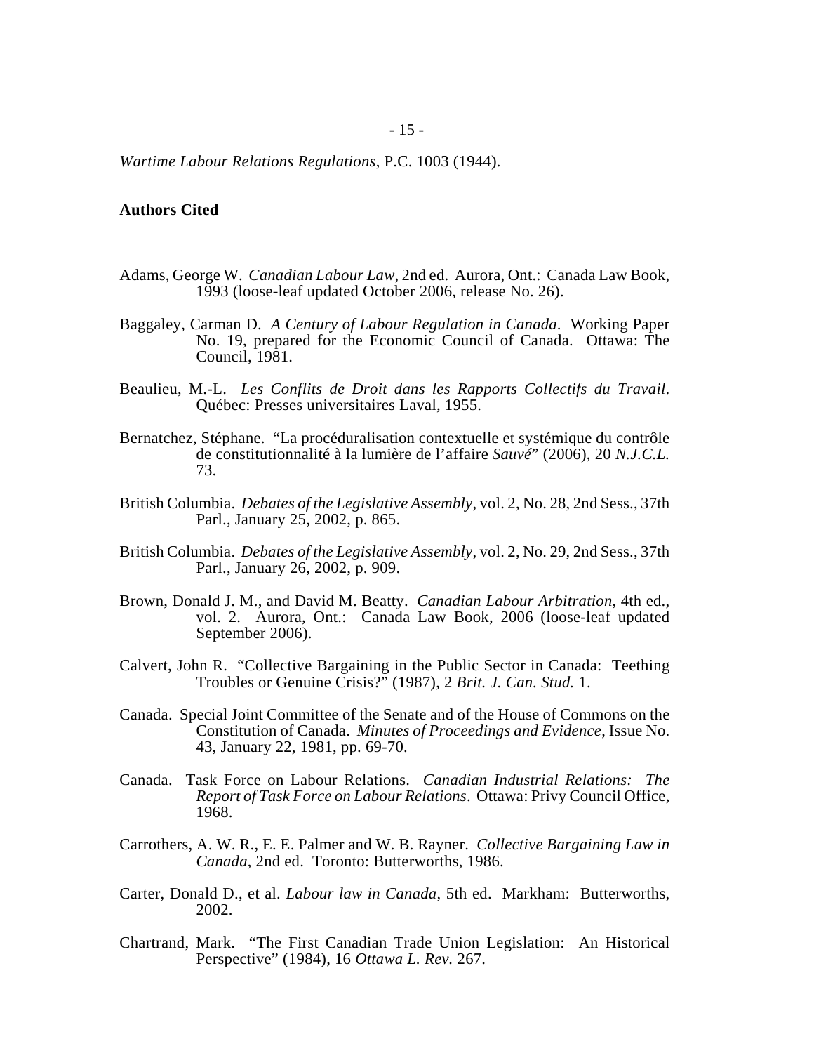*Wartime Labour Relations Regulations*, P.C. 1003 (1944).

**Authors Cited**

Adams, George W. *Canadian Labour Law*, 2nd ed. Aurora, Ont.: Canada Law Book, 1993 (loose-leaf updated October 2006, release No. 26).

Baggaley, Carman D. *A Century of Labour Regulation in Canada*. Working Paper No. 19, prepared for the Economic Council of Canada. Ottawa: The Council, 1981.

Beaulieu, M.-L. *Les Conflits de Droit dans les Rapports Collectifs du Travail*. Québec: Presses universitaires Laval, 1955.

Bernatchez, Stéphane. "La procéduralisation contextuelle et systémique du contrôle de constitutionnalité à la lumière de l'affaire *Sauvé*" (2006), 20 *N.J.C.L.* 73.

British Columbia. *Debates of the Legislative Assembly*, vol. 2, No. 28, 2nd Sess., 37th Parl., January 25, 2002, p. 865.

British Columbia. *Debates of the Legislative Assembly*, vol. 2, No. 29, 2nd Sess., 37th Parl., January 26, 2002, p. 909.

Brown, Donald J. M., and David M. Beatty. *Canadian Labour Arbitration*, 4th ed., vol. 2. Aurora, Ont.: Canada Law Book, 2006 (loose-leaf updated September 2006).

Calvert, John R. "Collective Bargaining in the Public Sector in Canada: Teething Troubles or Genuine Crisis?" (1987), 2 *Brit. J. Can. Stud.* 1.

Canada. Special Joint Committee of the Senate and of the House of Commons on the Constitution of Canada. *Minutes of Proceedings and Evidence*, Issue No. 43, January 22, 1981, pp. 69-70.

Canada. Task Force on Labour Relations. *Canadian Industrial Relations: The Report of Task Force on Labour Relations*. Ottawa: Privy Council Office, 1968.

Carrothers, A. W. R., E. E. Palmer and W. B. Rayner. *Collective Bargaining Law in Canada*, 2nd ed. Toronto: Butterworths, 1986.

Carter, Donald D., et al. *Labour law in Canada*, 5th ed. Markham: Butterworths, 2002.

Chartrand, Mark. "The First Canadian Trade Union Legislation: An Historical Perspective" (1984), 16 *Ottawa L. Rev.* 267.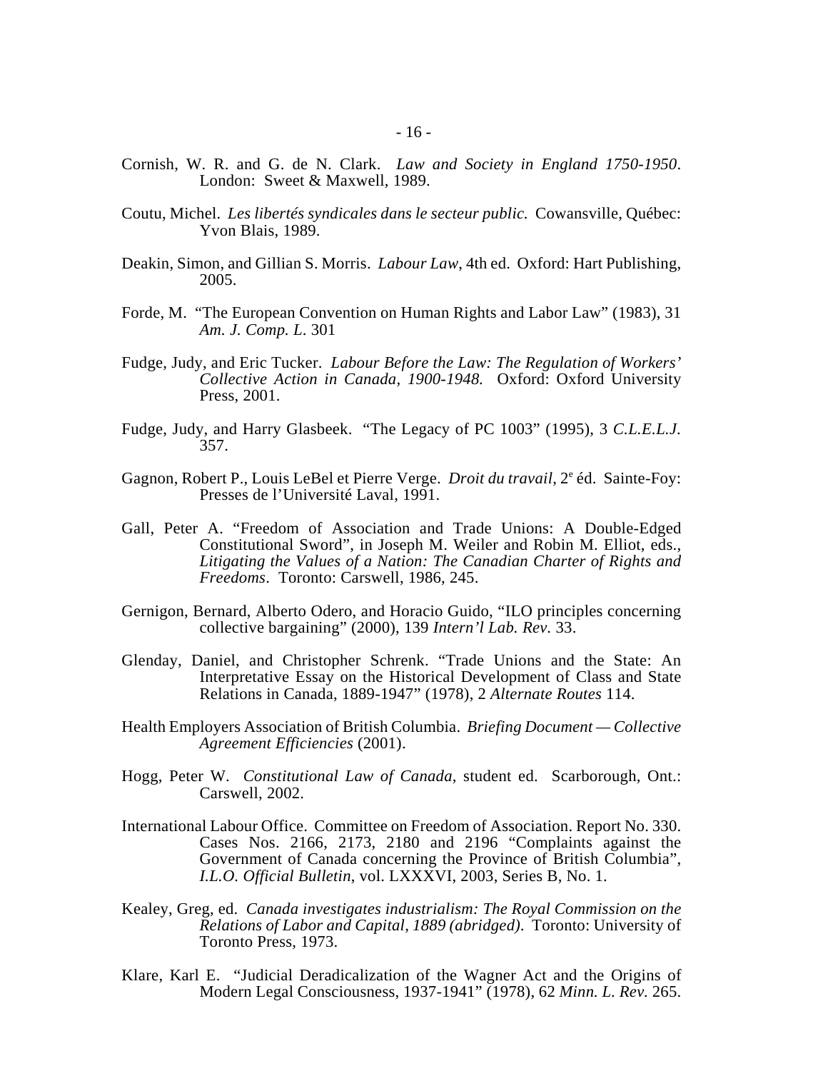Cornish, W. R. and G. de N. Clark. *Law and Society in England 1750-1950*. London: Sweet & Maxwell, 1989.

Coutu, Michel. *Les libertés syndicales dans le secteur public.* Cowansville, Québec: Yvon Blais, 1989.

Deakin, Simon, and Gillian S. Morris. *Labour Law*, 4th ed. Oxford: Hart Publishing, 2005.

Forde, M. "The European Convention on Human Rights and Labor Law" (1983), 31 *Am. J. Comp. L.* 301

Fudge, Judy, and Eric Tucker. *Labour Before the Law: The Regulation of Workers' Collective Action in Canada, 1900-1948.* Oxford: Oxford University Press, 2001.

Fudge, Judy, and Harry Glasbeek. "The Legacy of PC 1003" (1995), 3 *C.L.E.L.J.* 357.

Gagnon, Robert P., Louis LeBel et Pierre Verge. *Droit du travail*, 2e éd. Sainte-Foy: Presses de l'Université Laval, 1991.

Gall, Peter A. "Freedom of Association and Trade Unions: A Double-Edged Constitutional Sword", in Joseph M. Weiler and Robin M. Elliot, eds., *Litigating the Values of a Nation: The Canadian Charter of Rights and Freedoms*. Toronto: Carswell, 1986, 245.

Gernigon, Bernard, Alberto Odero, and Horacio Guido, "ILO principles concerning collective bargaining" (2000), 139 *Intern'l Lab. Rev.* 33.

Glenday, Daniel, and Christopher Schrenk. "Trade Unions and the State: An Interpretative Essay on the Historical Development of Class and State Relations in Canada, 1889-1947" (1978), 2 *Alternate Routes* 114.

Health Employers Association of British Columbia. *Briefing Document — Collective Agreement Efficiencies* (2001).

Hogg, Peter W. *Constitutional Law of Canada*, student ed. Scarborough, Ont.: Carswell, 2002.

International Labour Office. Committee on Freedom of Association. Report No. 330. Cases Nos. 2166, 2173, 2180 and 2196 "Complaints against the Government of Canada concerning the Province of British Columbia", *I.L.O. Official Bulletin*, vol. LXXXVI, 2003, Series B, No. 1.

Kealey, Greg, ed. *Canada investigates industrialism: The Royal Commission on the Relations of Labor and Capital, 1889 (abridged)*. Toronto: University of Toronto Press, 1973.

Klare, Karl E. "Judicial Deradicalization of the Wagner Act and the Origins of Modern Legal Consciousness, 1937-1941" (1978), 62 *Minn. L. Rev.* 265.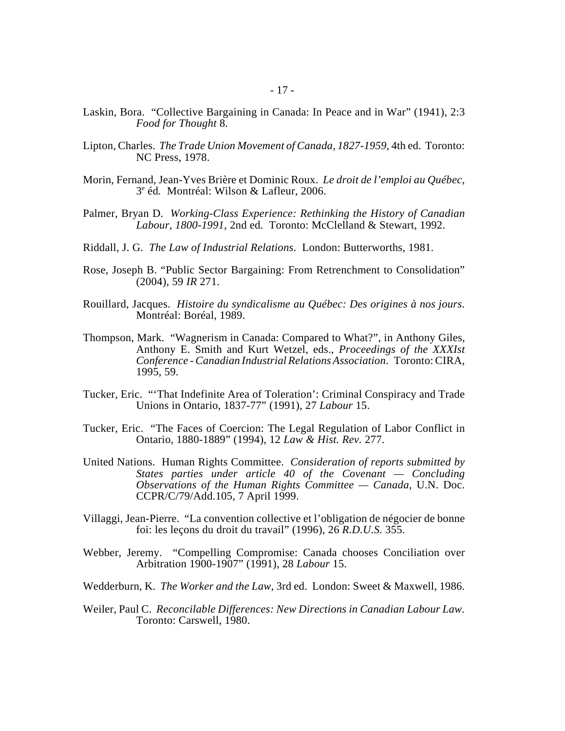Laskin, Bora. "Collective Bargaining in Canada: In Peace and in War" (1941), 2:3 *Food for Thought* 8.

Lipton, Charles. *The Trade Union Movement of Canada, 1827-1959*, 4th ed. Toronto: NC Press, 1978.

Morin, Fernand, Jean-Yves Brière et Dominic Roux. *Le droit de l'emploi au Québec*, 3[e] éd. Montréal: Wilson & Lafleur, 2006.

Palmer, Bryan D. *Working-Class Experience: Rethinking the History of Canadian Labour, 1800-1991*, 2nd ed. Toronto: McClelland & Stewart, 1992.

Riddall, J. G. *The Law of Industrial Relations*. London: Butterworths, 1981.

Rose, Joseph B. "Public Sector Bargaining: From Retrenchment to Consolidation" (2004), 59 *IR* 271.

Rouillard, Jacques. *Histoire du syndicalisme au Québec: Des origines à nos jours*. Montréal: Boréal, 1989.

Thompson, Mark. "Wagnerism in Canada: Compared to What?", in Anthony Giles, Anthony E. Smith and Kurt Wetzel, eds., *Proceedings of the XXXIst Conference - Canadian Industrial Relations Association*. Toronto: CIRA, 1995, 59.

Tucker, Eric. "'That Indefinite Area of Toleration': Criminal Conspiracy and Trade Unions in Ontario, 1837-77" (1991), 27 *Labour* 15.

Tucker, Eric. "The Faces of Coercion: The Legal Regulation of Labor Conflict in Ontario, 1880-1889" (1994), 12 *Law & Hist. Rev.* 277.

United Nations. Human Rights Committee. *Consideration of reports submitted by States parties under article 40 of the Covenant — Concluding Observations of the Human Rights Committee — Canada*, U.N. Doc. CCPR/C/79/Add.105, 7 April 1999.

Villaggi, Jean-Pierre. "La convention collective et l'obligation de négocier de bonne foi: les leçons du droit du travail" (1996), 26 *R.D.U.S.* 355.

Webber, Jeremy. "Compelling Compromise: Canada chooses Conciliation over Arbitration 1900-1907" (1991), 28 *Labour* 15.

Wedderburn, K. *The Worker and the Law*, 3rd ed. London: Sweet & Maxwell, 1986.

Weiler, Paul C. *Reconcilable Differences: New Directions in Canadian Labour Law*. Toronto: Carswell, 1980.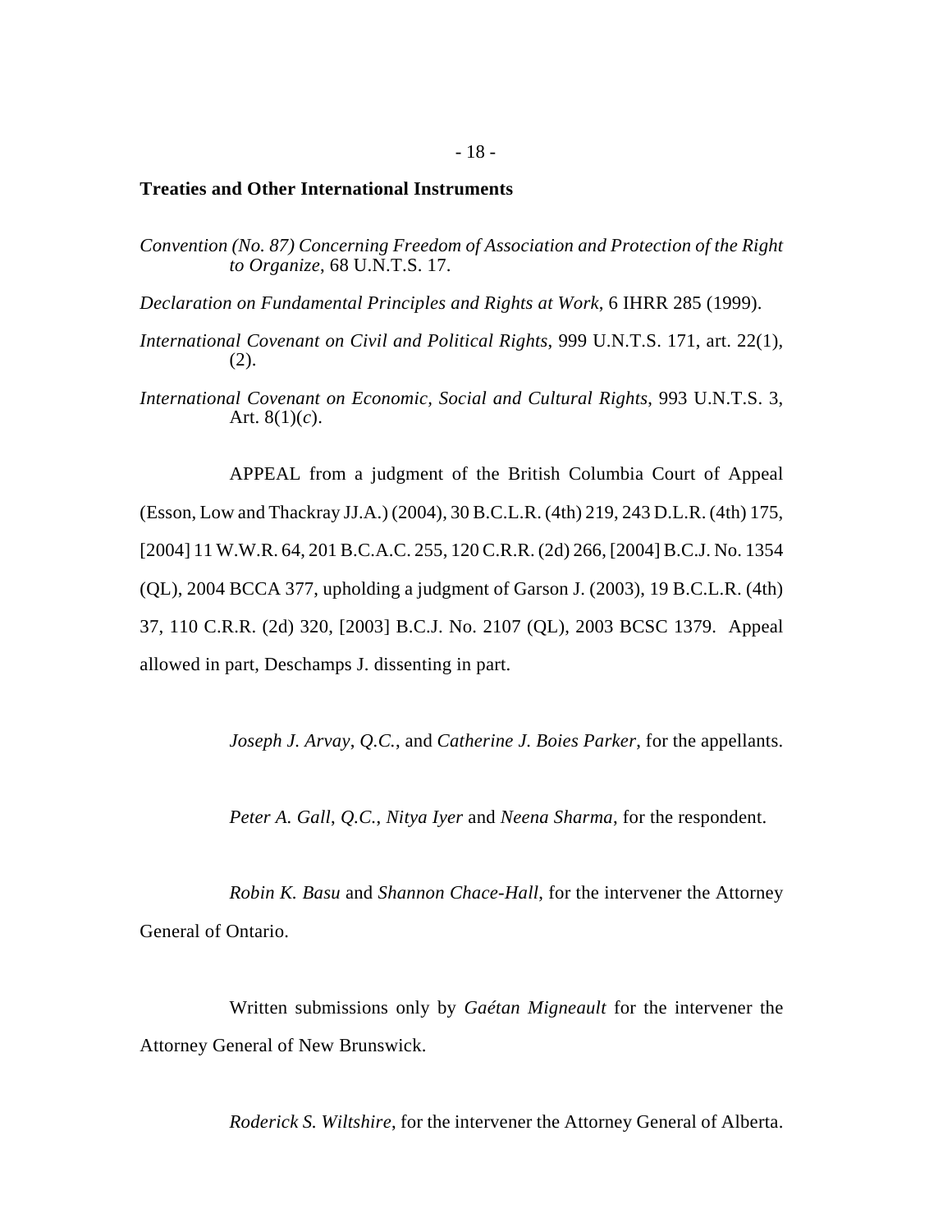**Treaties and Other International Instruments**

*Convention (No. 87) Concerning Freedom of Association and Protection of the Right to Organize*, 68 U.N.T.S. 17.

*Declaration on Fundamental Principles and Rights at Work*, 6 IHRR 285 (1999).

*International Covenant on Civil and Political Rights*, 999 U.N.T.S. 171, art. 22(1), (2).

*International Covenant on Economic, Social and Cultural Rights*, 993 U.N.T.S. 3, Art. 8(1)(*c*).

APPEAL from a judgment of the British Columbia Court of Appeal (Esson, Low and Thackray JJ.A.) (2004), 30 B.C.L.R. (4th) 219, 243 D.L.R. (4th) 175, [2004] 11 W.W.R. 64, 201 B.C.A.C. 255, 120 C.R.R. (2d) 266, [2004] B.C.J. No. 1354 (QL), 2004 BCCA 377, upholding a judgment of Garson J. (2003), 19 B.C.L.R. (4th) 37, 110 C.R.R. (2d) 320, [2003] B.C.J. No. 2107 (QL), 2003 BCSC 1379. Appeal allowed in part, Deschamps J. dissenting in part.

*Joseph J. Arvay, Q.C.*, and *Catherine J. Boies Parker*, for the appellants.

*Peter A. Gall, Q.C.*, *Nitya Iyer* and *Neena Sharma*, for the respondent.

*Robin K. Basu* and *Shannon Chace-Hall*, for the intervener the Attorney General of Ontario.

Written submissions only by *Gaétan Migneault* for the intervener the Attorney General of New Brunswick.

*Roderick S. Wiltshire*, for the intervener the Attorney General of Alberta.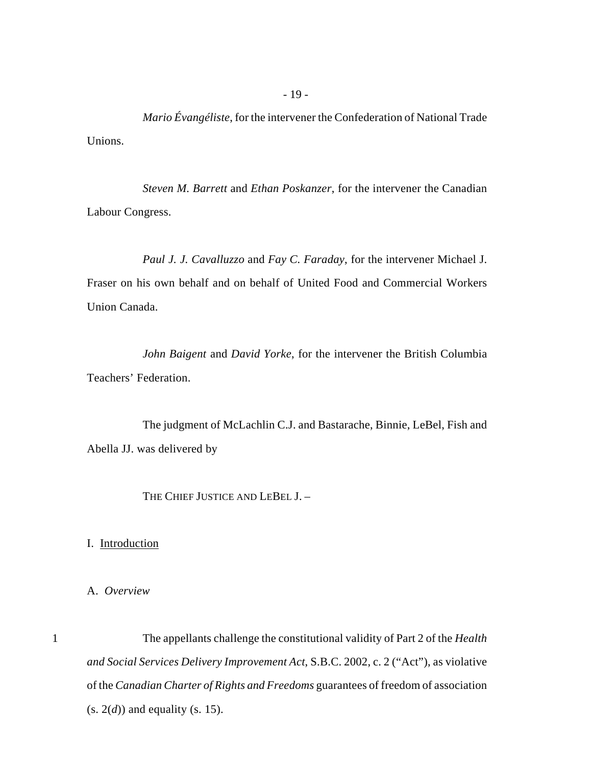*Mario Évangéliste*, for the intervener the Confederation of National Trade Unions.

*Steven M. Barrett* and *Ethan Poskanzer*, for the intervener the Canadian Labour Congress.

*Paul J. J. Cavalluzzo* and *Fay C. Faraday*, for the intervener Michael J. Fraser on his own behalf and on behalf of United Food and Commercial Workers Union Canada.

*John Baigent* and *David Yorke*, for the intervener the British Columbia Teachers' Federation.

The judgment of McLachlin C.J. and Bastarache, Binnie, LeBel, Fish and Abella JJ. was delivered by

THE CHIEF JUSTICE AND LEBEL J. –

# I. Introduction

## A. *Overview*

1 The appellants challenge the constitutional validity of Part 2 of the *Health and Social Services Delivery Improvement Act*, S.B.C. 2002, c. 2 ("Act"), as violative of the *Canadian Charter of Rights and Freedoms* guarantees of freedom of association (s. 2(*d*)) and equality (s. 15).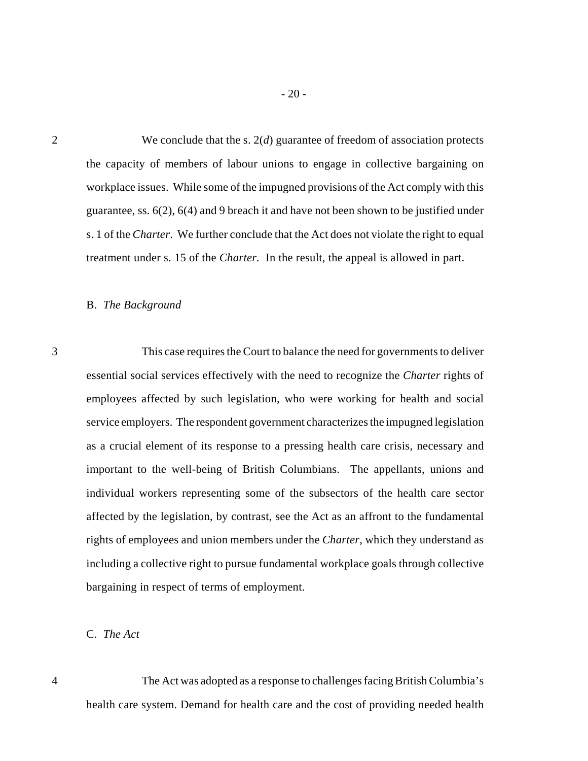2 We conclude that the s. 2(*d*) guarantee of freedom of association protects the capacity of members of labour unions to engage in collective bargaining on workplace issues. While some of the impugned provisions of the Act comply with this guarantee, ss. 6(2), 6(4) and 9 breach it and have not been shown to be justified under s. 1 of the *Charter*. We further conclude that the Act does not violate the right to equal treatment under s. 15 of the *Charter.* In the result, the appeal is allowed in part.

### B. *The Background*

3 This case requires the Court to balance the need for governments to deliver essential social services effectively with the need to recognize the *Charter* rights of employees affected by such legislation, who were working for health and social service employers. The respondent government characterizes the impugned legislation as a crucial element of its response to a pressing health care crisis, necessary and important to the well-being of British Columbians. The appellants, unions and individual workers representing some of the subsectors of the health care sector affected by the legislation, by contrast, see the Act as an affront to the fundamental rights of employees and union members under the *Charter*, which they understand as including a collective right to pursue fundamental workplace goals through collective bargaining in respect of terms of employment.

### C. *The Act*

4 The Act was adopted as a response to challenges facing British Columbia's health care system. Demand for health care and the cost of providing needed health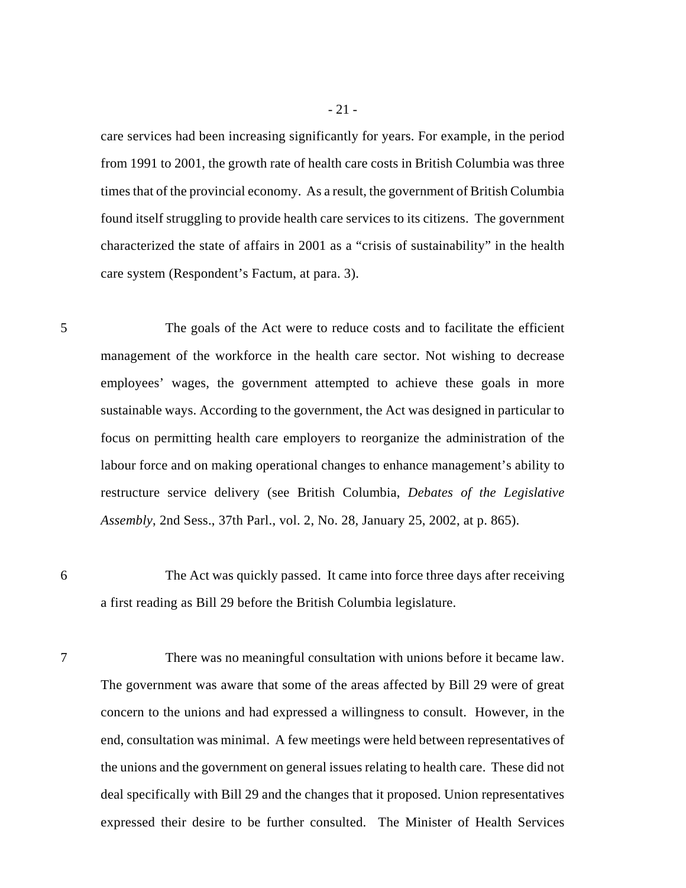care services had been increasing significantly for years. For example, in the period from 1991 to 2001, the growth rate of health care costs in British Columbia was three times that of the provincial economy. As a result, the government of British Columbia found itself struggling to provide health care services to its citizens. The government characterized the state of affairs in 2001 as a "crisis of sustainability" in the health care system (Respondent's Factum, at para. 3).

5 The goals of the Act were to reduce costs and to facilitate the efficient management of the workforce in the health care sector. Not wishing to decrease employees' wages, the government attempted to achieve these goals in more sustainable ways. According to the government, the Act was designed in particular to focus on permitting health care employers to reorganize the administration of the labour force and on making operational changes to enhance management's ability to restructure service delivery (see British Columbia, *Debates of the Legislative Assembly*, 2nd Sess., 37th Parl., vol. 2, No. 28, January 25, 2002, at p. 865).

6 The Act was quickly passed. It came into force three days after receiving a first reading as Bill 29 before the British Columbia legislature.

7 There was no meaningful consultation with unions before it became law. The government was aware that some of the areas affected by Bill 29 were of great concern to the unions and had expressed a willingness to consult. However, in the end, consultation was minimal. A few meetings were held between representatives of the unions and the government on general issues relating to health care. These did not deal specifically with Bill 29 and the changes that it proposed. Union representatives expressed their desire to be further consulted. The Minister of Health Services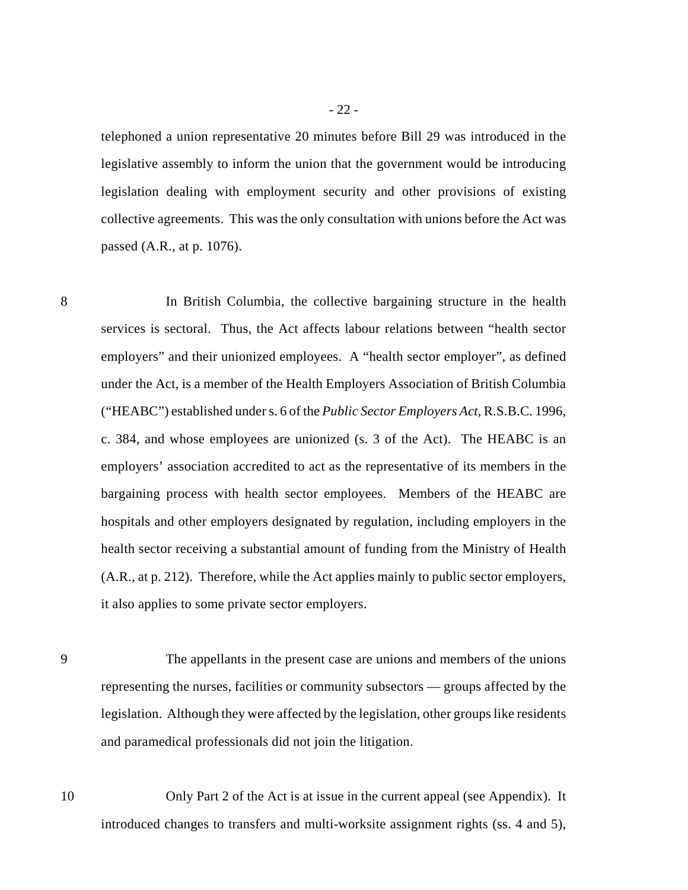telephoned a union representative 20 minutes before Bill 29 was introduced in the legislative assembly to inform the union that the government would be introducing legislation dealing with employment security and other provisions of existing collective agreements. This was the only consultation with unions before the Act was passed (A.R., at p. 1076).

8 In British Columbia, the collective bargaining structure in the health services is sectoral. Thus, the Act affects labour relations between "health sector employers" and their unionized employees. A "health sector employer", as defined under the Act, is a member of the Health Employers Association of British Columbia ("HEABC") established under s. 6 of the *Public Sector Employers Act*, R.S.B.C. 1996, c. 384, and whose employees are unionized (s. 3 of the Act). The HEABC is an employers' association accredited to act as the representative of its members in the bargaining process with health sector employees. Members of the HEABC are hospitals and other employers designated by regulation, including employers in the health sector receiving a substantial amount of funding from the Ministry of Health (A.R., at p. 212). Therefore, while the Act applies mainly to public sector employers, it also applies to some private sector employers.

9 The appellants in the present case are unions and members of the unions representing the nurses, facilities or community subsectors — groups affected by the legislation. Although they were affected by the legislation, other groups like residents and paramedical professionals did not join the litigation.

10 Only Part 2 of the Act is at issue in the current appeal (see Appendix). It introduced changes to transfers and multi-worksite assignment rights (ss. 4 and 5),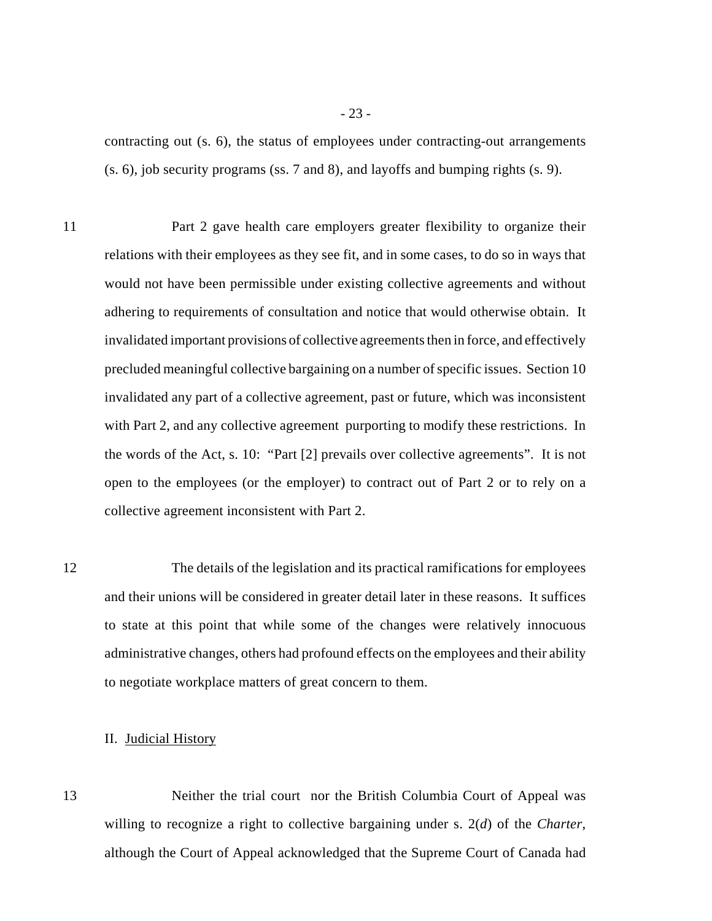contracting out (s. 6), the status of employees under contracting-out arrangements (s. 6), job security programs (ss. 7 and 8), and layoffs and bumping rights (s. 9).

11 Part 2 gave health care employers greater flexibility to organize their relations with their employees as they see fit, and in some cases, to do so in ways that would not have been permissible under existing collective agreements and without adhering to requirements of consultation and notice that would otherwise obtain. It invalidated important provisions of collective agreements then in force, and effectively precluded meaningful collective bargaining on a number of specific issues. Section 10 invalidated any part of a collective agreement, past or future, which was inconsistent with Part 2, and any collective agreement purporting to modify these restrictions. In the words of the Act, s. 10: "Part [2] prevails over collective agreements". It is not open to the employees (or the employer) to contract out of Part 2 or to rely on a collective agreement inconsistent with Part 2.

12 The details of the legislation and its practical ramifications for employees and their unions will be considered in greater detail later in these reasons. It suffices to state at this point that while some of the changes were relatively innocuous administrative changes, others had profound effects on the employees and their ability to negotiate workplace matters of great concern to them.

## II. Judicial History

13 Neither the trial court nor the British Columbia Court of Appeal was willing to recognize a right to collective bargaining under s. 2(*d*) of the *Charter*, although the Court of Appeal acknowledged that the Supreme Court of Canada had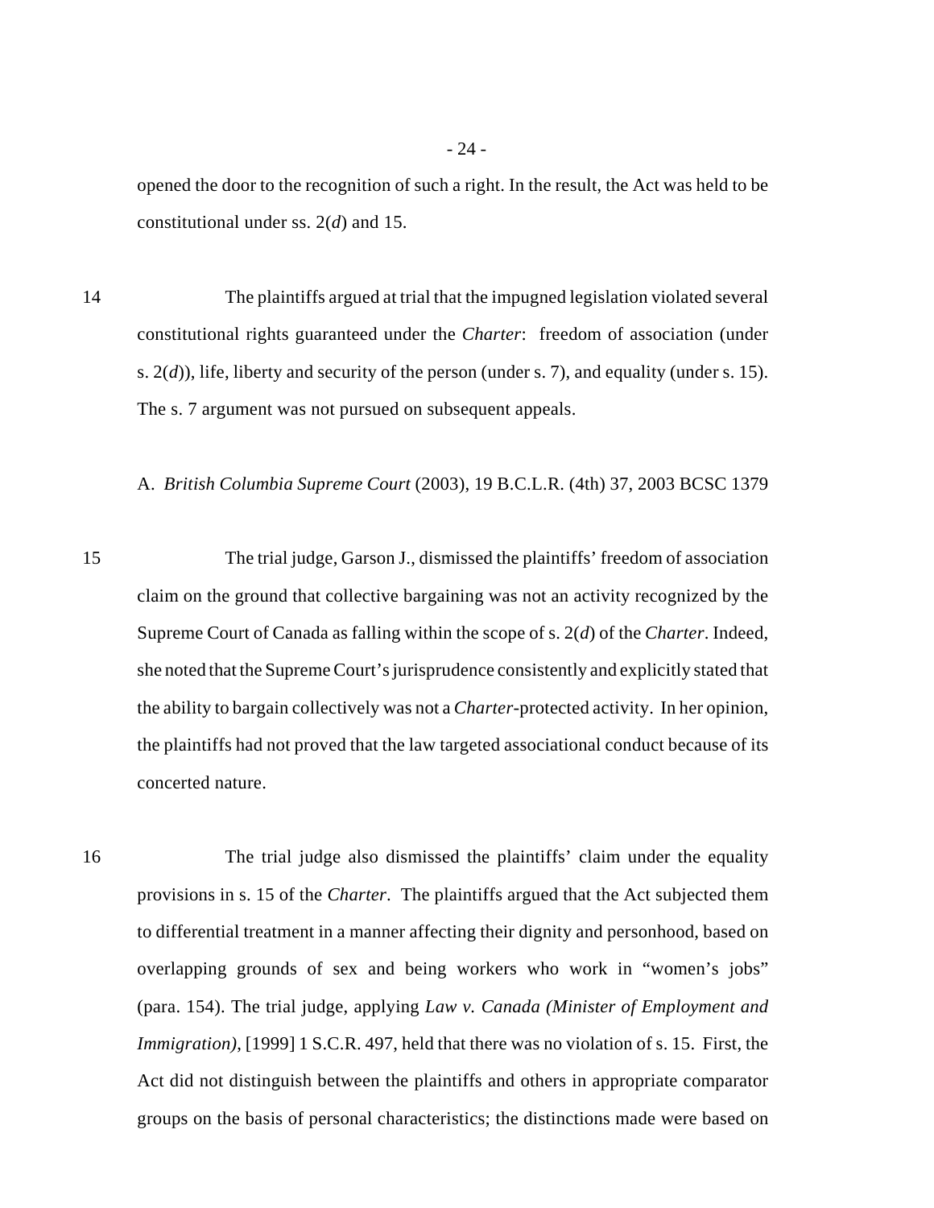opened the door to the recognition of such a right. In the result, the Act was held to be constitutional under ss. 2(*d*) and 15.

14 The plaintiffs argued at trial that the impugned legislation violated several constitutional rights guaranteed under the *Charter*: freedom of association (under s. 2(*d*)), life, liberty and security of the person (under s. 7), and equality (under s. 15). The s. 7 argument was not pursued on subsequent appeals.

A. *British Columbia Supreme Court* (2003), 19 B.C.L.R. (4th) 37, 2003 BCSC 1379

15 The trial judge, Garson J., dismissed the plaintiffs' freedom of association claim on the ground that collective bargaining was not an activity recognized by the Supreme Court of Canada as falling within the scope of s. 2(*d*) of the *Charter*. Indeed, she noted that the Supreme Court's jurisprudence consistently and explicitly stated that the ability to bargain collectively was not a *Charter*-protected activity. In her opinion, the plaintiffs had not proved that the law targeted associational conduct because of its concerted nature.

16 The trial judge also dismissed the plaintiffs' claim under the equality provisions in s. 15 of the *Charter*. The plaintiffs argued that the Act subjected them to differential treatment in a manner affecting their dignity and personhood, based on overlapping grounds of sex and being workers who work in "women's jobs" (para. 154). The trial judge, applying *Law v. Canada (Minister of Employment and Immigration)*, [1999] 1 S.C.R. 497, held that there was no violation of s. 15. First, the Act did not distinguish between the plaintiffs and others in appropriate comparator groups on the basis of personal characteristics; the distinctions made were based on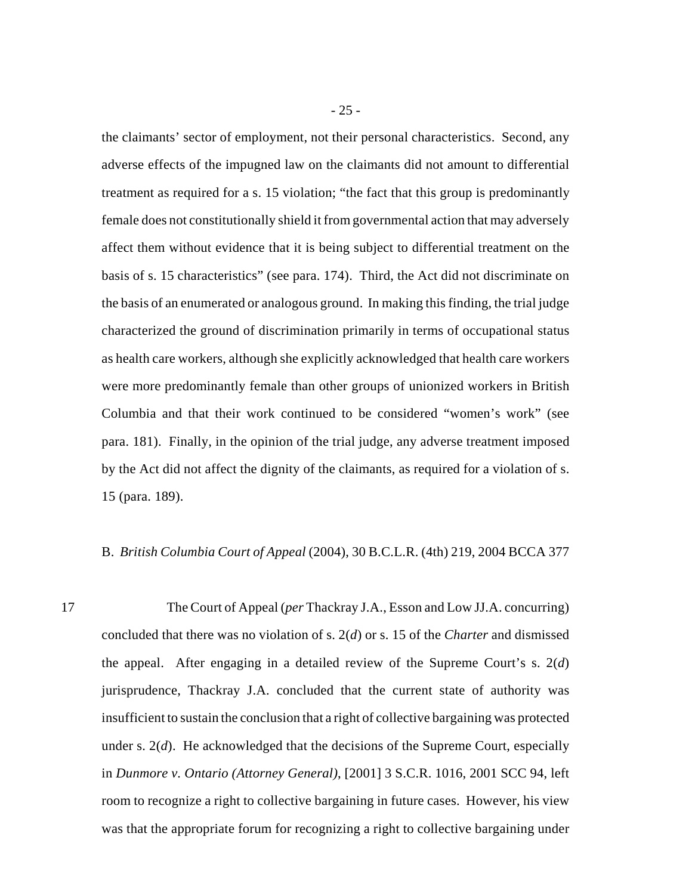the claimants' sector of employment, not their personal characteristics. Second, any adverse effects of the impugned law on the claimants did not amount to differential treatment as required for a s. 15 violation; "the fact that this group is predominantly female does not constitutionally shield it from governmental action that may adversely affect them without evidence that it is being subject to differential treatment on the basis of s. 15 characteristics" (see para. 174). Third, the Act did not discriminate on the basis of an enumerated or analogous ground. In making this finding, the trial judge characterized the ground of discrimination primarily in terms of occupational status as health care workers, although she explicitly acknowledged that health care workers were more predominantly female than other groups of unionized workers in British Columbia and that their work continued to be considered "women's work" (see para. 181). Finally, in the opinion of the trial judge, any adverse treatment imposed by the Act did not affect the dignity of the claimants, as required for a violation of s. 15 (para. 189).

B. *British Columbia Court of Appeal* (2004), 30 B.C.L.R. (4th) 219, 2004 BCCA 377

17 The Court of Appeal (*per* Thackray J.A., Esson and Low JJ.A. concurring) concluded that there was no violation of s. 2(*d*) or s. 15 of the *Charter* and dismissed the appeal. After engaging in a detailed review of the Supreme Court's s. 2(*d*) jurisprudence, Thackray J.A. concluded that the current state of authority was insufficient to sustain the conclusion that a right of collective bargaining was protected under s. 2(*d*). He acknowledged that the decisions of the Supreme Court, especially in *Dunmore v. Ontario (Attorney General)*, [2001] 3 S.C.R. 1016, 2001 SCC 94, left room to recognize a right to collective bargaining in future cases. However, his view was that the appropriate forum for recognizing a right to collective bargaining under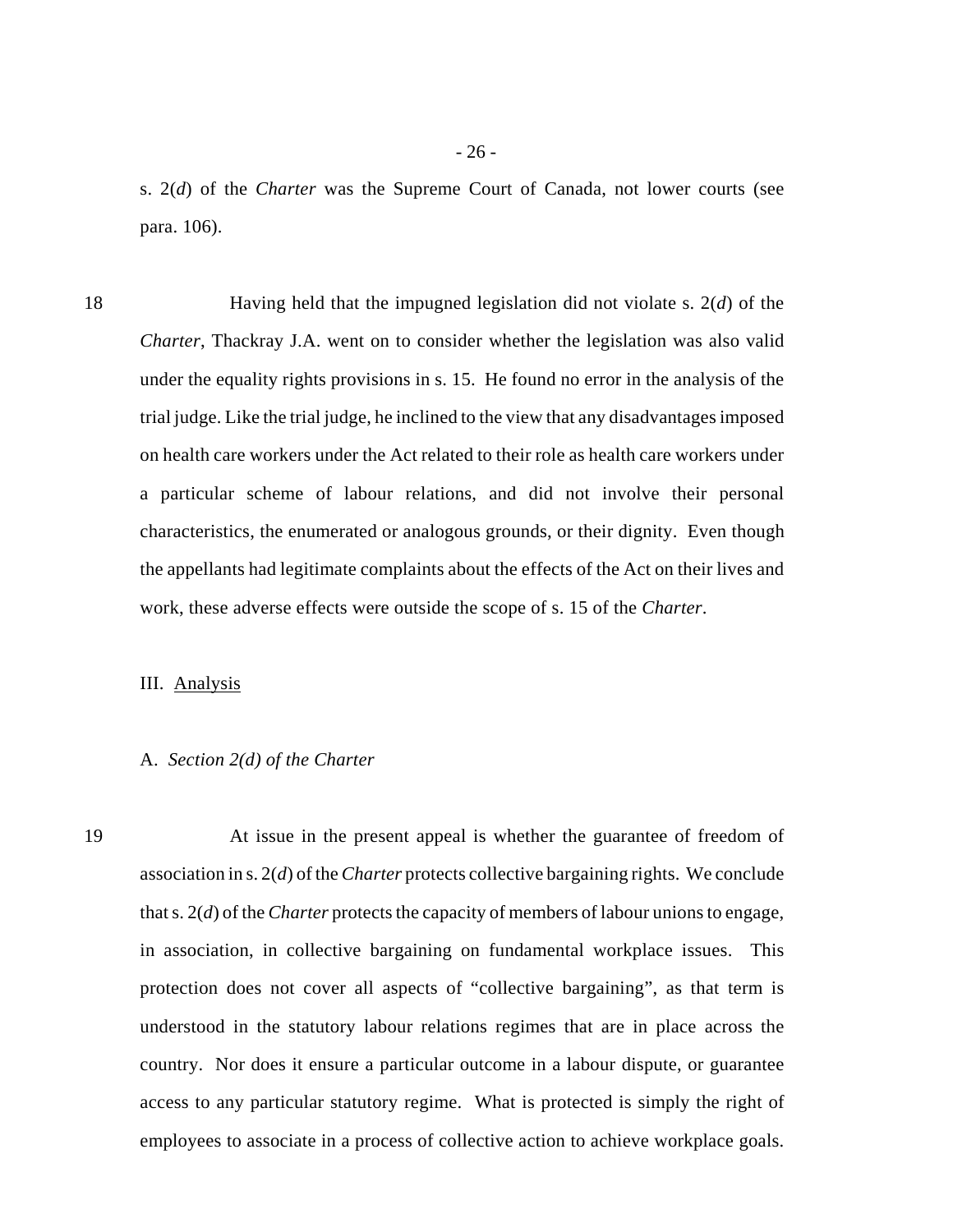s. 2(*d*) of the *Charter* was the Supreme Court of Canada, not lower courts (see para. 106).

18 Having held that the impugned legislation did not violate s. 2(*d*) of the *Charter*, Thackray J.A. went on to consider whether the legislation was also valid under the equality rights provisions in s. 15. He found no error in the analysis of the trial judge. Like the trial judge, he inclined to the view that any disadvantages imposed on health care workers under the Act related to their role as health care workers under a particular scheme of labour relations, and did not involve their personal characteristics, the enumerated or analogous grounds, or their dignity. Even though the appellants had legitimate complaints about the effects of the Act on their lives and work, these adverse effects were outside the scope of s. 15 of the *Charter*.

## III. Analysis

### A. *Section 2(d) of the Charter*

19 At issue in the present appeal is whether the guarantee of freedom of association in s. 2(*d*) of the *Charter* protects collective bargaining rights. We conclude that s. 2(*d*) of the *Charter* protects the capacity of members of labour unions to engage, in association, in collective bargaining on fundamental workplace issues. This protection does not cover all aspects of "collective bargaining", as that term is understood in the statutory labour relations regimes that are in place across the country. Nor does it ensure a particular outcome in a labour dispute, or guarantee access to any particular statutory regime. What is protected is simply the right of employees to associate in a process of collective action to achieve workplace goals.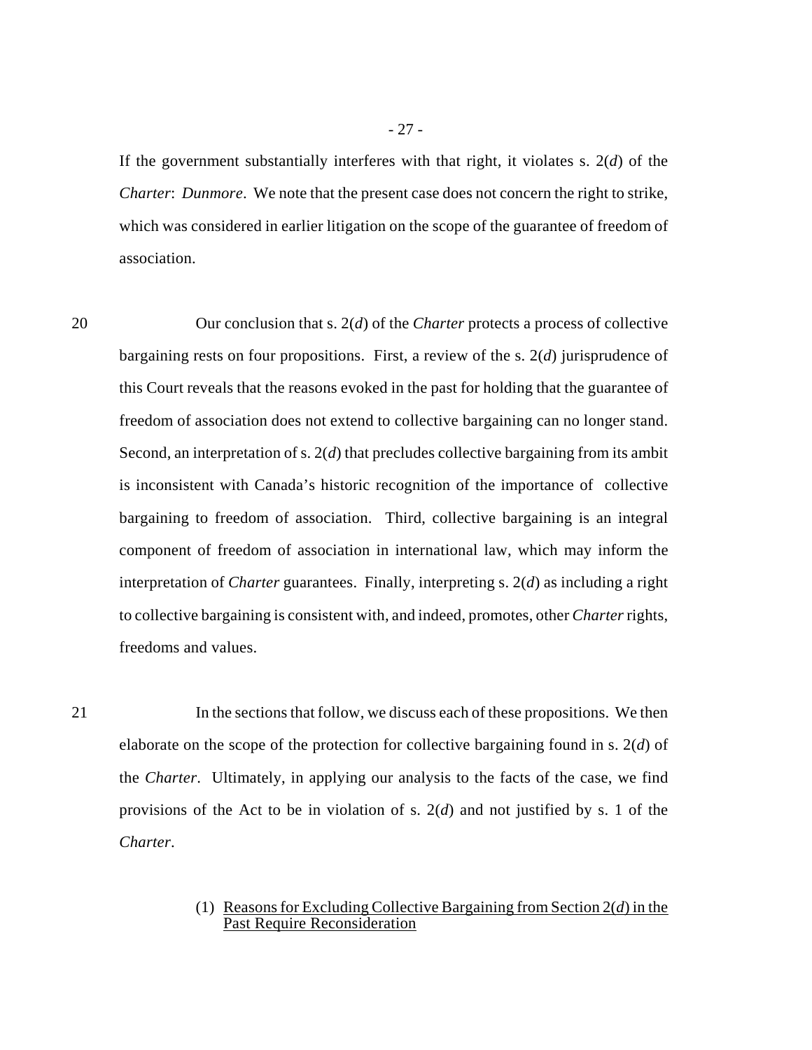If the government substantially interferes with that right, it violates s. 2(*d*) of the *Charter*: *Dunmore*. We note that the present case does not concern the right to strike, which was considered in earlier litigation on the scope of the guarantee of freedom of association.

20 Our conclusion that s. 2(*d*) of the *Charter* protects a process of collective bargaining rests on four propositions. First, a review of the s. 2(*d*) jurisprudence of this Court reveals that the reasons evoked in the past for holding that the guarantee of freedom of association does not extend to collective bargaining can no longer stand. Second, an interpretation of s. 2(*d*) that precludes collective bargaining from its ambit is inconsistent with Canada's historic recognition of the importance of collective bargaining to freedom of association. Third, collective bargaining is an integral component of freedom of association in international law, which may inform the interpretation of *Charter* guarantees. Finally, interpreting s. 2(*d*) as including a right to collective bargaining is consistent with, and indeed, promotes, other *Charter* rights, freedoms and values.

21 In the sections that follow, we discuss each of these propositions. We then elaborate on the scope of the protection for collective bargaining found in s. 2(*d*) of the *Charter*. Ultimately, in applying our analysis to the facts of the case, we find provisions of the Act to be in violation of s. 2(*d*) and not justified by s. 1 of the *Charter*.

(1) <u>Reasons for Excluding Collective Bargaining from Section 2(*d*) in the Past Require Reconsideration</u>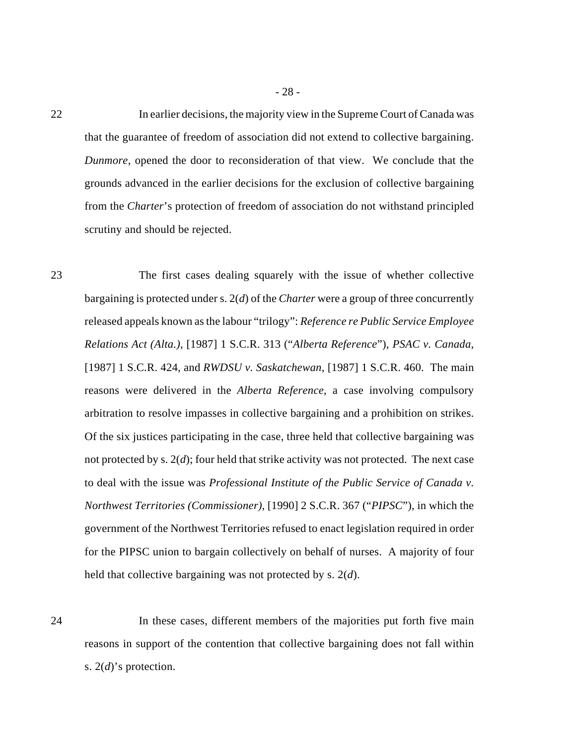22 In earlier decisions, the majority view in the Supreme Court of Canada was that the guarantee of freedom of association did not extend to collective bargaining. *Dunmore*, opened the door to reconsideration of that view. We conclude that the grounds advanced in the earlier decisions for the exclusion of collective bargaining from the *Charter*'s protection of freedom of association do not withstand principled scrutiny and should be rejected.

23 The first cases dealing squarely with the issue of whether collective bargaining is protected under s. 2(*d*) of the *Charter* were a group of three concurrently released appeals known as the labour "trilogy": *Reference re Public Service Employee Relations Act (Alta.)*, [1987] 1 S.C.R. 313 ("*Alberta Reference*"), *PSAC v. Canada*, [1987] 1 S.C.R. 424, and *RWDSU v. Saskatchewan*, [1987] 1 S.C.R. 460. The main reasons were delivered in the *Alberta Reference*, a case involving compulsory arbitration to resolve impasses in collective bargaining and a prohibition on strikes. Of the six justices participating in the case, three held that collective bargaining was not protected by s. 2(*d*); four held that strike activity was not protected. The next case to deal with the issue was *Professional Institute of the Public Service of Canada v. Northwest Territories (Commissioner)*, [1990] 2 S.C.R. 367 ("*PIPSC*"), in which the government of the Northwest Territories refused to enact legislation required in order for the PIPSC union to bargain collectively on behalf of nurses. A majority of four held that collective bargaining was not protected by s. 2(*d*).

24 In these cases, different members of the majorities put forth five main reasons in support of the contention that collective bargaining does not fall within s. 2(*d*)'s protection.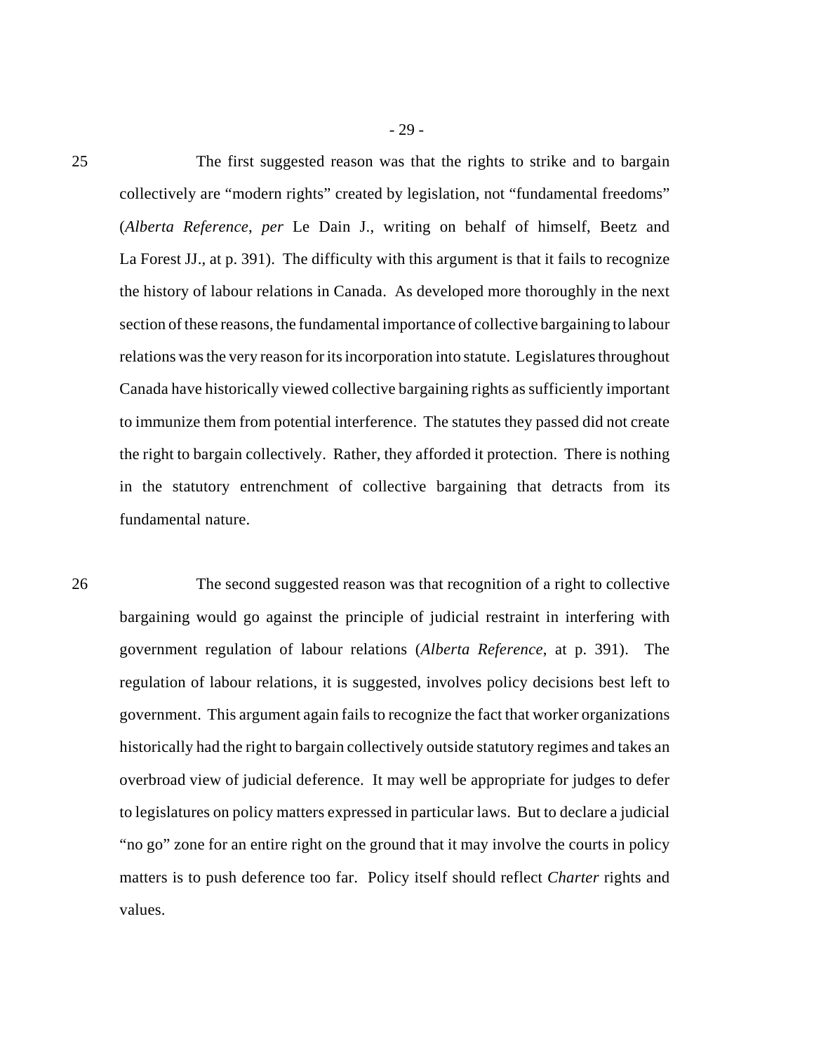25 The first suggested reason was that the rights to strike and to bargain collectively are "modern rights" created by legislation, not "fundamental freedoms" (*Alberta Reference*, *per* Le Dain J., writing on behalf of himself, Beetz and La Forest JJ., at p. 391). The difficulty with this argument is that it fails to recognize the history of labour relations in Canada. As developed more thoroughly in the next section of these reasons, the fundamental importance of collective bargaining to labour relations was the very reason for its incorporation into statute. Legislatures throughout Canada have historically viewed collective bargaining rights as sufficiently important to immunize them from potential interference. The statutes they passed did not create the right to bargain collectively. Rather, they afforded it protection. There is nothing in the statutory entrenchment of collective bargaining that detracts from its fundamental nature.

26 The second suggested reason was that recognition of a right to collective bargaining would go against the principle of judicial restraint in interfering with government regulation of labour relations (*Alberta Reference*, at p. 391). The regulation of labour relations, it is suggested, involves policy decisions best left to government. This argument again fails to recognize the fact that worker organizations historically had the right to bargain collectively outside statutory regimes and takes an overbroad view of judicial deference. It may well be appropriate for judges to defer to legislatures on policy matters expressed in particular laws. But to declare a judicial "no go" zone for an entire right on the ground that it may involve the courts in policy matters is to push deference too far. Policy itself should reflect *Charter* rights and values.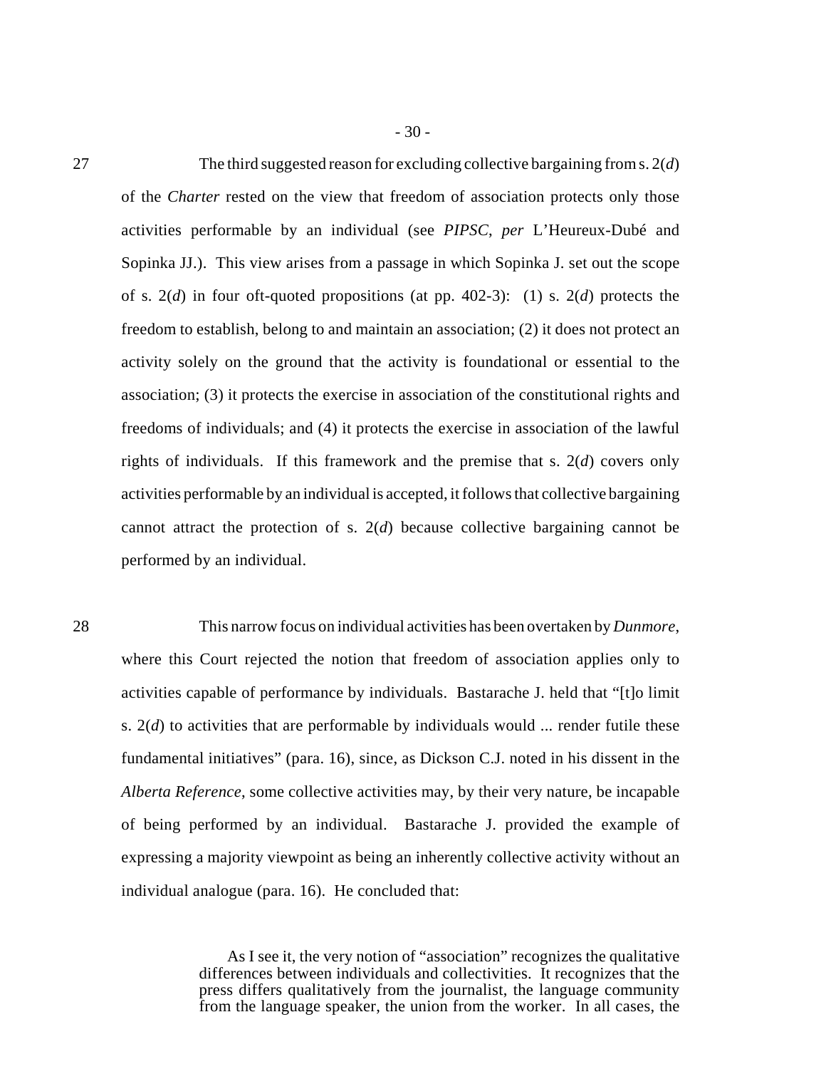27 The third suggested reason for excluding collective bargaining from s. 2(*d*) of the *Charter* rested on the view that freedom of association protects only those activities performable by an individual (see *PIPSC*, *per* L'Heureux-Dubé and Sopinka JJ.). This view arises from a passage in which Sopinka J. set out the scope of s. 2(*d*) in four oft-quoted propositions (at pp. 402-3): (1) s. 2(*d*) protects the freedom to establish, belong to and maintain an association; (2) it does not protect an activity solely on the ground that the activity is foundational or essential to the association; (3) it protects the exercise in association of the constitutional rights and freedoms of individuals; and (4) it protects the exercise in association of the lawful rights of individuals. If this framework and the premise that s. 2(*d*) covers only activities performable by an individual is accepted, it follows that collective bargaining cannot attract the protection of s. 2(*d*) because collective bargaining cannot be performed by an individual.

28 This narrow focus on individual activities has been overtaken by *Dunmore*, where this Court rejected the notion that freedom of association applies only to activities capable of performance by individuals. Bastarache J. held that "[t]o limit s. 2(*d*) to activities that are performable by individuals would ... render futile these fundamental initiatives" (para. 16), since, as Dickson C.J. noted in his dissent in the *Alberta Reference*, some collective activities may, by their very nature, be incapable of being performed by an individual. Bastarache J. provided the example of expressing a majority viewpoint as being an inherently collective activity without an individual analogue (para. 16). He concluded that:

> As I see it, the very notion of "association" recognizes the qualitative differences between individuals and collectivities. It recognizes that the press differs qualitatively from the journalist, the language community from the language speaker, the union from the worker. In all cases, the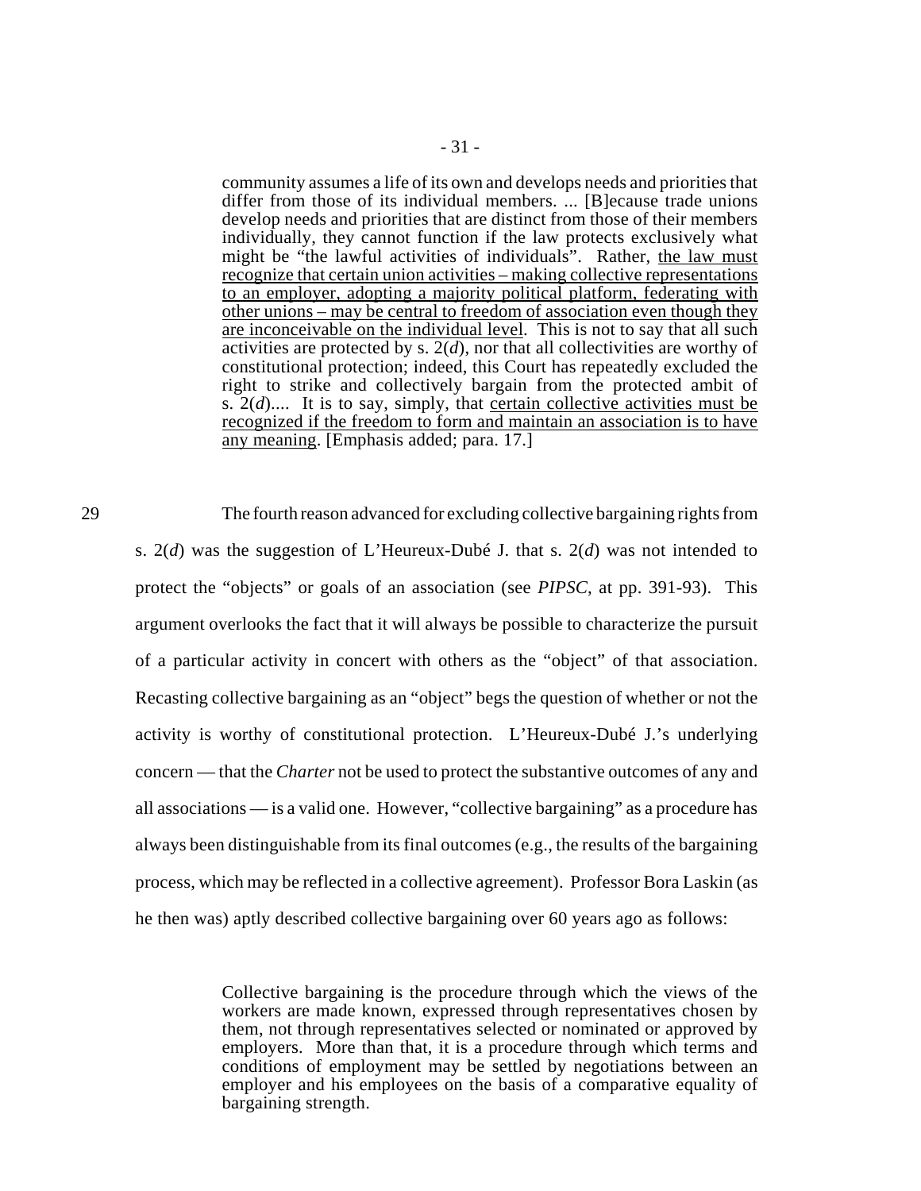> community assumes a life of its own and develops needs and priorities that differ from those of its individual members. ... [B]ecause trade unions develop needs and priorities that are distinct from those of their members individually, they cannot function if the law protects exclusively what might be "the lawful activities of individuals". Rather, <u>the law must recognize that certain union activities – making collective representations to an employer, adopting a majority political platform, federating with other unions – may be central to freedom of association even though they are inconceivable on the individual level</u>. This is not to say that all such activities are protected by s. 2(*d*), nor that all collectivities are worthy of constitutional protection; indeed, this Court has repeatedly excluded the right to strike and collectively bargain from the protected ambit of s. 2(*d*).... It is to say, simply, that <u>certain collective activities must be recognized if the freedom to form and maintain an association is to have any meaning</u>. [Emphasis added; para. 17.]

29 The fourth reason advanced for excluding collective bargaining rights from s. 2(*d*) was the suggestion of L'Heureux-Dubé J. that s. 2(*d*) was not intended to protect the "objects" or goals of an association (see *PIPSC*, at pp. 391-93). This argument overlooks the fact that it will always be possible to characterize the pursuit of a particular activity in concert with others as the "object" of that association. Recasting collective bargaining as an "object" begs the question of whether or not the activity is worthy of constitutional protection. L'Heureux-Dubé J.'s underlying concern — that the *Charter* not be used to protect the substantive outcomes of any and all associations — is a valid one. However, "collective bargaining" as a procedure has always been distinguishable from its final outcomes (e.g., the results of the bargaining process, which may be reflected in a collective agreement). Professor Bora Laskin (as he then was) aptly described collective bargaining over 60 years ago as follows:

> Collective bargaining is the procedure through which the views of the workers are made known, expressed through representatives chosen by them, not through representatives selected or nominated or approved by employers. More than that, it is a procedure through which terms and conditions of employment may be settled by negotiations between an employer and his employees on the basis of a comparative equality of bargaining strength.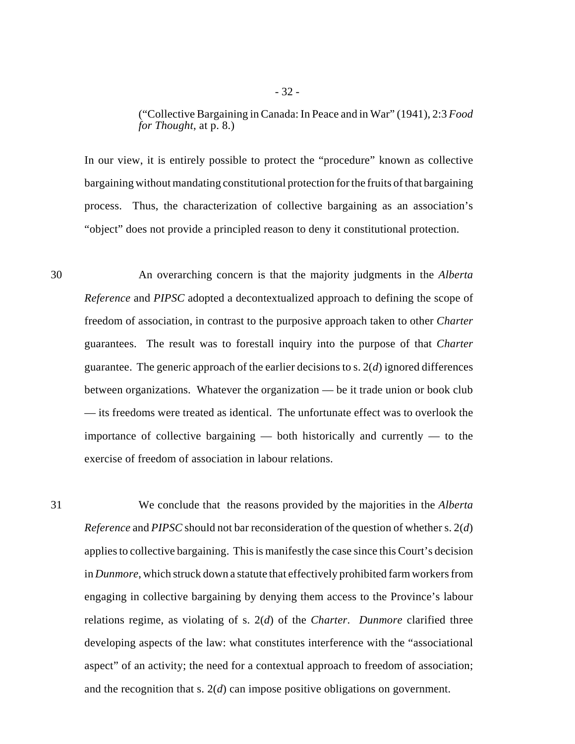("Collective Bargaining in Canada: In Peace and in War" (1941), 2:3 *Food for Thought*, at p. 8.)

In our view, it is entirely possible to protect the "procedure" known as collective bargaining without mandating constitutional protection for the fruits of that bargaining process. Thus, the characterization of collective bargaining as an association's "object" does not provide a principled reason to deny it constitutional protection.

30 An overarching concern is that the majority judgments in the *Alberta Reference* and *PIPSC* adopted a decontextualized approach to defining the scope of freedom of association, in contrast to the purposive approach taken to other *Charter* guarantees. The result was to forestall inquiry into the purpose of that *Charter* guarantee. The generic approach of the earlier decisions to s. 2(*d*) ignored differences between organizations. Whatever the organization — be it trade union or book club — its freedoms were treated as identical. The unfortunate effect was to overlook the importance of collective bargaining — both historically and currently — to the exercise of freedom of association in labour relations.

31 We conclude that the reasons provided by the majorities in the *Alberta Reference* and *PIPSC* should not bar reconsideration of the question of whether s. 2(*d*) applies to collective bargaining. This is manifestly the case since this Court's decision in *Dunmore*, which struck down a statute that effectively prohibited farm workers from engaging in collective bargaining by denying them access to the Province's labour relations regime, as violating of s. 2(*d*) of the *Charter*. *Dunmore* clarified three developing aspects of the law: what constitutes interference with the "associational aspect" of an activity; the need for a contextual approach to freedom of association; and the recognition that s. 2(*d*) can impose positive obligations on government.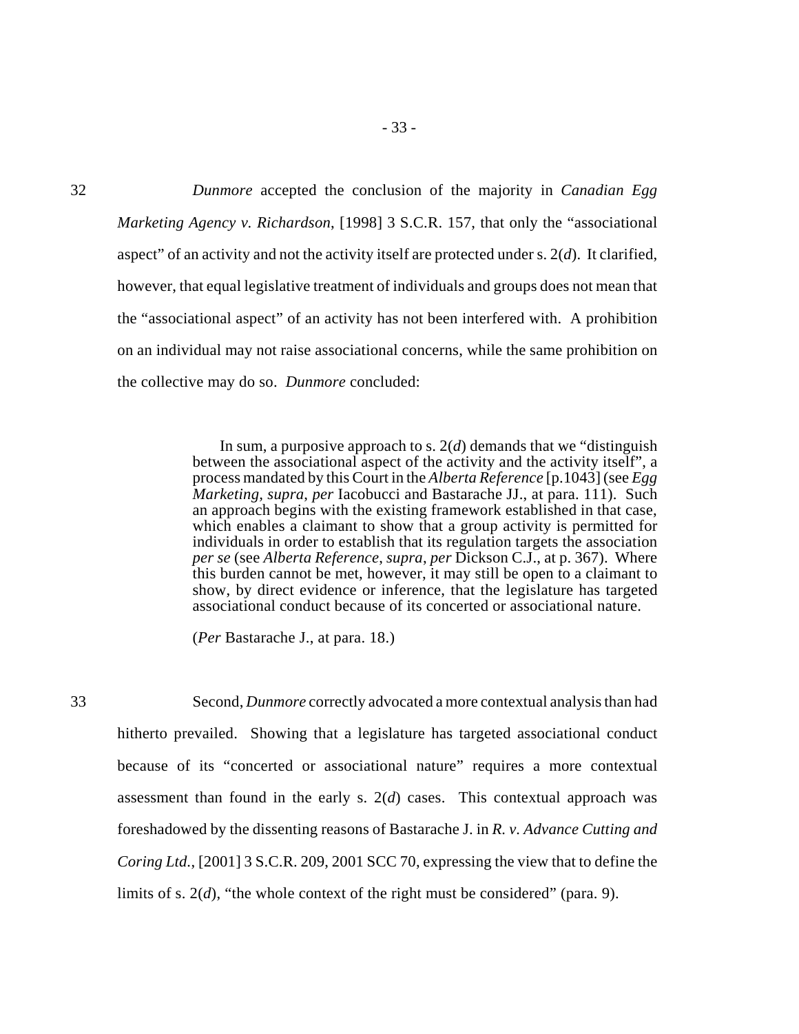32 *Dunmore* accepted the conclusion of the majority in *Canadian Egg Marketing Agency v. Richardson*, [1998] 3 S.C.R. 157, that only the "associational aspect" of an activity and not the activity itself are protected under s. 2(*d*). It clarified, however, that equal legislative treatment of individuals and groups does not mean that the "associational aspect" of an activity has not been interfered with. A prohibition on an individual may not raise associational concerns, while the same prohibition on the collective may do so. *Dunmore* concluded:

> In sum, a purposive approach to s. 2(*d*) demands that we "distinguish between the associational aspect of the activity and the activity itself", a process mandated by this Court in the *Alberta Reference* [p.1043] (see *Egg Marketing*, *supra*, *per* Iacobucci and Bastarache JJ., at para. 111). Such an approach begins with the existing framework established in that case, which enables a claimant to show that a group activity is permitted for individuals in order to establish that its regulation targets the association *per se* (see *Alberta Reference*, *supra*, *per* Dickson C.J., at p. 367). Where this burden cannot be met, however, it may still be open to a claimant to show, by direct evidence or inference, that the legislature has targeted associational conduct because of its concerted or associational nature.
>
> (*Per* Bastarache J., at para. 18.)

33 Second, *Dunmore* correctly advocated a more contextual analysis than had hitherto prevailed. Showing that a legislature has targeted associational conduct because of its "concerted or associational nature" requires a more contextual assessment than found in the early s. 2(*d*) cases. This contextual approach was foreshadowed by the dissenting reasons of Bastarache J. in *R. v. Advance Cutting and Coring Ltd.*, [2001] 3 S.C.R. 209, 2001 SCC 70, expressing the view that to define the limits of s. 2(*d*), "the whole context of the right must be considered" (para. 9).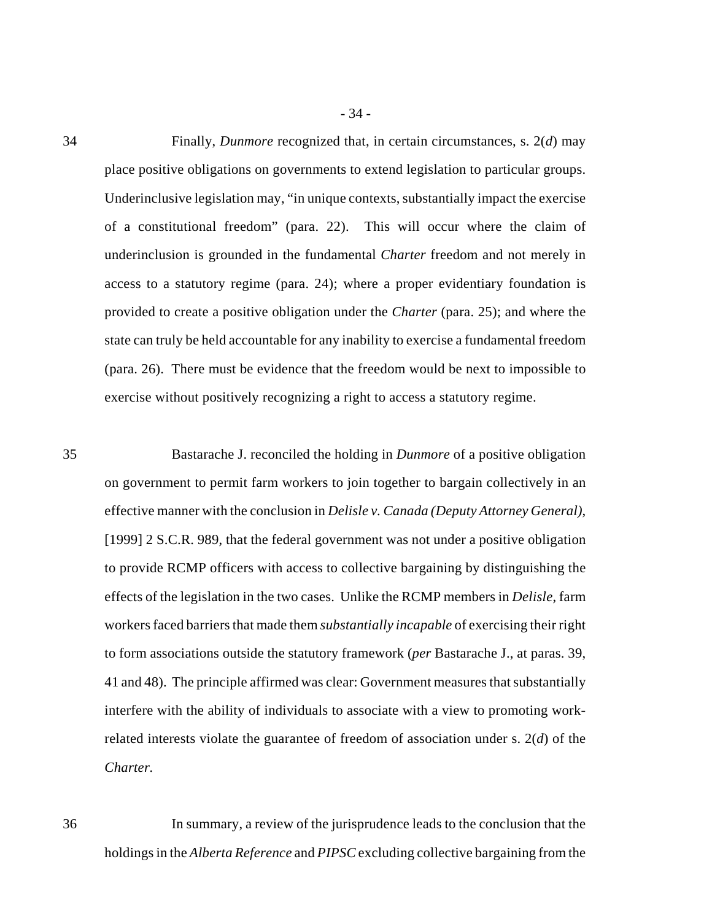34 Finally, *Dunmore* recognized that, in certain circumstances, s. 2(*d*) may place positive obligations on governments to extend legislation to particular groups. Underinclusive legislation may, "in unique contexts, substantially impact the exercise of a constitutional freedom" (para. 22). This will occur where the claim of underinclusion is grounded in the fundamental *Charter* freedom and not merely in access to a statutory regime (para. 24); where a proper evidentiary foundation is provided to create a positive obligation under the *Charter* (para. 25); and where the state can truly be held accountable for any inability to exercise a fundamental freedom (para. 26). There must be evidence that the freedom would be next to impossible to exercise without positively recognizing a right to access a statutory regime.

35 Bastarache J. reconciled the holding in *Dunmore* of a positive obligation on government to permit farm workers to join together to bargain collectively in an effective manner with the conclusion in *Delisle v. Canada (Deputy Attorney General)*, [1999] 2 S.C.R. 989, that the federal government was not under a positive obligation to provide RCMP officers with access to collective bargaining by distinguishing the effects of the legislation in the two cases. Unlike the RCMP members in *Delisle*, farm workers faced barriers that made them *substantially incapable* of exercising their right to form associations outside the statutory framework (*per* Bastarache J., at paras. 39, 41 and 48). The principle affirmed was clear: Government measures that substantially interfere with the ability of individuals to associate with a view to promoting work-related interests violate the guarantee of freedom of association under s. 2(*d*) of the *Charter*.

36 In summary, a review of the jurisprudence leads to the conclusion that the holdings in the *Alberta Reference* and *PIPSC* excluding collective bargaining from the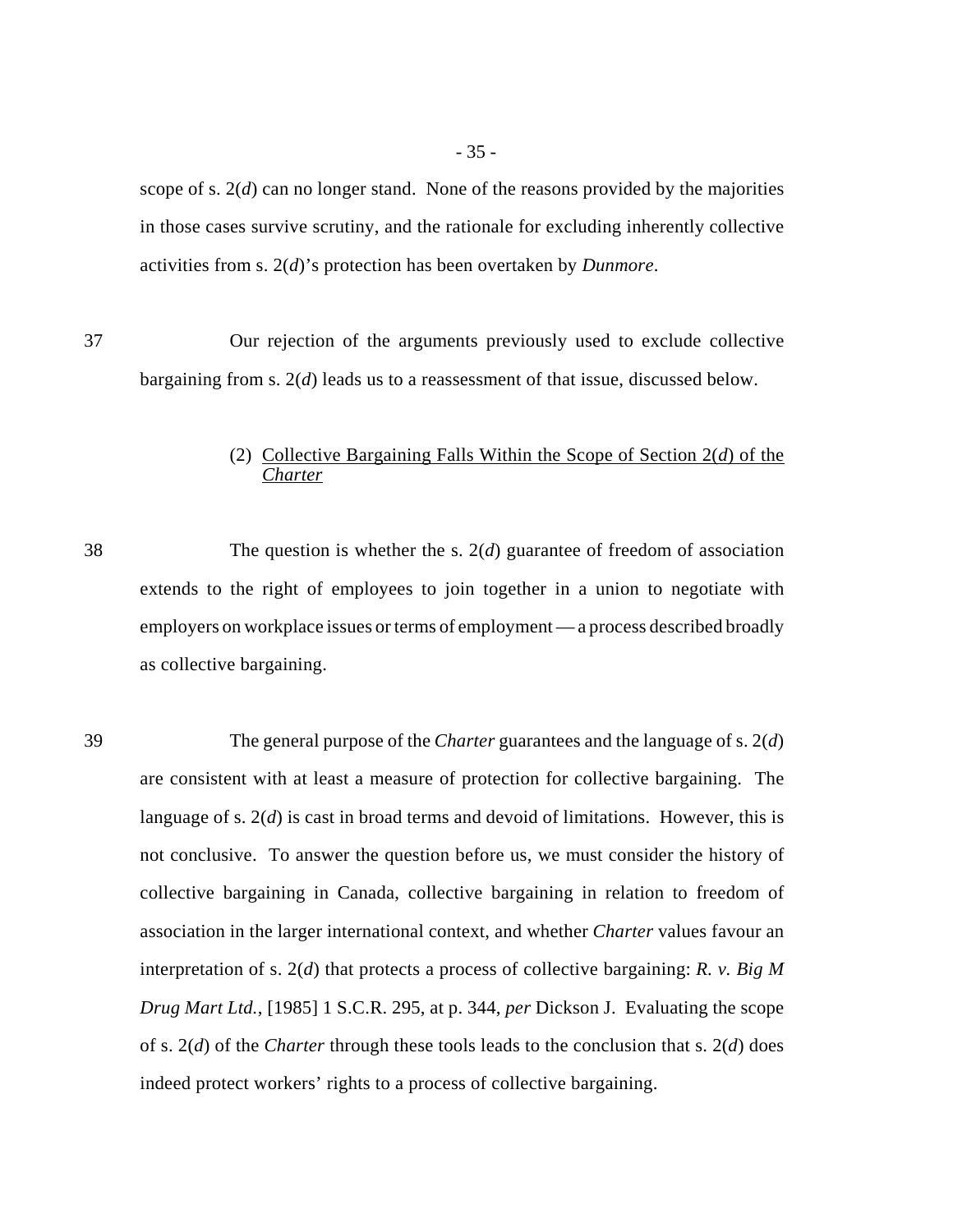scope of s. 2(*d*) can no longer stand. None of the reasons provided by the majorities in those cases survive scrutiny, and the rationale for excluding inherently collective activities from s. 2(*d*)'s protection has been overtaken by *Dunmore*.

37 Our rejection of the arguments previously used to exclude collective bargaining from s. 2(*d*) leads us to a reassessment of that issue, discussed below.

(2) <u>Collective Bargaining Falls Within the Scope of Section 2(*d*) of the *Charter*</u>

38 The question is whether the s. 2(*d*) guarantee of freedom of association extends to the right of employees to join together in a union to negotiate with employers on workplace issues or terms of employment — a process described broadly as collective bargaining.

39 The general purpose of the *Charter* guarantees and the language of s. 2(*d*) are consistent with at least a measure of protection for collective bargaining. The language of s. 2(*d*) is cast in broad terms and devoid of limitations. However, this is not conclusive. To answer the question before us, we must consider the history of collective bargaining in Canada, collective bargaining in relation to freedom of association in the larger international context, and whether *Charter* values favour an interpretation of s. 2(*d*) that protects a process of collective bargaining: *R. v. Big M Drug Mart Ltd.*, [1985] 1 S.C.R. 295, at p. 344, *per* Dickson J. Evaluating the scope of s. 2(*d*) of the *Charter* through these tools leads to the conclusion that s. 2(*d*) does indeed protect workers' rights to a process of collective bargaining.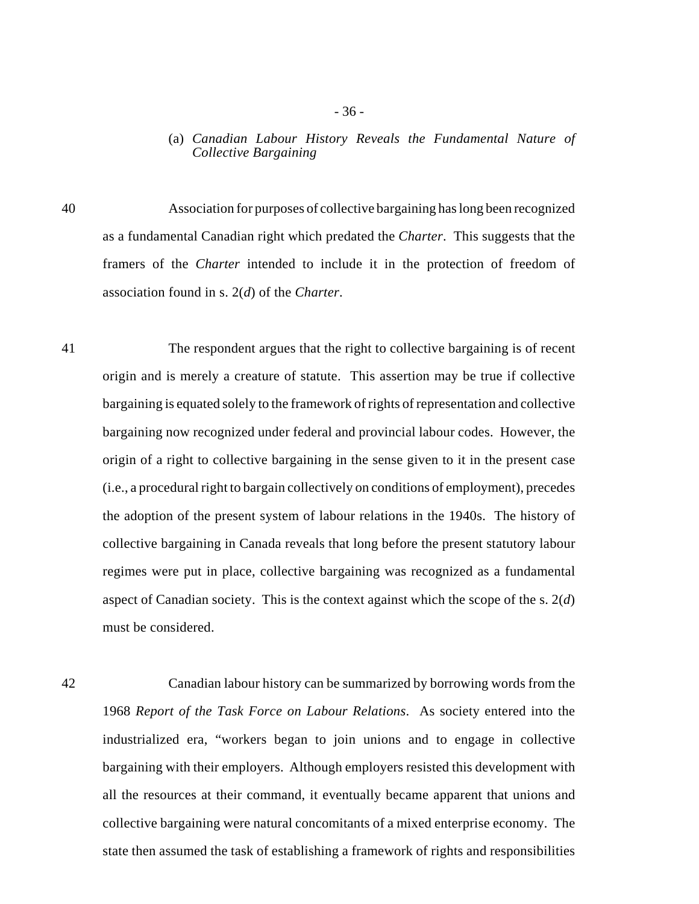(a) *Canadian Labour History Reveals the Fundamental Nature of Collective Bargaining*

40 Association for purposes of collective bargaining has long been recognized as a fundamental Canadian right which predated the *Charter*. This suggests that the framers of the *Charter* intended to include it in the protection of freedom of association found in s. 2(*d*) of the *Charter*.

41 The respondent argues that the right to collective bargaining is of recent origin and is merely a creature of statute. This assertion may be true if collective bargaining is equated solely to the framework of rights of representation and collective bargaining now recognized under federal and provincial labour codes. However, the origin of a right to collective bargaining in the sense given to it in the present case (i.e., a procedural right to bargain collectively on conditions of employment), precedes the adoption of the present system of labour relations in the 1940s. The history of collective bargaining in Canada reveals that long before the present statutory labour regimes were put in place, collective bargaining was recognized as a fundamental aspect of Canadian society. This is the context against which the scope of the s. 2(*d*) must be considered.

42 Canadian labour history can be summarized by borrowing words from the 1968 *Report of the Task Force on Labour Relations*. As society entered into the industrialized era, "workers began to join unions and to engage in collective bargaining with their employers. Although employers resisted this development with all the resources at their command, it eventually became apparent that unions and collective bargaining were natural concomitants of a mixed enterprise economy. The state then assumed the task of establishing a framework of rights and responsibilities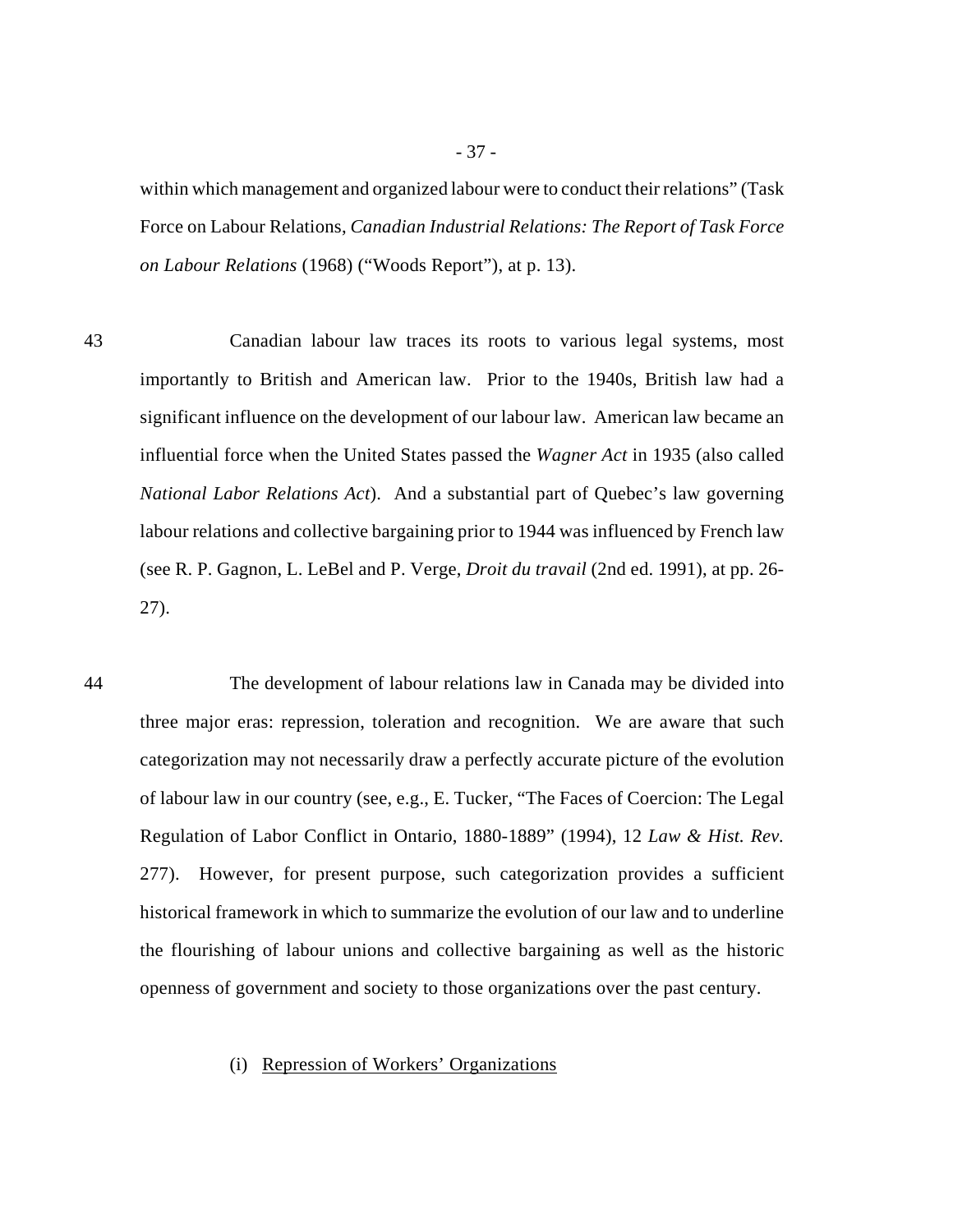within which management and organized labour were to conduct their relations" (Task Force on Labour Relations, *Canadian Industrial Relations: The Report of Task Force on Labour Relations* (1968) ("Woods Report"), at p. 13).

43 Canadian labour law traces its roots to various legal systems, most importantly to British and American law. Prior to the 1940s, British law had a significant influence on the development of our labour law. American law became an influential force when the United States passed the *Wagner Act* in 1935 (also called *National Labor Relations Act*). And a substantial part of Quebec's law governing labour relations and collective bargaining prior to 1944 was influenced by French law (see R. P. Gagnon, L. LeBel and P. Verge, *Droit du travail* (2nd ed. 1991), at pp. 26-27).

44 The development of labour relations law in Canada may be divided into three major eras: repression, toleration and recognition. We are aware that such categorization may not necessarily draw a perfectly accurate picture of the evolution of labour law in our country (see, e.g., E. Tucker, "The Faces of Coercion: The Legal Regulation of Labor Conflict in Ontario, 1880-1889" (1994), 12 *Law & Hist. Rev.* 277). However, for present purpose, such categorization provides a sufficient historical framework in which to summarize the evolution of our law and to underline the flourishing of labour unions and collective bargaining as well as the historic openness of government and society to those organizations over the past century.

(i) Repression of Workers' Organizations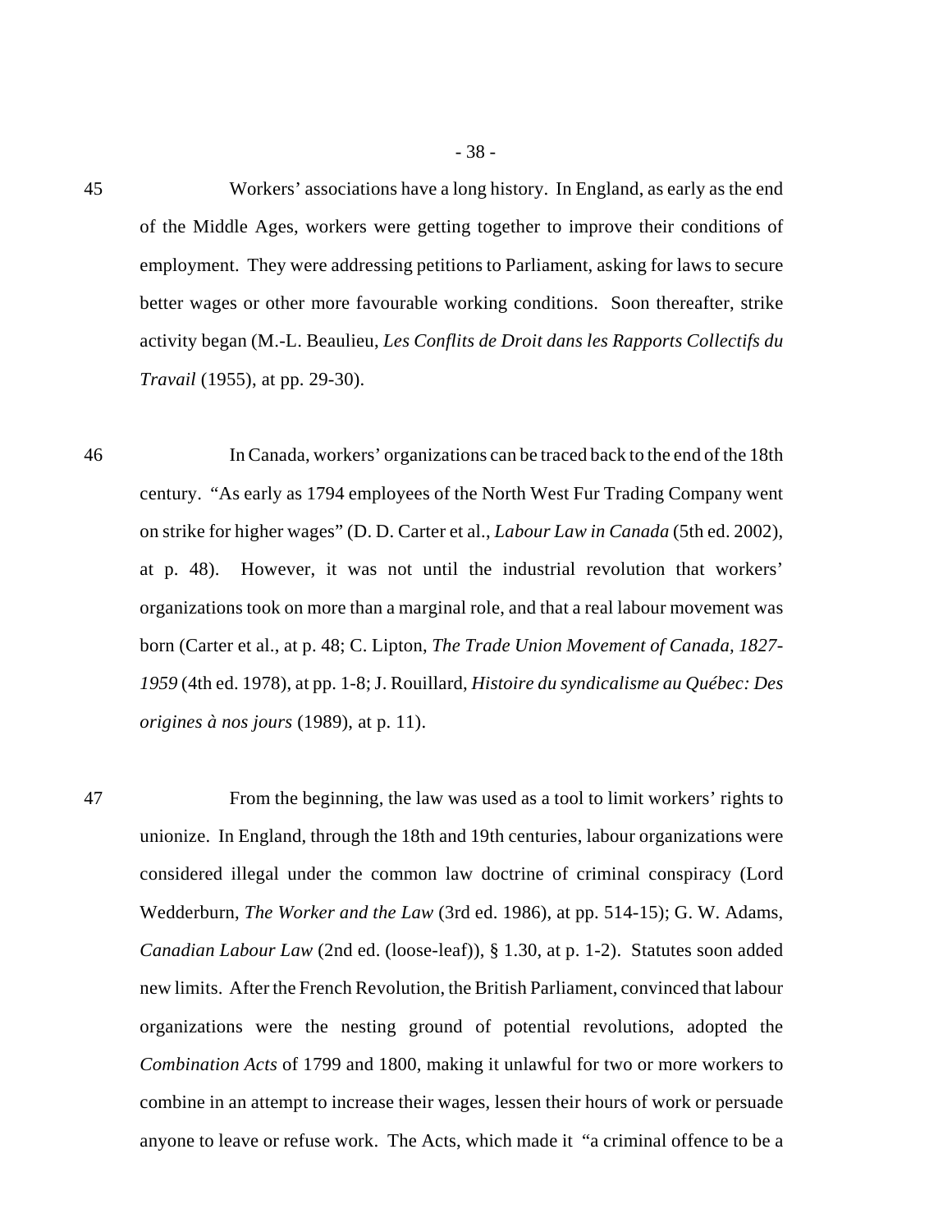45 Workers' associations have a long history. In England, as early as the end of the Middle Ages, workers were getting together to improve their conditions of employment. They were addressing petitions to Parliament, asking for laws to secure better wages or other more favourable working conditions. Soon thereafter, strike activity began (M.-L. Beaulieu, *Les Conflits de Droit dans les Rapports Collectifs du Travail* (1955), at pp. 29-30).

46 In Canada, workers' organizations can be traced back to the end of the 18th century. "As early as 1794 employees of the North West Fur Trading Company went on strike for higher wages" (D. D. Carter et al., *Labour Law in Canada* (5th ed. 2002), at p. 48). However, it was not until the industrial revolution that workers' organizations took on more than a marginal role, and that a real labour movement was born (Carter et al., at p. 48; C. Lipton, *The Trade Union Movement of Canada, 1827-1959* (4th ed. 1978), at pp. 1-8; J. Rouillard, *Histoire du syndicalisme au Québec: Des origines à nos jours* (1989), at p. 11).

47 From the beginning, the law was used as a tool to limit workers' rights to unionize. In England, through the 18th and 19th centuries, labour organizations were considered illegal under the common law doctrine of criminal conspiracy (Lord Wedderburn, *The Worker and the Law* (3rd ed. 1986), at pp. 514-15); G. W. Adams, *Canadian Labour Law* (2nd ed. (loose-leaf)), § 1.30, at p. 1-2). Statutes soon added new limits. After the French Revolution, the British Parliament, convinced that labour organizations were the nesting ground of potential revolutions, adopted the *Combination Acts* of 1799 and 1800, making it unlawful for two or more workers to combine in an attempt to increase their wages, lessen their hours of work or persuade anyone to leave or refuse work. The Acts, which made it "a criminal offence to be a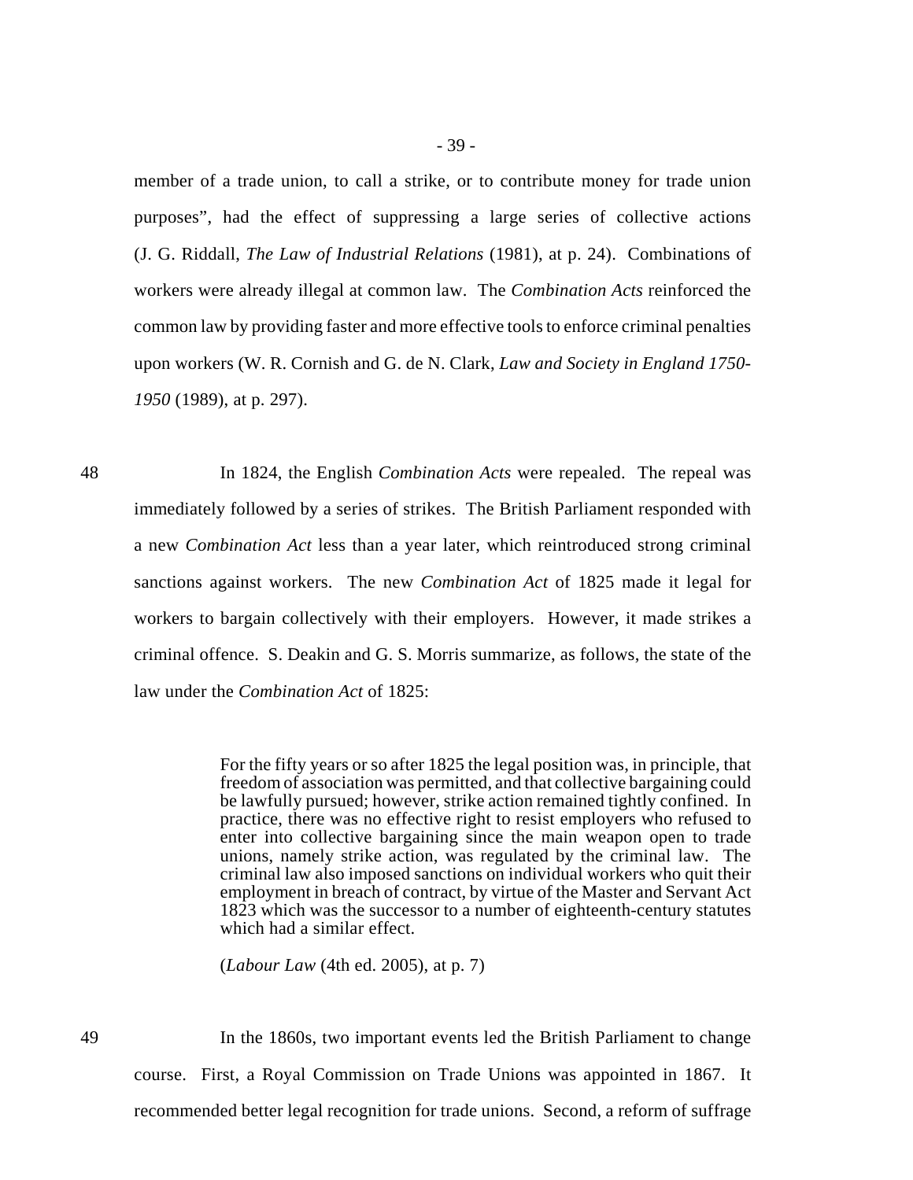member of a trade union, to call a strike, or to contribute money for trade union purposes", had the effect of suppressing a large series of collective actions (J. G. Riddall, *The Law of Industrial Relations* (1981), at p. 24). Combinations of workers were already illegal at common law. The *Combination Acts* reinforced the common law by providing faster and more effective tools to enforce criminal penalties upon workers (W. R. Cornish and G. de N. Clark, *Law and Society in England 1750-1950* (1989), at p. 297).

48 In 1824, the English *Combination Acts* were repealed. The repeal was immediately followed by a series of strikes. The British Parliament responded with a new *Combination Act* less than a year later, which reintroduced strong criminal sanctions against workers. The new *Combination Act* of 1825 made it legal for workers to bargain collectively with their employers. However, it made strikes a criminal offence. S. Deakin and G. S. Morris summarize, as follows, the state of the law under the *Combination Act* of 1825:

> For the fifty years or so after 1825 the legal position was, in principle, that freedom of association was permitted, and that collective bargaining could be lawfully pursued; however, strike action remained tightly confined. In practice, there was no effective right to resist employers who refused to enter into collective bargaining since the main weapon open to trade unions, namely strike action, was regulated by the criminal law. The criminal law also imposed sanctions on individual workers who quit their employment in breach of contract, by virtue of the Master and Servant Act 1823 which was the successor to a number of eighteenth-century statutes which had a similar effect.
>
> (*Labour Law* (4th ed. 2005), at p. 7)

49 In the 1860s, two important events led the British Parliament to change course. First, a Royal Commission on Trade Unions was appointed in 1867. It recommended better legal recognition for trade unions. Second, a reform of suffrage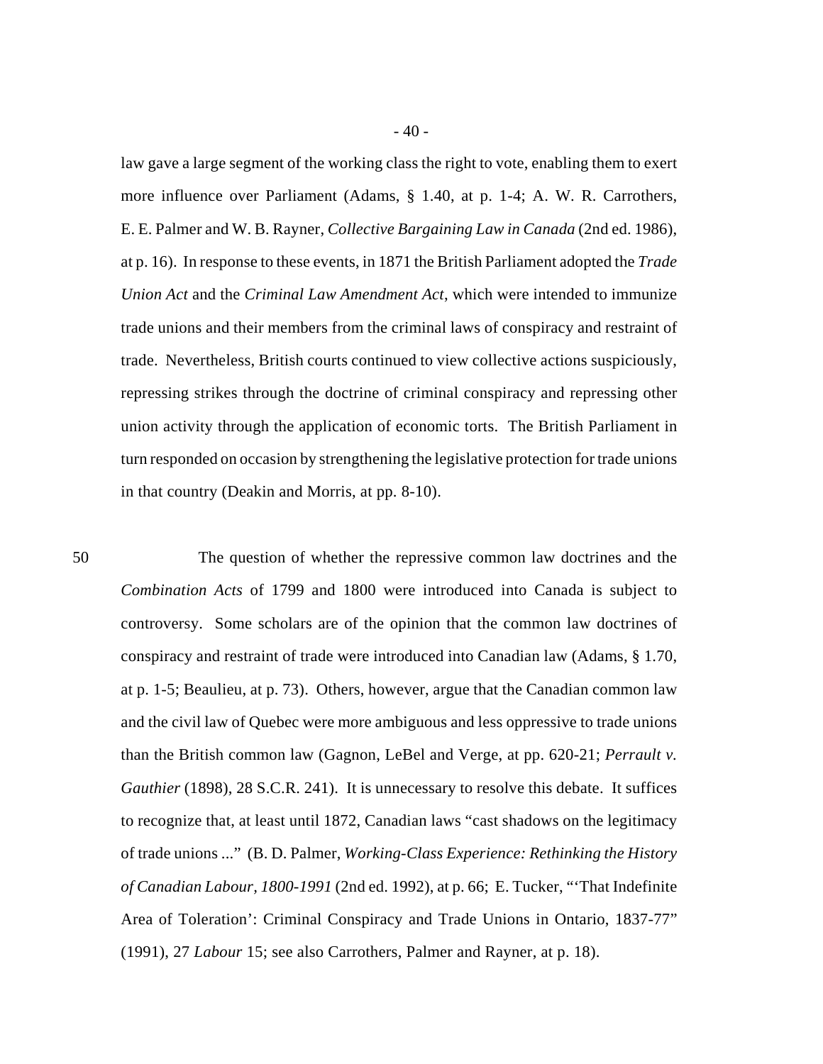law gave a large segment of the working class the right to vote, enabling them to exert more influence over Parliament (Adams, § 1.40, at p. 1-4; A. W. R. Carrothers, E. E. Palmer and W. B. Rayner, *Collective Bargaining Law in Canada* (2nd ed. 1986), at p. 16). In response to these events, in 1871 the British Parliament adopted the *Trade Union Act* and the *Criminal Law Amendment Act*, which were intended to immunize trade unions and their members from the criminal laws of conspiracy and restraint of trade. Nevertheless, British courts continued to view collective actions suspiciously, repressing strikes through the doctrine of criminal conspiracy and repressing other union activity through the application of economic torts. The British Parliament in turn responded on occasion by strengthening the legislative protection for trade unions in that country (Deakin and Morris, at pp. 8-10).

50 The question of whether the repressive common law doctrines and the *Combination Acts* of 1799 and 1800 were introduced into Canada is subject to controversy. Some scholars are of the opinion that the common law doctrines of conspiracy and restraint of trade were introduced into Canadian law (Adams, § 1.70, at p. 1-5; Beaulieu, at p. 73). Others, however, argue that the Canadian common law and the civil law of Quebec were more ambiguous and less oppressive to trade unions than the British common law (Gagnon, LeBel and Verge, at pp. 620-21; *Perrault v. Gauthier* (1898), 28 S.C.R. 241). It is unnecessary to resolve this debate. It suffices to recognize that, at least until 1872, Canadian laws "cast shadows on the legitimacy of trade unions ..." (B. D. Palmer, *Working-Class Experience: Rethinking the History of Canadian Labour, 1800-1991* (2nd ed. 1992), at p. 66; E. Tucker, "'That Indefinite Area of Toleration': Criminal Conspiracy and Trade Unions in Ontario, 1837-77" (1991), 27 *Labour* 15; see also Carrothers, Palmer and Rayner, at p. 18).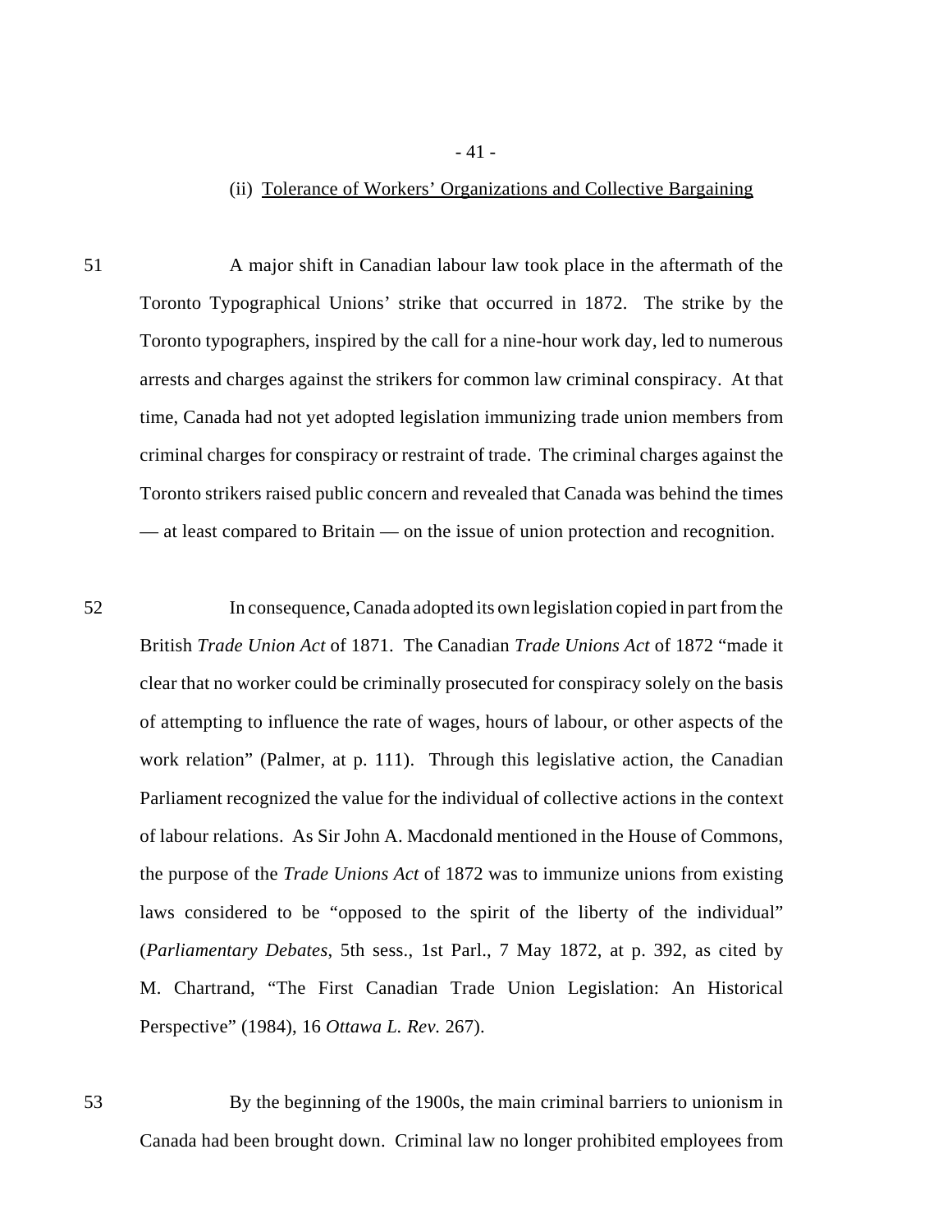(ii) Tolerance of Workers’ Organizations and Collective Bargaining

51 A major shift in Canadian labour law took place in the aftermath of the Toronto Typographical Unions’ strike that occurred in 1872. The strike by the Toronto typographers, inspired by the call for a nine-hour work day, led to numerous arrests and charges against the strikers for common law criminal conspiracy. At that time, Canada had not yet adopted legislation immunizing trade union members from criminal charges for conspiracy or restraint of trade. The criminal charges against the Toronto strikers raised public concern and revealed that Canada was behind the times — at least compared to Britain — on the issue of union protection and recognition.

52 In consequence, Canada adopted its own legislation copied in part from the British *Trade Union Act* of 1871. The Canadian *Trade Unions Act* of 1872 “made it clear that no worker could be criminally prosecuted for conspiracy solely on the basis of attempting to influence the rate of wages, hours of labour, or other aspects of the work relation” (Palmer, at p. 111). Through this legislative action, the Canadian Parliament recognized the value for the individual of collective actions in the context of labour relations. As Sir John A. Macdonald mentioned in the House of Commons, the purpose of the *Trade Unions Act* of 1872 was to immunize unions from existing laws considered to be “opposed to the spirit of the liberty of the individual” (*Parliamentary Debates*, 5th sess., 1st Parl., 7 May 1872, at p. 392, as cited by M. Chartrand, “The First Canadian Trade Union Legislation: An Historical Perspective” (1984), 16 *Ottawa L. Rev.* 267).

53 By the beginning of the 1900s, the main criminal barriers to unionism in Canada had been brought down. Criminal law no longer prohibited employees from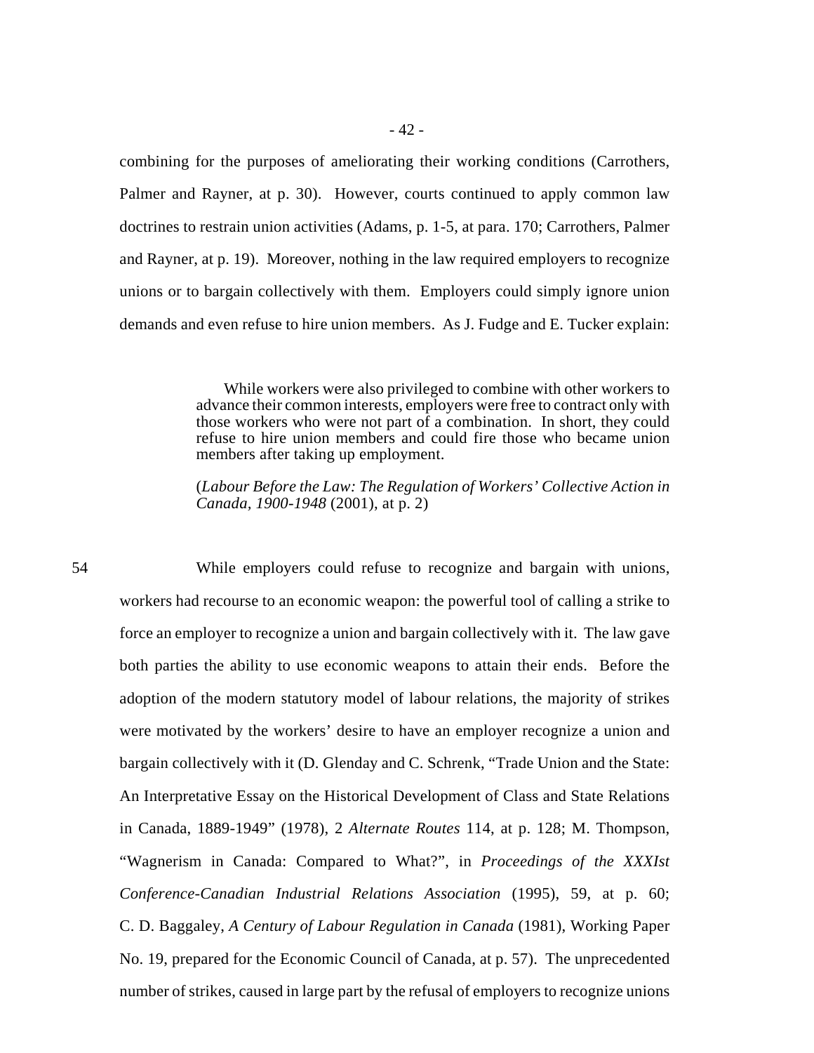combining for the purposes of ameliorating their working conditions (Carrothers, Palmer and Rayner, at p. 30). However, courts continued to apply common law doctrines to restrain union activities (Adams, p. 1-5, at para. 170; Carrothers, Palmer and Rayner, at p. 19). Moreover, nothing in the law required employers to recognize unions or to bargain collectively with them. Employers could simply ignore union demands and even refuse to hire union members. As J. Fudge and E. Tucker explain:

> While workers were also privileged to combine with other workers to advance their common interests, employers were free to contract only with those workers who were not part of a combination. In short, they could refuse to hire union members and could fire those who became union members after taking up employment.
>
> (*Labour Before the Law: The Regulation of Workers' Collective Action in Canada, 1900-1948* (2001), at p. 2)

54 While employers could refuse to recognize and bargain with unions, workers had recourse to an economic weapon: the powerful tool of calling a strike to force an employer to recognize a union and bargain collectively with it. The law gave both parties the ability to use economic weapons to attain their ends. Before the adoption of the modern statutory model of labour relations, the majority of strikes were motivated by the workers' desire to have an employer recognize a union and bargain collectively with it (D. Glenday and C. Schrenk, "Trade Union and the State: An Interpretative Essay on the Historical Development of Class and State Relations in Canada, 1889-1949" (1978), 2 *Alternate Routes* 114, at p. 128; M. Thompson, "Wagnerism in Canada: Compared to What?", in *Proceedings of the XXXIst Conference-Canadian Industrial Relations Association* (1995), 59, at p. 60; C. D. Baggaley, *A Century of Labour Regulation in Canada* (1981), Working Paper No. 19, prepared for the Economic Council of Canada, at p. 57). The unprecedented number of strikes, caused in large part by the refusal of employers to recognize unions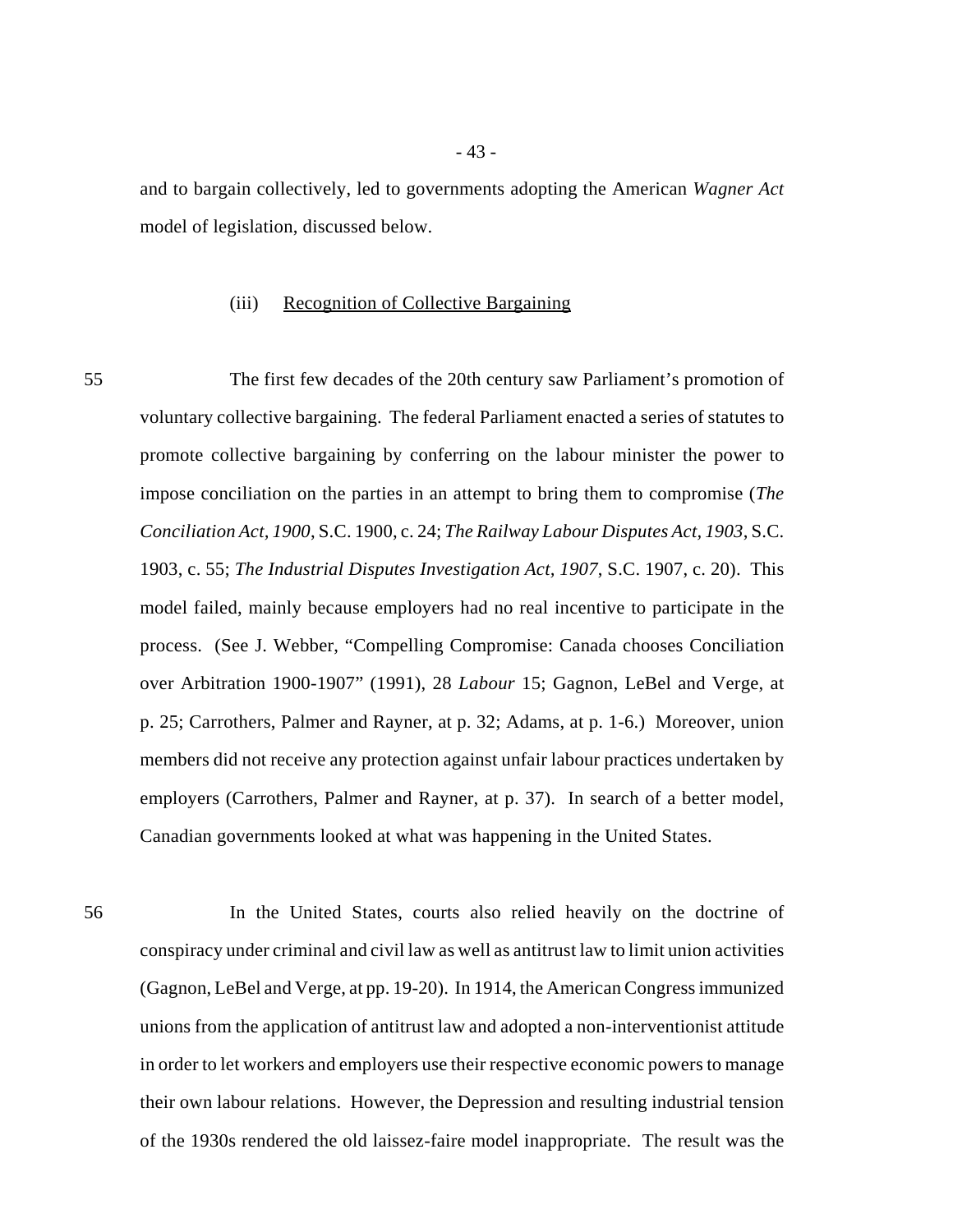and to bargain collectively, led to governments adopting the American *Wagner Act* model of legislation, discussed below.

(iii) Recognition of Collective Bargaining

55 The first few decades of the 20th century saw Parliament's promotion of voluntary collective bargaining. The federal Parliament enacted a series of statutes to promote collective bargaining by conferring on the labour minister the power to impose conciliation on the parties in an attempt to bring them to compromise (*The Conciliation Act, 1900*, S.C. 1900, c. 24; *The Railway Labour Disputes Act, 1903*, S.C. 1903, c. 55; *The Industrial Disputes Investigation Act, 1907*, S.C. 1907, c. 20). This model failed, mainly because employers had no real incentive to participate in the process. (See J. Webber, "Compelling Compromise: Canada chooses Conciliation over Arbitration 1900-1907" (1991), 28 *Labour* 15; Gagnon, LeBel and Verge, at p. 25; Carrothers, Palmer and Rayner, at p. 32; Adams, at p. 1-6.) Moreover, union members did not receive any protection against unfair labour practices undertaken by employers (Carrothers, Palmer and Rayner, at p. 37). In search of a better model, Canadian governments looked at what was happening in the United States.

56 In the United States, courts also relied heavily on the doctrine of conspiracy under criminal and civil law as well as antitrust law to limit union activities (Gagnon, LeBel and Verge, at pp. 19-20). In 1914, the American Congress immunized unions from the application of antitrust law and adopted a non-interventionist attitude in order to let workers and employers use their respective economic powers to manage their own labour relations. However, the Depression and resulting industrial tension of the 1930s rendered the old laissez-faire model inappropriate. The result was the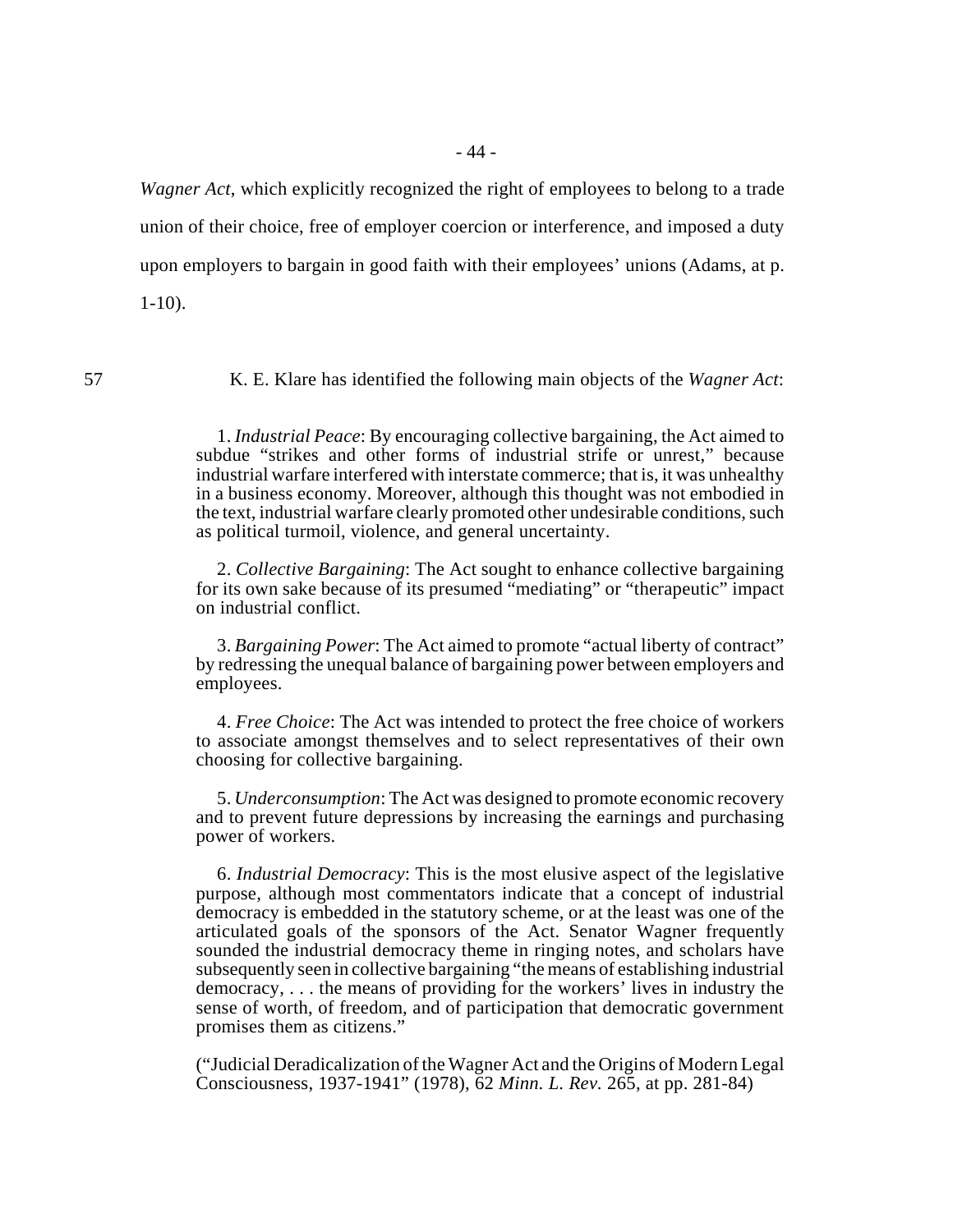*Wagner Act*, which explicitly recognized the right of employees to belong to a trade union of their choice, free of employer coercion or interference, and imposed a duty upon employers to bargain in good faith with their employees' unions (Adams, at p. 1-10).

57 K. E. Klare has identified the following main objects of the *Wagner Act*:

> 1. *Industrial Peace*: By encouraging collective bargaining, the Act aimed to subdue "strikes and other forms of industrial strife or unrest," because industrial warfare interfered with interstate commerce; that is, it was unhealthy in a business economy. Moreover, although this thought was not embodied in the text, industrial warfare clearly promoted other undesirable conditions, such as political turmoil, violence, and general uncertainty.
>
> 2. *Collective Bargaining*: The Act sought to enhance collective bargaining for its own sake because of its presumed "mediating" or "therapeutic" impact on industrial conflict.
>
> 3. *Bargaining Power*: The Act aimed to promote "actual liberty of contract" by redressing the unequal balance of bargaining power between employers and employees.
>
> 4. *Free Choice*: The Act was intended to protect the free choice of workers to associate amongst themselves and to select representatives of their own choosing for collective bargaining.
>
> 5. *Underconsumption*: The Act was designed to promote economic recovery and to prevent future depressions by increasing the earnings and purchasing power of workers.
>
> 6. *Industrial Democracy*: This is the most elusive aspect of the legislative purpose, although most commentators indicate that a concept of industrial democracy is embedded in the statutory scheme, or at the least was one of the articulated goals of the sponsors of the Act. Senator Wagner frequently sounded the industrial democracy theme in ringing notes, and scholars have subsequently seen in collective bargaining "the means of establishing industrial democracy, . . . the means of providing for the workers' lives in industry the sense of worth, of freedom, and of participation that democratic government promises them as citizens."
>
> ("Judicial Deradicalization of the Wagner Act and the Origins of Modern Legal Consciousness, 1937-1941" (1978), 62 *Minn. L. Rev.* 265, at pp. 281-84)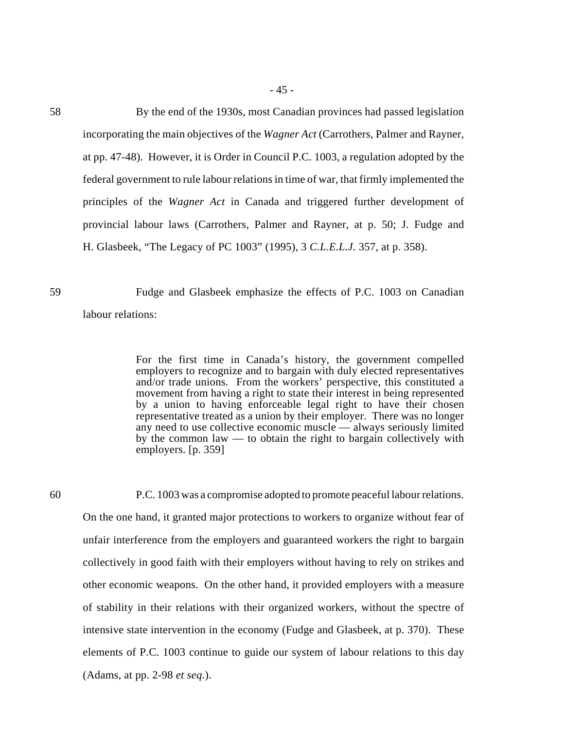58 By the end of the 1930s, most Canadian provinces had passed legislation incorporating the main objectives of the *Wagner Act* (Carrothers, Palmer and Rayner, at pp. 47-48). However, it is Order in Council P.C. 1003, a regulation adopted by the federal government to rule labour relations in time of war, that firmly implemented the principles of the *Wagner Act* in Canada and triggered further development of provincial labour laws (Carrothers, Palmer and Rayner, at p. 50; J. Fudge and H. Glasbeek, "The Legacy of PC 1003" (1995), 3 *C.L.E.L.J.* 357, at p. 358).

59 Fudge and Glasbeek emphasize the effects of P.C. 1003 on Canadian labour relations:

> For the first time in Canada's history, the government compelled employers to recognize and to bargain with duly elected representatives and/or trade unions. From the workers' perspective, this constituted a movement from having a right to state their interest in being represented by a union to having enforceable legal right to have their chosen representative treated as a union by their employer. There was no longer any need to use collective economic muscle — always seriously limited by the common law — to obtain the right to bargain collectively with employers. [p. 359]

60 P.C. 1003 was a compromise adopted to promote peaceful labour relations. On the one hand, it granted major protections to workers to organize without fear of unfair interference from the employers and guaranteed workers the right to bargain collectively in good faith with their employers without having to rely on strikes and other economic weapons. On the other hand, it provided employers with a measure of stability in their relations with their organized workers, without the spectre of intensive state intervention in the economy (Fudge and Glasbeek, at p. 370). These elements of P.C. 1003 continue to guide our system of labour relations to this day (Adams, at pp. 2-98 *et seq.*).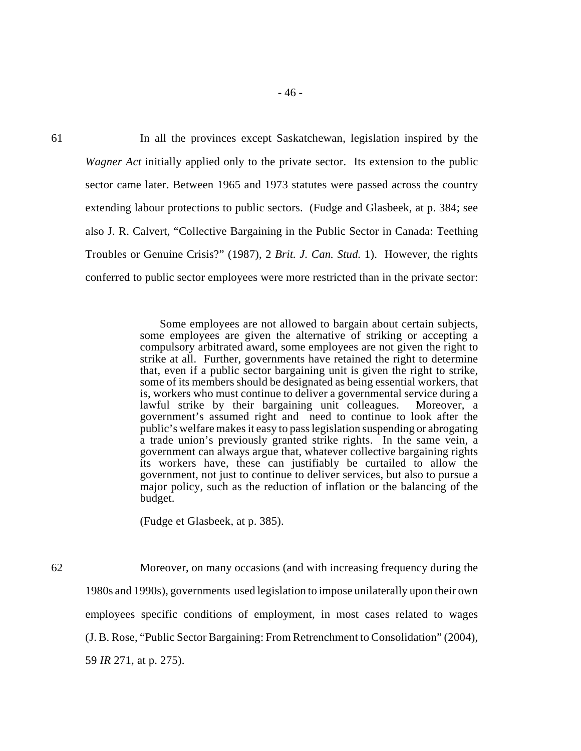61 In all the provinces except Saskatchewan, legislation inspired by the *Wagner Act* initially applied only to the private sector. Its extension to the public sector came later. Between 1965 and 1973 statutes were passed across the country extending labour protections to public sectors. (Fudge and Glasbeek, at p. 384; see also J. R. Calvert, "Collective Bargaining in the Public Sector in Canada: Teething Troubles or Genuine Crisis?" (1987), 2 *Brit. J. Can. Stud.* 1). However, the rights conferred to public sector employees were more restricted than in the private sector:

> Some employees are not allowed to bargain about certain subjects, some employees are given the alternative of striking or accepting a compulsory arbitrated award, some employees are not given the right to strike at all. Further, governments have retained the right to determine that, even if a public sector bargaining unit is given the right to strike, some of its members should be designated as being essential workers, that is, workers who must continue to deliver a governmental service during a lawful strike by their bargaining unit colleagues. Moreover, a government's assumed right and need to continue to look after the public's welfare makes it easy to pass legislation suspending or abrogating a trade union's previously granted strike rights. In the same vein, a government can always argue that, whatever collective bargaining rights its workers have, these can justifiably be curtailed to allow the government, not just to continue to deliver services, but also to pursue a major policy, such as the reduction of inflation or the balancing of the budget.
>
> (Fudge et Glasbeek, at p. 385).

62 Moreover, on many occasions (and with increasing frequency during the 1980s and 1990s), governments used legislation to impose unilaterally upon their own employees specific conditions of employment, in most cases related to wages (J. B. Rose, "Public Sector Bargaining: From Retrenchment to Consolidation" (2004), 59 *IR* 271, at p. 275).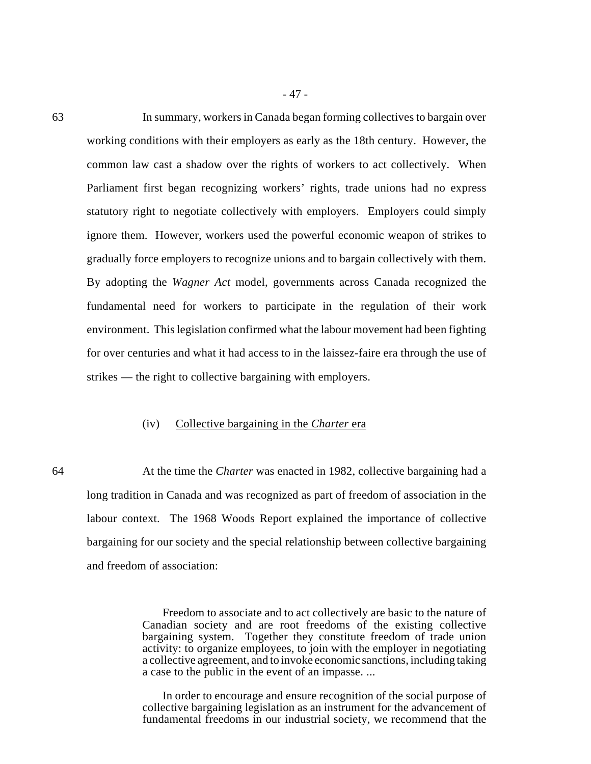63 In summary, workers in Canada began forming collectives to bargain over working conditions with their employers as early as the 18th century. However, the common law cast a shadow over the rights of workers to act collectively. When Parliament first began recognizing workers' rights, trade unions had no express statutory right to negotiate collectively with employers. Employers could simply ignore them. However, workers used the powerful economic weapon of strikes to gradually force employers to recognize unions and to bargain collectively with them. By adopting the *Wagner Act* model, governments across Canada recognized the fundamental need for workers to participate in the regulation of their work environment. This legislation confirmed what the labour movement had been fighting for over centuries and what it had access to in the laissez-faire era through the use of strikes — the right to collective bargaining with employers.

(iv) Collective bargaining in the *Charter* era

64 At the time the *Charter* was enacted in 1982, collective bargaining had a long tradition in Canada and was recognized as part of freedom of association in the labour context. The 1968 Woods Report explained the importance of collective bargaining for our society and the special relationship between collective bargaining and freedom of association:

> Freedom to associate and to act collectively are basic to the nature of Canadian society and are root freedoms of the existing collective bargaining system. Together they constitute freedom of trade union activity: to organize employees, to join with the employer in negotiating a collective agreement, and to invoke economic sanctions, including taking a case to the public in the event of an impasse. ...
>
> In order to encourage and ensure recognition of the social purpose of collective bargaining legislation as an instrument for the advancement of fundamental freedoms in our industrial society, we recommend that the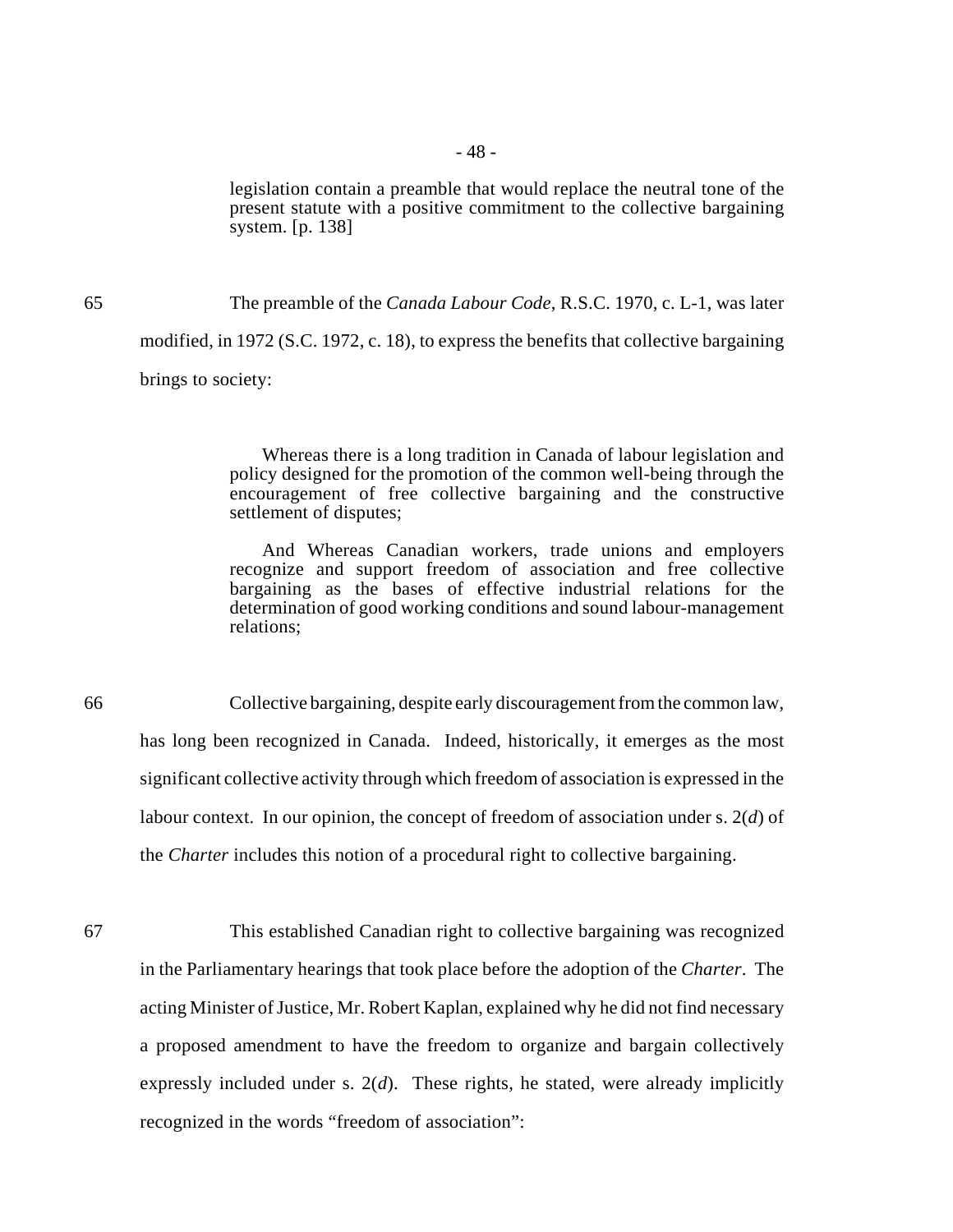> legislation contain a preamble that would replace the neutral tone of the present statute with a positive commitment to the collective bargaining system. [p. 138]

65 The preamble of the *Canada Labour Code*, R.S.C. 1970, c. L-1, was later modified, in 1972 (S.C. 1972, c. 18), to express the benefits that collective bargaining brings to society:

> Whereas there is a long tradition in Canada of labour legislation and policy designed for the promotion of the common well-being through the encouragement of free collective bargaining and the constructive settlement of disputes;
>
> And Whereas Canadian workers, trade unions and employers recognize and support freedom of association and free collective bargaining as the bases of effective industrial relations for the determination of good working conditions and sound labour-management relations;

66 Collective bargaining, despite early discouragement from the common law, has long been recognized in Canada. Indeed, historically, it emerges as the most significant collective activity through which freedom of association is expressed in the labour context. In our opinion, the concept of freedom of association under s. 2(*d*) of the *Charter* includes this notion of a procedural right to collective bargaining.

67 This established Canadian right to collective bargaining was recognized in the Parliamentary hearings that took place before the adoption of the *Charter*. The acting Minister of Justice, Mr. Robert Kaplan, explained why he did not find necessary a proposed amendment to have the freedom to organize and bargain collectively expressly included under s. 2(*d*). These rights, he stated, were already implicitly recognized in the words "freedom of association":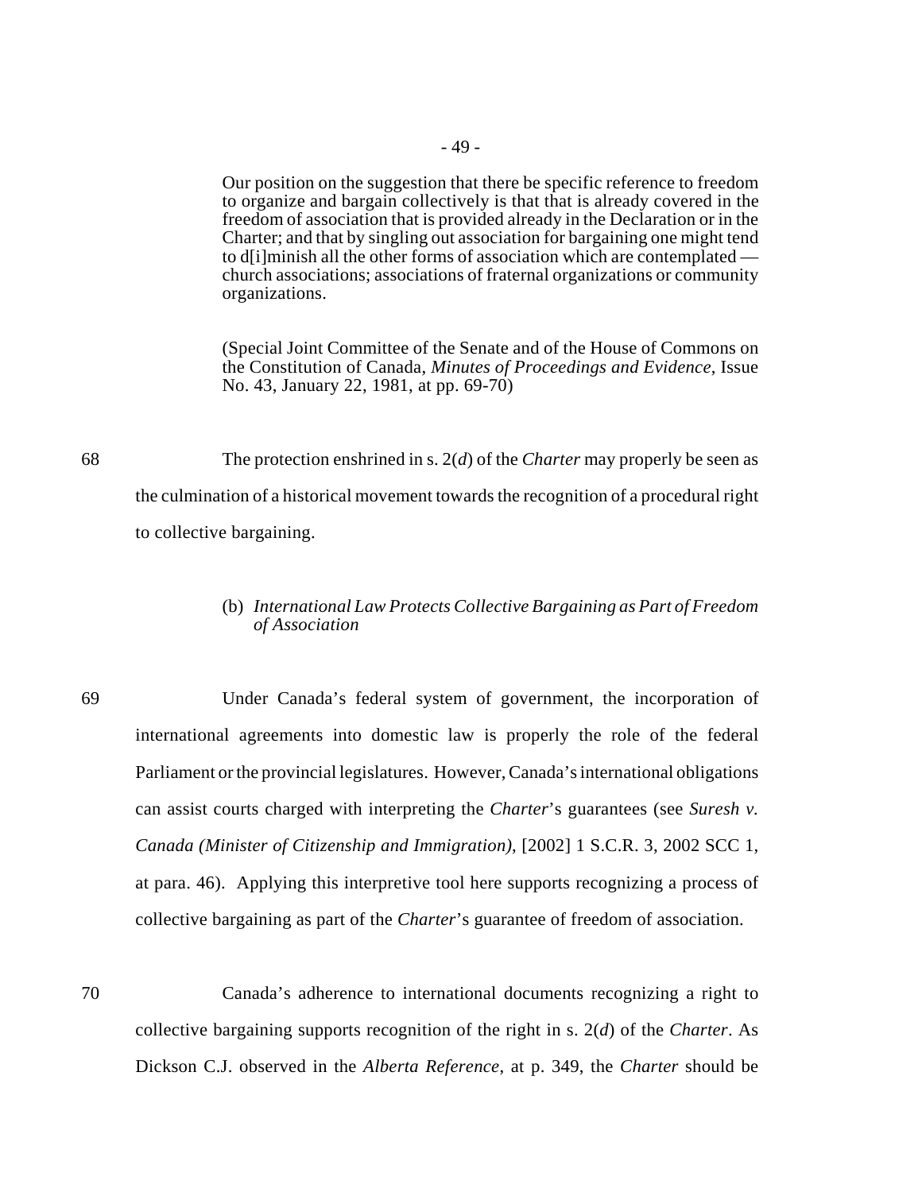> Our position on the suggestion that there be specific reference to freedom to organize and bargain collectively is that that is already covered in the freedom of association that is provided already in the Declaration or in the Charter; and that by singling out association for bargaining one might tend to d[i]minish all the other forms of association which are contemplated — church associations; associations of fraternal organizations or community organizations.
>
> (Special Joint Committee of the Senate and of the House of Commons on the Constitution of Canada, *Minutes of Proceedings and Evidence*, Issue No. 43, January 22, 1981, at pp. 69-70)

68 The protection enshrined in s. 2(*d*) of the *Charter* may properly be seen as the culmination of a historical movement towards the recognition of a procedural right to collective bargaining.

(b) *International Law Protects Collective Bargaining as Part of Freedom of Association*

69 Under Canada's federal system of government, the incorporation of international agreements into domestic law is properly the role of the federal Parliament or the provincial legislatures. However, Canada's international obligations can assist courts charged with interpreting the *Charter*'s guarantees (see *Suresh v. Canada (Minister of Citizenship and Immigration)*, [2002] 1 S.C.R. 3, 2002 SCC 1, at para. 46). Applying this interpretive tool here supports recognizing a process of collective bargaining as part of the *Charter*'s guarantee of freedom of association.

70 Canada's adherence to international documents recognizing a right to collective bargaining supports recognition of the right in s. 2(*d*) of the *Charter*. As Dickson C.J. observed in the *Alberta Reference*, at p. 349, the *Charter* should be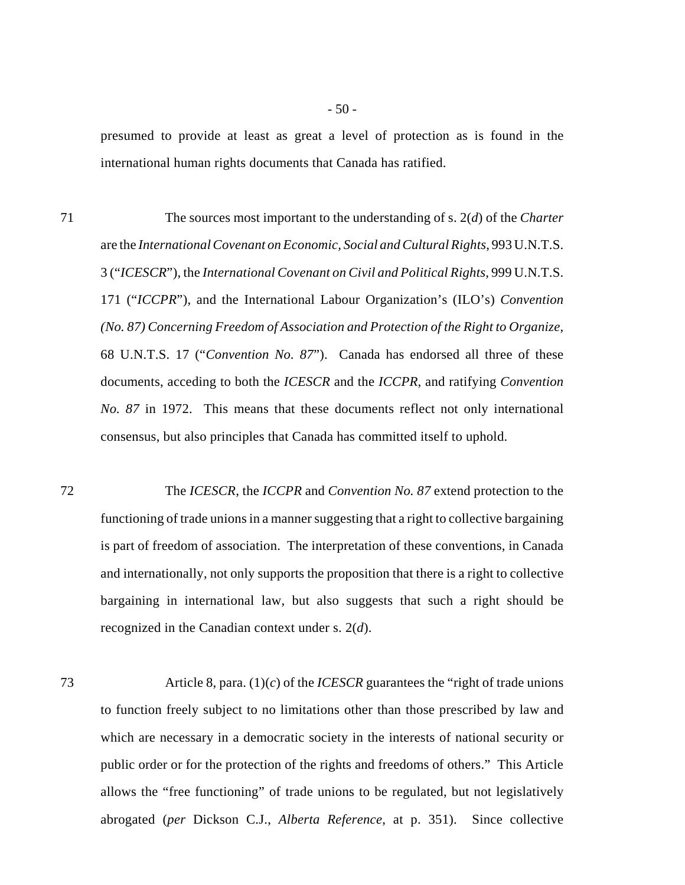presumed to provide at least as great a level of protection as is found in the international human rights documents that Canada has ratified.

71 The sources most important to the understanding of s. 2(*d*) of the *Charter* are the *International Covenant on Economic, Social and Cultural Rights*, 993 U.N.T.S. 3 ("*ICESCR*"), the *International Covenant on Civil and Political Rights*, 999 U.N.T.S. 171 ("*ICCPR*"), and the International Labour Organization's (ILO's) *Convention (No. 87) Concerning Freedom of Association and Protection of the Right to Organize*, 68 U.N.T.S. 17 ("*Convention No. 87*"). Canada has endorsed all three of these documents, acceding to both the *ICESCR* and the *ICCPR*, and ratifying *Convention No. 87* in 1972. This means that these documents reflect not only international consensus, but also principles that Canada has committed itself to uphold.

72 The *ICESCR*, the *ICCPR* and *Convention No. 87* extend protection to the functioning of trade unions in a manner suggesting that a right to collective bargaining is part of freedom of association. The interpretation of these conventions, in Canada and internationally, not only supports the proposition that there is a right to collective bargaining in international law, but also suggests that such a right should be recognized in the Canadian context under s. 2(*d*).

73 Article 8, para. (1)(*c*) of the *ICESCR* guarantees the "right of trade unions to function freely subject to no limitations other than those prescribed by law and which are necessary in a democratic society in the interests of national security or public order or for the protection of the rights and freedoms of others." This Article allows the "free functioning" of trade unions to be regulated, but not legislatively abrogated (*per* Dickson C.J., *Alberta Reference*, at p. 351). Since collective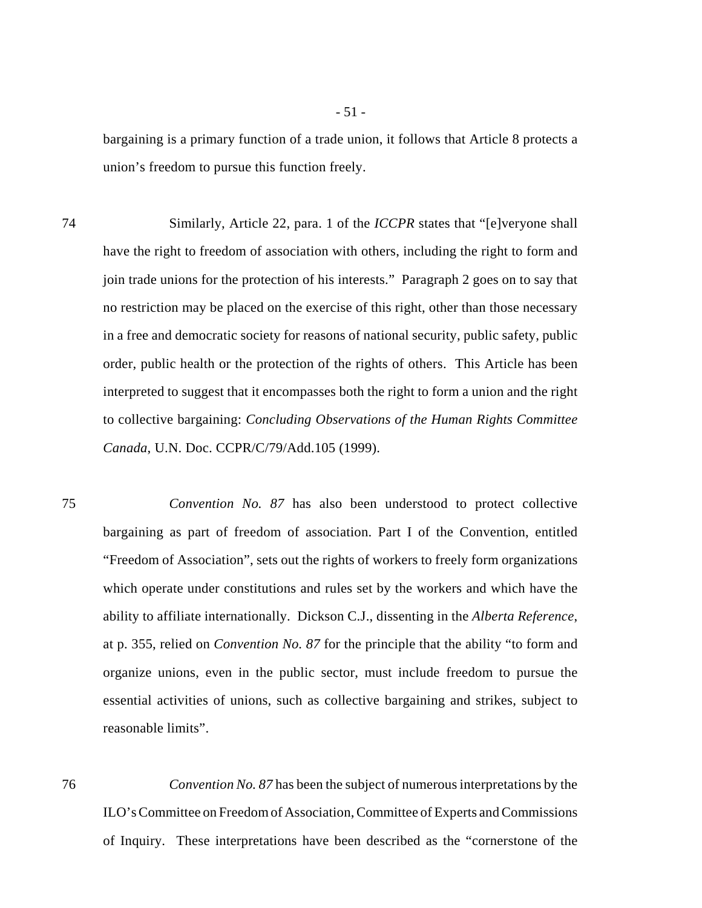bargaining is a primary function of a trade union, it follows that Article 8 protects a union's freedom to pursue this function freely.

74 Similarly, Article 22, para. 1 of the *ICCPR* states that "[e]veryone shall have the right to freedom of association with others, including the right to form and join trade unions for the protection of his interests." Paragraph 2 goes on to say that no restriction may be placed on the exercise of this right, other than those necessary in a free and democratic society for reasons of national security, public safety, public order, public health or the protection of the rights of others. This Article has been interpreted to suggest that it encompasses both the right to form a union and the right to collective bargaining: *Concluding Observations of the Human Rights Committee Canada*, U.N. Doc. CCPR/C/79/Add.105 (1999).

75 *Convention No. 87* has also been understood to protect collective bargaining as part of freedom of association. Part I of the Convention, entitled "Freedom of Association", sets out the rights of workers to freely form organizations which operate under constitutions and rules set by the workers and which have the ability to affiliate internationally. Dickson C.J., dissenting in the *Alberta Reference*, at p. 355, relied on *Convention No. 87* for the principle that the ability "to form and organize unions, even in the public sector, must include freedom to pursue the essential activities of unions, such as collective bargaining and strikes, subject to reasonable limits".

76 *Convention No. 87* has been the subject of numerous interpretations by the ILO's Committee on Freedom of Association, Committee of Experts and Commissions of Inquiry. These interpretations have been described as the "cornerstone of the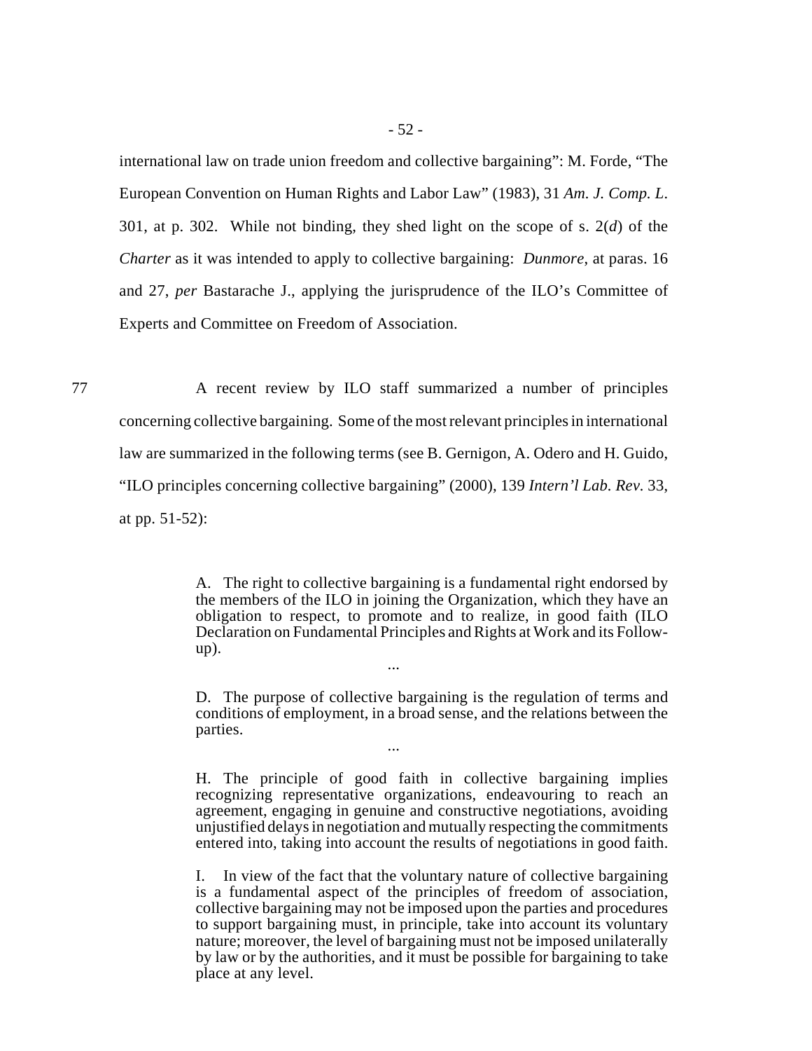international law on trade union freedom and collective bargaining": M. Forde, "The European Convention on Human Rights and Labor Law" (1983), 31 *Am. J. Comp. L.* 301, at p. 302. While not binding, they shed light on the scope of s. 2(*d*) of the *Charter* as it was intended to apply to collective bargaining: *Dunmore*, at paras. 16 and 27, *per* Bastarache J., applying the jurisprudence of the ILO's Committee of Experts and Committee on Freedom of Association.

77 A recent review by ILO staff summarized a number of principles concerning collective bargaining. Some of the most relevant principles in international law are summarized in the following terms (see B. Gernigon, A. Odero and H. Guido, "ILO principles concerning collective bargaining" (2000), 139 *Intern'l Lab. Rev.* 33, at pp. 51-52):

> A. The right to collective bargaining is a fundamental right endorsed by the members of the ILO in joining the Organization, which they have an obligation to respect, to promote and to realize, in good faith (ILO Declaration on Fundamental Principles and Rights at Work and its Follow-up).
>
> ...
>
> D. The purpose of collective bargaining is the regulation of terms and conditions of employment, in a broad sense, and the relations between the parties.
>
> ...
>
> H. The principle of good faith in collective bargaining implies recognizing representative organizations, endeavouring to reach an agreement, engaging in genuine and constructive negotiations, avoiding unjustified delays in negotiation and mutually respecting the commitments entered into, taking into account the results of negotiations in good faith.
>
> I. In view of the fact that the voluntary nature of collective bargaining is a fundamental aspect of the principles of freedom of association, collective bargaining may not be imposed upon the parties and procedures to support bargaining must, in principle, take into account its voluntary nature; moreover, the level of bargaining must not be imposed unilaterally by law or by the authorities, and it must be possible for bargaining to take place at any level.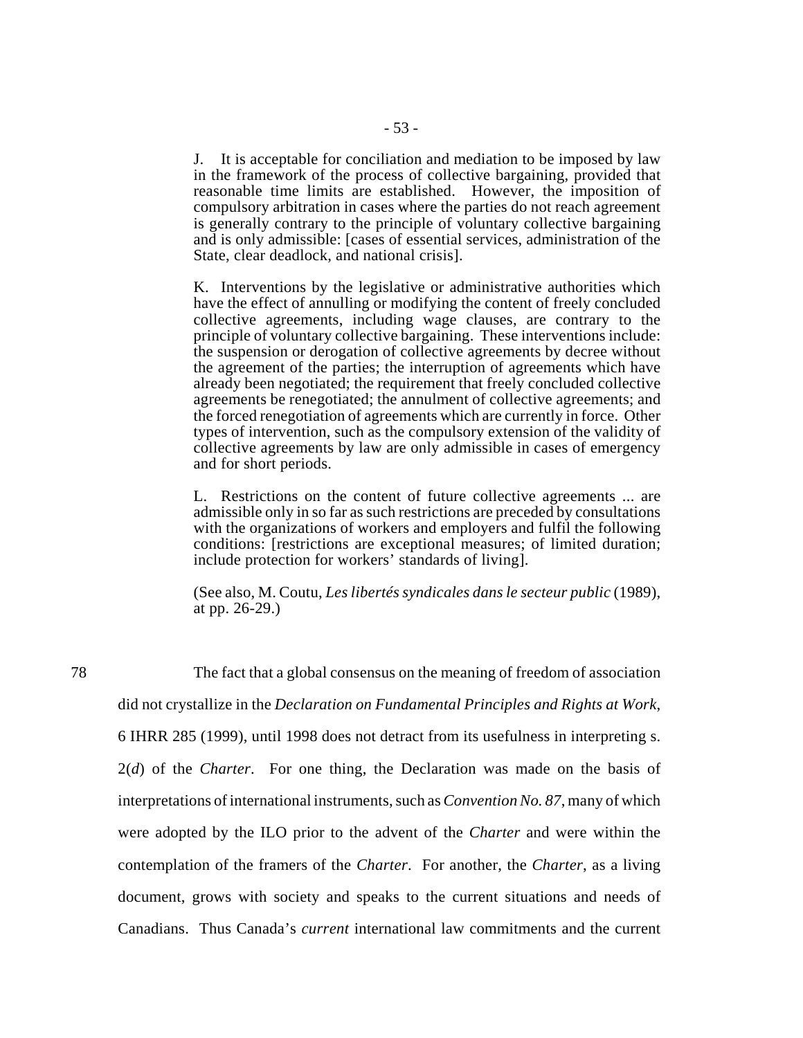J. It is acceptable for conciliation and mediation to be imposed by law in the framework of the process of collective bargaining, provided that reasonable time limits are established. However, the imposition of compulsory arbitration in cases where the parties do not reach agreement is generally contrary to the principle of voluntary collective bargaining and is only admissible: [cases of essential services, administration of the State, clear deadlock, and national crisis].

K. Interventions by the legislative or administrative authorities which have the effect of annulling or modifying the content of freely concluded collective agreements, including wage clauses, are contrary to the principle of voluntary collective bargaining. These interventions include: the suspension or derogation of collective agreements by decree without the agreement of the parties; the interruption of agreements which have already been negotiated; the requirement that freely concluded collective agreements be renegotiated; the annulment of collective agreements; and the forced renegotiation of agreements which are currently in force. Other types of intervention, such as the compulsory extension of the validity of collective agreements by law are only admissible in cases of emergency and for short periods.

L. Restrictions on the content of future collective agreements ... are admissible only in so far as such restrictions are preceded by consultations with the organizations of workers and employers and fulfil the following conditions: [restrictions are exceptional measures; of limited duration; include protection for workers' standards of living].

(See also, M. Coutu, *Les libertés syndicales dans le secteur public* (1989), at pp. 26-29.)

78 The fact that a global consensus on the meaning of freedom of association did not crystallize in the *Declaration on Fundamental Principles and Rights at Work*, 6 IHRR 285 (1999), until 1998 does not detract from its usefulness in interpreting s. 2(*d*) of the *Charter*. For one thing, the Declaration was made on the basis of interpretations of international instruments, such as *Convention No. 87*, many of which were adopted by the ILO prior to the advent of the *Charter* and were within the contemplation of the framers of the *Charter*. For another, the *Charter*, as a living document, grows with society and speaks to the current situations and needs of Canadians. Thus Canada's *current* international law commitments and the current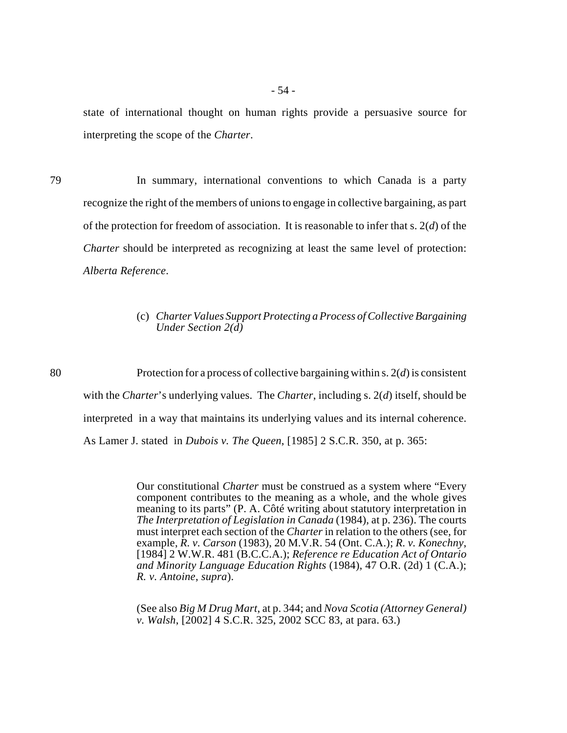state of international thought on human rights provide a persuasive source for interpreting the scope of the *Charter*.

79 In summary, international conventions to which Canada is a party recognize the right of the members of unions to engage in collective bargaining, as part of the protection for freedom of association. It is reasonable to infer that s. 2(*d*) of the *Charter* should be interpreted as recognizing at least the same level of protection: *Alberta Reference*.

### (c) *Charter Values Support Protecting a Process of Collective Bargaining Under Section 2(d)*

80 Protection for a process of collective bargaining within s. 2(*d*) is consistent with the *Charter*'s underlying values. The *Charter*, including s. 2(*d*) itself, should be interpreted in a way that maintains its underlying values and its internal coherence. As Lamer J. stated in *Dubois v. The Queen*, [1985] 2 S.C.R. 350, at p. 365:

> Our constitutional *Charter* must be construed as a system where "Every component contributes to the meaning as a whole, and the whole gives meaning to its parts" (P. A. Côté writing about statutory interpretation in *The Interpretation of Legislation in Canada* (1984), at p. 236). The courts must interpret each section of the *Charter* in relation to the others (see, for example, *R. v. Carson* (1983), 20 M.V.R. 54 (Ont. C.A.); *R. v. Konechny*, [1984] 2 W.W.R. 481 (B.C.C.A.); *Reference re Education Act of Ontario and Minority Language Education Rights* (1984), 47 O.R. (2d) 1 (C.A.); *R. v. Antoine*, *supra*).
>
> (See also *Big M Drug Mart*, at p. 344; and *Nova Scotia (Attorney General) v. Walsh*, [2002] 4 S.C.R. 325, 2002 SCC 83, at para. 63.)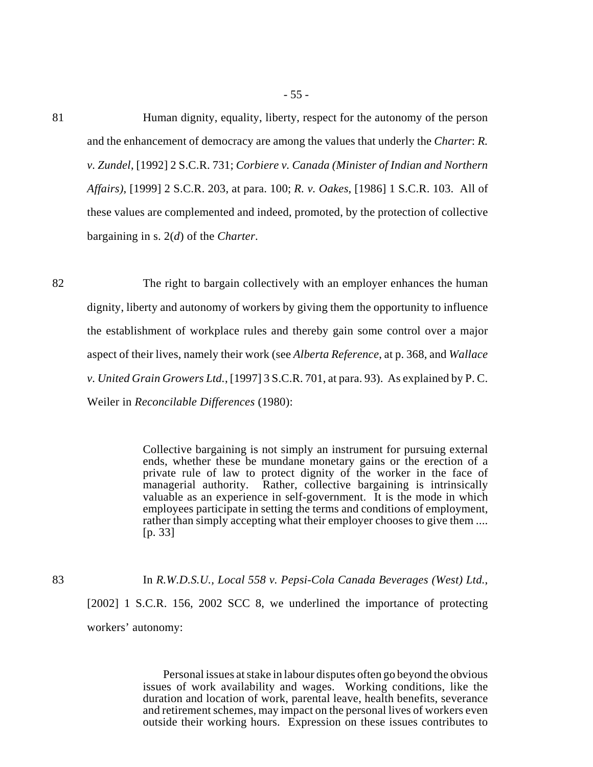81 Human dignity, equality, liberty, respect for the autonomy of the person and the enhancement of democracy are among the values that underly the *Charter*: *R. v. Zundel*, [1992] 2 S.C.R. 731; *Corbiere v. Canada (Minister of Indian and Northern Affairs)*, [1999] 2 S.C.R. 203, at para. 100; *R. v. Oakes*, [1986] 1 S.C.R. 103. All of these values are complemented and indeed, promoted, by the protection of collective bargaining in s. 2(*d*) of the *Charter*.

82 The right to bargain collectively with an employer enhances the human dignity, liberty and autonomy of workers by giving them the opportunity to influence the establishment of workplace rules and thereby gain some control over a major aspect of their lives, namely their work (see *Alberta Reference*, at p. 368, and *Wallace v. United Grain Growers Ltd.*, [1997] 3 S.C.R. 701, at para. 93). As explained by P. C. Weiler in *Reconcilable Differences* (1980):

> Collective bargaining is not simply an instrument for pursuing external ends, whether these be mundane monetary gains or the erection of a private rule of law to protect dignity of the worker in the face of managerial authority. Rather, collective bargaining is intrinsically valuable as an experience in self-government. It is the mode in which employees participate in setting the terms and conditions of employment, rather than simply accepting what their employer chooses to give them .... [p. 33]

83 In *R.W.D.S.U., Local 558 v. Pepsi-Cola Canada Beverages (West) Ltd.*, [2002] 1 S.C.R. 156, 2002 SCC 8, we underlined the importance of protecting workers' autonomy:

> Personal issues at stake in labour disputes often go beyond the obvious issues of work availability and wages. Working conditions, like the duration and location of work, parental leave, health benefits, severance and retirement schemes, may impact on the personal lives of workers even outside their working hours. Expression on these issues contributes to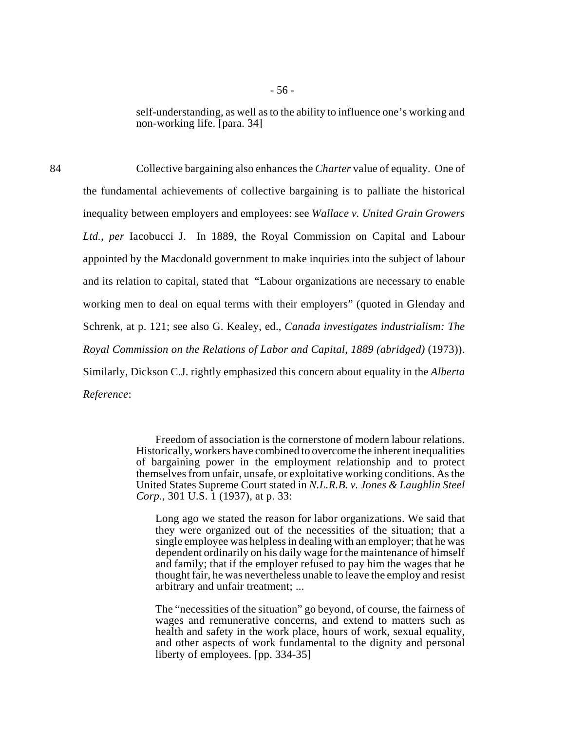self-understanding, as well as to the ability to influence one's working and non-working life. [para. 34]

84 Collective bargaining also enhances the *Charter* value of equality. One of the fundamental achievements of collective bargaining is to palliate the historical inequality between employers and employees: see *Wallace v. United Grain Growers Ltd.*, *per* Iacobucci J. In 1889, the Royal Commission on Capital and Labour appointed by the Macdonald government to make inquiries into the subject of labour and its relation to capital, stated that "Labour organizations are necessary to enable working men to deal on equal terms with their employers" (quoted in Glenday and Schrenk, at p. 121; see also G. Kealey, ed., *Canada investigates industrialism: The Royal Commission on the Relations of Labor and Capital, 1889 (abridged)* (1973)). Similarly, Dickson C.J. rightly emphasized this concern about equality in the *Alberta Reference*:

> Freedom of association is the cornerstone of modern labour relations. Historically, workers have combined to overcome the inherent inequalities of bargaining power in the employment relationship and to protect themselves from unfair, unsafe, or exploitative working conditions. As the United States Supreme Court stated in *N.L.R.B. v. Jones & Laughlin Steel Corp.*, 301 U.S. 1 (1937), at p. 33:
>
> > Long ago we stated the reason for labor organizations. We said that they were organized out of the necessities of the situation; that a single employee was helpless in dealing with an employer; that he was dependent ordinarily on his daily wage for the maintenance of himself and family; that if the employer refused to pay him the wages that he thought fair, he was nevertheless unable to leave the employ and resist arbitrary and unfair treatment; ...
>
> The "necessities of the situation" go beyond, of course, the fairness of wages and remunerative concerns, and extend to matters such as health and safety in the work place, hours of work, sexual equality, and other aspects of work fundamental to the dignity and personal liberty of employees. [pp. 334-35]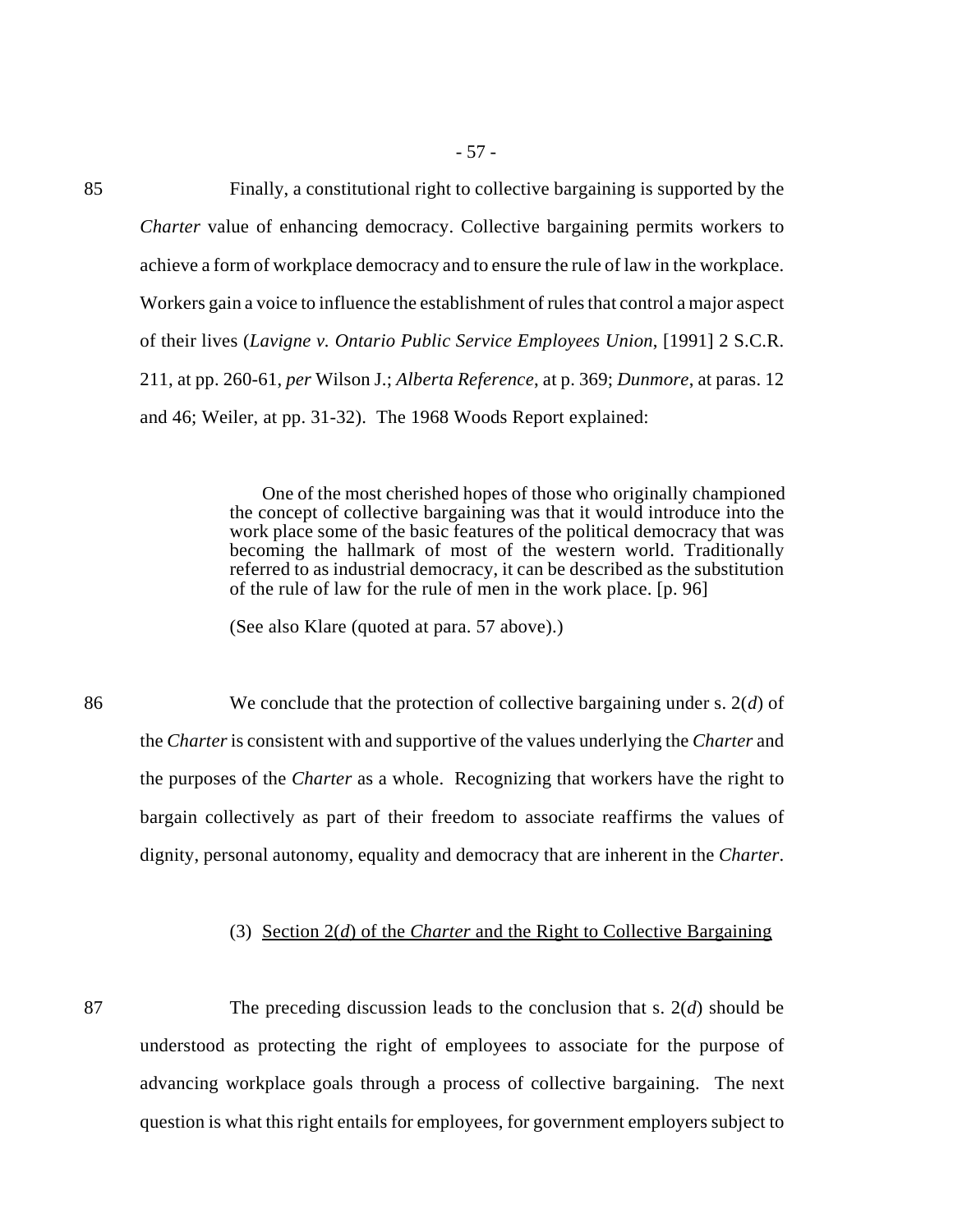85 Finally, a constitutional right to collective bargaining is supported by the *Charter* value of enhancing democracy. Collective bargaining permits workers to achieve a form of workplace democracy and to ensure the rule of law in the workplace. Workers gain a voice to influence the establishment of rules that control a major aspect of their lives (*Lavigne v. Ontario Public Service Employees Union*, [1991] 2 S.C.R. 211, at pp. 260-61, *per* Wilson J.; *Alberta Reference*, at p. 369; *Dunmore*, at paras. 12 and 46; Weiler, at pp. 31-32). The 1968 Woods Report explained:

> One of the most cherished hopes of those who originally championed the concept of collective bargaining was that it would introduce into the work place some of the basic features of the political democracy that was becoming the hallmark of most of the western world. Traditionally referred to as industrial democracy, it can be described as the substitution of the rule of law for the rule of men in the work place. [p. 96]
>
> (See also Klare (quoted at para. 57 above).)

86 We conclude that the protection of collective bargaining under s. 2(*d*) of the *Charter* is consistent with and supportive of the values underlying the *Charter* and the purposes of the *Charter* as a whole. Recognizing that workers have the right to bargain collectively as part of their freedom to associate reaffirms the values of dignity, personal autonomy, equality and democracy that are inherent in the *Charter*.

### (3) Section 2(*d*) of the *Charter* and the Right to Collective Bargaining

87 The preceding discussion leads to the conclusion that s. 2(*d*) should be understood as protecting the right of employees to associate for the purpose of advancing workplace goals through a process of collective bargaining. The next question is what this right entails for employees, for government employers subject to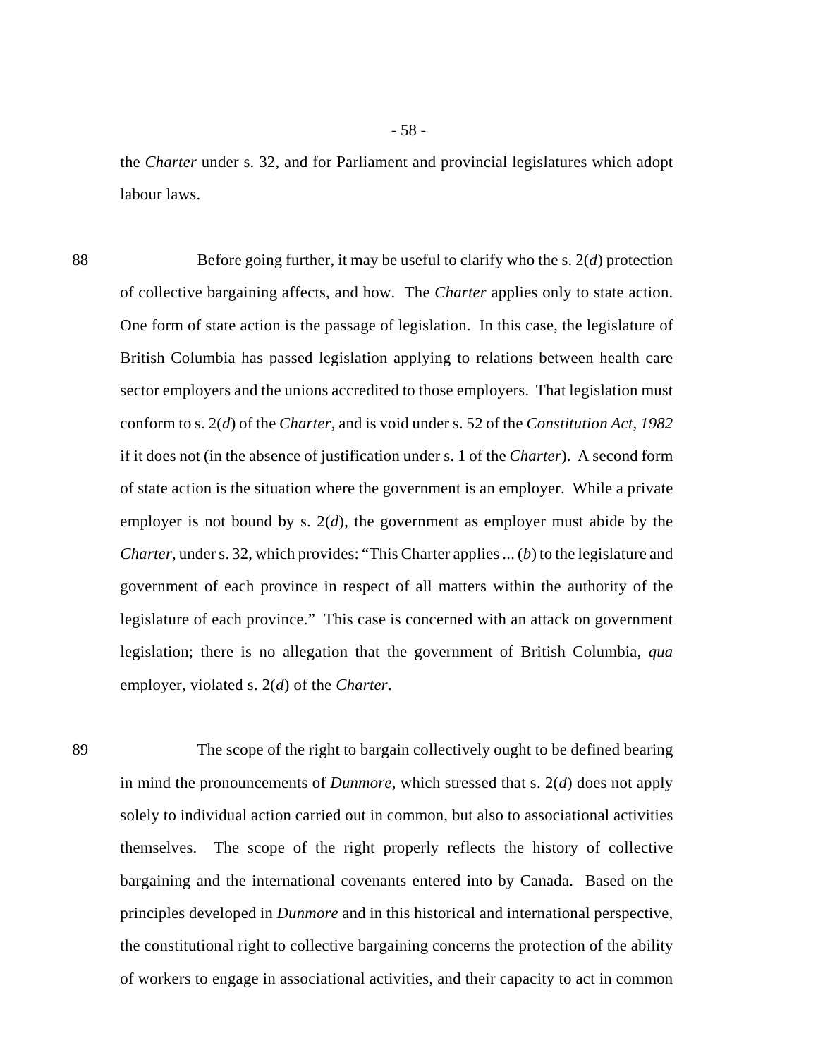the *Charter* under s. 32, and for Parliament and provincial legislatures which adopt labour laws.

88 Before going further, it may be useful to clarify who the s. 2(*d*) protection of collective bargaining affects, and how. The *Charter* applies only to state action. One form of state action is the passage of legislation. In this case, the legislature of British Columbia has passed legislation applying to relations between health care sector employers and the unions accredited to those employers. That legislation must conform to s. 2(*d*) of the *Charter*, and is void under s. 52 of the *Constitution Act, 1982* if it does not (in the absence of justification under s. 1 of the *Charter*). A second form of state action is the situation where the government is an employer. While a private employer is not bound by s. 2(*d*), the government as employer must abide by the *Charter*, under s. 32, which provides: "This Charter applies ... (*b*) to the legislature and government of each province in respect of all matters within the authority of the legislature of each province." This case is concerned with an attack on government legislation; there is no allegation that the government of British Columbia, *qua* employer, violated s. 2(*d*) of the *Charter*.

89 The scope of the right to bargain collectively ought to be defined bearing in mind the pronouncements of *Dunmore*, which stressed that s. 2(*d*) does not apply solely to individual action carried out in common, but also to associational activities themselves. The scope of the right properly reflects the history of collective bargaining and the international covenants entered into by Canada. Based on the principles developed in *Dunmore* and in this historical and international perspective, the constitutional right to collective bargaining concerns the protection of the ability of workers to engage in associational activities, and their capacity to act in common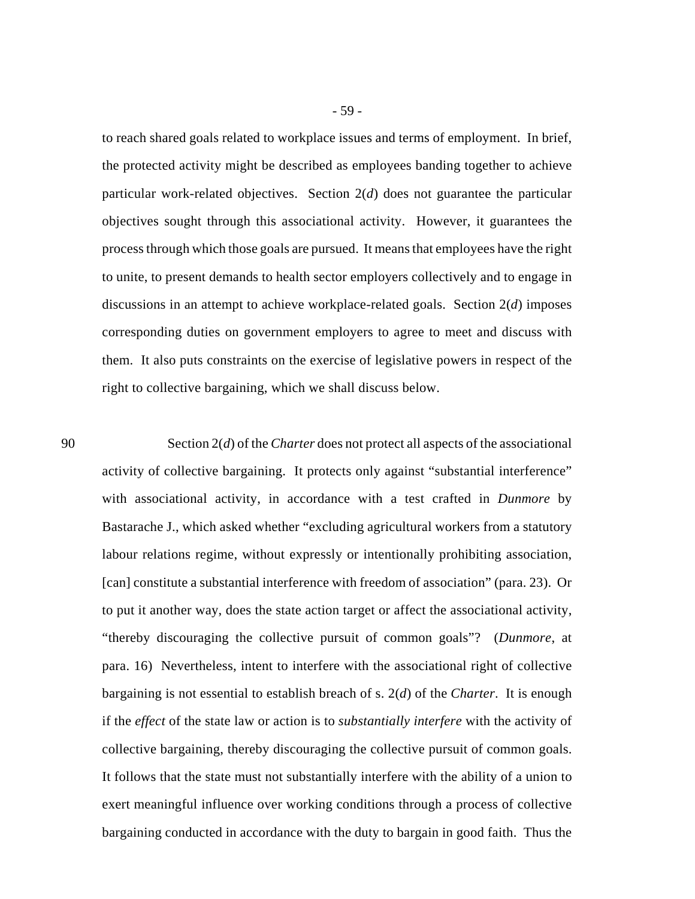to reach shared goals related to workplace issues and terms of employment. In brief, the protected activity might be described as employees banding together to achieve particular work-related objectives. Section 2(*d*) does not guarantee the particular objectives sought through this associational activity. However, it guarantees the process through which those goals are pursued. It means that employees have the right to unite, to present demands to health sector employers collectively and to engage in discussions in an attempt to achieve workplace-related goals. Section 2(*d*) imposes corresponding duties on government employers to agree to meet and discuss with them. It also puts constraints on the exercise of legislative powers in respect of the right to collective bargaining, which we shall discuss below.

90 Section 2(*d*) of the *Charter* does not protect all aspects of the associational activity of collective bargaining. It protects only against "substantial interference" with associational activity, in accordance with a test crafted in *Dunmore* by Bastarache J., which asked whether "excluding agricultural workers from a statutory labour relations regime, without expressly or intentionally prohibiting association, [can] constitute a substantial interference with freedom of association" (para. 23). Or to put it another way, does the state action target or affect the associational activity, "thereby discouraging the collective pursuit of common goals"? (*Dunmore*, at para. 16) Nevertheless, intent to interfere with the associational right of collective bargaining is not essential to establish breach of s. 2(*d*) of the *Charter*. It is enough if the *effect* of the state law or action is to *substantially interfere* with the activity of collective bargaining, thereby discouraging the collective pursuit of common goals. It follows that the state must not substantially interfere with the ability of a union to exert meaningful influence over working conditions through a process of collective bargaining conducted in accordance with the duty to bargain in good faith. Thus the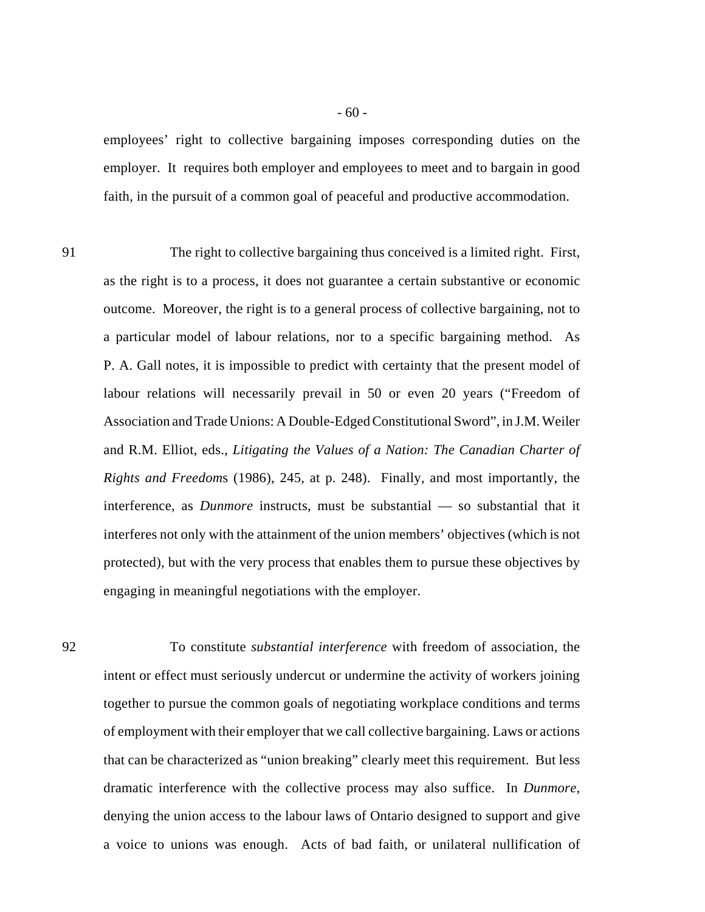employees' right to collective bargaining imposes corresponding duties on the employer. It requires both employer and employees to meet and to bargain in good faith, in the pursuit of a common goal of peaceful and productive accommodation.

91 The right to collective bargaining thus conceived is a limited right. First, as the right is to a process, it does not guarantee a certain substantive or economic outcome. Moreover, the right is to a general process of collective bargaining, not to a particular model of labour relations, nor to a specific bargaining method. As P. A. Gall notes, it is impossible to predict with certainty that the present model of labour relations will necessarily prevail in 50 or even 20 years ("Freedom of Association and Trade Unions: A Double-Edged Constitutional Sword", in J.M. Weiler and R.M. Elliot, eds., *Litigating the Values of a Nation: The Canadian Charter of Rights and Freedoms* (1986), 245, at p. 248). Finally, and most importantly, the interference, as *Dunmore* instructs, must be substantial — so substantial that it interferes not only with the attainment of the union members' objectives (which is not protected), but with the very process that enables them to pursue these objectives by engaging in meaningful negotiations with the employer.

92 To constitute *substantial interference* with freedom of association, the intent or effect must seriously undercut or undermine the activity of workers joining together to pursue the common goals of negotiating workplace conditions and terms of employment with their employer that we call collective bargaining. Laws or actions that can be characterized as "union breaking" clearly meet this requirement. But less dramatic interference with the collective process may also suffice. In *Dunmore*, denying the union access to the labour laws of Ontario designed to support and give a voice to unions was enough. Acts of bad faith, or unilateral nullification of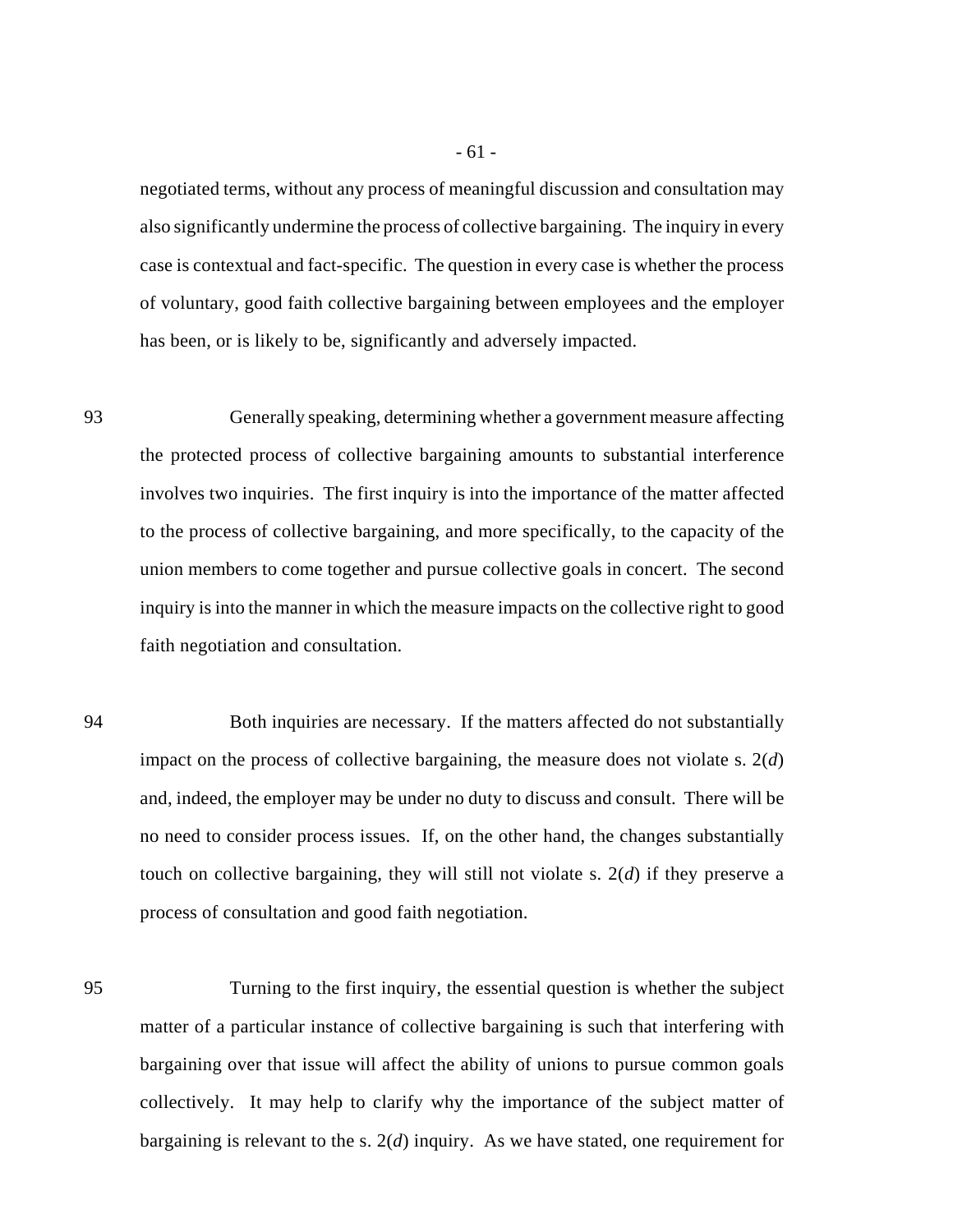negotiated terms, without any process of meaningful discussion and consultation may also significantly undermine the process of collective bargaining. The inquiry in every case is contextual and fact-specific. The question in every case is whether the process of voluntary, good faith collective bargaining between employees and the employer has been, or is likely to be, significantly and adversely impacted.

93 Generally speaking, determining whether a government measure affecting the protected process of collective bargaining amounts to substantial interference involves two inquiries. The first inquiry is into the importance of the matter affected to the process of collective bargaining, and more specifically, to the capacity of the union members to come together and pursue collective goals in concert. The second inquiry is into the manner in which the measure impacts on the collective right to good faith negotiation and consultation.

94 Both inquiries are necessary. If the matters affected do not substantially impact on the process of collective bargaining, the measure does not violate s. 2(*d*) and, indeed, the employer may be under no duty to discuss and consult. There will be no need to consider process issues. If, on the other hand, the changes substantially touch on collective bargaining, they will still not violate s. 2(*d*) if they preserve a process of consultation and good faith negotiation.

95 Turning to the first inquiry, the essential question is whether the subject matter of a particular instance of collective bargaining is such that interfering with bargaining over that issue will affect the ability of unions to pursue common goals collectively. It may help to clarify why the importance of the subject matter of bargaining is relevant to the s. 2(*d*) inquiry. As we have stated, one requirement for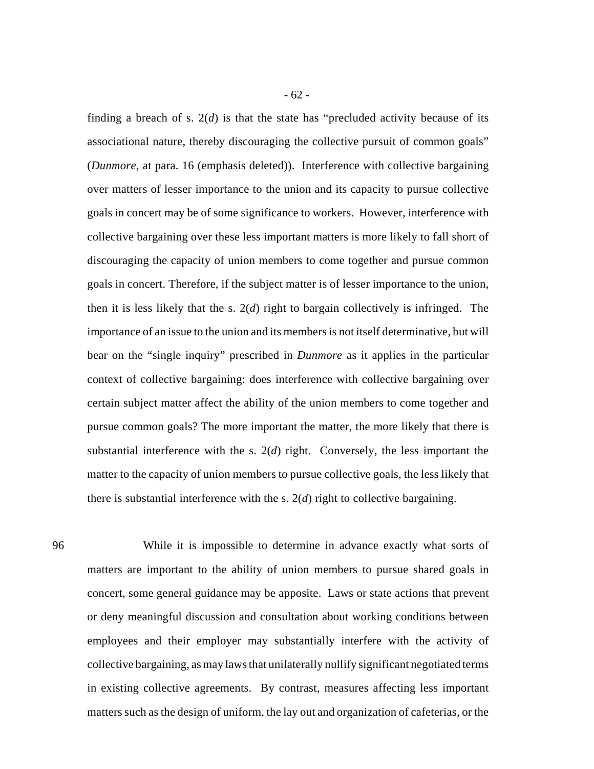finding a breach of s. 2(*d*) is that the state has "precluded activity because of its associational nature, thereby discouraging the collective pursuit of common goals" (*Dunmore*, at para. 16 (emphasis deleted)). Interference with collective bargaining over matters of lesser importance to the union and its capacity to pursue collective goals in concert may be of some significance to workers. However, interference with collective bargaining over these less important matters is more likely to fall short of discouraging the capacity of union members to come together and pursue common goals in concert. Therefore, if the subject matter is of lesser importance to the union, then it is less likely that the s. 2(*d*) right to bargain collectively is infringed. The importance of an issue to the union and its members is not itself determinative, but will bear on the "single inquiry" prescribed in *Dunmore* as it applies in the particular context of collective bargaining: does interference with collective bargaining over certain subject matter affect the ability of the union members to come together and pursue common goals? The more important the matter, the more likely that there is substantial interference with the s. 2(*d*) right. Conversely, the less important the matter to the capacity of union members to pursue collective goals, the less likely that there is substantial interference with the s. 2(*d*) right to collective bargaining.

96 While it is impossible to determine in advance exactly what sorts of matters are important to the ability of union members to pursue shared goals in concert, some general guidance may be apposite. Laws or state actions that prevent or deny meaningful discussion and consultation about working conditions between employees and their employer may substantially interfere with the activity of collective bargaining, as may laws that unilaterally nullify significant negotiated terms in existing collective agreements. By contrast, measures affecting less important matters such as the design of uniform, the lay out and organization of cafeterias, or the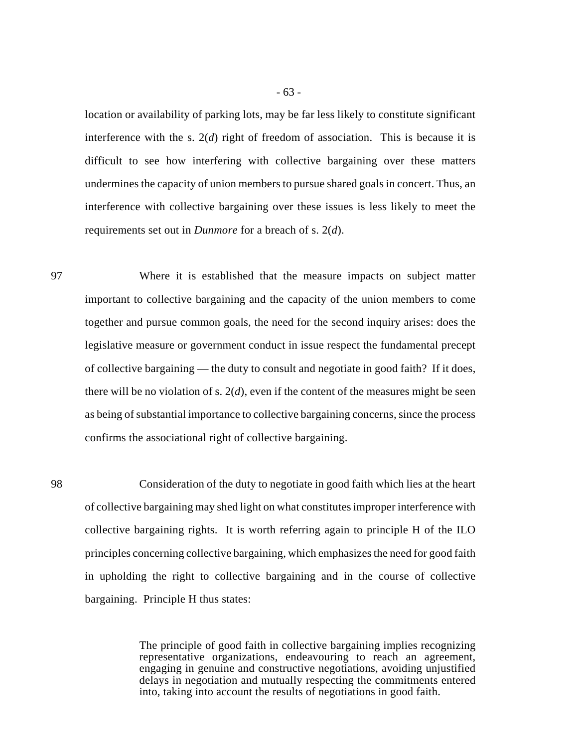location or availability of parking lots, may be far less likely to constitute significant interference with the s. 2(*d*) right of freedom of association. This is because it is difficult to see how interfering with collective bargaining over these matters undermines the capacity of union members to pursue shared goals in concert. Thus, an interference with collective bargaining over these issues is less likely to meet the requirements set out in *Dunmore* for a breach of s. 2(*d*).

97 Where it is established that the measure impacts on subject matter important to collective bargaining and the capacity of the union members to come together and pursue common goals, the need for the second inquiry arises: does the legislative measure or government conduct in issue respect the fundamental precept of collective bargaining — the duty to consult and negotiate in good faith? If it does, there will be no violation of s. 2(*d*), even if the content of the measures might be seen as being of substantial importance to collective bargaining concerns, since the process confirms the associational right of collective bargaining.

98 Consideration of the duty to negotiate in good faith which lies at the heart of collective bargaining may shed light on what constitutes improper interference with collective bargaining rights. It is worth referring again to principle H of the ILO principles concerning collective bargaining, which emphasizes the need for good faith in upholding the right to collective bargaining and in the course of collective bargaining. Principle H thus states:

> The principle of good faith in collective bargaining implies recognizing representative organizations, endeavouring to reach an agreement, engaging in genuine and constructive negotiations, avoiding unjustified delays in negotiation and mutually respecting the commitments entered into, taking into account the results of negotiations in good faith.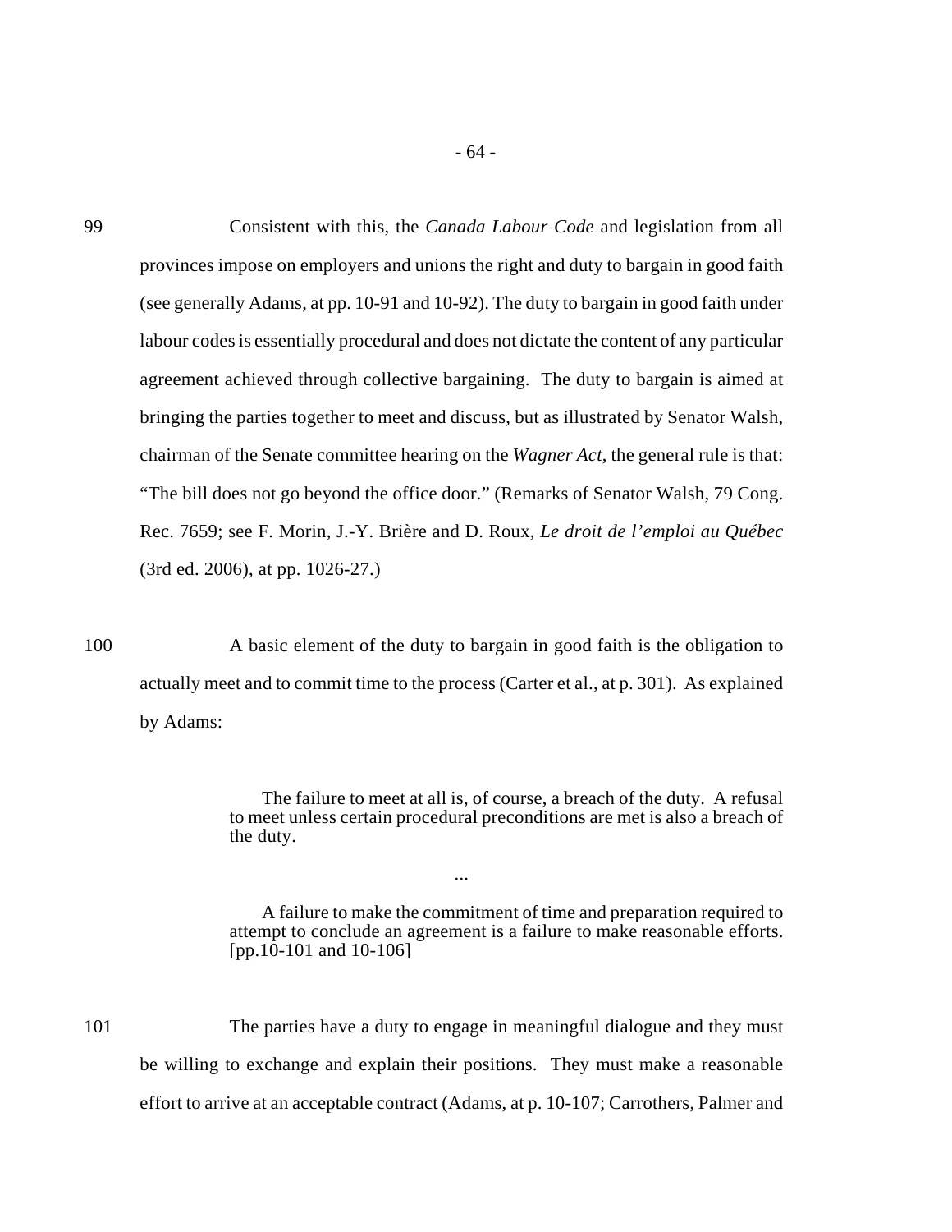99 Consistent with this, the *Canada Labour Code* and legislation from all provinces impose on employers and unions the right and duty to bargain in good faith (see generally Adams, at pp. 10-91 and 10-92). The duty to bargain in good faith under labour codes is essentially procedural and does not dictate the content of any particular agreement achieved through collective bargaining. The duty to bargain is aimed at bringing the parties together to meet and discuss, but as illustrated by Senator Walsh, chairman of the Senate committee hearing on the *Wagner Act*, the general rule is that: "The bill does not go beyond the office door." (Remarks of Senator Walsh, 79 Cong. Rec. 7659; see F. Morin, J.-Y. Brière and D. Roux, *Le droit de l'emploi au Québec* (3rd ed. 2006), at pp. 1026-27.)

100 A basic element of the duty to bargain in good faith is the obligation to actually meet and to commit time to the process (Carter et al., at p. 301). As explained by Adams:

> The failure to meet at all is, of course, a breach of the duty. A refusal to meet unless certain procedural preconditions are met is also a breach of the duty.
>
> ...
>
> A failure to make the commitment of time and preparation required to attempt to conclude an agreement is a failure to make reasonable efforts. [pp.10-101 and 10-106]

101 The parties have a duty to engage in meaningful dialogue and they must be willing to exchange and explain their positions. They must make a reasonable effort to arrive at an acceptable contract (Adams, at p. 10-107; Carrothers, Palmer and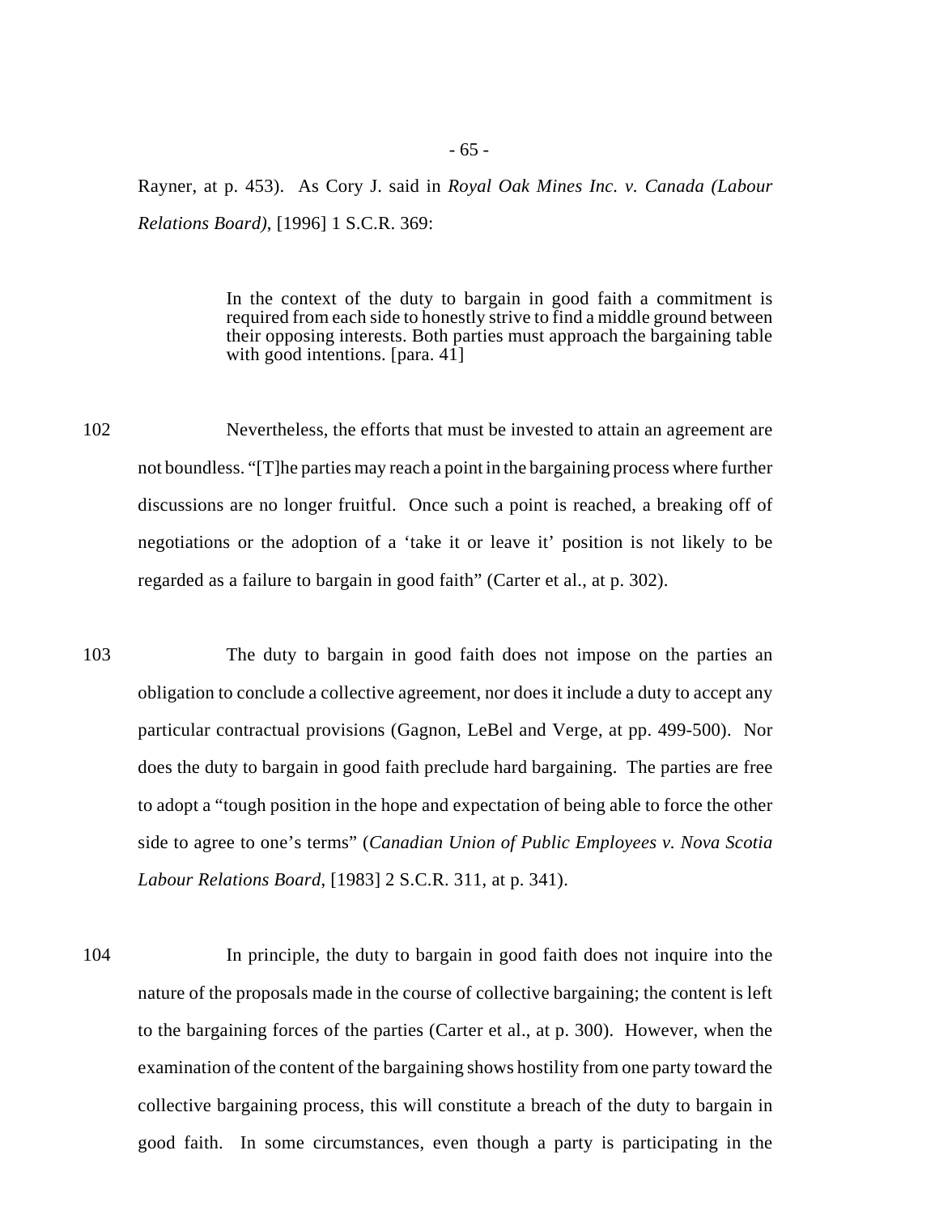Rayner, at p. 453). As Cory J. said in *Royal Oak Mines Inc. v. Canada (Labour Relations Board)*, [1996] 1 S.C.R. 369:

> In the context of the duty to bargain in good faith a commitment is required from each side to honestly strive to find a middle ground between their opposing interests. Both parties must approach the bargaining table with good intentions. [para. 41]

102 Nevertheless, the efforts that must be invested to attain an agreement are not boundless. "[T]he parties may reach a point in the bargaining process where further discussions are no longer fruitful. Once such a point is reached, a breaking off of negotiations or the adoption of a 'take it or leave it' position is not likely to be regarded as a failure to bargain in good faith" (Carter et al., at p. 302).

103 The duty to bargain in good faith does not impose on the parties an obligation to conclude a collective agreement, nor does it include a duty to accept any particular contractual provisions (Gagnon, LeBel and Verge, at pp. 499-500). Nor does the duty to bargain in good faith preclude hard bargaining. The parties are free to adopt a "tough position in the hope and expectation of being able to force the other side to agree to one's terms" (*Canadian Union of Public Employees v. Nova Scotia Labour Relations Board*, [1983] 2 S.C.R. 311, at p. 341).

104 In principle, the duty to bargain in good faith does not inquire into the nature of the proposals made in the course of collective bargaining; the content is left to the bargaining forces of the parties (Carter et al., at p. 300). However, when the examination of the content of the bargaining shows hostility from one party toward the collective bargaining process, this will constitute a breach of the duty to bargain in good faith. In some circumstances, even though a party is participating in the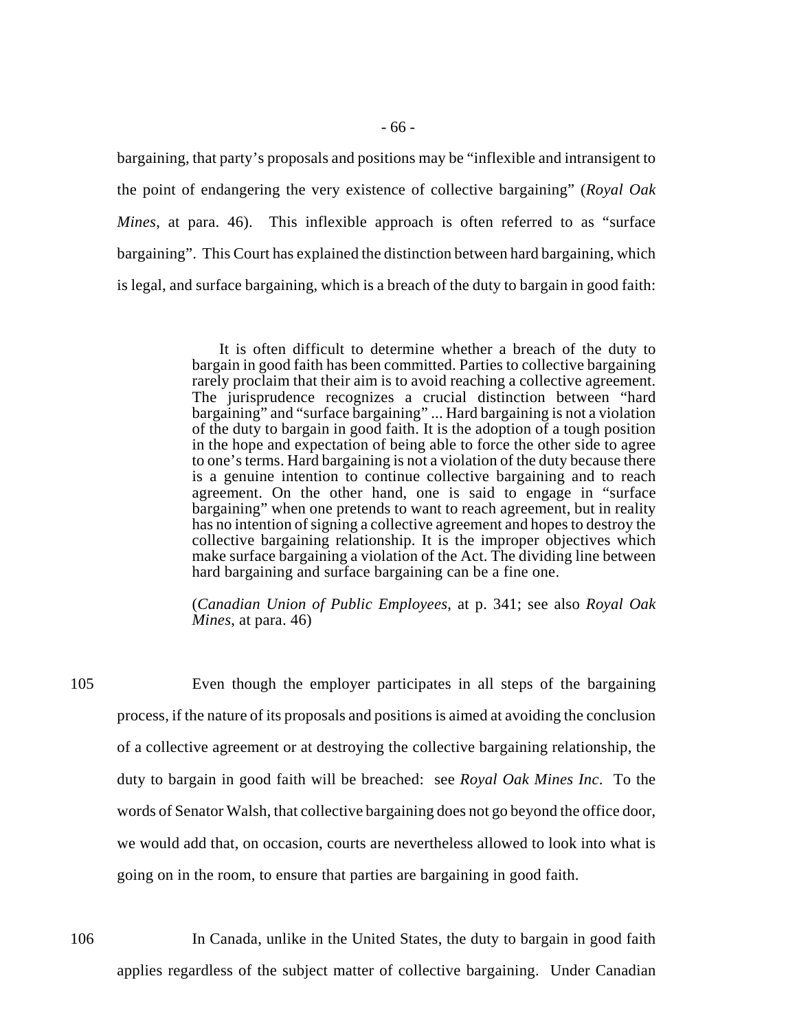bargaining, that party's proposals and positions may be "inflexible and intransigent to the point of endangering the very existence of collective bargaining" (*Royal Oak Mines*, at para. 46). This inflexible approach is often referred to as "surface bargaining". This Court has explained the distinction between hard bargaining, which is legal, and surface bargaining, which is a breach of the duty to bargain in good faith:

> It is often difficult to determine whether a breach of the duty to bargain in good faith has been committed. Parties to collective bargaining rarely proclaim that their aim is to avoid reaching a collective agreement. The jurisprudence recognizes a crucial distinction between "hard bargaining" and "surface bargaining" ... Hard bargaining is not a violation of the duty to bargain in good faith. It is the adoption of a tough position in the hope and expectation of being able to force the other side to agree to one's terms. Hard bargaining is not a violation of the duty because there is a genuine intention to continue collective bargaining and to reach agreement. On the other hand, one is said to engage in "surface bargaining" when one pretends to want to reach agreement, but in reality has no intention of signing a collective agreement and hopes to destroy the collective bargaining relationship. It is the improper objectives which make surface bargaining a violation of the Act. The dividing line between hard bargaining and surface bargaining can be a fine one.
>
> (*Canadian Union of Public Employees*, at p. 341; see also *Royal Oak Mines*, at para. 46)

105 Even though the employer participates in all steps of the bargaining process, if the nature of its proposals and positions is aimed at avoiding the conclusion of a collective agreement or at destroying the collective bargaining relationship, the duty to bargain in good faith will be breached: see *Royal Oak Mines Inc*. To the words of Senator Walsh, that collective bargaining does not go beyond the office door, we would add that, on occasion, courts are nevertheless allowed to look into what is going on in the room, to ensure that parties are bargaining in good faith.

106 In Canada, unlike in the United States, the duty to bargain in good faith applies regardless of the subject matter of collective bargaining. Under Canadian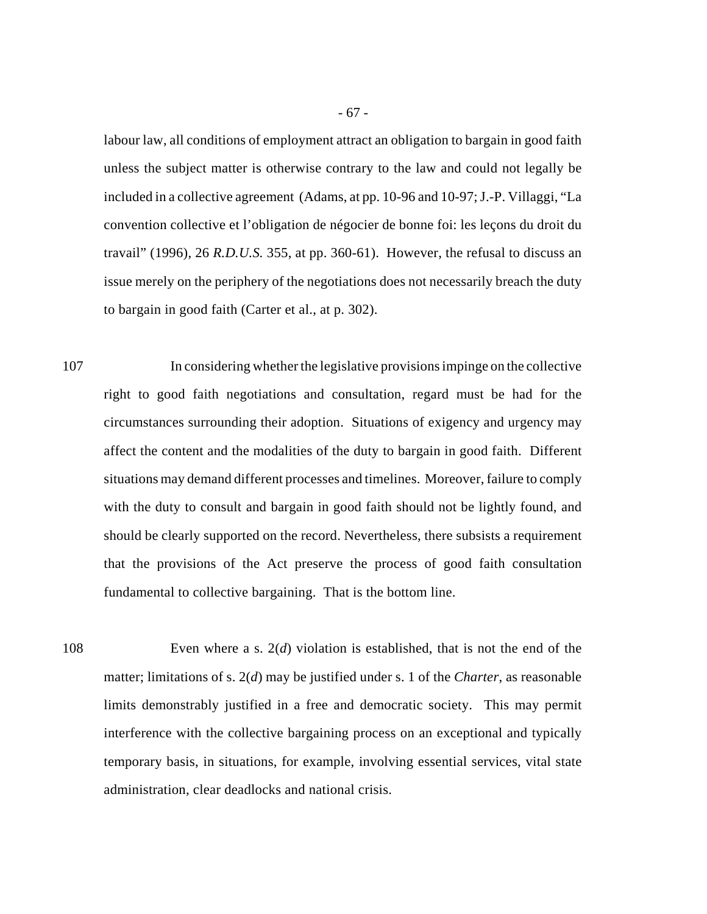labour law, all conditions of employment attract an obligation to bargain in good faith unless the subject matter is otherwise contrary to the law and could not legally be included in a collective agreement (Adams, at pp. 10-96 and 10-97; J.-P. Villaggi, "La convention collective et l'obligation de négocier de bonne foi: les leçons du droit du travail" (1996), 26 *R.D.U.S.* 355, at pp. 360-61). However, the refusal to discuss an issue merely on the periphery of the negotiations does not necessarily breach the duty to bargain in good faith (Carter et al., at p. 302).

107 In considering whether the legislative provisions impinge on the collective right to good faith negotiations and consultation, regard must be had for the circumstances surrounding their adoption. Situations of exigency and urgency may affect the content and the modalities of the duty to bargain in good faith. Different situations may demand different processes and timelines. Moreover, failure to comply with the duty to consult and bargain in good faith should not be lightly found, and should be clearly supported on the record. Nevertheless, there subsists a requirement that the provisions of the Act preserve the process of good faith consultation fundamental to collective bargaining. That is the bottom line.

108 Even where a s. 2(*d*) violation is established, that is not the end of the matter; limitations of s. 2(*d*) may be justified under s. 1 of the *Charter*, as reasonable limits demonstrably justified in a free and democratic society. This may permit interference with the collective bargaining process on an exceptional and typically temporary basis, in situations, for example, involving essential services, vital state administration, clear deadlocks and national crisis.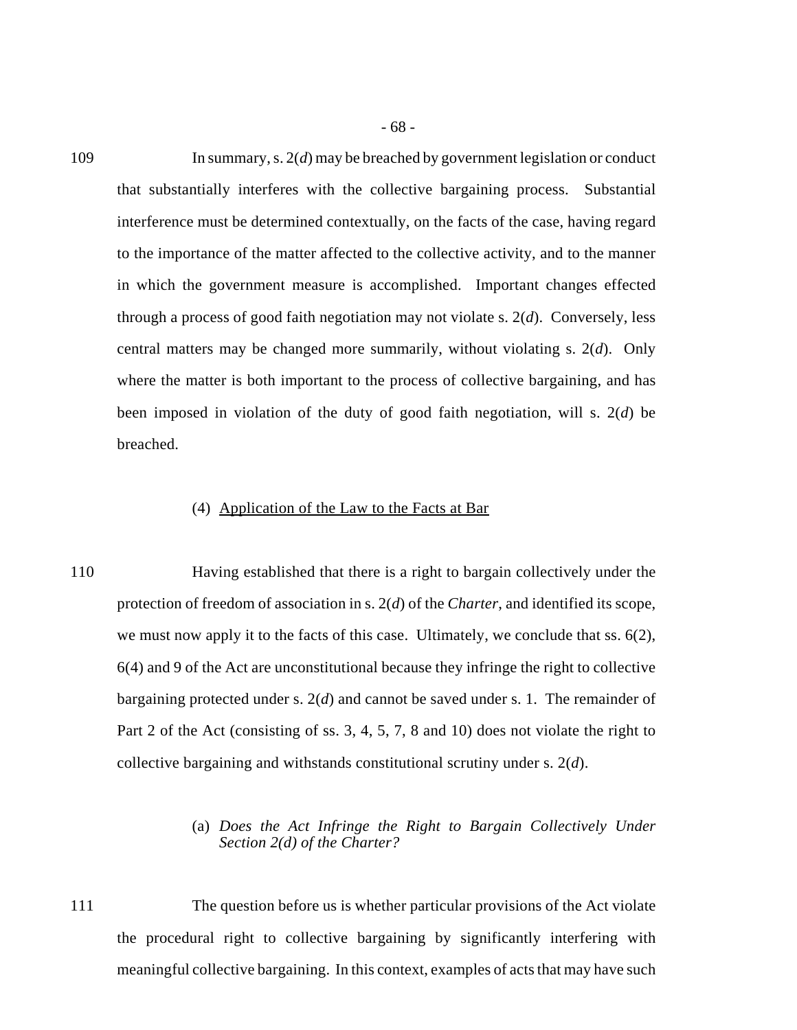109 In summary, s. 2(*d*) may be breached by government legislation or conduct that substantially interferes with the collective bargaining process. Substantial interference must be determined contextually, on the facts of the case, having regard to the importance of the matter affected to the collective activity, and to the manner in which the government measure is accomplished. Important changes effected through a process of good faith negotiation may not violate s. 2(*d*). Conversely, less central matters may be changed more summarily, without violating s. 2(*d*). Only where the matter is both important to the process of collective bargaining, and has been imposed in violation of the duty of good faith negotiation, will s. 2(*d*) be breached.

### (4) Application of the Law to the Facts at Bar

110 Having established that there is a right to bargain collectively under the protection of freedom of association in s. 2(*d*) of the *Charter*, and identified its scope, we must now apply it to the facts of this case. Ultimately, we conclude that ss. 6(2), 6(4) and 9 of the Act are unconstitutional because they infringe the right to collective bargaining protected under s. 2(*d*) and cannot be saved under s. 1. The remainder of Part 2 of the Act (consisting of ss. 3, 4, 5, 7, 8 and 10) does not violate the right to collective bargaining and withstands constitutional scrutiny under s. 2(*d*).

#### (a) *Does the Act Infringe the Right to Bargain Collectively Under Section 2(d) of the Charter?*

111 The question before us is whether particular provisions of the Act violate the procedural right to collective bargaining by significantly interfering with meaningful collective bargaining. In this context, examples of acts that may have such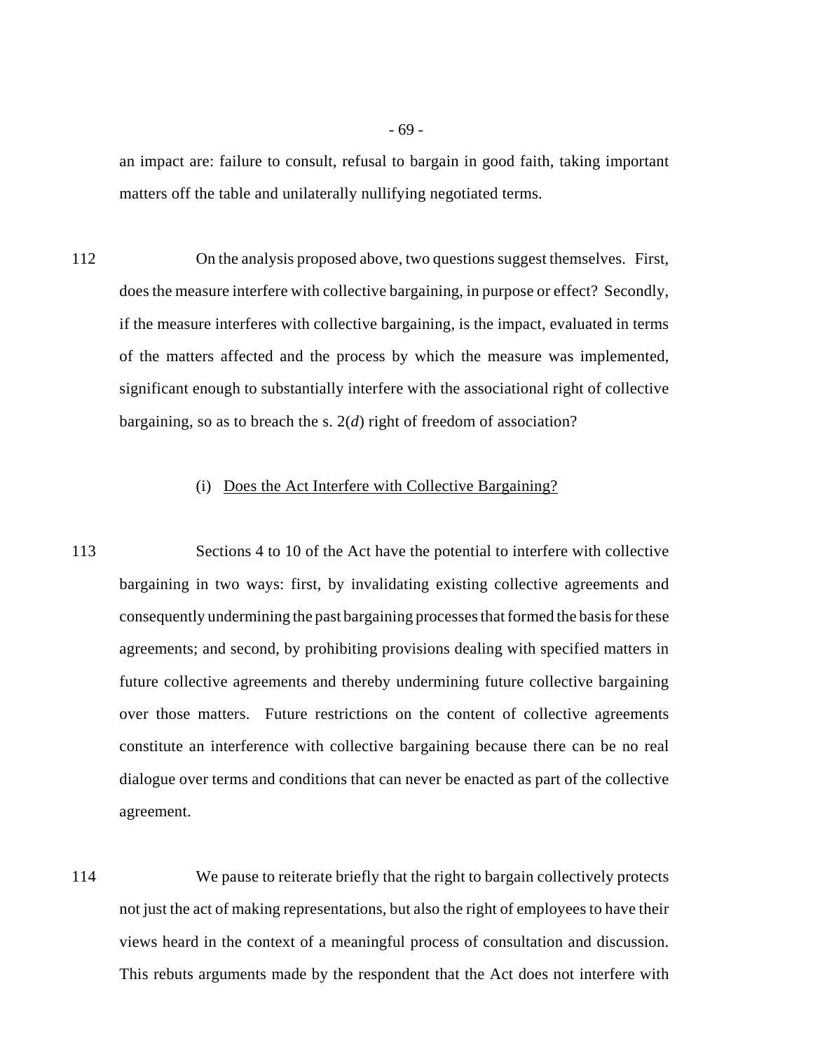an impact are: failure to consult, refusal to bargain in good faith, taking important matters off the table and unilaterally nullifying negotiated terms.

112 On the analysis proposed above, two questions suggest themselves. First, does the measure interfere with collective bargaining, in purpose or effect? Secondly, if the measure interferes with collective bargaining, is the impact, evaluated in terms of the matters affected and the process by which the measure was implemented, significant enough to substantially interfere with the associational right of collective bargaining, so as to breach the s. 2(*d*) right of freedom of association?

(i) Does the Act Interfere with Collective Bargaining?

113 Sections 4 to 10 of the Act have the potential to interfere with collective bargaining in two ways: first, by invalidating existing collective agreements and consequently undermining the past bargaining processes that formed the basis for these agreements; and second, by prohibiting provisions dealing with specified matters in future collective agreements and thereby undermining future collective bargaining over those matters. Future restrictions on the content of collective agreements constitute an interference with collective bargaining because there can be no real dialogue over terms and conditions that can never be enacted as part of the collective agreement.

114 We pause to reiterate briefly that the right to bargain collectively protects not just the act of making representations, but also the right of employees to have their views heard in the context of a meaningful process of consultation and discussion. This rebuts arguments made by the respondent that the Act does not interfere with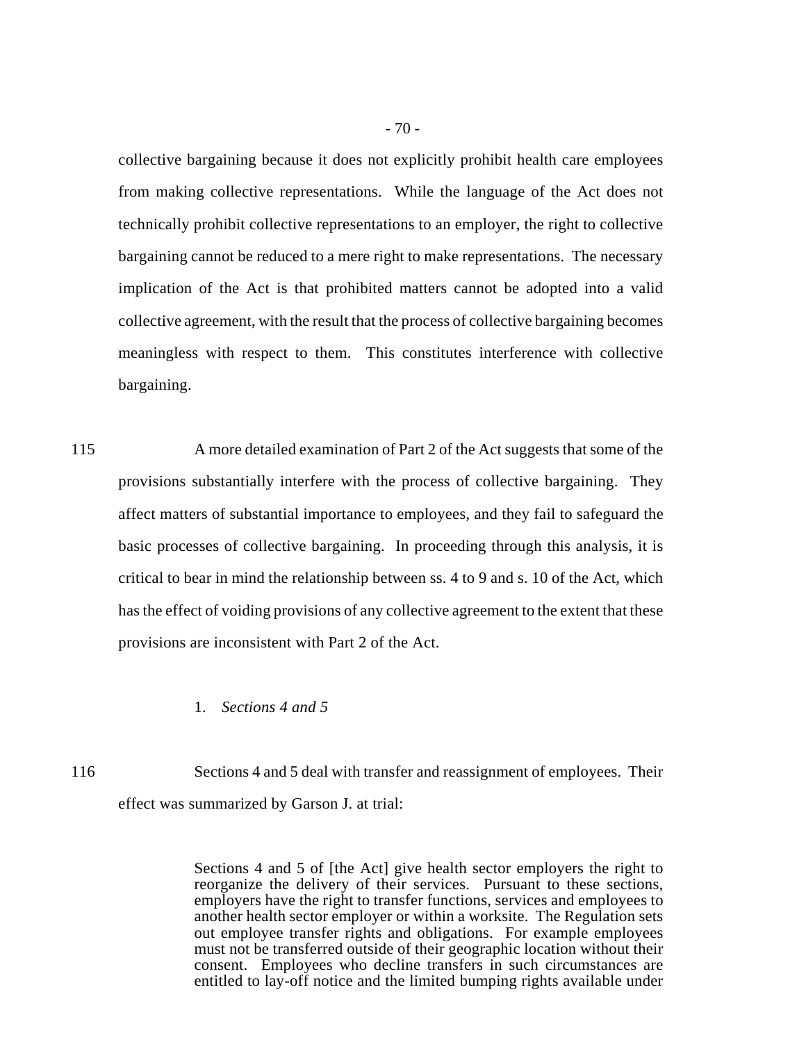collective bargaining because it does not explicitly prohibit health care employees from making collective representations. While the language of the Act does not technically prohibit collective representations to an employer, the right to collective bargaining cannot be reduced to a mere right to make representations. The necessary implication of the Act is that prohibited matters cannot be adopted into a valid collective agreement, with the result that the process of collective bargaining becomes meaningless with respect to them. This constitutes interference with collective bargaining.

115 A more detailed examination of Part 2 of the Act suggests that some of the provisions substantially interfere with the process of collective bargaining. They affect matters of substantial importance to employees, and they fail to safeguard the basic processes of collective bargaining. In proceeding through this analysis, it is critical to bear in mind the relationship between ss. 4 to 9 and s. 10 of the Act, which has the effect of voiding provisions of any collective agreement to the extent that these provisions are inconsistent with Part 2 of the Act.

1. *Sections 4 and 5*

116 Sections 4 and 5 deal with transfer and reassignment of employees. Their effect was summarized by Garson J. at trial:

> Sections 4 and 5 of [the Act] give health sector employers the right to reorganize the delivery of their services. Pursuant to these sections, employers have the right to transfer functions, services and employees to another health sector employer or within a worksite. The Regulation sets out employee transfer rights and obligations. For example employees must not be transferred outside of their geographic location without their consent. Employees who decline transfers in such circumstances are entitled to lay-off notice and the limited bumping rights available under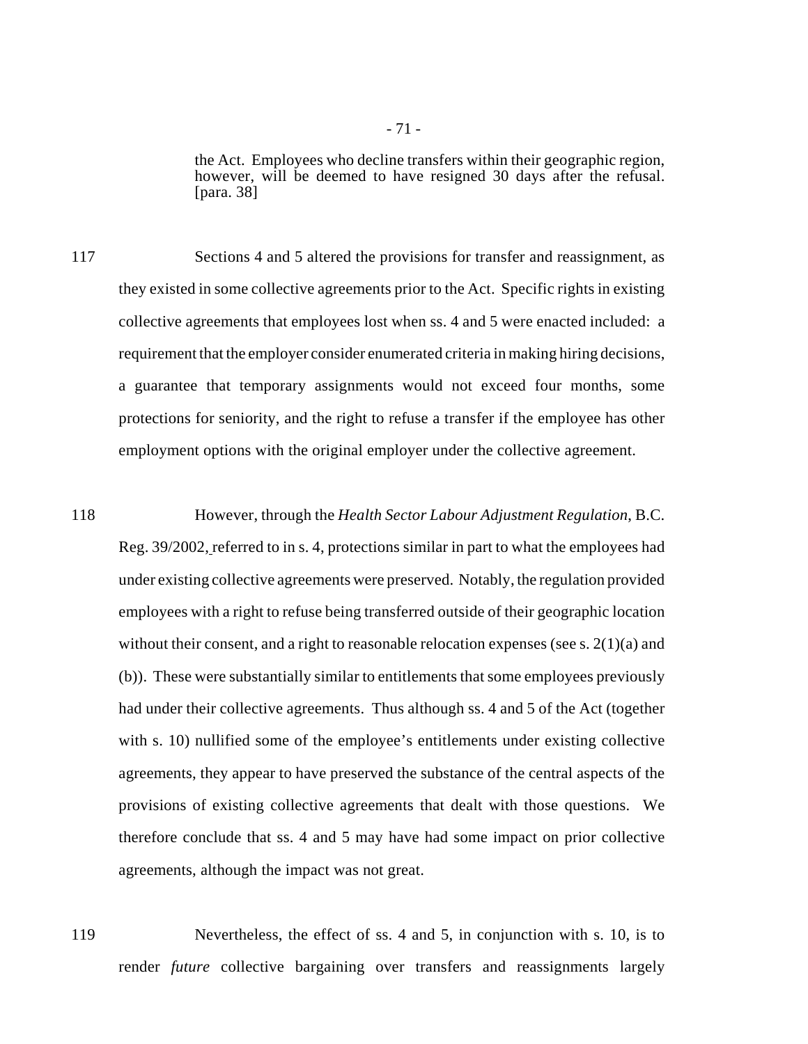> the Act. Employees who decline transfers within their geographic region, however, will be deemed to have resigned 30 days after the refusal. [para. 38]

117 Sections 4 and 5 altered the provisions for transfer and reassignment, as they existed in some collective agreements prior to the Act. Specific rights in existing collective agreements that employees lost when ss. 4 and 5 were enacted included: a requirement that the employer consider enumerated criteria in making hiring decisions, a guarantee that temporary assignments would not exceed four months, some protections for seniority, and the right to refuse a transfer if the employee has other employment options with the original employer under the collective agreement.

118 However, through the *Health Sector Labour Adjustment Regulation*, B.C. Reg. 39/2002, referred to in s. 4, protections similar in part to what the employees had under existing collective agreements were preserved. Notably, the regulation provided employees with a right to refuse being transferred outside of their geographic location without their consent, and a right to reasonable relocation expenses (see s. 2(1)(a) and (b)). These were substantially similar to entitlements that some employees previously had under their collective agreements. Thus although ss. 4 and 5 of the Act (together with s. 10) nullified some of the employee's entitlements under existing collective agreements, they appear to have preserved the substance of the central aspects of the provisions of existing collective agreements that dealt with those questions. We therefore conclude that ss. 4 and 5 may have had some impact on prior collective agreements, although the impact was not great.

119 Nevertheless, the effect of ss. 4 and 5, in conjunction with s. 10, is to render *future* collective bargaining over transfers and reassignments largely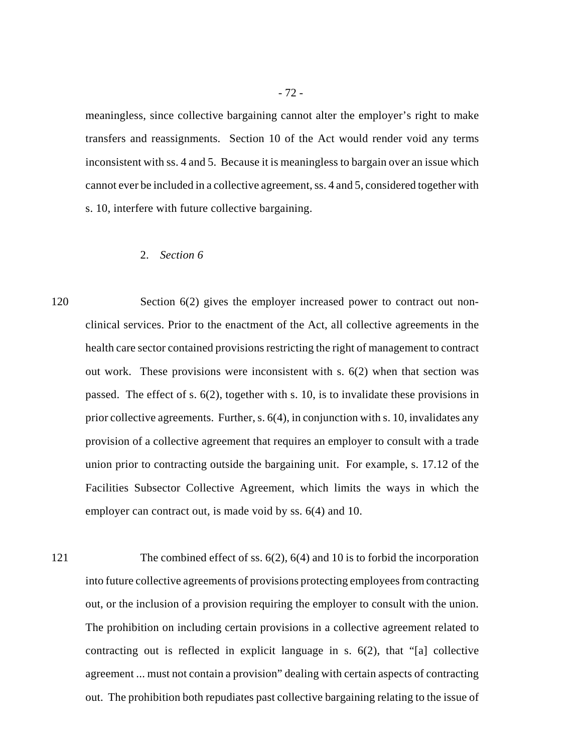meaningless, since collective bargaining cannot alter the employer's right to make transfers and reassignments. Section 10 of the Act would render void any terms inconsistent with ss. 4 and 5. Because it is meaningless to bargain over an issue which cannot ever be included in a collective agreement, ss. 4 and 5, considered together with s. 10, interfere with future collective bargaining.

2. *Section 6*

120 Section 6(2) gives the employer increased power to contract out non-clinical services. Prior to the enactment of the Act, all collective agreements in the health care sector contained provisions restricting the right of management to contract out work. These provisions were inconsistent with s. 6(2) when that section was passed. The effect of s. 6(2), together with s. 10, is to invalidate these provisions in prior collective agreements. Further, s. 6(4), in conjunction with s. 10, invalidates any provision of a collective agreement that requires an employer to consult with a trade union prior to contracting outside the bargaining unit. For example, s. 17.12 of the Facilities Subsector Collective Agreement, which limits the ways in which the employer can contract out, is made void by ss. 6(4) and 10.

121 The combined effect of ss. 6(2), 6(4) and 10 is to forbid the incorporation into future collective agreements of provisions protecting employees from contracting out, or the inclusion of a provision requiring the employer to consult with the union. The prohibition on including certain provisions in a collective agreement related to contracting out is reflected in explicit language in s. 6(2), that "[a] collective agreement ... must not contain a provision" dealing with certain aspects of contracting out. The prohibition both repudiates past collective bargaining relating to the issue of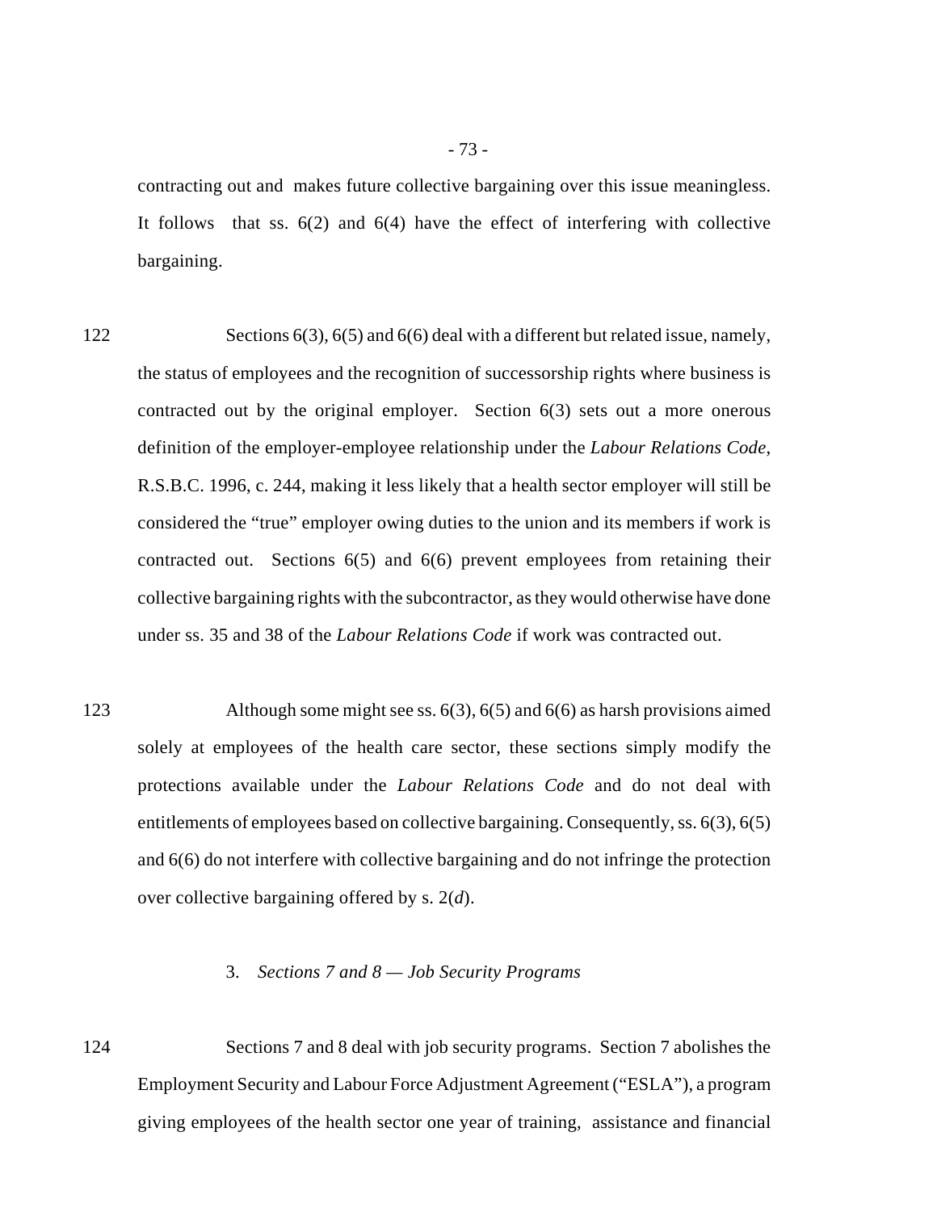contracting out and makes future collective bargaining over this issue meaningless. It follows that ss. 6(2) and 6(4) have the effect of interfering with collective bargaining.

122 Sections 6(3), 6(5) and 6(6) deal with a different but related issue, namely, the status of employees and the recognition of successorship rights where business is contracted out by the original employer. Section 6(3) sets out a more onerous definition of the employer-employee relationship under the *Labour Relations Code*, R.S.B.C. 1996, c. 244, making it less likely that a health sector employer will still be considered the "true" employer owing duties to the union and its members if work is contracted out. Sections 6(5) and 6(6) prevent employees from retaining their collective bargaining rights with the subcontractor, as they would otherwise have done under ss. 35 and 38 of the *Labour Relations Code* if work was contracted out.

123 Although some might see ss. 6(3), 6(5) and 6(6) as harsh provisions aimed solely at employees of the health care sector, these sections simply modify the protections available under the *Labour Relations Code* and do not deal with entitlements of employees based on collective bargaining. Consequently, ss. 6(3), 6(5) and 6(6) do not interfere with collective bargaining and do not infringe the protection over collective bargaining offered by s. 2(*d*).

### 3. *Sections 7 and 8 — Job Security Programs*

124 Sections 7 and 8 deal with job security programs. Section 7 abolishes the Employment Security and Labour Force Adjustment Agreement ("ESLA"), a program giving employees of the health sector one year of training, assistance and financial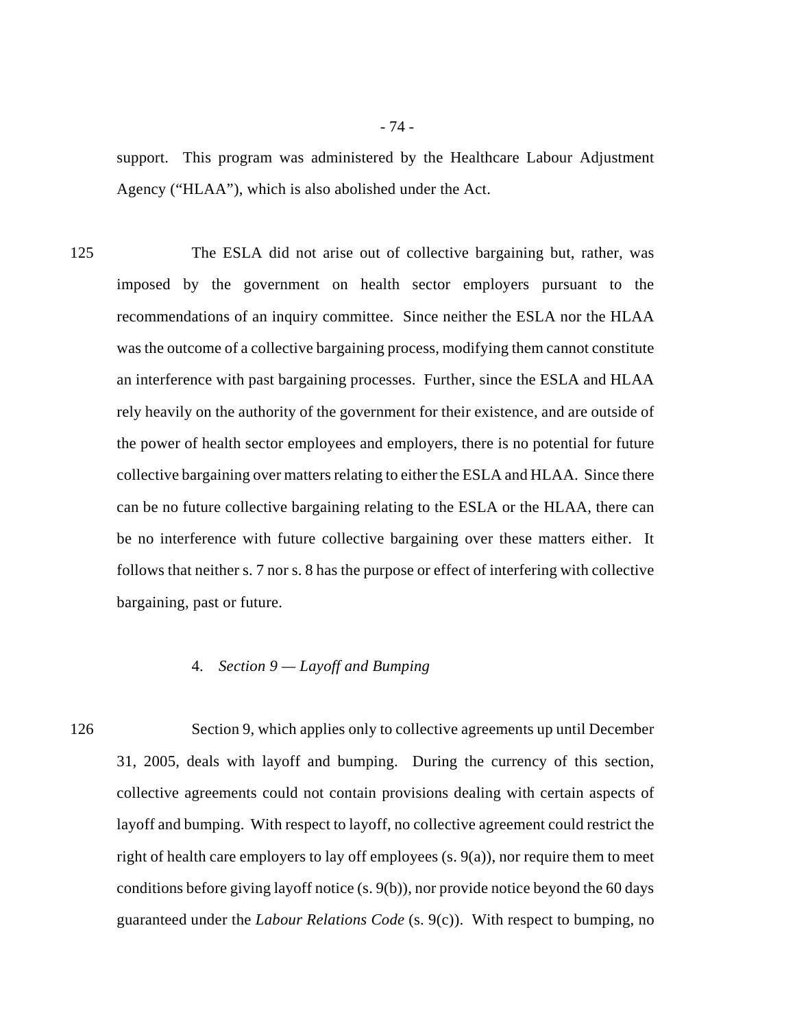support. This program was administered by the Healthcare Labour Adjustment Agency ("HLAA"), which is also abolished under the Act.

125 The ESLA did not arise out of collective bargaining but, rather, was imposed by the government on health sector employers pursuant to the recommendations of an inquiry committee. Since neither the ESLA nor the HLAA was the outcome of a collective bargaining process, modifying them cannot constitute an interference with past bargaining processes. Further, since the ESLA and HLAA rely heavily on the authority of the government for their existence, and are outside of the power of health sector employees and employers, there is no potential for future collective bargaining over matters relating to either the ESLA and HLAA. Since there can be no future collective bargaining relating to the ESLA or the HLAA, there can be no interference with future collective bargaining over these matters either. It follows that neither s. 7 nor s. 8 has the purpose or effect of interfering with collective bargaining, past or future.

#### 4. *Section 9 — Layoff and Bumping*

126 Section 9, which applies only to collective agreements up until December 31, 2005, deals with layoff and bumping. During the currency of this section, collective agreements could not contain provisions dealing with certain aspects of layoff and bumping. With respect to layoff, no collective agreement could restrict the right of health care employers to lay off employees (s. 9(a)), nor require them to meet conditions before giving layoff notice (s. 9(b)), nor provide notice beyond the 60 days guaranteed under the *Labour Relations Code* (s. 9(c)). With respect to bumping, no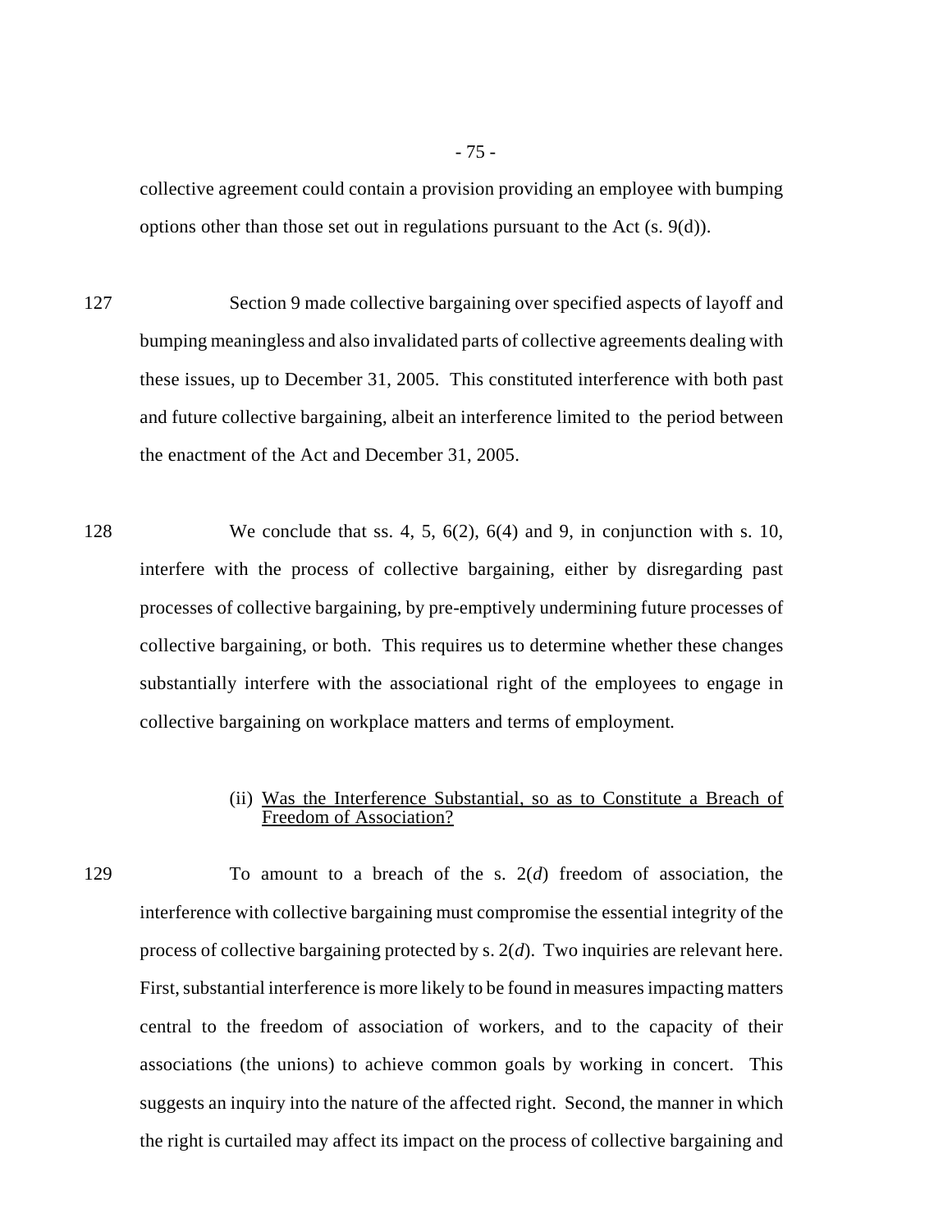collective agreement could contain a provision providing an employee with bumping options other than those set out in regulations pursuant to the Act (s. 9(d)).

127 Section 9 made collective bargaining over specified aspects of layoff and bumping meaningless and also invalidated parts of collective agreements dealing with these issues, up to December 31, 2005. This constituted interference with both past and future collective bargaining, albeit an interference limited to the period between the enactment of the Act and December 31, 2005.

128 We conclude that ss. 4, 5, 6(2), 6(4) and 9, in conjunction with s. 10, interfere with the process of collective bargaining, either by disregarding past processes of collective bargaining, by pre-emptively undermining future processes of collective bargaining, or both. This requires us to determine whether these changes substantially interfere with the associational right of the employees to engage in collective bargaining on workplace matters and terms of employment.

(ii) <u>Was the Interference Substantial, so as to Constitute a Breach of Freedom of Association?</u>

129 To amount to a breach of the s. 2(*d*) freedom of association, the interference with collective bargaining must compromise the essential integrity of the process of collective bargaining protected by s. 2(*d*). Two inquiries are relevant here. First, substantial interference is more likely to be found in measures impacting matters central to the freedom of association of workers, and to the capacity of their associations (the unions) to achieve common goals by working in concert. This suggests an inquiry into the nature of the affected right. Second, the manner in which the right is curtailed may affect its impact on the process of collective bargaining and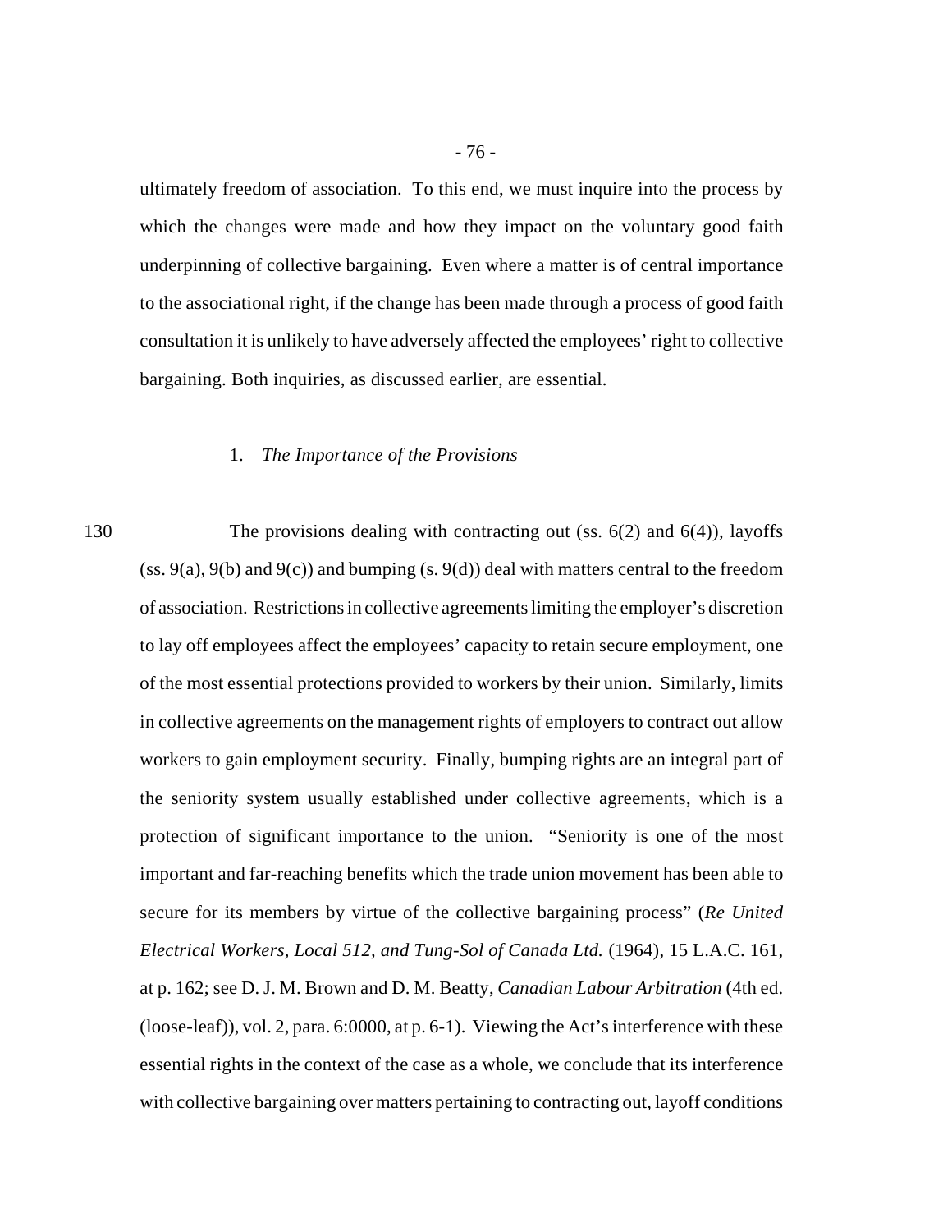ultimately freedom of association. To this end, we must inquire into the process by which the changes were made and how they impact on the voluntary good faith underpinning of collective bargaining. Even where a matter is of central importance to the associational right, if the change has been made through a process of good faith consultation it is unlikely to have adversely affected the employees' right to collective bargaining. Both inquiries, as discussed earlier, are essential.

### 1. *The Importance of the Provisions*

130 The provisions dealing with contracting out (ss. 6(2) and 6(4)), layoffs (ss. 9(a), 9(b) and 9(c)) and bumping (s. 9(d)) deal with matters central to the freedom of association. Restrictions in collective agreements limiting the employer's discretion to lay off employees affect the employees' capacity to retain secure employment, one of the most essential protections provided to workers by their union. Similarly, limits in collective agreements on the management rights of employers to contract out allow workers to gain employment security. Finally, bumping rights are an integral part of the seniority system usually established under collective agreements, which is a protection of significant importance to the union. "Seniority is one of the most important and far-reaching benefits which the trade union movement has been able to secure for its members by virtue of the collective bargaining process" (*Re United Electrical Workers, Local 512, and Tung-Sol of Canada Ltd.* (1964), 15 L.A.C. 161, at p. 162; see D. J. M. Brown and D. M. Beatty, *Canadian Labour Arbitration* (4th ed. (loose-leaf)), vol. 2, para. 6:0000, at p. 6-1). Viewing the Act's interference with these essential rights in the context of the case as a whole, we conclude that its interference with collective bargaining over matters pertaining to contracting out, layoff conditions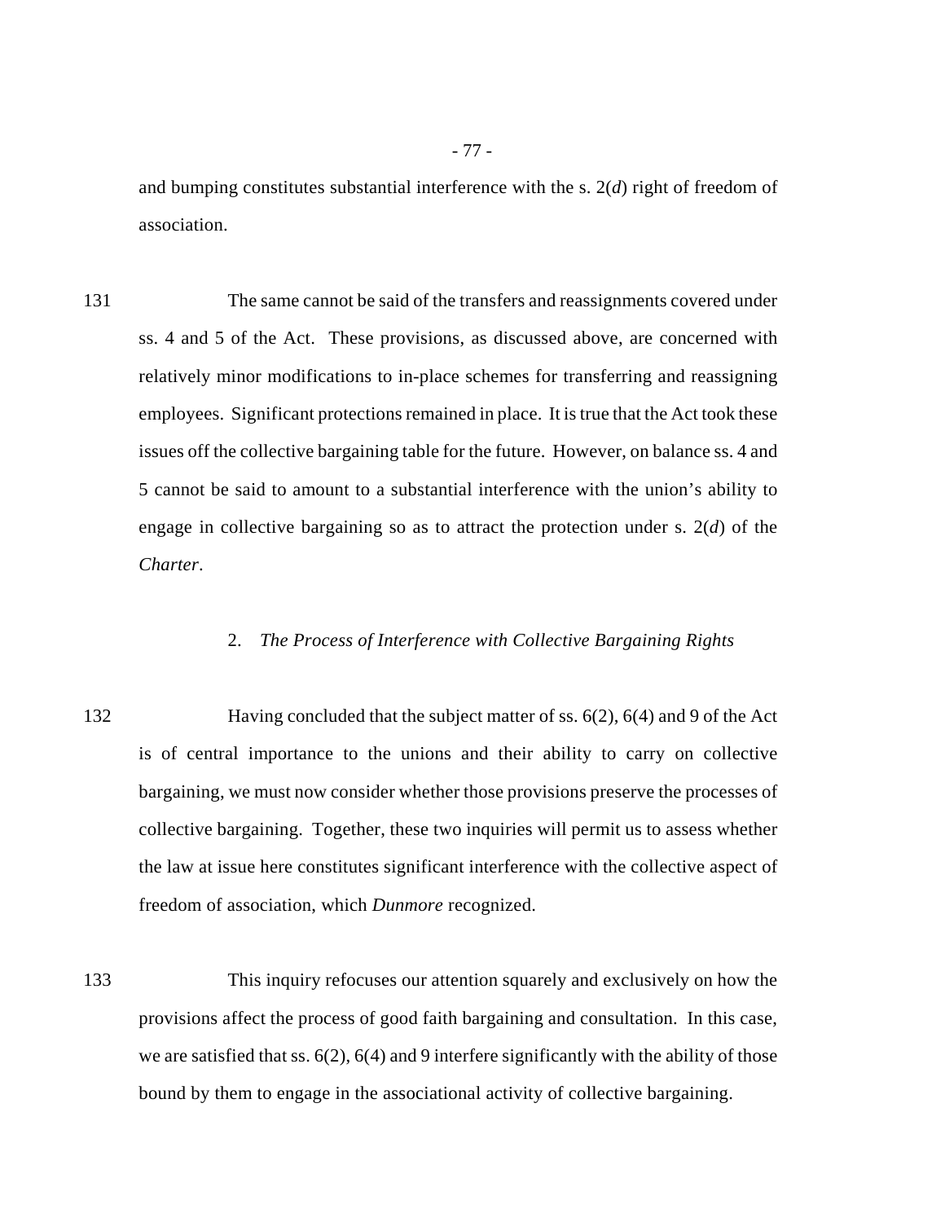and bumping constitutes substantial interference with the s. 2(*d*) right of freedom of association.

131 The same cannot be said of the transfers and reassignments covered under ss. 4 and 5 of the Act. These provisions, as discussed above, are concerned with relatively minor modifications to in-place schemes for transferring and reassigning employees. Significant protections remained in place. It is true that the Act took these issues off the collective bargaining table for the future. However, on balance ss. 4 and 5 cannot be said to amount to a substantial interference with the union's ability to engage in collective bargaining so as to attract the protection under s. 2(*d*) of the *Charter*.

### 2. *The Process of Interference with Collective Bargaining Rights*

132 Having concluded that the subject matter of ss. 6(2), 6(4) and 9 of the Act is of central importance to the unions and their ability to carry on collective bargaining, we must now consider whether those provisions preserve the processes of collective bargaining. Together, these two inquiries will permit us to assess whether the law at issue here constitutes significant interference with the collective aspect of freedom of association, which *Dunmore* recognized.

133 This inquiry refocuses our attention squarely and exclusively on how the provisions affect the process of good faith bargaining and consultation. In this case, we are satisfied that ss. 6(2), 6(4) and 9 interfere significantly with the ability of those bound by them to engage in the associational activity of collective bargaining.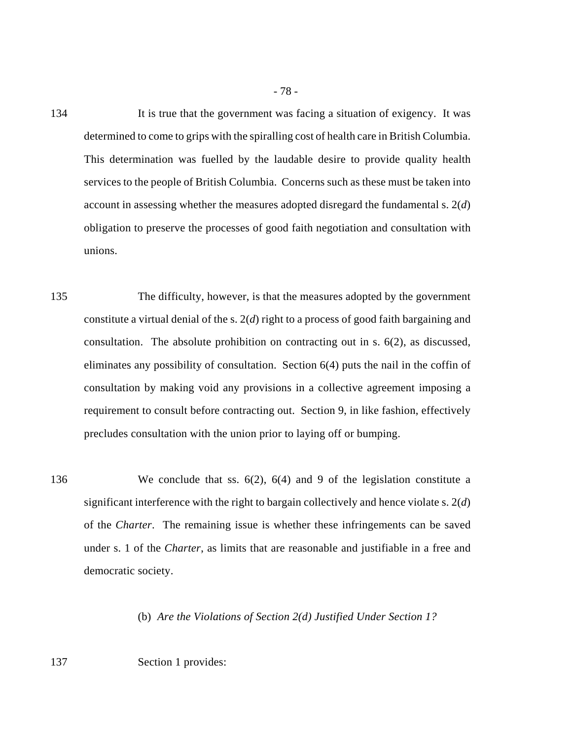134 It is true that the government was facing a situation of exigency. It was determined to come to grips with the spiralling cost of health care in British Columbia. This determination was fuelled by the laudable desire to provide quality health services to the people of British Columbia. Concerns such as these must be taken into account in assessing whether the measures adopted disregard the fundamental s. 2(*d*) obligation to preserve the processes of good faith negotiation and consultation with unions.

135 The difficulty, however, is that the measures adopted by the government constitute a virtual denial of the s. 2(*d*) right to a process of good faith bargaining and consultation. The absolute prohibition on contracting out in s. 6(2), as discussed, eliminates any possibility of consultation. Section 6(4) puts the nail in the coffin of consultation by making void any provisions in a collective agreement imposing a requirement to consult before contracting out. Section 9, in like fashion, effectively precludes consultation with the union prior to laying off or bumping.

136 We conclude that ss. 6(2), 6(4) and 9 of the legislation constitute a significant interference with the right to bargain collectively and hence violate s. 2(*d*) of the *Charter*. The remaining issue is whether these infringements can be saved under s. 1 of the *Charter*, as limits that are reasonable and justifiable in a free and democratic society.

(b) *Are the Violations of Section 2(d) Justified Under Section 1?*

137 Section 1 provides: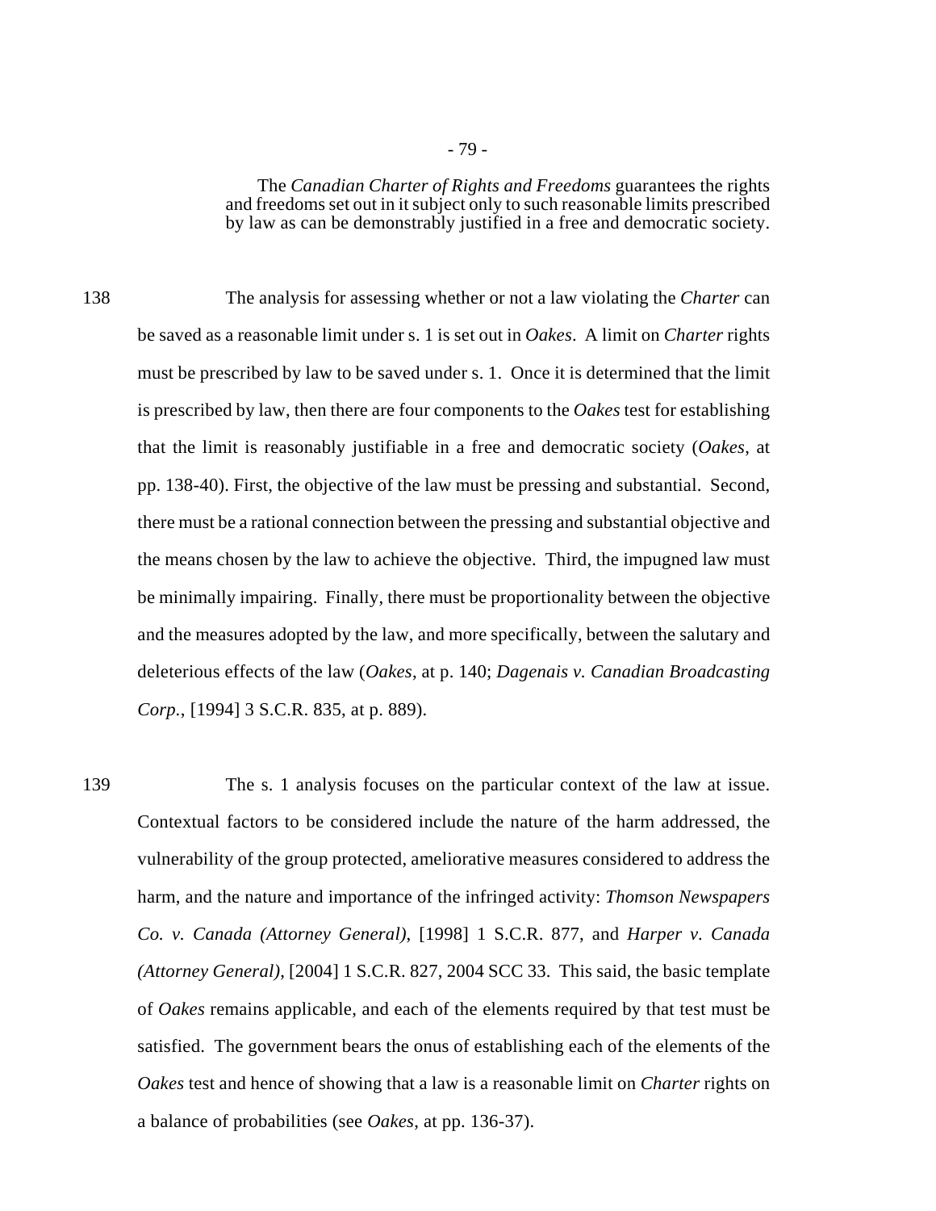> The *Canadian Charter of Rights and Freedoms* guarantees the rights and freedoms set out in it subject only to such reasonable limits prescribed by law as can be demonstrably justified in a free and democratic society.

138 The analysis for assessing whether or not a law violating the *Charter* can be saved as a reasonable limit under s. 1 is set out in *Oakes*. A limit on *Charter* rights must be prescribed by law to be saved under s. 1. Once it is determined that the limit is prescribed by law, then there are four components to the *Oakes* test for establishing that the limit is reasonably justifiable in a free and democratic society (*Oakes*, at pp. 138-40). First, the objective of the law must be pressing and substantial. Second, there must be a rational connection between the pressing and substantial objective and the means chosen by the law to achieve the objective. Third, the impugned law must be minimally impairing. Finally, there must be proportionality between the objective and the measures adopted by the law, and more specifically, between the salutary and deleterious effects of the law (*Oakes*, at p. 140; *Dagenais v. Canadian Broadcasting Corp.*, [1994] 3 S.C.R. 835, at p. 889).

139 The s. 1 analysis focuses on the particular context of the law at issue. Contextual factors to be considered include the nature of the harm addressed, the vulnerability of the group protected, ameliorative measures considered to address the harm, and the nature and importance of the infringed activity: *Thomson Newspapers Co. v. Canada (Attorney General)*, [1998] 1 S.C.R. 877, and *Harper v. Canada (Attorney General)*, [2004] 1 S.C.R. 827, 2004 SCC 33. This said, the basic template of *Oakes* remains applicable, and each of the elements required by that test must be satisfied. The government bears the onus of establishing each of the elements of the *Oakes* test and hence of showing that a law is a reasonable limit on *Charter* rights on a balance of probabilities (see *Oakes*, at pp. 136-37).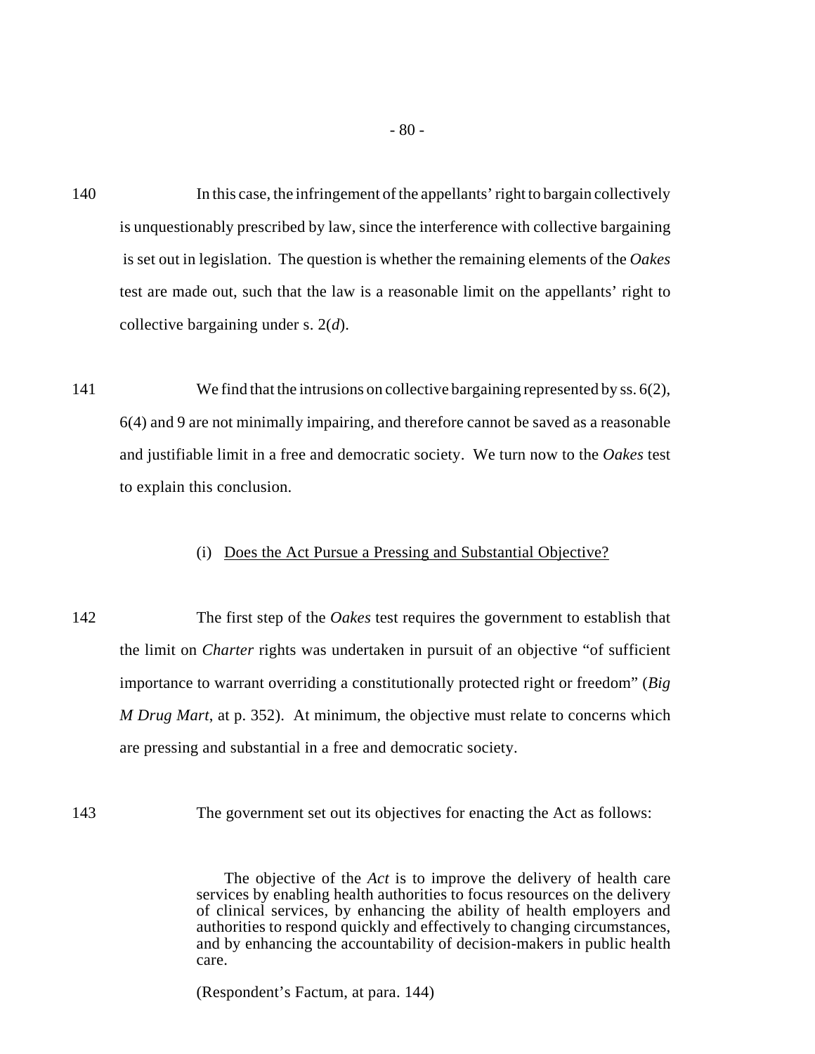140 In this case, the infringement of the appellants' right to bargain collectively is unquestionably prescribed by law, since the interference with collective bargaining is set out in legislation. The question is whether the remaining elements of the *Oakes* test are made out, such that the law is a reasonable limit on the appellants' right to collective bargaining under s. 2(*d*).

141 We find that the intrusions on collective bargaining represented by ss. 6(2), 6(4) and 9 are not minimally impairing, and therefore cannot be saved as a reasonable and justifiable limit in a free and democratic society. We turn now to the *Oakes* test to explain this conclusion.

(i) Does the Act Pursue a Pressing and Substantial Objective?

142 The first step of the *Oakes* test requires the government to establish that the limit on *Charter* rights was undertaken in pursuit of an objective "of sufficient importance to warrant overriding a constitutionally protected right or freedom" (*Big M Drug Mart*, at p. 352). At minimum, the objective must relate to concerns which are pressing and substantial in a free and democratic society.

143 The government set out its objectives for enacting the Act as follows:

> The objective of the *Act* is to improve the delivery of health care services by enabling health authorities to focus resources on the delivery of clinical services, by enhancing the ability of health employers and authorities to respond quickly and effectively to changing circumstances, and by enhancing the accountability of decision-makers in public health care.
>
> (Respondent's Factum, at para. 144)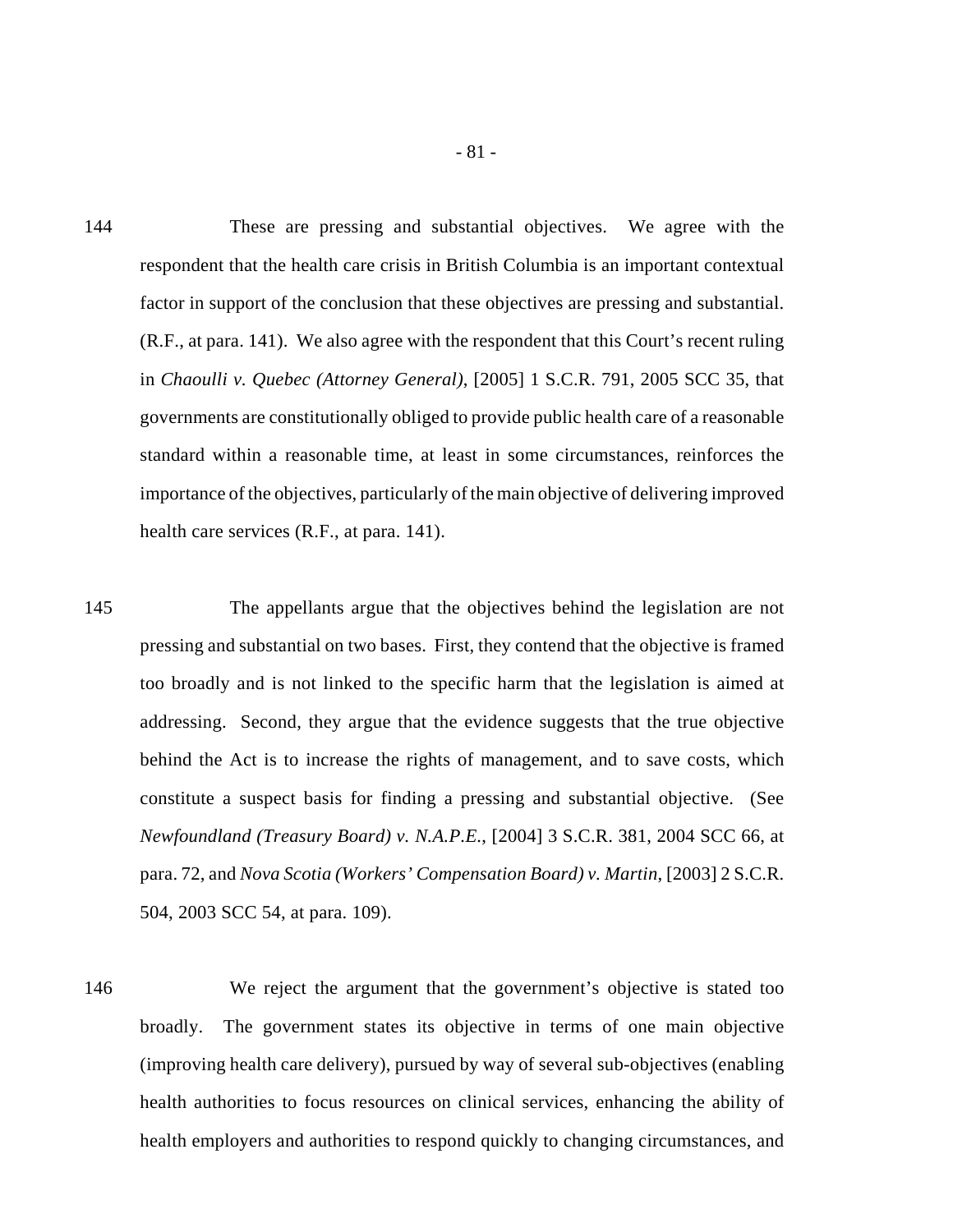144 These are pressing and substantial objectives. We agree with the respondent that the health care crisis in British Columbia is an important contextual factor in support of the conclusion that these objectives are pressing and substantial. (R.F., at para. 141). We also agree with the respondent that this Court's recent ruling in *Chaoulli v. Quebec (Attorney General)*, [2005] 1 S.C.R. 791, 2005 SCC 35, that governments are constitutionally obliged to provide public health care of a reasonable standard within a reasonable time, at least in some circumstances, reinforces the importance of the objectives, particularly of the main objective of delivering improved health care services (R.F., at para. 141).

145 The appellants argue that the objectives behind the legislation are not pressing and substantial on two bases. First, they contend that the objective is framed too broadly and is not linked to the specific harm that the legislation is aimed at addressing. Second, they argue that the evidence suggests that the true objective behind the Act is to increase the rights of management, and to save costs, which constitute a suspect basis for finding a pressing and substantial objective. (See *Newfoundland (Treasury Board) v. N.A.P.E.*, [2004] 3 S.C.R. 381, 2004 SCC 66, at para. 72, and *Nova Scotia (Workers' Compensation Board) v. Martin*, [2003] 2 S.C.R. 504, 2003 SCC 54, at para. 109).

146 We reject the argument that the government's objective is stated too broadly. The government states its objective in terms of one main objective (improving health care delivery), pursued by way of several sub-objectives (enabling health authorities to focus resources on clinical services, enhancing the ability of health employers and authorities to respond quickly to changing circumstances, and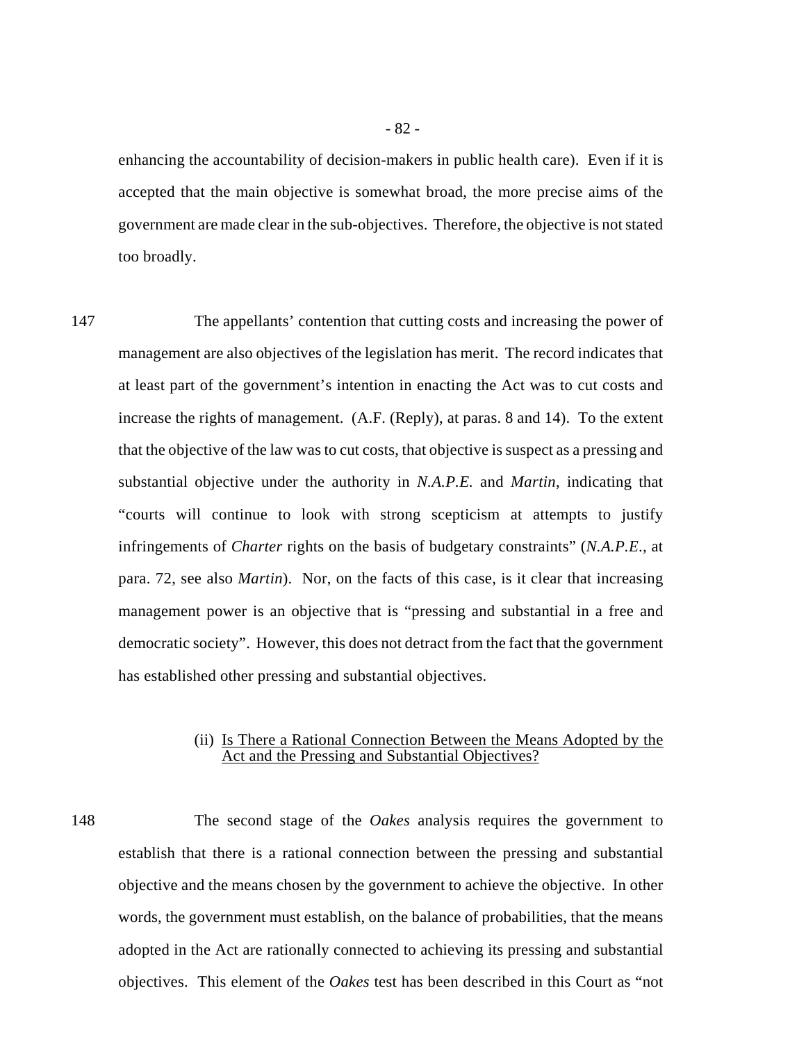enhancing the accountability of decision-makers in public health care). Even if it is accepted that the main objective is somewhat broad, the more precise aims of the government are made clear in the sub-objectives. Therefore, the objective is not stated too broadly.

147 The appellants' contention that cutting costs and increasing the power of management are also objectives of the legislation has merit. The record indicates that at least part of the government's intention in enacting the Act was to cut costs and increase the rights of management. (A.F. (Reply), at paras. 8 and 14). To the extent that the objective of the law was to cut costs, that objective is suspect as a pressing and substantial objective under the authority in *N.A.P.E.* and *Martin*, indicating that "courts will continue to look with strong scepticism at attempts to justify infringements of *Charter* rights on the basis of budgetary constraints" (*N.A.P.E.*, at para. 72, see also *Martin*). Nor, on the facts of this case, is it clear that increasing management power is an objective that is "pressing and substantial in a free and democratic society". However, this does not detract from the fact that the government has established other pressing and substantial objectives.

(ii) Is There a Rational Connection Between the Means Adopted by the Act and the Pressing and Substantial Objectives?

148 The second stage of the *Oakes* analysis requires the government to establish that there is a rational connection between the pressing and substantial objective and the means chosen by the government to achieve the objective. In other words, the government must establish, on the balance of probabilities, that the means adopted in the Act are rationally connected to achieving its pressing and substantial objectives. This element of the *Oakes* test has been described in this Court as "not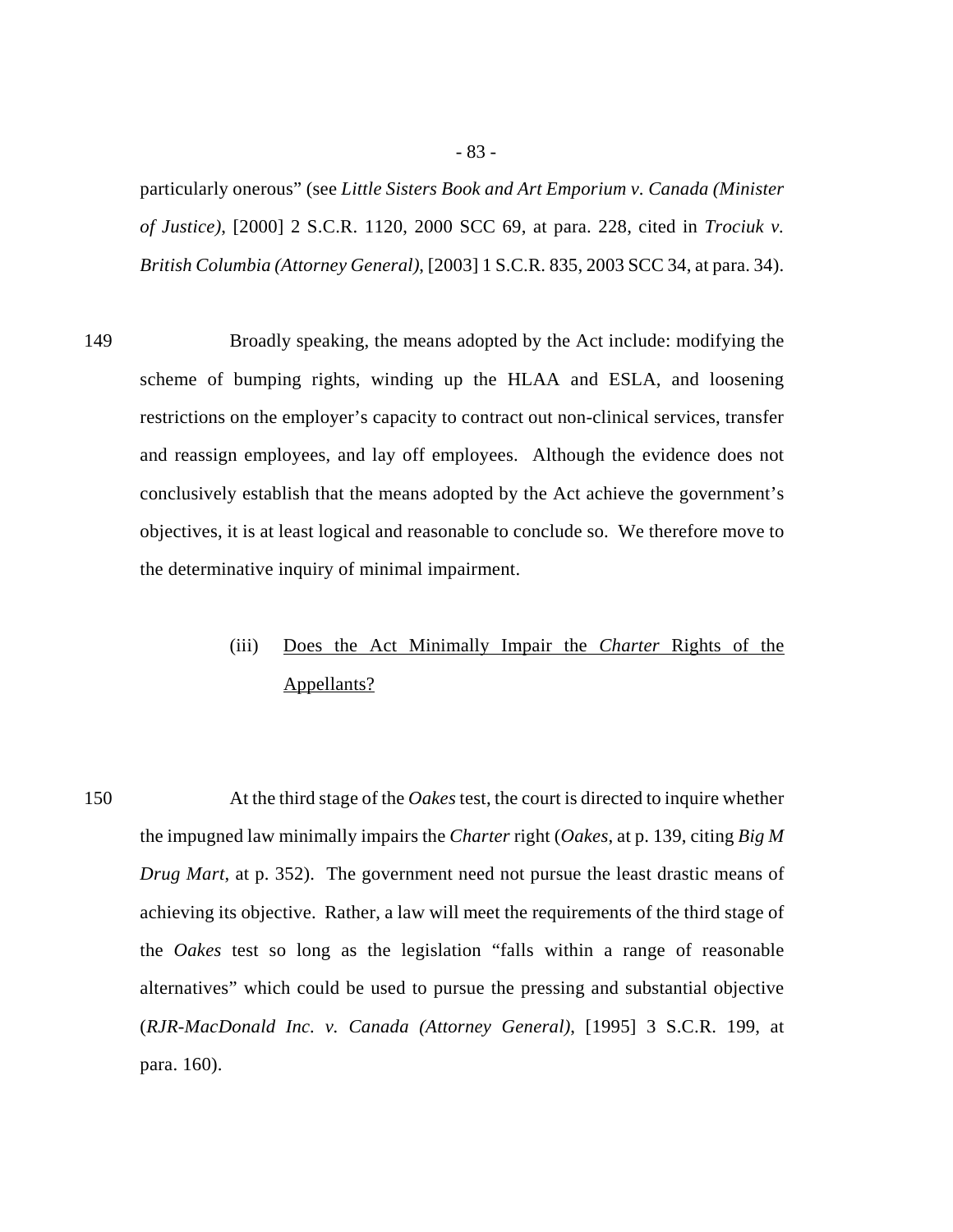particularly onerous" (see *Little Sisters Book and Art Emporium v. Canada (Minister of Justice)*, [2000] 2 S.C.R. 1120, 2000 SCC 69, at para. 228, cited in *Trociuk v. British Columbia (Attorney General)*, [2003] 1 S.C.R. 835, 2003 SCC 34, at para. 34).

149 Broadly speaking, the means adopted by the Act include: modifying the scheme of bumping rights, winding up the HLAA and ESLA, and loosening restrictions on the employer's capacity to contract out non-clinical services, transfer and reassign employees, and lay off employees. Although the evidence does not conclusively establish that the means adopted by the Act achieve the government's objectives, it is at least logical and reasonable to conclude so. We therefore move to the determinative inquiry of minimal impairment.

(iii) <u>Does the Act Minimally Impair the *Charter* Rights of the Appellants?</u>

150 At the third stage of the *Oakes* test, the court is directed to inquire whether the impugned law minimally impairs the *Charter* right (*Oakes*, at p. 139, citing *Big M Drug Mart*, at p. 352). The government need not pursue the least drastic means of achieving its objective. Rather, a law will meet the requirements of the third stage of the *Oakes* test so long as the legislation "falls within a range of reasonable alternatives" which could be used to pursue the pressing and substantial objective (*RJR-MacDonald Inc. v. Canada (Attorney General)*, [1995] 3 S.C.R. 199, at para. 160).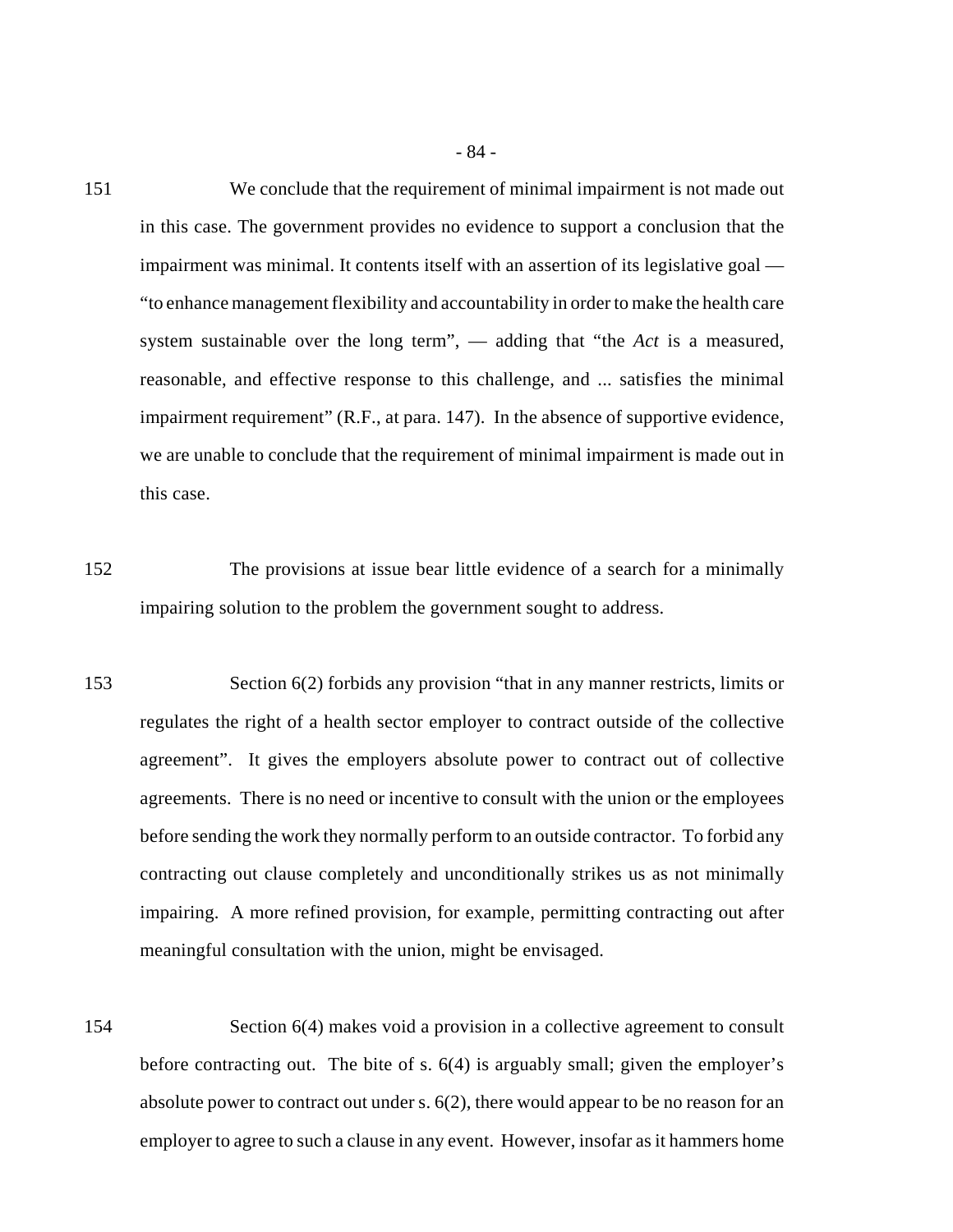151 We conclude that the requirement of minimal impairment is not made out in this case. The government provides no evidence to support a conclusion that the impairment was minimal. It contents itself with an assertion of its legislative goal — "to enhance management flexibility and accountability in order to make the health care system sustainable over the long term", — adding that "the *Act* is a measured, reasonable, and effective response to this challenge, and ... satisfies the minimal impairment requirement" (R.F., at para. 147). In the absence of supportive evidence, we are unable to conclude that the requirement of minimal impairment is made out in this case.

152 The provisions at issue bear little evidence of a search for a minimally impairing solution to the problem the government sought to address.

153 Section 6(2) forbids any provision "that in any manner restricts, limits or regulates the right of a health sector employer to contract outside of the collective agreement". It gives the employers absolute power to contract out of collective agreements. There is no need or incentive to consult with the union or the employees before sending the work they normally perform to an outside contractor. To forbid any contracting out clause completely and unconditionally strikes us as not minimally impairing. A more refined provision, for example, permitting contracting out after meaningful consultation with the union, might be envisaged.

154 Section 6(4) makes void a provision in a collective agreement to consult before contracting out. The bite of s. 6(4) is arguably small; given the employer's absolute power to contract out under s. 6(2), there would appear to be no reason for an employer to agree to such a clause in any event. However, insofar as it hammers home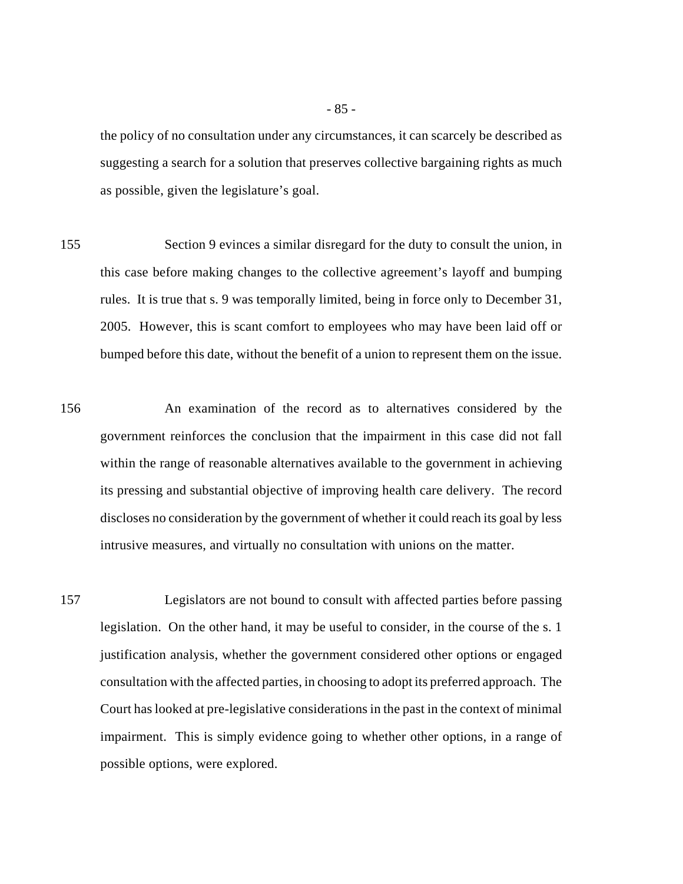the policy of no consultation under any circumstances, it can scarcely be described as suggesting a search for a solution that preserves collective bargaining rights as much as possible, given the legislature's goal.

155 Section 9 evinces a similar disregard for the duty to consult the union, in this case before making changes to the collective agreement's layoff and bumping rules. It is true that s. 9 was temporally limited, being in force only to December 31, 2005. However, this is scant comfort to employees who may have been laid off or bumped before this date, without the benefit of a union to represent them on the issue.

156 An examination of the record as to alternatives considered by the government reinforces the conclusion that the impairment in this case did not fall within the range of reasonable alternatives available to the government in achieving its pressing and substantial objective of improving health care delivery. The record discloses no consideration by the government of whether it could reach its goal by less intrusive measures, and virtually no consultation with unions on the matter.

157 Legislators are not bound to consult with affected parties before passing legislation. On the other hand, it may be useful to consider, in the course of the s. 1 justification analysis, whether the government considered other options or engaged consultation with the affected parties, in choosing to adopt its preferred approach. The Court has looked at pre-legislative considerations in the past in the context of minimal impairment. This is simply evidence going to whether other options, in a range of possible options, were explored.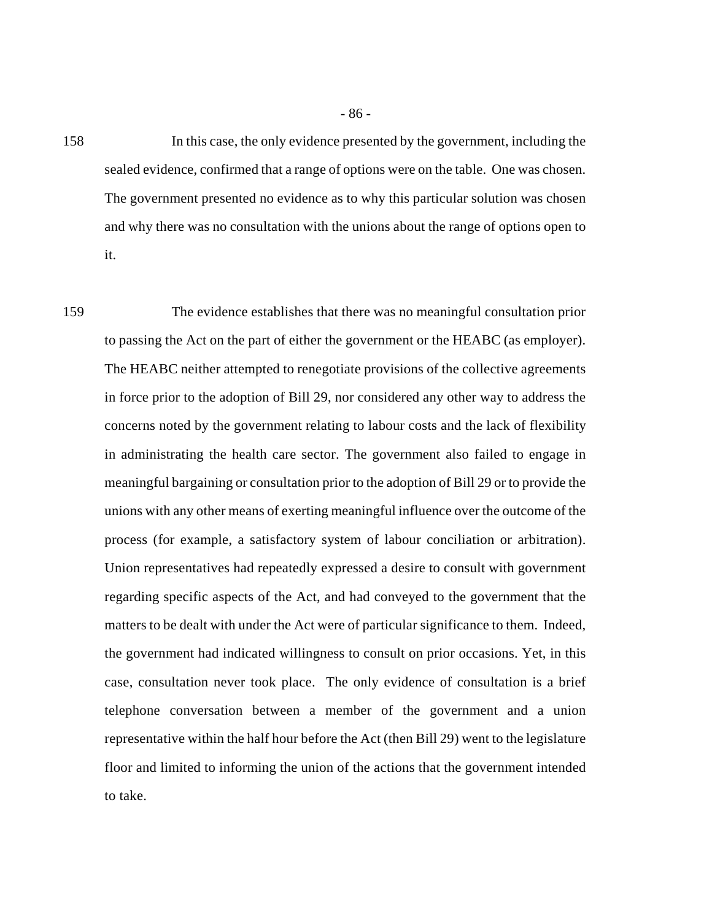158 In this case, the only evidence presented by the government, including the sealed evidence, confirmed that a range of options were on the table. One was chosen. The government presented no evidence as to why this particular solution was chosen and why there was no consultation with the unions about the range of options open to it.

159 The evidence establishes that there was no meaningful consultation prior to passing the Act on the part of either the government or the HEABC (as employer). The HEABC neither attempted to renegotiate provisions of the collective agreements in force prior to the adoption of Bill 29, nor considered any other way to address the concerns noted by the government relating to labour costs and the lack of flexibility in administrating the health care sector. The government also failed to engage in meaningful bargaining or consultation prior to the adoption of Bill 29 or to provide the unions with any other means of exerting meaningful influence over the outcome of the process (for example, a satisfactory system of labour conciliation or arbitration). Union representatives had repeatedly expressed a desire to consult with government regarding specific aspects of the Act, and had conveyed to the government that the matters to be dealt with under the Act were of particular significance to them. Indeed, the government had indicated willingness to consult on prior occasions. Yet, in this case, consultation never took place. The only evidence of consultation is a brief telephone conversation between a member of the government and a union representative within the half hour before the Act (then Bill 29) went to the legislature floor and limited to informing the union of the actions that the government intended to take.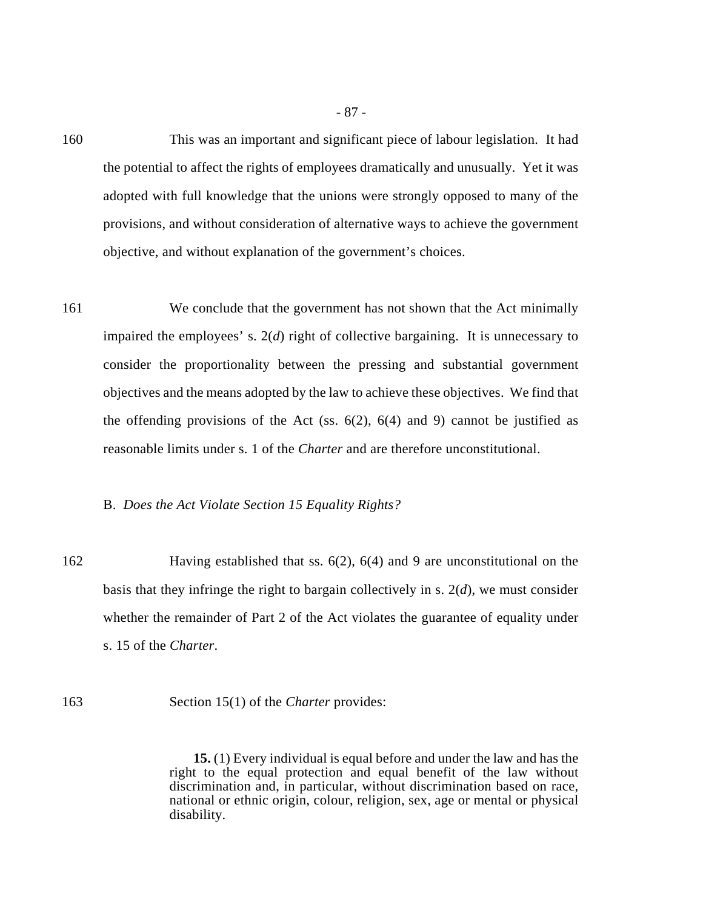160 This was an important and significant piece of labour legislation. It had the potential to affect the rights of employees dramatically and unusually. Yet it was adopted with full knowledge that the unions were strongly opposed to many of the provisions, and without consideration of alternative ways to achieve the government objective, and without explanation of the government's choices.

161 We conclude that the government has not shown that the Act minimally impaired the employees' s. 2(*d*) right of collective bargaining. It is unnecessary to consider the proportionality between the pressing and substantial government objectives and the means adopted by the law to achieve these objectives. We find that the offending provisions of the Act (ss. 6(2), 6(4) and 9) cannot be justified as reasonable limits under s. 1 of the *Charter* and are therefore unconstitutional.

B. *Does the Act Violate Section 15 Equality Rights?*

162 Having established that ss. 6(2), 6(4) and 9 are unconstitutional on the basis that they infringe the right to bargain collectively in s. 2(*d*), we must consider whether the remainder of Part 2 of the Act violates the guarantee of equality under s. 15 of the *Charter*.

163 Section 15(1) of the *Charter* provides:

> **15.** (1) Every individual is equal before and under the law and has the right to the equal protection and equal benefit of the law without discrimination and, in particular, without discrimination based on race, national or ethnic origin, colour, religion, sex, age or mental or physical disability.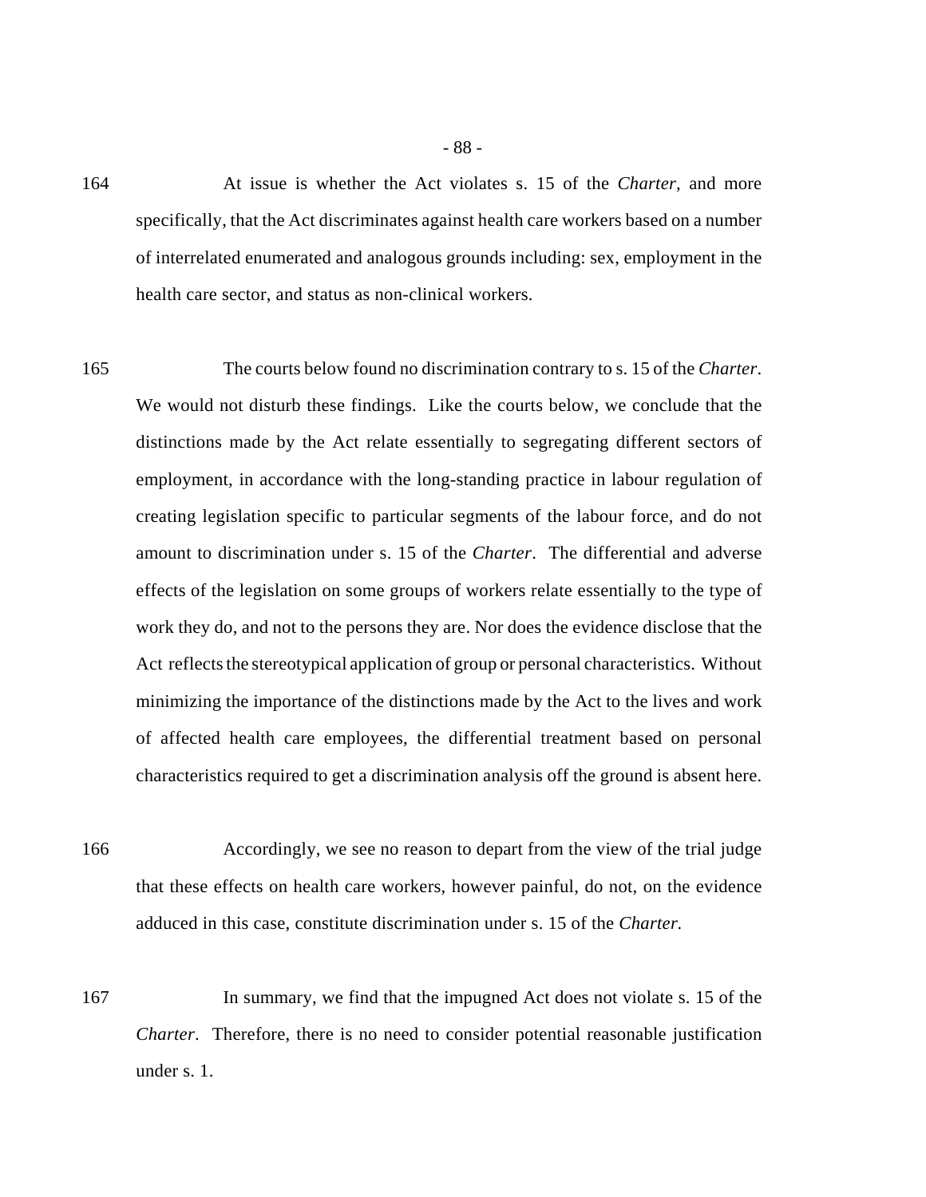164 At issue is whether the Act violates s. 15 of the *Charter*, and more specifically, that the Act discriminates against health care workers based on a number of interrelated enumerated and analogous grounds including: sex, employment in the health care sector, and status as non-clinical workers.

165 The courts below found no discrimination contrary to s. 15 of the *Charter*. We would not disturb these findings. Like the courts below, we conclude that the distinctions made by the Act relate essentially to segregating different sectors of employment, in accordance with the long-standing practice in labour regulation of creating legislation specific to particular segments of the labour force, and do not amount to discrimination under s. 15 of the *Charter*. The differential and adverse effects of the legislation on some groups of workers relate essentially to the type of work they do, and not to the persons they are. Nor does the evidence disclose that the Act reflects the stereotypical application of group or personal characteristics. Without minimizing the importance of the distinctions made by the Act to the lives and work of affected health care employees, the differential treatment based on personal characteristics required to get a discrimination analysis off the ground is absent here.

166 Accordingly, we see no reason to depart from the view of the trial judge that these effects on health care workers, however painful, do not, on the evidence adduced in this case, constitute discrimination under s. 15 of the *Charter.*

167 In summary, we find that the impugned Act does not violate s. 15 of the *Charter*. Therefore, there is no need to consider potential reasonable justification under s. 1.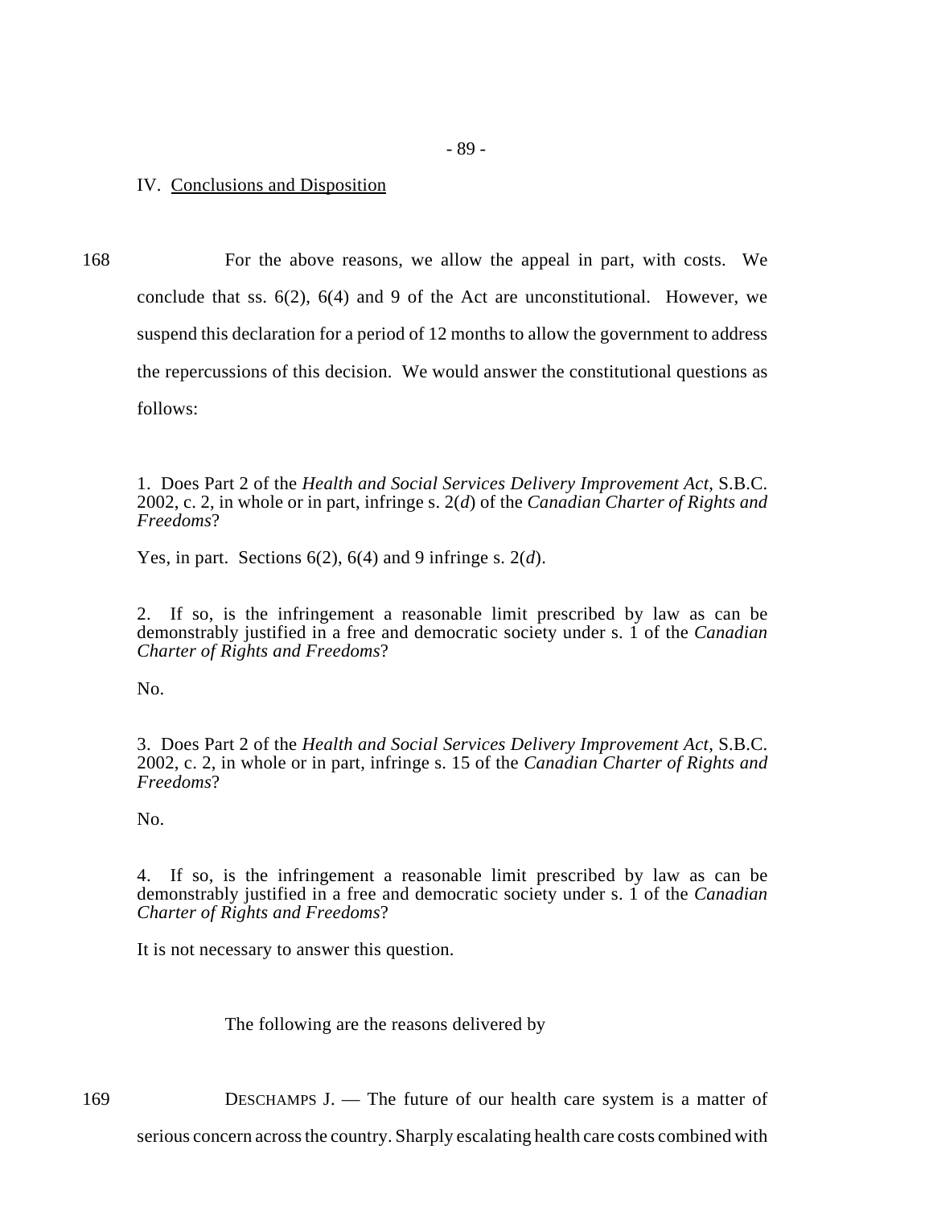## IV. Conclusions and Disposition

168 For the above reasons, we allow the appeal in part, with costs. We conclude that ss. 6(2), 6(4) and 9 of the Act are unconstitutional. However, we suspend this declaration for a period of 12 months to allow the government to address the repercussions of this decision. We would answer the constitutional questions as follows:

1. Does Part 2 of the *Health and Social Services Delivery Improvement Act*, S.B.C. 2002, c. 2, in whole or in part, infringe s. 2(*d*) of the *Canadian Charter of Rights and Freedoms*?

Yes, in part. Sections 6(2), 6(4) and 9 infringe s. 2(*d*).

2. If so, is the infringement a reasonable limit prescribed by law as can be demonstrably justified in a free and democratic society under s. 1 of the *Canadian Charter of Rights and Freedoms*?

No.

3. Does Part 2 of the *Health and Social Services Delivery Improvement Act*, S.B.C. 2002, c. 2, in whole or in part, infringe s. 15 of the *Canadian Charter of Rights and Freedoms*?

No.

4. If so, is the infringement a reasonable limit prescribed by law as can be demonstrably justified in a free and democratic society under s. 1 of the *Canadian Charter of Rights and Freedoms*?

It is not necessary to answer this question.

The following are the reasons delivered by

169 DESCHAMPS J. — The future of our health care system is a matter of serious concern across the country. Sharply escalating health care costs combined with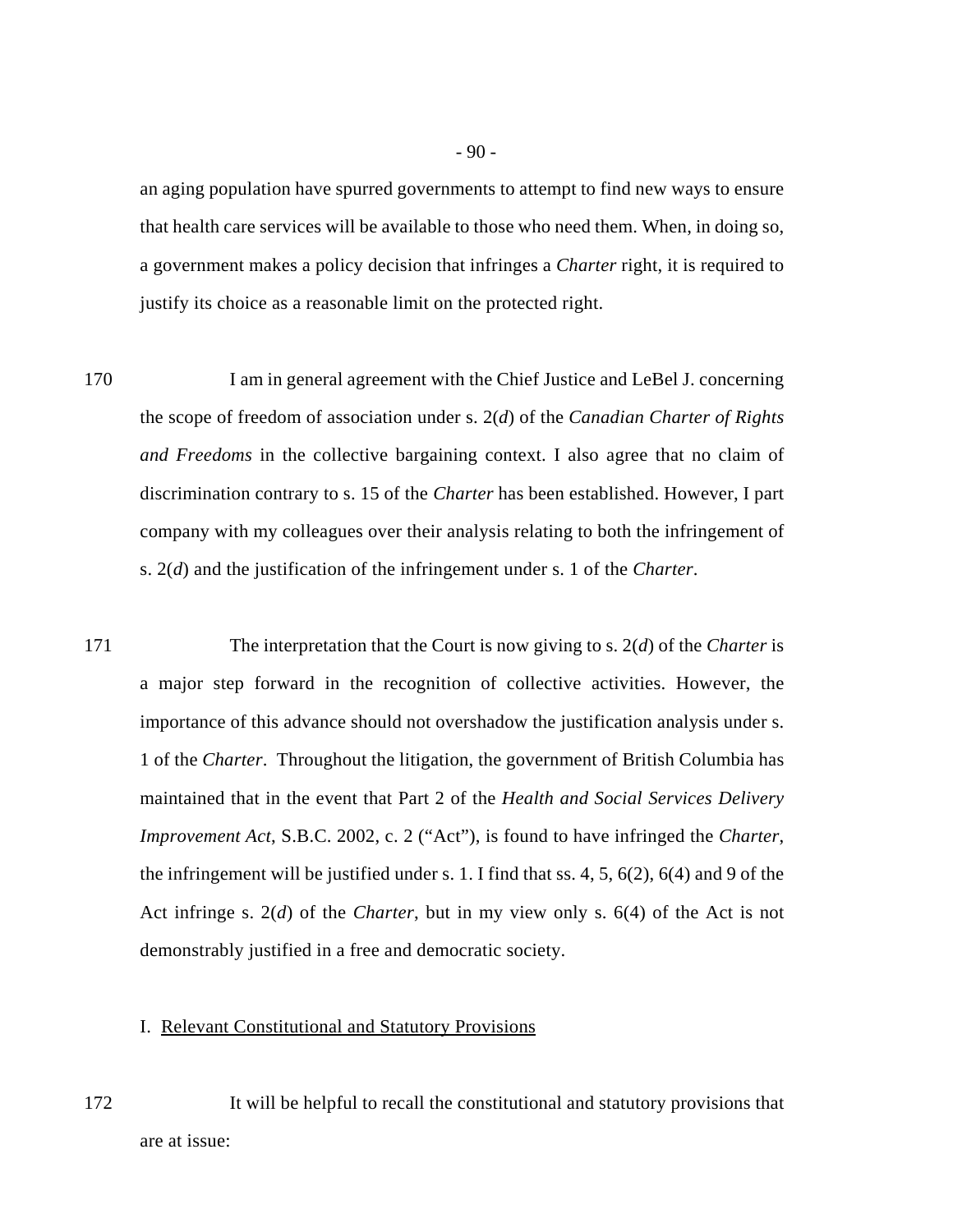an aging population have spurred governments to attempt to find new ways to ensure that health care services will be available to those who need them. When, in doing so, a government makes a policy decision that infringes a *Charter* right, it is required to justify its choice as a reasonable limit on the protected right.

170 I am in general agreement with the Chief Justice and LeBel J. concerning the scope of freedom of association under s. 2(*d*) of the *Canadian Charter of Rights and Freedoms* in the collective bargaining context. I also agree that no claim of discrimination contrary to s. 15 of the *Charter* has been established. However, I part company with my colleagues over their analysis relating to both the infringement of s. 2(*d*) and the justification of the infringement under s. 1 of the *Charter*.

171 The interpretation that the Court is now giving to s. 2(*d*) of the *Charter* is a major step forward in the recognition of collective activities. However, the importance of this advance should not overshadow the justification analysis under s. 1 of the *Charter*. Throughout the litigation, the government of British Columbia has maintained that in the event that Part 2 of the *Health and Social Services Delivery Improvement Act*, S.B.C. 2002, c. 2 ("Act"), is found to have infringed the *Charter*, the infringement will be justified under s. 1. I find that ss. 4, 5, 6(2), 6(4) and 9 of the Act infringe s. 2(*d*) of the *Charter*, but in my view only s. 6(4) of the Act is not demonstrably justified in a free and democratic society.

## I. Relevant Constitutional and Statutory Provisions

172 It will be helpful to recall the constitutional and statutory provisions that are at issue: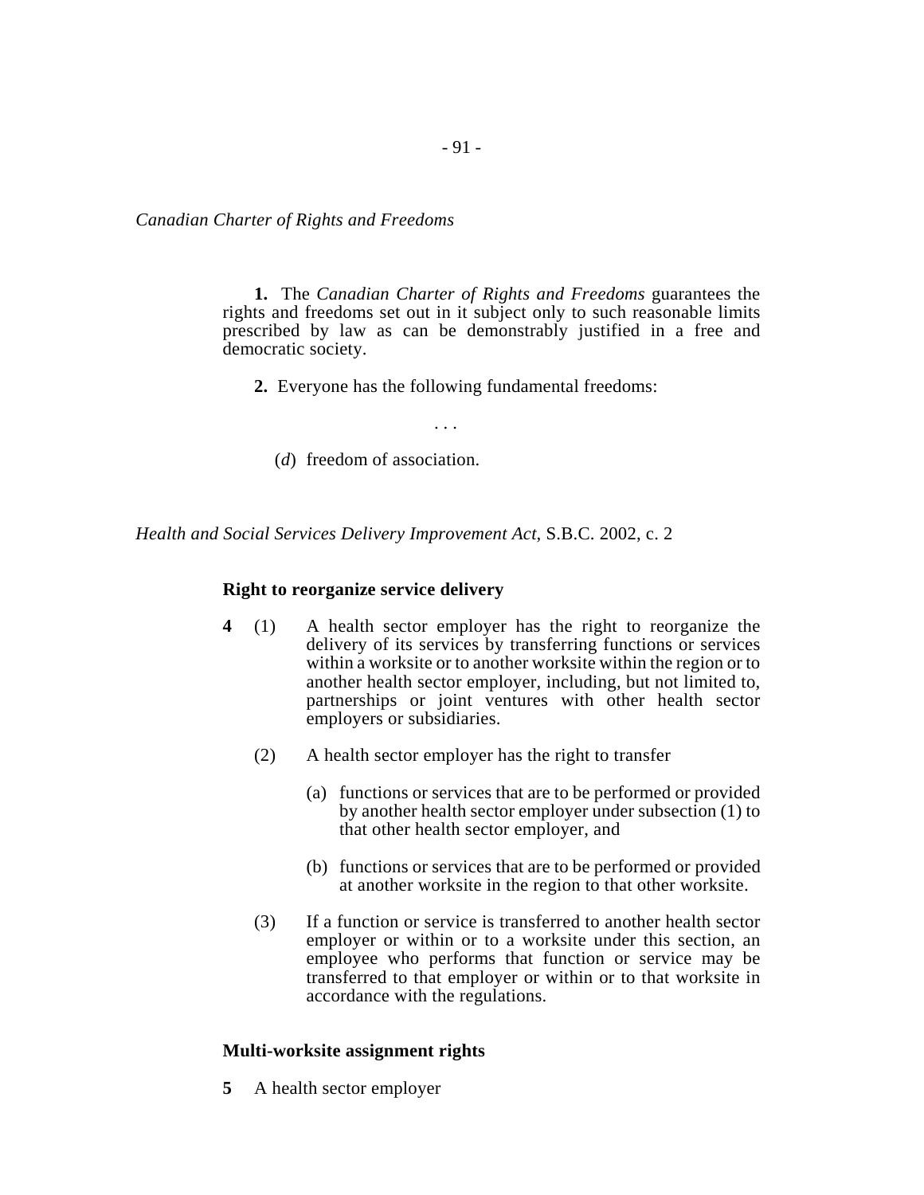*Canadian Charter of Rights and Freedoms*

**1.** The *Canadian Charter of Rights and Freedoms* guarantees the rights and freedoms set out in it subject only to such reasonable limits prescribed by law as can be demonstrably justified in a free and democratic society.

**2.** Everyone has the following fundamental freedoms:

. . .

(*d*) freedom of association.

*Health and Social Services Delivery Improvement Act*, S.B.C. 2002, c. 2

**Right to reorganize service delivery**

**4** (1) A health sector employer has the right to reorganize the delivery of its services by transferring functions or services within a worksite or to another worksite within the region or to another health sector employer, including, but not limited to, partnerships or joint ventures with other health sector employers or subsidiaries.

(2) A health sector employer has the right to transfer

(a) functions or services that are to be performed or provided by another health sector employer under subsection (1) to that other health sector employer, and

(b) functions or services that are to be performed or provided at another worksite in the region to that other worksite.

(3) If a function or service is transferred to another health sector employer or within or to a worksite under this section, an employee who performs that function or service may be transferred to that employer or within or to that worksite in accordance with the regulations.

**Multi-worksite assignment rights**

**5** A health sector employer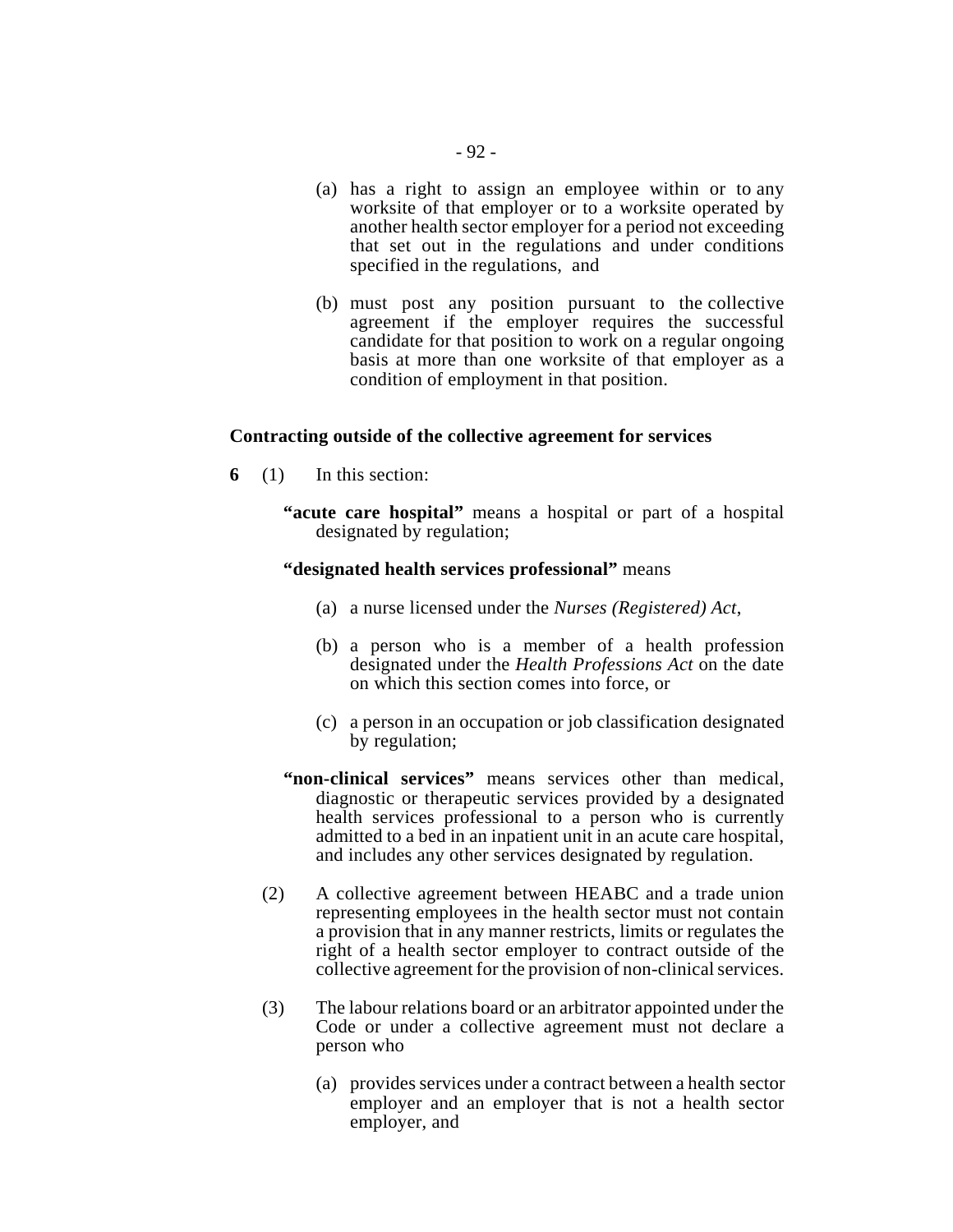(a) has a right to assign an employee within or to any worksite of that employer or to a worksite operated by another health sector employer for a period not exceeding that set out in the regulations and under conditions specified in the regulations, and

(b) must post any position pursuant to the collective agreement if the employer requires the successful candidate for that position to work on a regular ongoing basis at more than one worksite of that employer as a condition of employment in that position.

### Contracting outside of the collective agreement for services

**6** (1) In this section:

**"acute care hospital"** means a hospital or part of a hospital designated by regulation;

**"designated health services professional"** means

(a) a nurse licensed under the *Nurses (Registered) Act*,

(b) a person who is a member of a health profession designated under the *Health Professions Act* on the date on which this section comes into force, or

(c) a person in an occupation or job classification designated by regulation;

**"non-clinical services"** means services other than medical, diagnostic or therapeutic services provided by a designated health services professional to a person who is currently admitted to a bed in an inpatient unit in an acute care hospital, and includes any other services designated by regulation.

(2) A collective agreement between HEABC and a trade union representing employees in the health sector must not contain a provision that in any manner restricts, limits or regulates the right of a health sector employer to contract outside of the collective agreement for the provision of non-clinical services.

(3) The labour relations board or an arbitrator appointed under the Code or under a collective agreement must not declare a person who

(a) provides services under a contract between a health sector employer and an employer that is not a health sector employer, and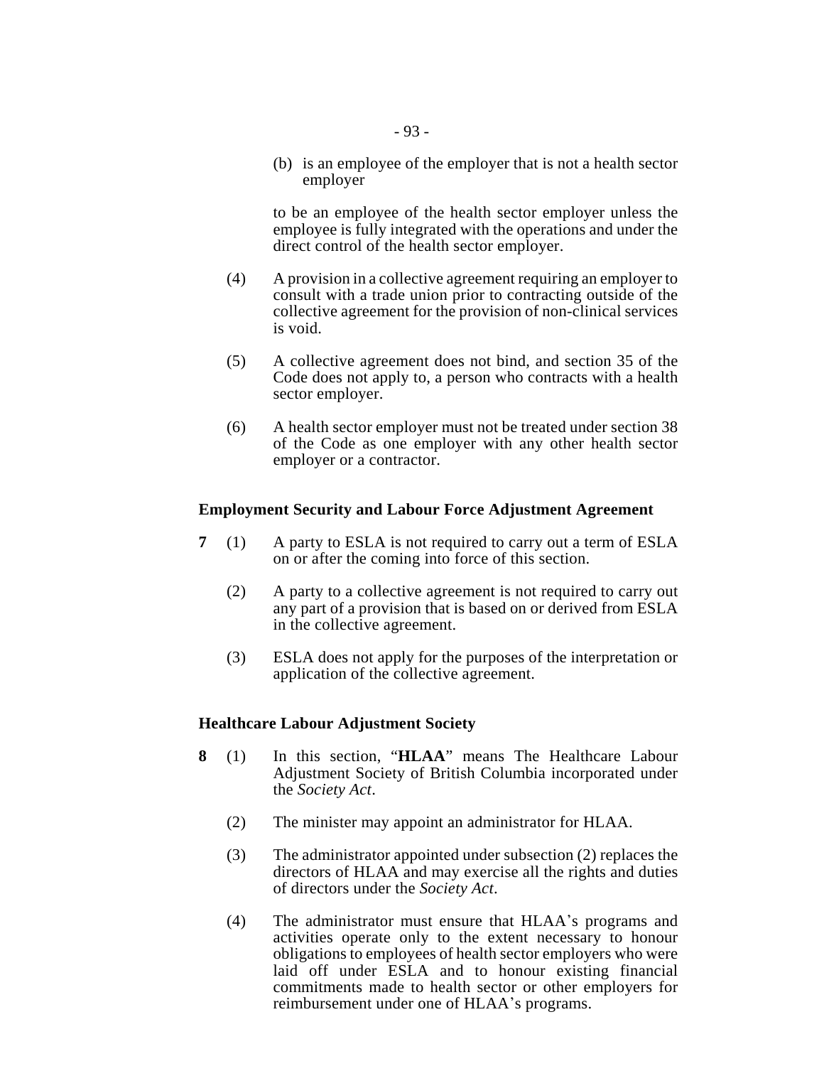(b) is an employee of the employer that is not a health sector employer

to be an employee of the health sector employer unless the employee is fully integrated with the operations and under the direct control of the health sector employer.

(4) A provision in a collective agreement requiring an employer to consult with a trade union prior to contracting outside of the collective agreement for the provision of non-clinical services is void.

(5) A collective agreement does not bind, and section 35 of the Code does not apply to, a person who contracts with a health sector employer.

(6) A health sector employer must not be treated under section 38 of the Code as one employer with any other health sector employer or a contractor.

**Employment Security and Labour Force Adjustment Agreement**

**7** (1) A party to ESLA is not required to carry out a term of ESLA on or after the coming into force of this section.

(2) A party to a collective agreement is not required to carry out any part of a provision that is based on or derived from ESLA in the collective agreement.

(3) ESLA does not apply for the purposes of the interpretation or application of the collective agreement.

**Healthcare Labour Adjustment Society**

**8** (1) In this section, "**HLAA**" means The Healthcare Labour Adjustment Society of British Columbia incorporated under the *Society Act*.

(2) The minister may appoint an administrator for HLAA.

(3) The administrator appointed under subsection (2) replaces the directors of HLAA and may exercise all the rights and duties of directors under the *Society Act*.

(4) The administrator must ensure that HLAA's programs and activities operate only to the extent necessary to honour obligations to employees of health sector employers who were laid off under ESLA and to honour existing financial commitments made to health sector or other employers for reimbursement under one of HLAA's programs.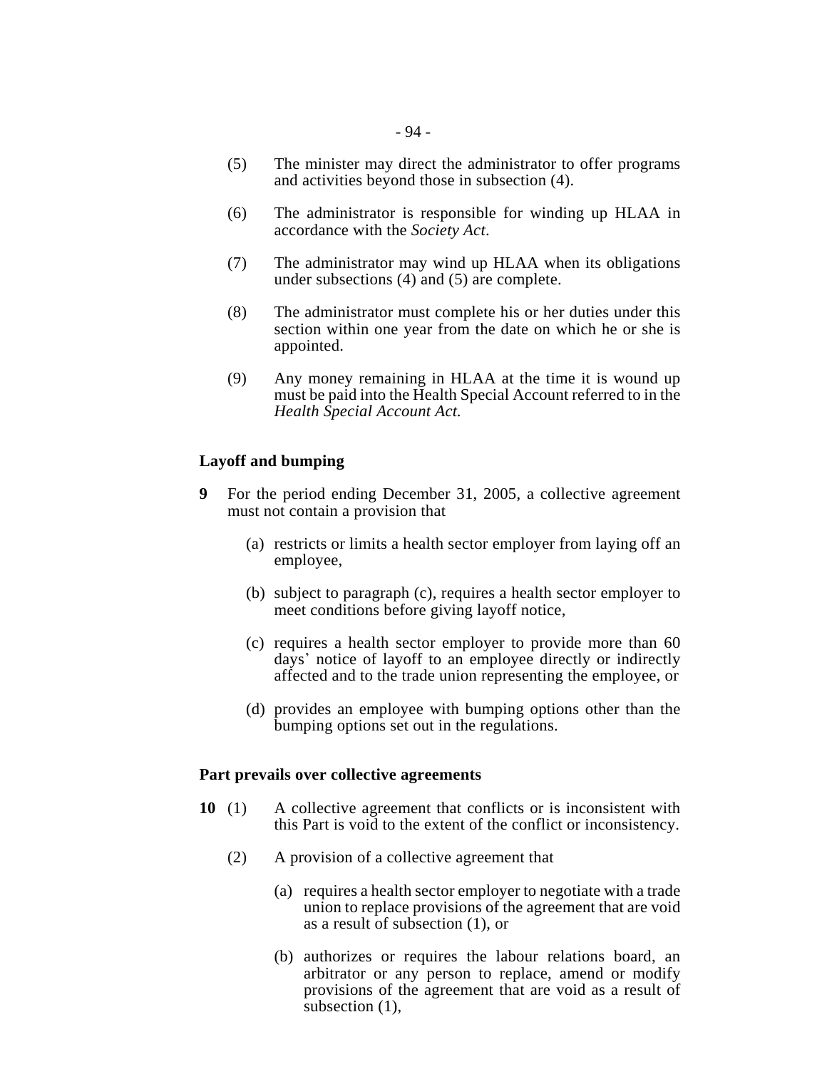(5) The minister may direct the administrator to offer programs and activities beyond those in subsection (4).

(6) The administrator is responsible for winding up HLAA in accordance with the *Society Act*.

(7) The administrator may wind up HLAA when its obligations under subsections (4) and (5) are complete.

(8) The administrator must complete his or her duties under this section within one year from the date on which he or she is appointed.

(9) Any money remaining in HLAA at the time it is wound up must be paid into the Health Special Account referred to in the *Health Special Account Act.*

**Layoff and bumping**

**9** For the period ending December 31, 2005, a collective agreement must not contain a provision that

(a) restricts or limits a health sector employer from laying off an employee,

(b) subject to paragraph (c), requires a health sector employer to meet conditions before giving layoff notice,

(c) requires a health sector employer to provide more than 60 days' notice of layoff to an employee directly or indirectly affected and to the trade union representing the employee, or

(d) provides an employee with bumping options other than the bumping options set out in the regulations.

**Part prevails over collective agreements**

**10** (1) A collective agreement that conflicts or is inconsistent with this Part is void to the extent of the conflict or inconsistency.

(2) A provision of a collective agreement that

(a) requires a health sector employer to negotiate with a trade union to replace provisions of the agreement that are void as a result of subsection (1), or

(b) authorizes or requires the labour relations board, an arbitrator or any person to replace, amend or modify provisions of the agreement that are void as a result of subsection (1),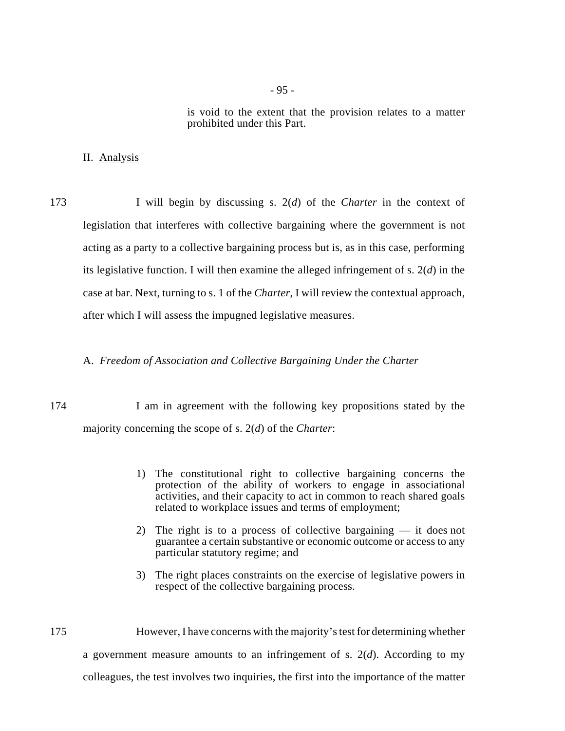is void to the extent that the provision relates to a matter prohibited under this Part.

## II. Analysis

173 I will begin by discussing s. 2(*d*) of the *Charter* in the context of legislation that interferes with collective bargaining where the government is not acting as a party to a collective bargaining process but is, as in this case, performing its legislative function. I will then examine the alleged infringement of s. 2(*d*) in the case at bar. Next, turning to s. 1 of the *Charter*, I will review the contextual approach, after which I will assess the impugned legislative measures.

### A. *Freedom of Association and Collective Bargaining Under the Charter*

174 I am in agreement with the following key propositions stated by the majority concerning the scope of s. 2(*d*) of the *Charter*:

> 1) The constitutional right to collective bargaining concerns the protection of the ability of workers to engage in associational activities, and their capacity to act in common to reach shared goals related to workplace issues and terms of employment;
>
> 2) The right is to a process of collective bargaining — it does not guarantee a certain substantive or economic outcome or access to any particular statutory regime; and
>
> 3) The right places constraints on the exercise of legislative powers in respect of the collective bargaining process.

175 However, I have concerns with the majority's test for determining whether a government measure amounts to an infringement of s. 2(*d*). According to my colleagues, the test involves two inquiries, the first into the importance of the matter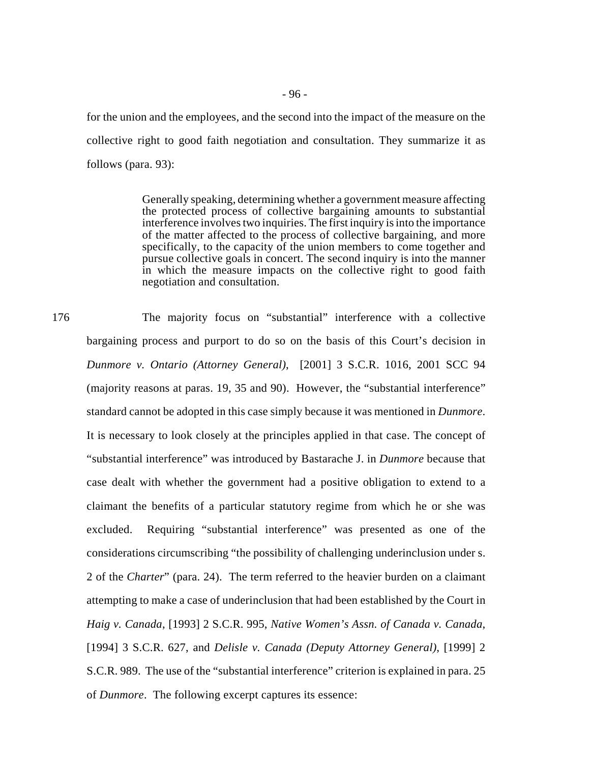for the union and the employees, and the second into the impact of the measure on the collective right to good faith negotiation and consultation. They summarize it as follows (para. 93):

> Generally speaking, determining whether a government measure affecting the protected process of collective bargaining amounts to substantial interference involves two inquiries. The first inquiry is into the importance of the matter affected to the process of collective bargaining, and more specifically, to the capacity of the union members to come together and pursue collective goals in concert. The second inquiry is into the manner in which the measure impacts on the collective right to good faith negotiation and consultation.

176 The majority focus on "substantial" interference with a collective bargaining process and purport to do so on the basis of this Court's decision in *Dunmore v. Ontario (Attorney General)*, [2001] 3 S.C.R. 1016, 2001 SCC 94 (majority reasons at paras. 19, 35 and 90). However, the "substantial interference" standard cannot be adopted in this case simply because it was mentioned in *Dunmore*. It is necessary to look closely at the principles applied in that case. The concept of "substantial interference" was introduced by Bastarache J. in *Dunmore* because that case dealt with whether the government had a positive obligation to extend to a claimant the benefits of a particular statutory regime from which he or she was excluded. Requiring "substantial interference" was presented as one of the considerations circumscribing "the possibility of challenging underinclusion under s. 2 of the *Charter*" (para. 24). The term referred to the heavier burden on a claimant attempting to make a case of underinclusion that had been established by the Court in *Haig v. Canada*, [1993] 2 S.C.R. 995, *Native Women's Assn. of Canada v. Canada*, [1994] 3 S.C.R. 627, and *Delisle v. Canada (Deputy Attorney General)*, [1999] 2 S.C.R. 989. The use of the "substantial interference" criterion is explained in para. 25 of *Dunmore*. The following excerpt captures its essence: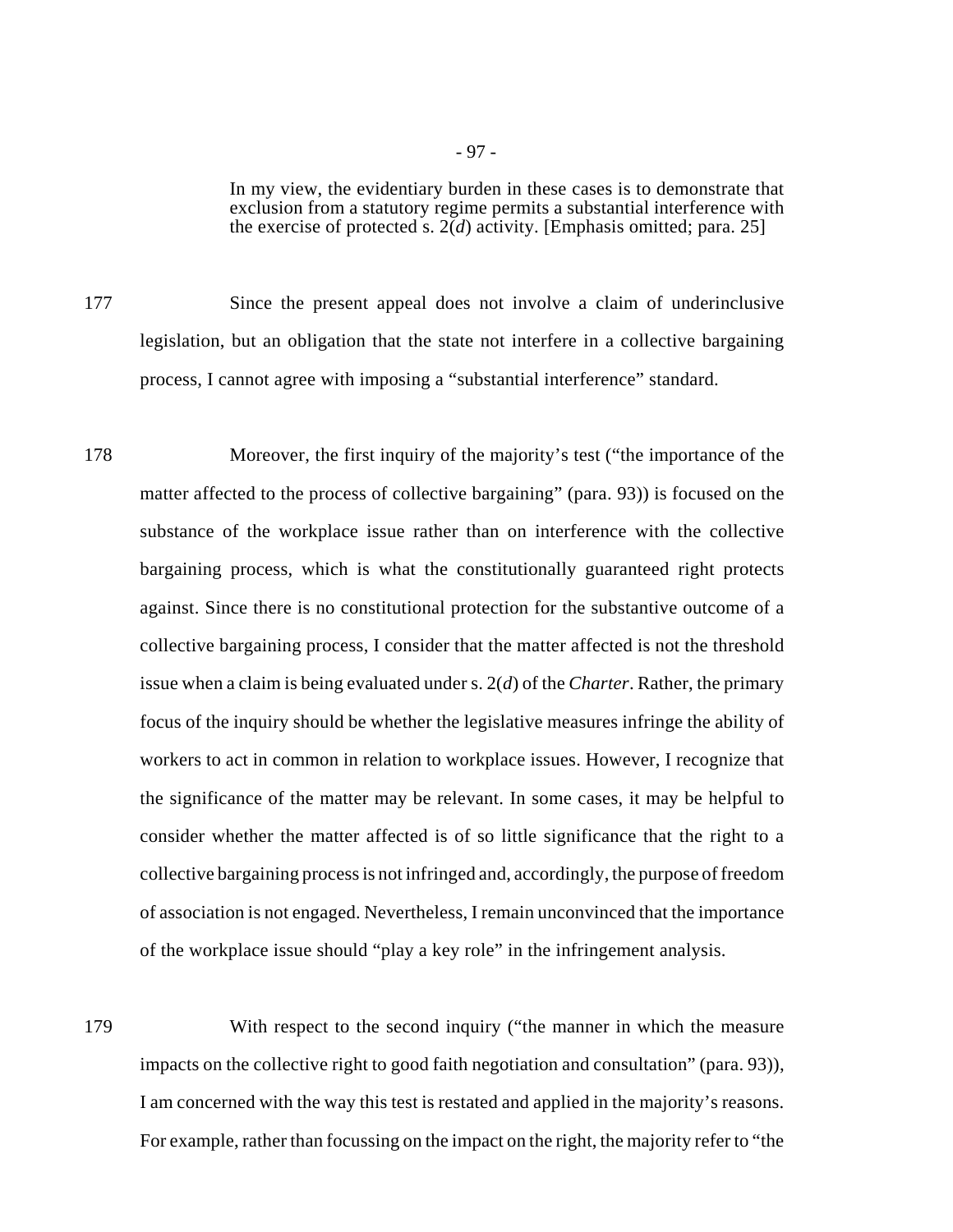> In my view, the evidentiary burden in these cases is to demonstrate that exclusion from a statutory regime permits a substantial interference with the exercise of protected s. 2(*d*) activity. [Emphasis omitted; para. 25]

177 Since the present appeal does not involve a claim of underinclusive legislation, but an obligation that the state not interfere in a collective bargaining process, I cannot agree with imposing a "substantial interference" standard.

178 Moreover, the first inquiry of the majority's test ("the importance of the matter affected to the process of collective bargaining" (para. 93)) is focused on the substance of the workplace issue rather than on interference with the collective bargaining process, which is what the constitutionally guaranteed right protects against. Since there is no constitutional protection for the substantive outcome of a collective bargaining process, I consider that the matter affected is not the threshold issue when a claim is being evaluated under s. 2(*d*) of the *Charter*. Rather, the primary focus of the inquiry should be whether the legislative measures infringe the ability of workers to act in common in relation to workplace issues. However, I recognize that the significance of the matter may be relevant. In some cases, it may be helpful to consider whether the matter affected is of so little significance that the right to a collective bargaining process is not infringed and, accordingly, the purpose of freedom of association is not engaged. Nevertheless, I remain unconvinced that the importance of the workplace issue should "play a key role" in the infringement analysis.

179 With respect to the second inquiry ("the manner in which the measure impacts on the collective right to good faith negotiation and consultation" (para. 93)), I am concerned with the way this test is restated and applied in the majority's reasons. For example, rather than focussing on the impact on the right, the majority refer to "the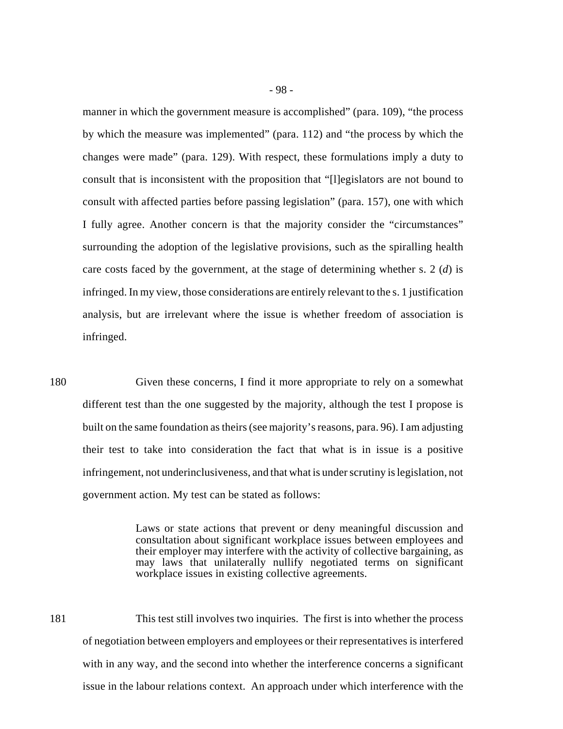manner in which the government measure is accomplished" (para. 109), "the process by which the measure was implemented" (para. 112) and "the process by which the changes were made" (para. 129). With respect, these formulations imply a duty to consult that is inconsistent with the proposition that "[l]egislators are not bound to consult with affected parties before passing legislation" (para. 157), one with which I fully agree. Another concern is that the majority consider the "circumstances" surrounding the adoption of the legislative provisions, such as the spiralling health care costs faced by the government, at the stage of determining whether s. 2 (*d*) is infringed. In my view, those considerations are entirely relevant to the s. 1 justification analysis, but are irrelevant where the issue is whether freedom of association is infringed.

180 Given these concerns, I find it more appropriate to rely on a somewhat different test than the one suggested by the majority, although the test I propose is built on the same foundation as theirs (see majority's reasons, para. 96). I am adjusting their test to take into consideration the fact that what is in issue is a positive infringement, not underinclusiveness, and that what is under scrutiny is legislation, not government action. My test can be stated as follows:

> Laws or state actions that prevent or deny meaningful discussion and consultation about significant workplace issues between employees and their employer may interfere with the activity of collective bargaining, as may laws that unilaterally nullify negotiated terms on significant workplace issues in existing collective agreements.

181 This test still involves two inquiries. The first is into whether the process of negotiation between employers and employees or their representatives is interfered with in any way, and the second into whether the interference concerns a significant issue in the labour relations context. An approach under which interference with the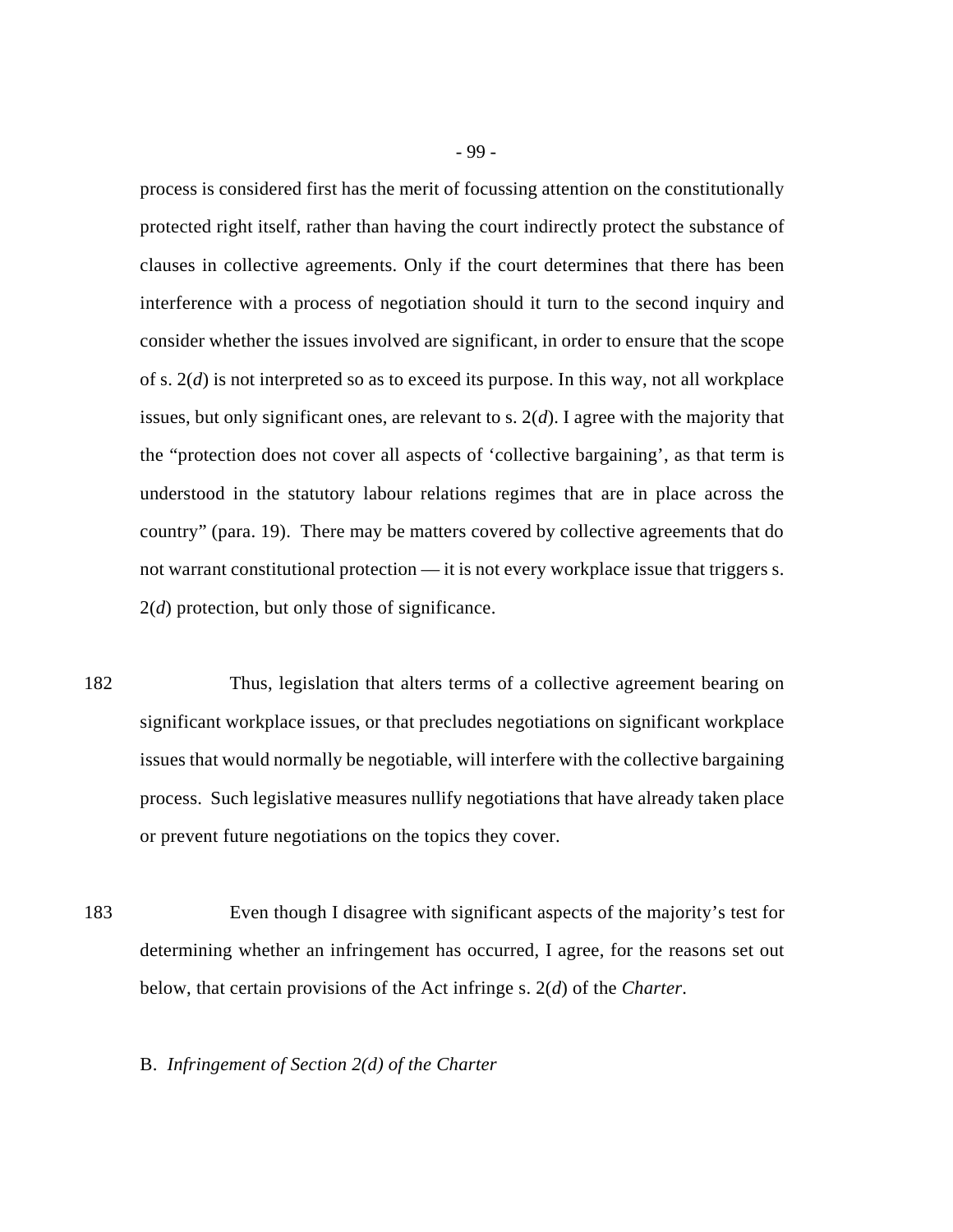process is considered first has the merit of focussing attention on the constitutionally protected right itself, rather than having the court indirectly protect the substance of clauses in collective agreements. Only if the court determines that there has been interference with a process of negotiation should it turn to the second inquiry and consider whether the issues involved are significant, in order to ensure that the scope of s. 2(*d*) is not interpreted so as to exceed its purpose. In this way, not all workplace issues, but only significant ones, are relevant to s. 2(*d*). I agree with the majority that the "protection does not cover all aspects of 'collective bargaining', as that term is understood in the statutory labour relations regimes that are in place across the country" (para. 19). There may be matters covered by collective agreements that do not warrant constitutional protection — it is not every workplace issue that triggers s. 2(*d*) protection, but only those of significance.

182 Thus, legislation that alters terms of a collective agreement bearing on significant workplace issues, or that precludes negotiations on significant workplace issues that would normally be negotiable, will interfere with the collective bargaining process. Such legislative measures nullify negotiations that have already taken place or prevent future negotiations on the topics they cover.

183 Even though I disagree with significant aspects of the majority's test for determining whether an infringement has occurred, I agree, for the reasons set out below, that certain provisions of the Act infringe s. 2(*d*) of the *Charter*.

### B. *Infringement of Section 2(d) of the Charter*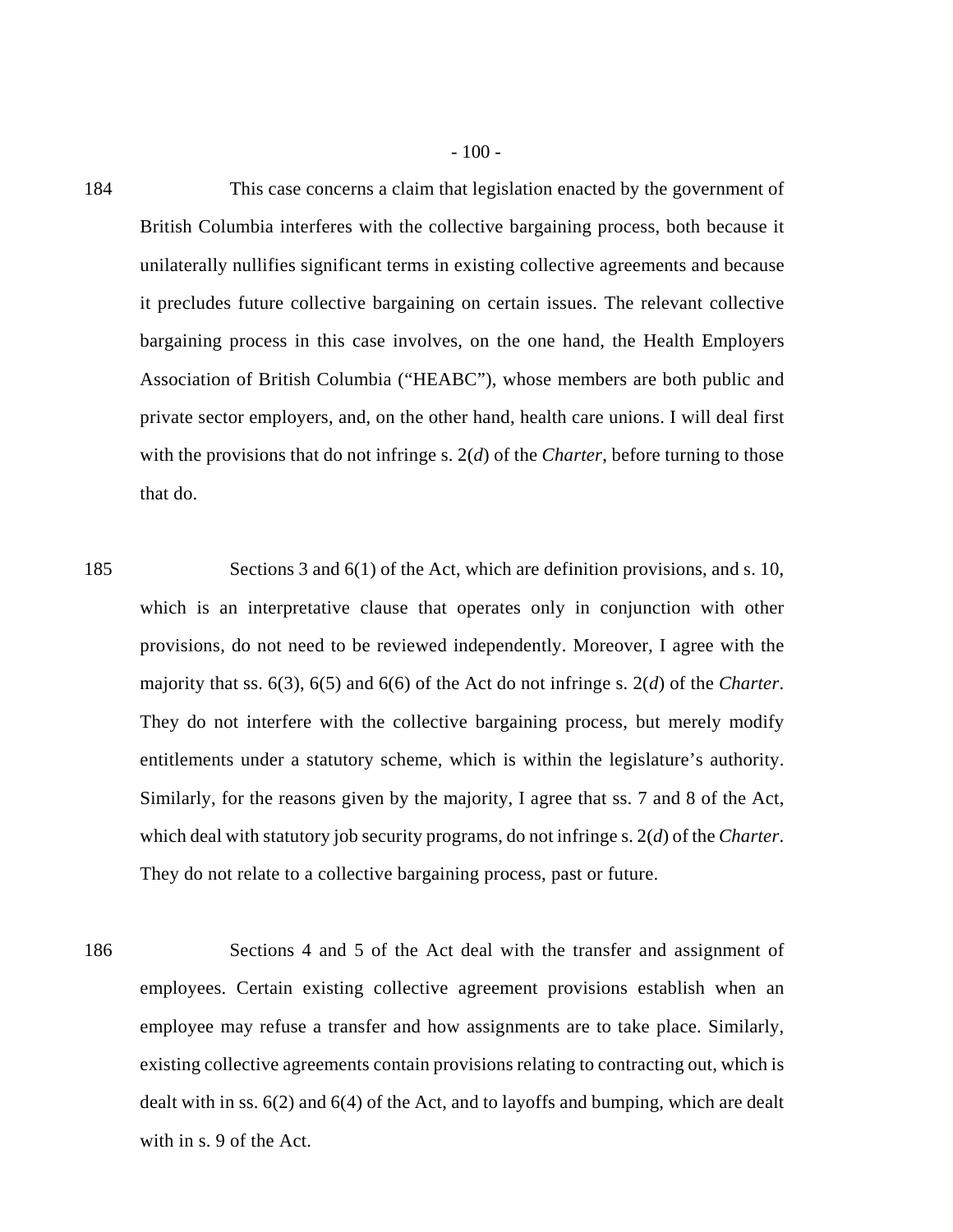184 This case concerns a claim that legislation enacted by the government of British Columbia interferes with the collective bargaining process, both because it unilaterally nullifies significant terms in existing collective agreements and because it precludes future collective bargaining on certain issues. The relevant collective bargaining process in this case involves, on the one hand, the Health Employers Association of British Columbia ("HEABC"), whose members are both public and private sector employers, and, on the other hand, health care unions. I will deal first with the provisions that do not infringe s. 2(*d*) of the *Charter*, before turning to those that do.

185 Sections 3 and 6(1) of the Act, which are definition provisions, and s. 10, which is an interpretative clause that operates only in conjunction with other provisions, do not need to be reviewed independently. Moreover, I agree with the majority that ss. 6(3), 6(5) and 6(6) of the Act do not infringe s. 2(*d*) of the *Charter*. They do not interfere with the collective bargaining process, but merely modify entitlements under a statutory scheme, which is within the legislature's authority. Similarly, for the reasons given by the majority, I agree that ss. 7 and 8 of the Act, which deal with statutory job security programs, do not infringe s. 2(*d*) of the *Charter*. They do not relate to a collective bargaining process, past or future.

186 Sections 4 and 5 of the Act deal with the transfer and assignment of employees. Certain existing collective agreement provisions establish when an employee may refuse a transfer and how assignments are to take place. Similarly, existing collective agreements contain provisions relating to contracting out, which is dealt with in ss. 6(2) and 6(4) of the Act, and to layoffs and bumping, which are dealt with in s. 9 of the Act.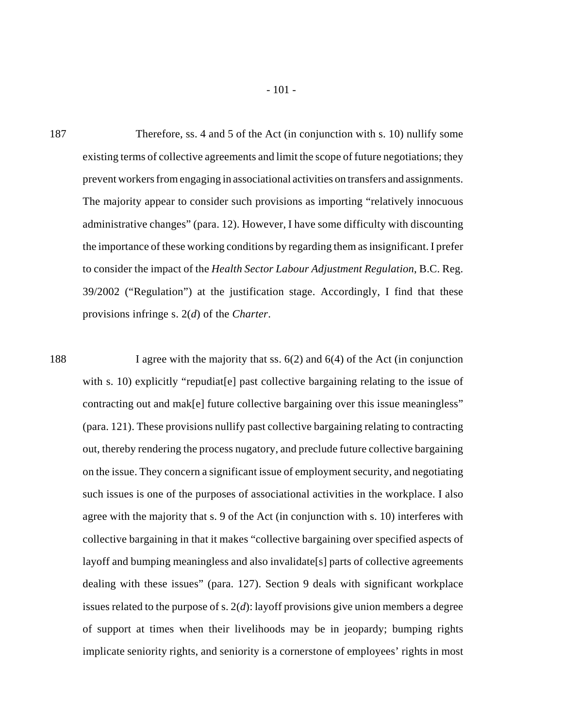187 Therefore, ss. 4 and 5 of the Act (in conjunction with s. 10) nullify some existing terms of collective agreements and limit the scope of future negotiations; they prevent workers from engaging in associational activities on transfers and assignments. The majority appear to consider such provisions as importing "relatively innocuous administrative changes" (para. 12). However, I have some difficulty with discounting the importance of these working conditions by regarding them as insignificant. I prefer to consider the impact of the *Health Sector Labour Adjustment Regulation*, B.C. Reg. 39/2002 ("Regulation") at the justification stage. Accordingly, I find that these provisions infringe s. 2(*d*) of the *Charter*.

188 I agree with the majority that ss. 6(2) and 6(4) of the Act (in conjunction with s. 10) explicitly "repudiat[e] past collective bargaining relating to the issue of contracting out and mak[e] future collective bargaining over this issue meaningless" (para. 121). These provisions nullify past collective bargaining relating to contracting out, thereby rendering the process nugatory, and preclude future collective bargaining on the issue. They concern a significant issue of employment security, and negotiating such issues is one of the purposes of associational activities in the workplace. I also agree with the majority that s. 9 of the Act (in conjunction with s. 10) interferes with collective bargaining in that it makes "collective bargaining over specified aspects of layoff and bumping meaningless and also invalidate[s] parts of collective agreements dealing with these issues" (para. 127). Section 9 deals with significant workplace issues related to the purpose of s. 2(*d*): layoff provisions give union members a degree of support at times when their livelihoods may be in jeopardy; bumping rights implicate seniority rights, and seniority is a cornerstone of employees' rights in most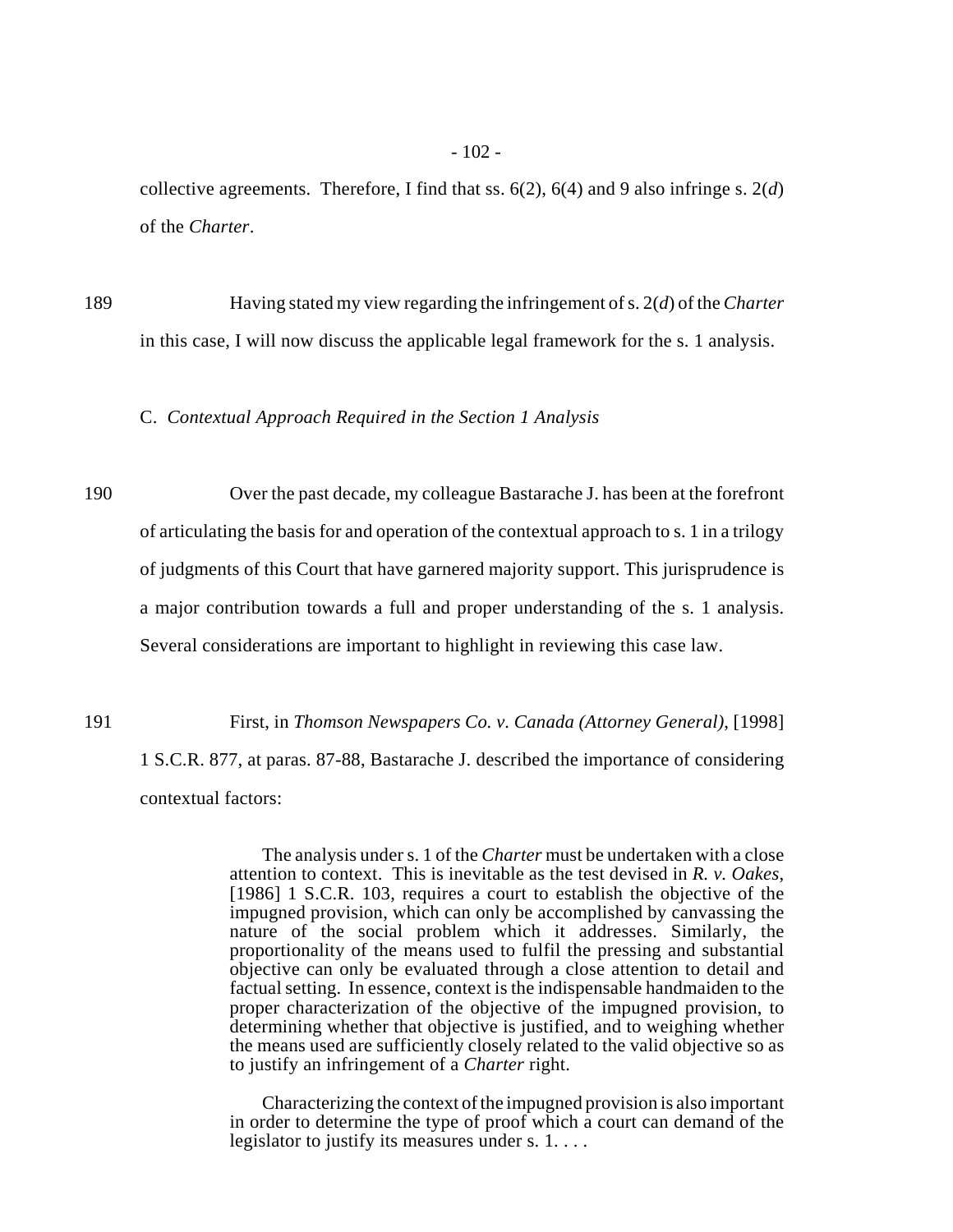collective agreements. Therefore, I find that ss. 6(2), 6(4) and 9 also infringe s. 2(*d*) of the *Charter*.

189 Having stated my view regarding the infringement of s. 2(*d*) of the *Charter* in this case, I will now discuss the applicable legal framework for the s. 1 analysis.

### C. *Contextual Approach Required in the Section 1 Analysis*

190 Over the past decade, my colleague Bastarache J. has been at the forefront of articulating the basis for and operation of the contextual approach to s. 1 in a trilogy of judgments of this Court that have garnered majority support. This jurisprudence is a major contribution towards a full and proper understanding of the s. 1 analysis. Several considerations are important to highlight in reviewing this case law.

191 First, in *Thomson Newspapers Co. v. Canada (Attorney General)*, [1998] 1 S.C.R. 877, at paras. 87-88, Bastarache J. described the importance of considering contextual factors:

> The analysis under s. 1 of the *Charter* must be undertaken with a close attention to context. This is inevitable as the test devised in *R. v. Oakes*, [1986] 1 S.C.R. 103, requires a court to establish the objective of the impugned provision, which can only be accomplished by canvassing the nature of the social problem which it addresses. Similarly, the proportionality of the means used to fulfil the pressing and substantial objective can only be evaluated through a close attention to detail and factual setting. In essence, context is the indispensable handmaiden to the proper characterization of the objective of the impugned provision, to determining whether that objective is justified, and to weighing whether the means used are sufficiently closely related to the valid objective so as to justify an infringement of a *Charter* right.
>
> Characterizing the context of the impugned provision is also important in order to determine the type of proof which a court can demand of the legislator to justify its measures under s. 1. . . .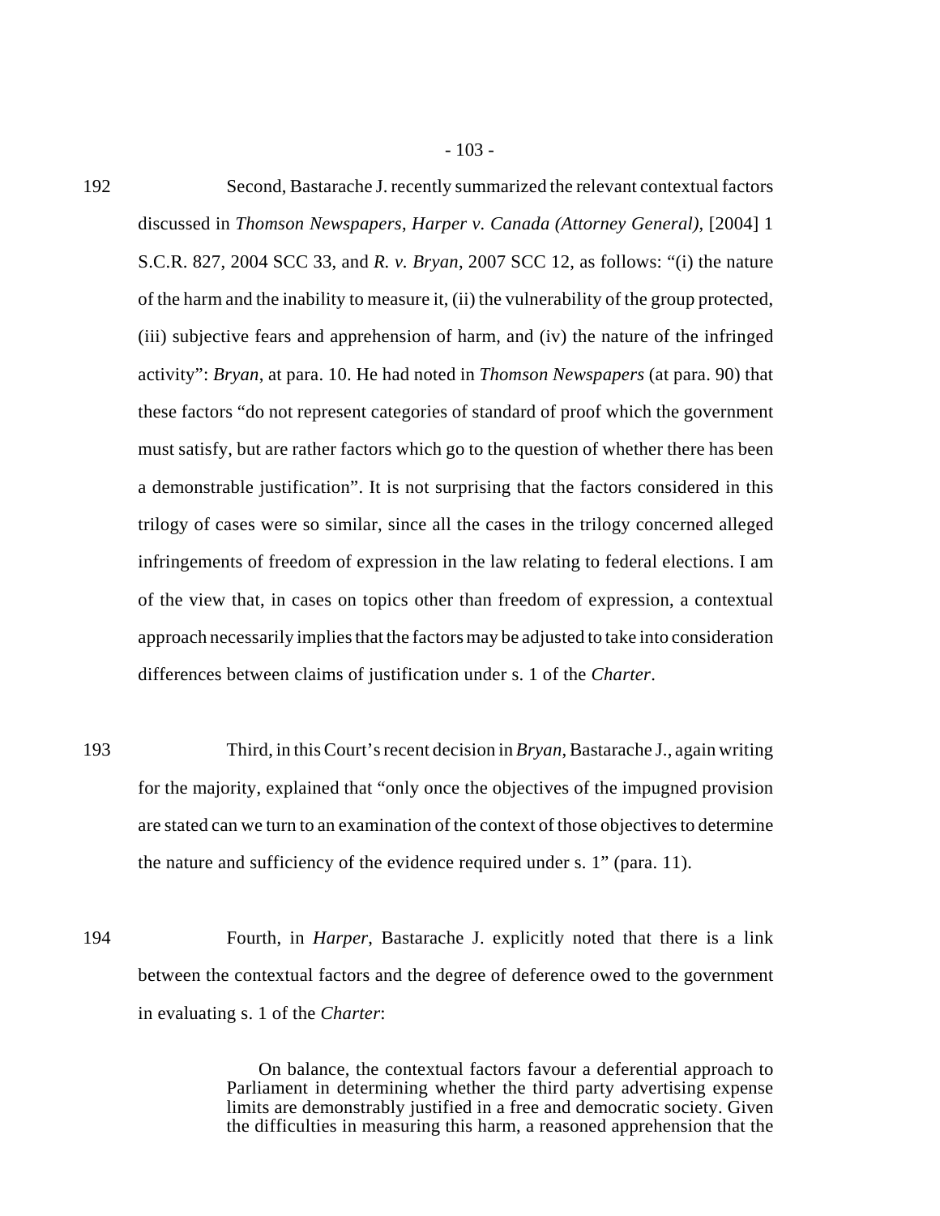192 Second, Bastarache J. recently summarized the relevant contextual factors discussed in *Thomson Newspapers*, *Harper v. Canada (Attorney General)*, [2004] 1 S.C.R. 827, 2004 SCC 33, and *R. v. Bryan*, 2007 SCC 12, as follows: "(i) the nature of the harm and the inability to measure it, (ii) the vulnerability of the group protected, (iii) subjective fears and apprehension of harm, and (iv) the nature of the infringed activity": *Bryan*, at para. 10. He had noted in *Thomson Newspapers* (at para. 90) that these factors "do not represent categories of standard of proof which the government must satisfy, but are rather factors which go to the question of whether there has been a demonstrable justification". It is not surprising that the factors considered in this trilogy of cases were so similar, since all the cases in the trilogy concerned alleged infringements of freedom of expression in the law relating to federal elections. I am of the view that, in cases on topics other than freedom of expression, a contextual approach necessarily implies that the factors may be adjusted to take into consideration differences between claims of justification under s. 1 of the *Charter*.

193 Third, in this Court's recent decision in *Bryan*, Bastarache J., again writing for the majority, explained that "only once the objectives of the impugned provision are stated can we turn to an examination of the context of those objectives to determine the nature and sufficiency of the evidence required under s. 1" (para. 11).

194 Fourth, in *Harper*, Bastarache J. explicitly noted that there is a link between the contextual factors and the degree of deference owed to the government in evaluating s. 1 of the *Charter*:

> On balance, the contextual factors favour a deferential approach to Parliament in determining whether the third party advertising expense limits are demonstrably justified in a free and democratic society. Given the difficulties in measuring this harm, a reasoned apprehension that the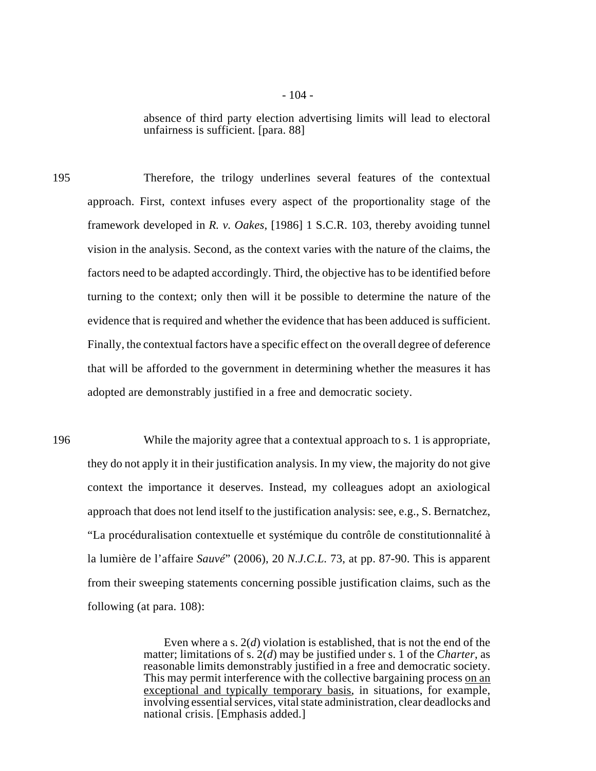absence of third party election advertising limits will lead to electoral unfairness is sufficient. [para. 88]

195 Therefore, the trilogy underlines several features of the contextual approach. First, context infuses every aspect of the proportionality stage of the framework developed in *R. v. Oakes*, [1986] 1 S.C.R. 103, thereby avoiding tunnel vision in the analysis. Second, as the context varies with the nature of the claims, the factors need to be adapted accordingly. Third, the objective has to be identified before turning to the context; only then will it be possible to determine the nature of the evidence that is required and whether the evidence that has been adduced is sufficient. Finally, the contextual factors have a specific effect on the overall degree of deference that will be afforded to the government in determining whether the measures it has adopted are demonstrably justified in a free and democratic society.

196 While the majority agree that a contextual approach to s. 1 is appropriate, they do not apply it in their justification analysis. In my view, the majority do not give context the importance it deserves. Instead, my colleagues adopt an axiological approach that does not lend itself to the justification analysis: see, e.g., S. Bernatchez, "La procéduralisation contextuelle et systémique du contrôle de constitutionnalité à la lumière de l'affaire *Sauvé*" (2006), 20 *N.J.C.L.* 73, at pp. 87-90. This is apparent from their sweeping statements concerning possible justification claims, such as the following (at para. 108):

> Even where a s. 2(*d*) violation is established, that is not the end of the matter; limitations of s. 2(*d*) may be justified under s. 1 of the *Charter*, as reasonable limits demonstrably justified in a free and democratic society. This may permit interference with the collective bargaining process <u>on an exceptional and typically temporary basis</u>, in situations, for example, involving essential services, vital state administration, clear deadlocks and national crisis. [Emphasis added.]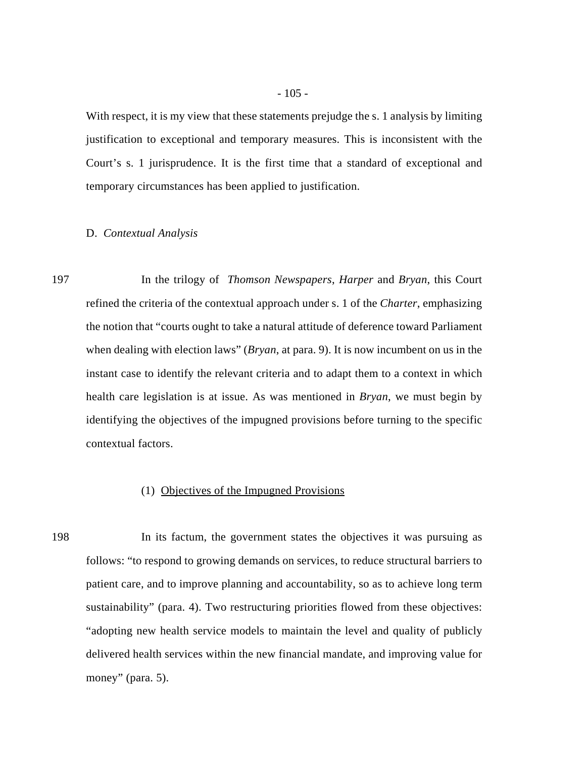With respect, it is my view that these statements prejudge the s. 1 analysis by limiting justification to exceptional and temporary measures. This is inconsistent with the Court's s. 1 jurisprudence. It is the first time that a standard of exceptional and temporary circumstances has been applied to justification.

D. *Contextual Analysis*

197 In the trilogy of *Thomson Newspapers*, *Harper* and *Bryan*, this Court refined the criteria of the contextual approach under s. 1 of the *Charter*, emphasizing the notion that "courts ought to take a natural attitude of deference toward Parliament when dealing with election laws" (*Bryan*, at para. 9). It is now incumbent on us in the instant case to identify the relevant criteria and to adapt them to a context in which health care legislation is at issue. As was mentioned in *Bryan*, we must begin by identifying the objectives of the impugned provisions before turning to the specific contextual factors.

(1) Objectives of the Impugned Provisions

198 In its factum, the government states the objectives it was pursuing as follows: "to respond to growing demands on services, to reduce structural barriers to patient care, and to improve planning and accountability, so as to achieve long term sustainability" (para. 4). Two restructuring priorities flowed from these objectives: "adopting new health service models to maintain the level and quality of publicly delivered health services within the new financial mandate, and improving value for money" (para. 5).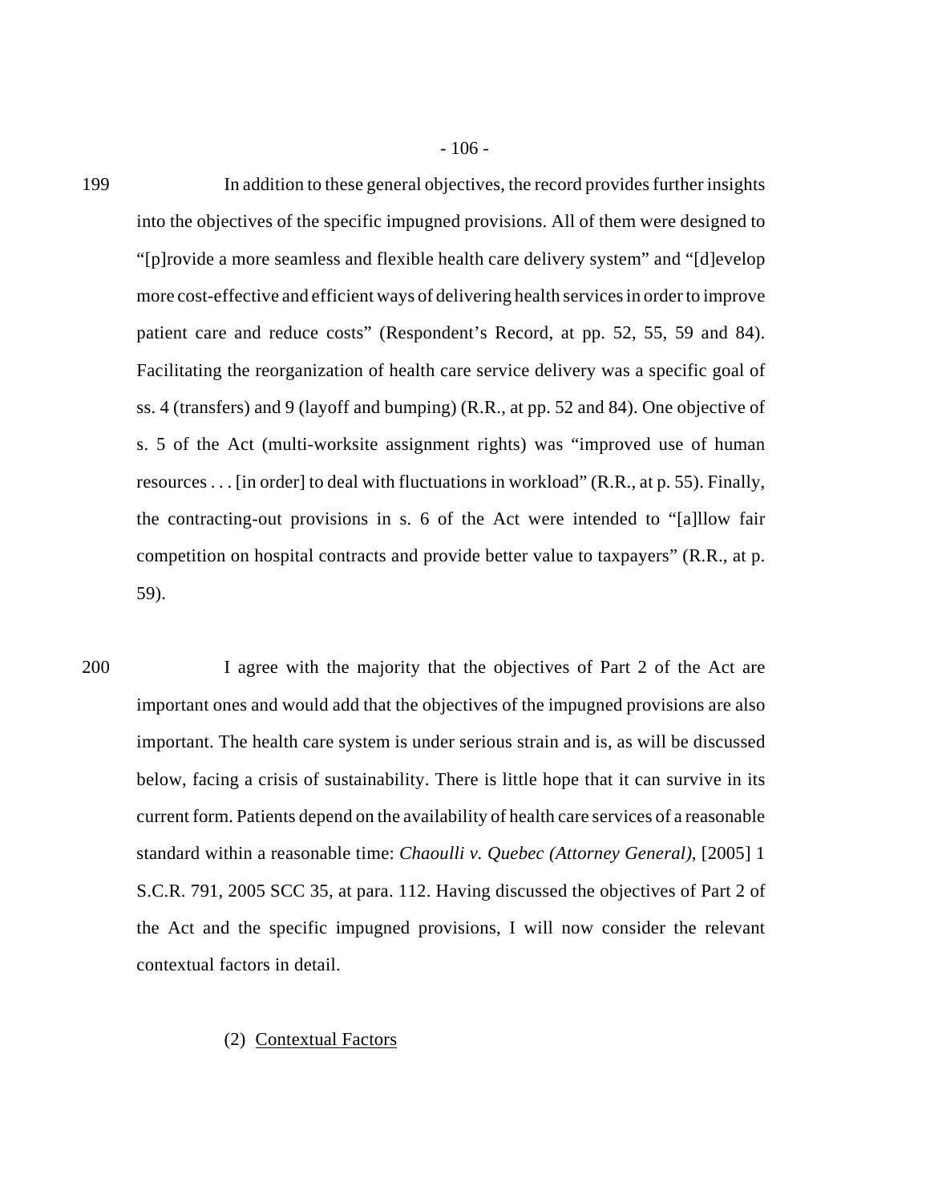199 In addition to these general objectives, the record provides further insights into the objectives of the specific impugned provisions. All of them were designed to "[p]rovide a more seamless and flexible health care delivery system" and "[d]evelop more cost-effective and efficient ways of delivering health services in order to improve patient care and reduce costs" (Respondent's Record, at pp. 52, 55, 59 and 84). Facilitating the reorganization of health care service delivery was a specific goal of ss. 4 (transfers) and 9 (layoff and bumping) (R.R., at pp. 52 and 84). One objective of s. 5 of the Act (multi-worksite assignment rights) was "improved use of human resources . . . [in order] to deal with fluctuations in workload" (R.R., at p. 55). Finally, the contracting-out provisions in s. 6 of the Act were intended to "[a]llow fair competition on hospital contracts and provide better value to taxpayers" (R.R., at p. 59).

200 I agree with the majority that the objectives of Part 2 of the Act are important ones and would add that the objectives of the impugned provisions are also important. The health care system is under serious strain and is, as will be discussed below, facing a crisis of sustainability. There is little hope that it can survive in its current form. Patients depend on the availability of health care services of a reasonable standard within a reasonable time: *Chaoulli v. Quebec (Attorney General)*, [2005] 1 S.C.R. 791, 2005 SCC 35, at para. 112. Having discussed the objectives of Part 2 of the Act and the specific impugned provisions, I will now consider the relevant contextual factors in detail.

(2) <u>Contextual Factors</u>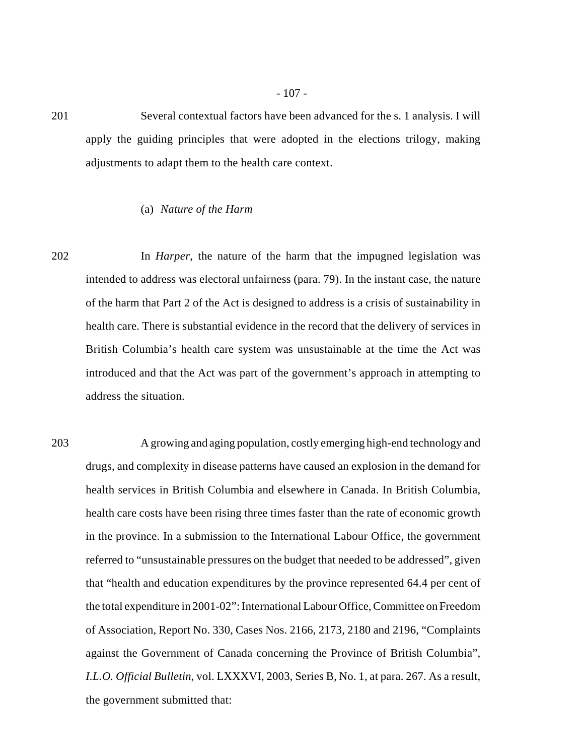201 Several contextual factors have been advanced for the s. 1 analysis. I will apply the guiding principles that were adopted in the elections trilogy, making adjustments to adapt them to the health care context.

(a) *Nature of the Harm*

202 In *Harper*, the nature of the harm that the impugned legislation was intended to address was electoral unfairness (para. 79). In the instant case, the nature of the harm that Part 2 of the Act is designed to address is a crisis of sustainability in health care. There is substantial evidence in the record that the delivery of services in British Columbia's health care system was unsustainable at the time the Act was introduced and that the Act was part of the government's approach in attempting to address the situation.

203 A growing and aging population, costly emerging high-end technology and drugs, and complexity in disease patterns have caused an explosion in the demand for health services in British Columbia and elsewhere in Canada. In British Columbia, health care costs have been rising three times faster than the rate of economic growth in the province. In a submission to the International Labour Office, the government referred to "unsustainable pressures on the budget that needed to be addressed", given that "health and education expenditures by the province represented 64.4 per cent of the total expenditure in 2001-02": International Labour Office, Committee on Freedom of Association, Report No. 330, Cases Nos. 2166, 2173, 2180 and 2196, "Complaints against the Government of Canada concerning the Province of British Columbia", *I.L.O. Official Bulletin*, vol. LXXXVI, 2003, Series B, No. 1, at para. 267. As a result, the government submitted that: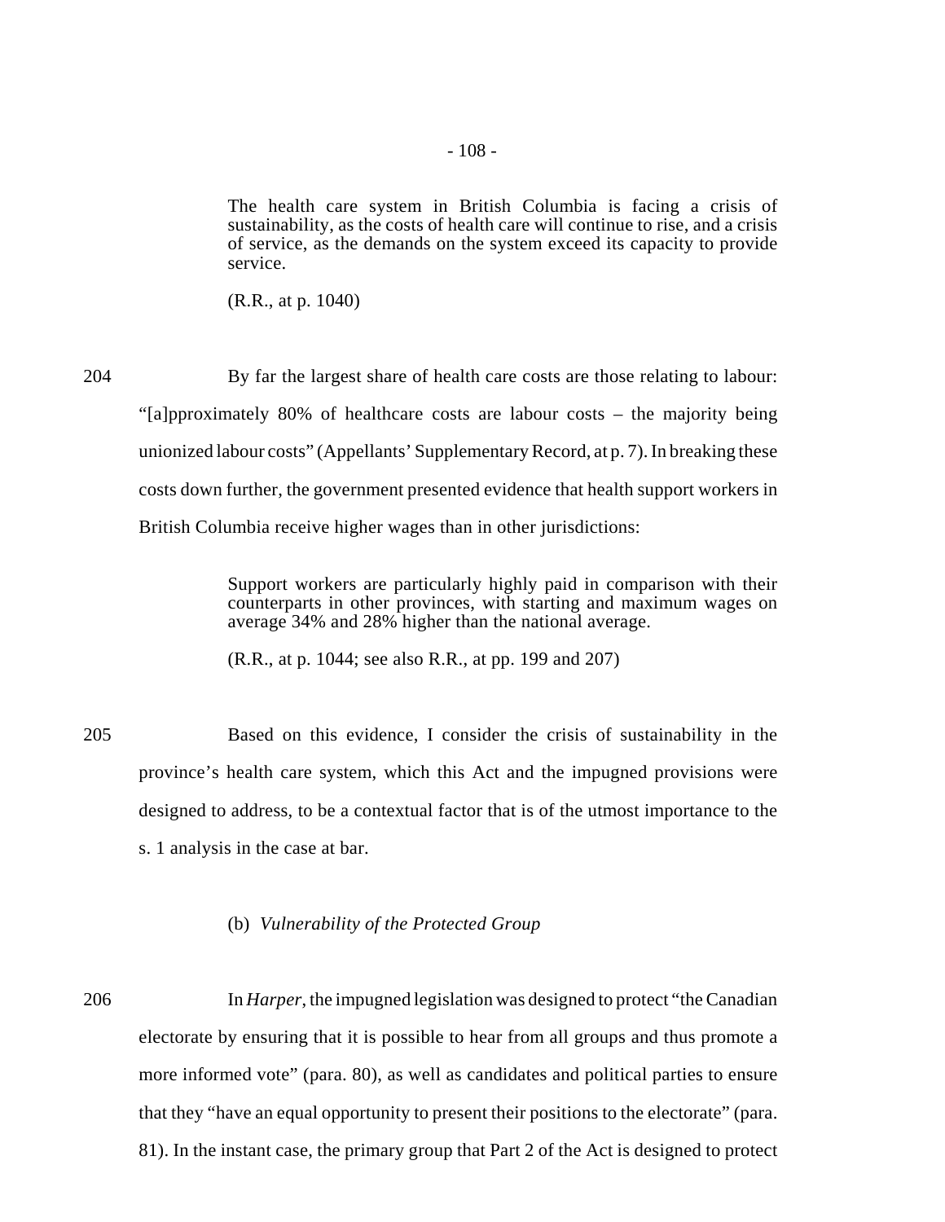> The health care system in British Columbia is facing a crisis of sustainability, as the costs of health care will continue to rise, and a crisis of service, as the demands on the system exceed its capacity to provide service.
>
> (R.R., at p. 1040)

204 By far the largest share of health care costs are those relating to labour: "[a]pproximately 80% of healthcare costs are labour costs – the majority being unionized labour costs" (Appellants' Supplementary Record, at p. 7). In breaking these costs down further, the government presented evidence that health support workers in British Columbia receive higher wages than in other jurisdictions:

> Support workers are particularly highly paid in comparison with their counterparts in other provinces, with starting and maximum wages on average 34% and 28% higher than the national average.
>
> (R.R., at p. 1044; see also R.R., at pp. 199 and 207)

205 Based on this evidence, I consider the crisis of sustainability in the province's health care system, which this Act and the impugned provisions were designed to address, to be a contextual factor that is of the utmost importance to the s. 1 analysis in the case at bar.

(b) *Vulnerability of the Protected Group*

206 In *Harper*, the impugned legislation was designed to protect "the Canadian electorate by ensuring that it is possible to hear from all groups and thus promote a more informed vote" (para. 80), as well as candidates and political parties to ensure that they "have an equal opportunity to present their positions to the electorate" (para. 81). In the instant case, the primary group that Part 2 of the Act is designed to protect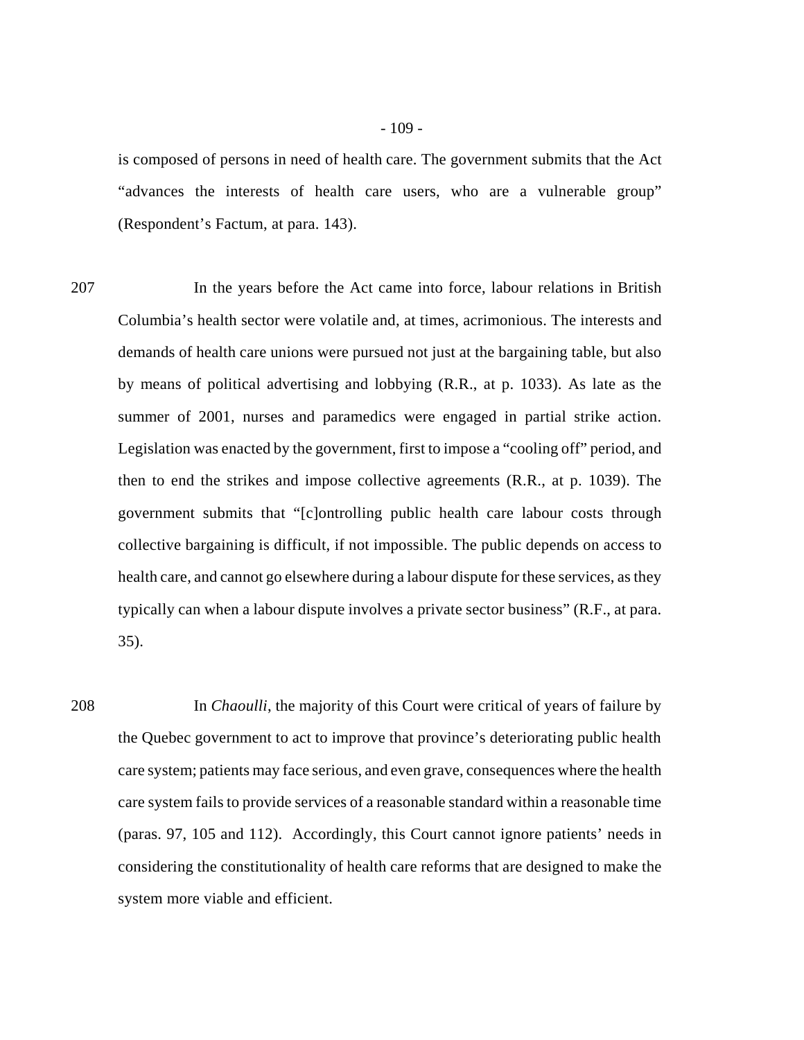is composed of persons in need of health care. The government submits that the Act "advances the interests of health care users, who are a vulnerable group" (Respondent's Factum, at para. 143).

207 In the years before the Act came into force, labour relations in British Columbia's health sector were volatile and, at times, acrimonious. The interests and demands of health care unions were pursued not just at the bargaining table, but also by means of political advertising and lobbying (R.R., at p. 1033). As late as the summer of 2001, nurses and paramedics were engaged in partial strike action. Legislation was enacted by the government, first to impose a "cooling off" period, and then to end the strikes and impose collective agreements (R.R., at p. 1039). The government submits that "[c]ontrolling public health care labour costs through collective bargaining is difficult, if not impossible. The public depends on access to health care, and cannot go elsewhere during a labour dispute for these services, as they typically can when a labour dispute involves a private sector business" (R.F., at para. 35).

208 In *Chaoulli*, the majority of this Court were critical of years of failure by the Quebec government to act to improve that province's deteriorating public health care system; patients may face serious, and even grave, consequences where the health care system fails to provide services of a reasonable standard within a reasonable time (paras. 97, 105 and 112). Accordingly, this Court cannot ignore patients' needs in considering the constitutionality of health care reforms that are designed to make the system more viable and efficient.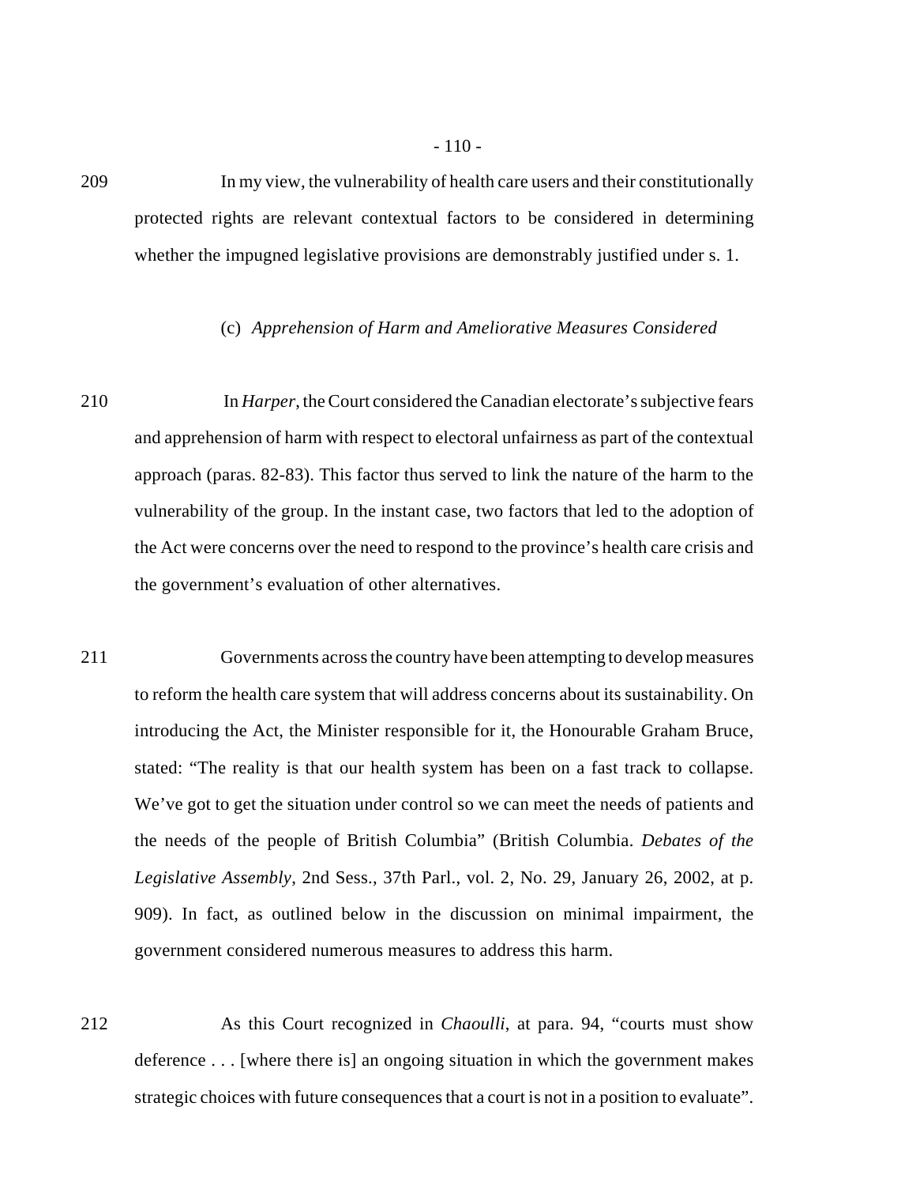209 In my view, the vulnerability of health care users and their constitutionally protected rights are relevant contextual factors to be considered in determining whether the impugned legislative provisions are demonstrably justified under s. 1.

(c) *Apprehension of Harm and Ameliorative Measures Considered*

210 In *Harper*, the Court considered the Canadian electorate's subjective fears and apprehension of harm with respect to electoral unfairness as part of the contextual approach (paras. 82-83). This factor thus served to link the nature of the harm to the vulnerability of the group. In the instant case, two factors that led to the adoption of the Act were concerns over the need to respond to the province's health care crisis and the government's evaluation of other alternatives.

211 Governments across the country have been attempting to develop measures to reform the health care system that will address concerns about its sustainability. On introducing the Act, the Minister responsible for it, the Honourable Graham Bruce, stated: "The reality is that our health system has been on a fast track to collapse. We've got to get the situation under control so we can meet the needs of patients and the needs of the people of British Columbia" (British Columbia. *Debates of the Legislative Assembly*, 2nd Sess., 37th Parl., vol. 2, No. 29, January 26, 2002, at p. 909). In fact, as outlined below in the discussion on minimal impairment, the government considered numerous measures to address this harm.

212 As this Court recognized in *Chaoulli*, at para. 94, "courts must show deference . . . [where there is] an ongoing situation in which the government makes strategic choices with future consequences that a court is not in a position to evaluate".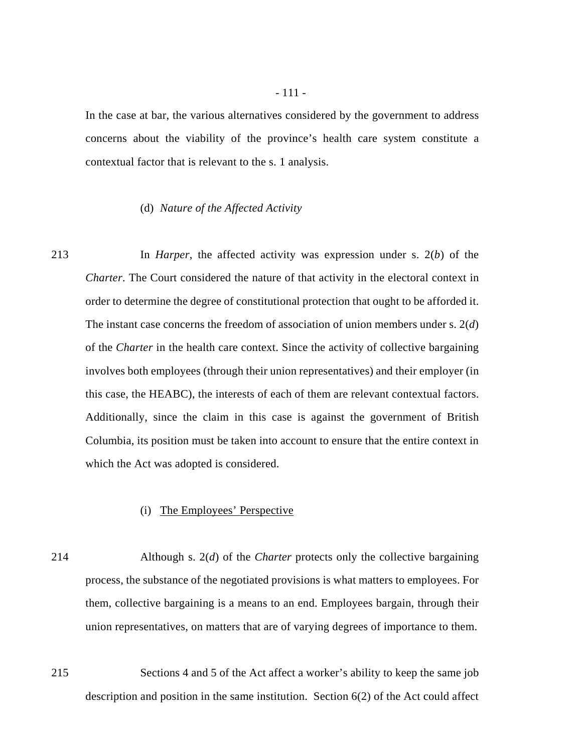In the case at bar, the various alternatives considered by the government to address concerns about the viability of the province's health care system constitute a contextual factor that is relevant to the s. 1 analysis.

(d) *Nature of the Affected Activity*

213 In *Harper*, the affected activity was expression under s. 2(*b*) of the *Charter*. The Court considered the nature of that activity in the electoral context in order to determine the degree of constitutional protection that ought to be afforded it. The instant case concerns the freedom of association of union members under s. 2(*d*) of the *Charter* in the health care context. Since the activity of collective bargaining involves both employees (through their union representatives) and their employer (in this case, the HEABC), the interests of each of them are relevant contextual factors. Additionally, since the claim in this case is against the government of British Columbia, its position must be taken into account to ensure that the entire context in which the Act was adopted is considered.

(i) The Employees' Perspective

214 Although s. 2(*d*) of the *Charter* protects only the collective bargaining process, the substance of the negotiated provisions is what matters to employees. For them, collective bargaining is a means to an end. Employees bargain, through their union representatives, on matters that are of varying degrees of importance to them.

215 Sections 4 and 5 of the Act affect a worker's ability to keep the same job description and position in the same institution. Section 6(2) of the Act could affect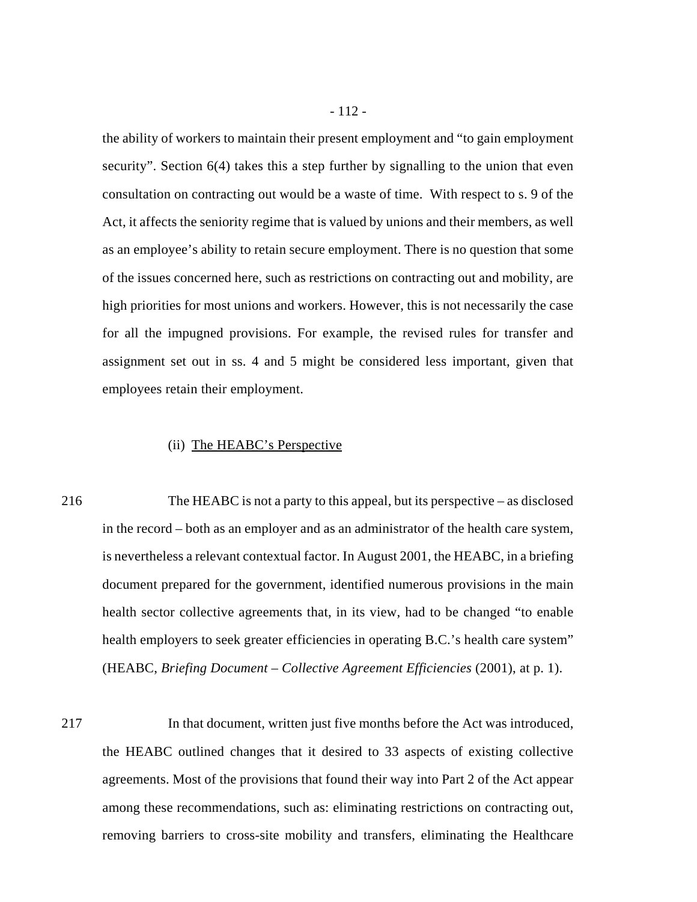the ability of workers to maintain their present employment and "to gain employment security". Section 6(4) takes this a step further by signalling to the union that even consultation on contracting out would be a waste of time. With respect to s. 9 of the Act, it affects the seniority regime that is valued by unions and their members, as well as an employee's ability to retain secure employment. There is no question that some of the issues concerned here, such as restrictions on contracting out and mobility, are high priorities for most unions and workers. However, this is not necessarily the case for all the impugned provisions. For example, the revised rules for transfer and assignment set out in ss. 4 and 5 might be considered less important, given that employees retain their employment.

(ii) The HEABC's Perspective

216 The HEABC is not a party to this appeal, but its perspective – as disclosed in the record – both as an employer and as an administrator of the health care system, is nevertheless a relevant contextual factor. In August 2001, the HEABC, in a briefing document prepared for the government, identified numerous provisions in the main health sector collective agreements that, in its view, had to be changed "to enable health employers to seek greater efficiencies in operating B.C.'s health care system" (HEABC, *Briefing Document – Collective Agreement Efficiencies* (2001), at p. 1).

217 In that document, written just five months before the Act was introduced, the HEABC outlined changes that it desired to 33 aspects of existing collective agreements. Most of the provisions that found their way into Part 2 of the Act appear among these recommendations, such as: eliminating restrictions on contracting out, removing barriers to cross-site mobility and transfers, eliminating the Healthcare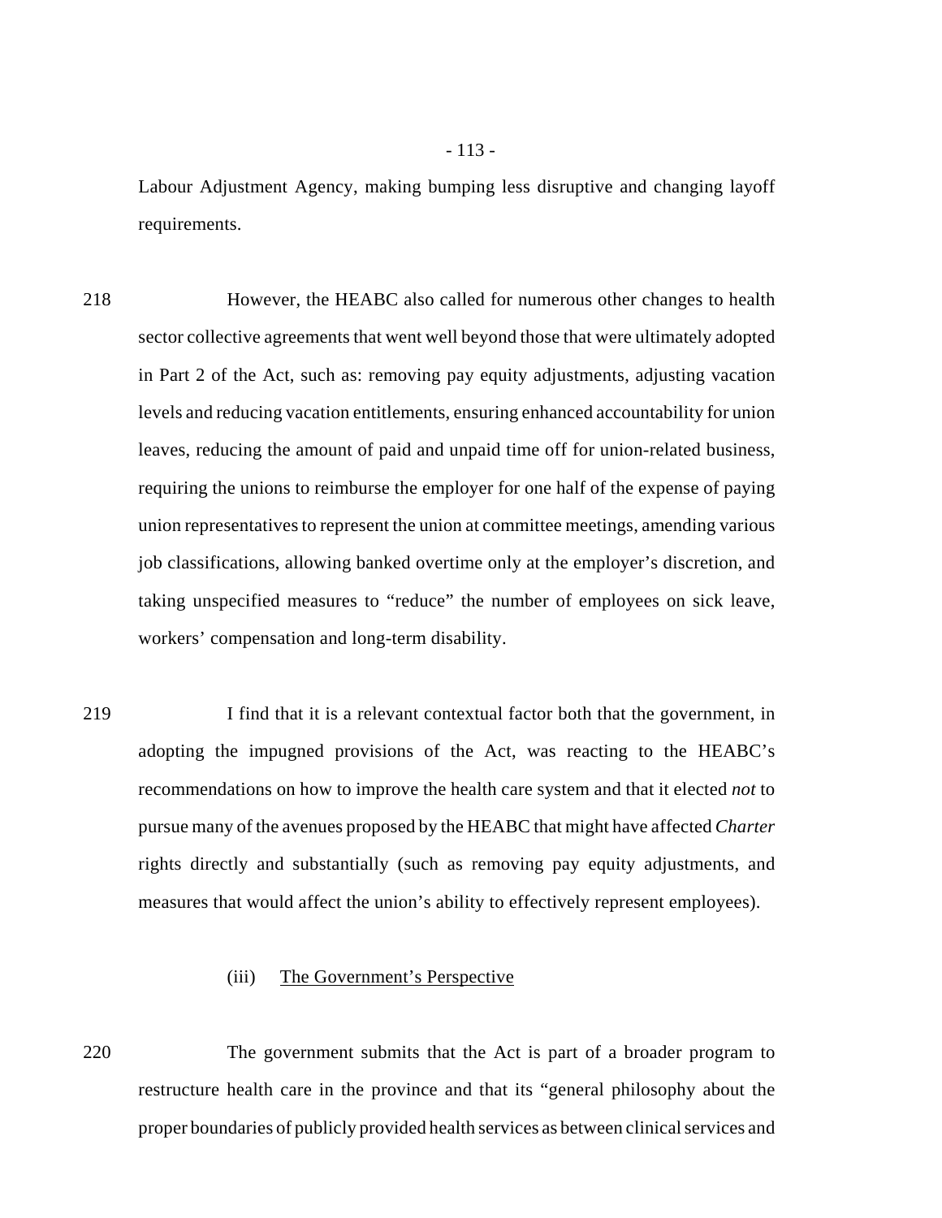Labour Adjustment Agency, making bumping less disruptive and changing layoff requirements.

218 However, the HEABC also called for numerous other changes to health sector collective agreements that went well beyond those that were ultimately adopted in Part 2 of the Act, such as: removing pay equity adjustments, adjusting vacation levels and reducing vacation entitlements, ensuring enhanced accountability for union leaves, reducing the amount of paid and unpaid time off for union-related business, requiring the unions to reimburse the employer for one half of the expense of paying union representatives to represent the union at committee meetings, amending various job classifications, allowing banked overtime only at the employer's discretion, and taking unspecified measures to "reduce" the number of employees on sick leave, workers' compensation and long-term disability.

219 I find that it is a relevant contextual factor both that the government, in adopting the impugned provisions of the Act, was reacting to the HEABC's recommendations on how to improve the health care system and that it elected *not* to pursue many of the avenues proposed by the HEABC that might have affected *Charter* rights directly and substantially (such as removing pay equity adjustments, and measures that would affect the union's ability to effectively represent employees).

(iii) The Government's Perspective

220 The government submits that the Act is part of a broader program to restructure health care in the province and that its "general philosophy about the proper boundaries of publicly provided health services as between clinical services and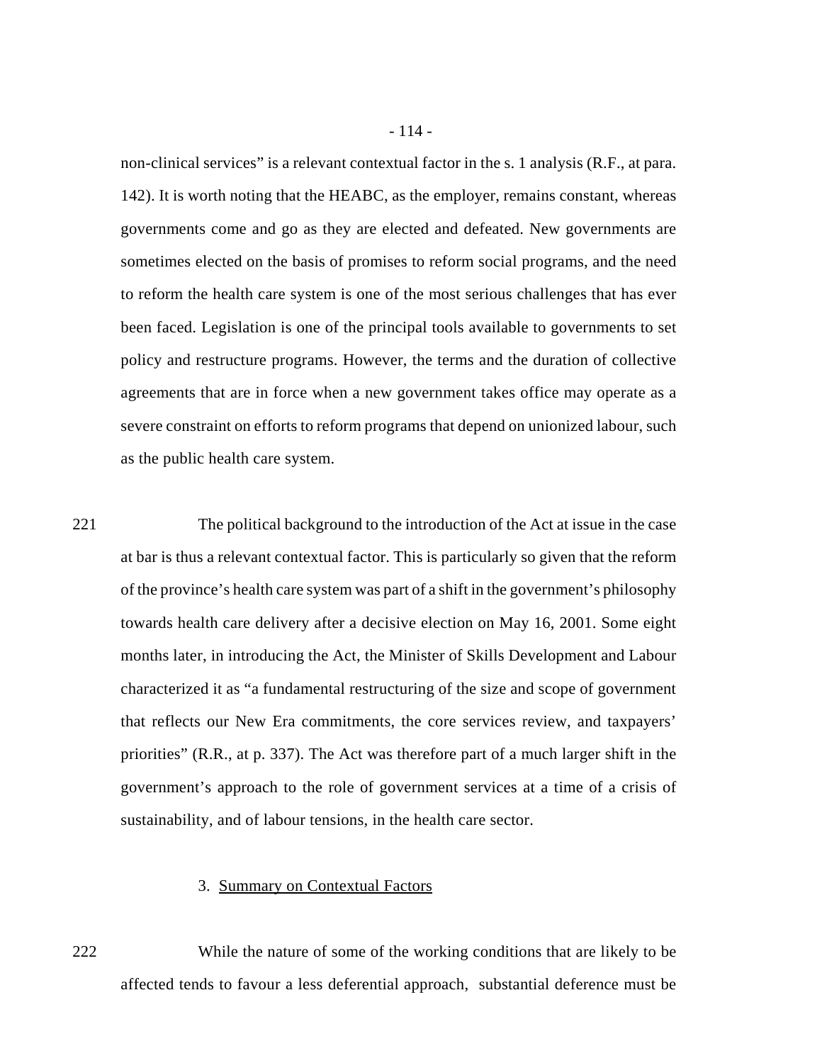non-clinical services" is a relevant contextual factor in the s. 1 analysis (R.F., at para. 142). It is worth noting that the HEABC, as the employer, remains constant, whereas governments come and go as they are elected and defeated. New governments are sometimes elected on the basis of promises to reform social programs, and the need to reform the health care system is one of the most serious challenges that has ever been faced. Legislation is one of the principal tools available to governments to set policy and restructure programs. However, the terms and the duration of collective agreements that are in force when a new government takes office may operate as a severe constraint on efforts to reform programs that depend on unionized labour, such as the public health care system.

221 The political background to the introduction of the Act at issue in the case at bar is thus a relevant contextual factor. This is particularly so given that the reform of the province's health care system was part of a shift in the government's philosophy towards health care delivery after a decisive election on May 16, 2001. Some eight months later, in introducing the Act, the Minister of Skills Development and Labour characterized it as "a fundamental restructuring of the size and scope of government that reflects our New Era commitments, the core services review, and taxpayers' priorities" (R.R., at p. 337). The Act was therefore part of a much larger shift in the government's approach to the role of government services at a time of a crisis of sustainability, and of labour tensions, in the health care sector.

### 3. Summary on Contextual Factors

222 While the nature of some of the working conditions that are likely to be affected tends to favour a less deferential approach, substantial deference must be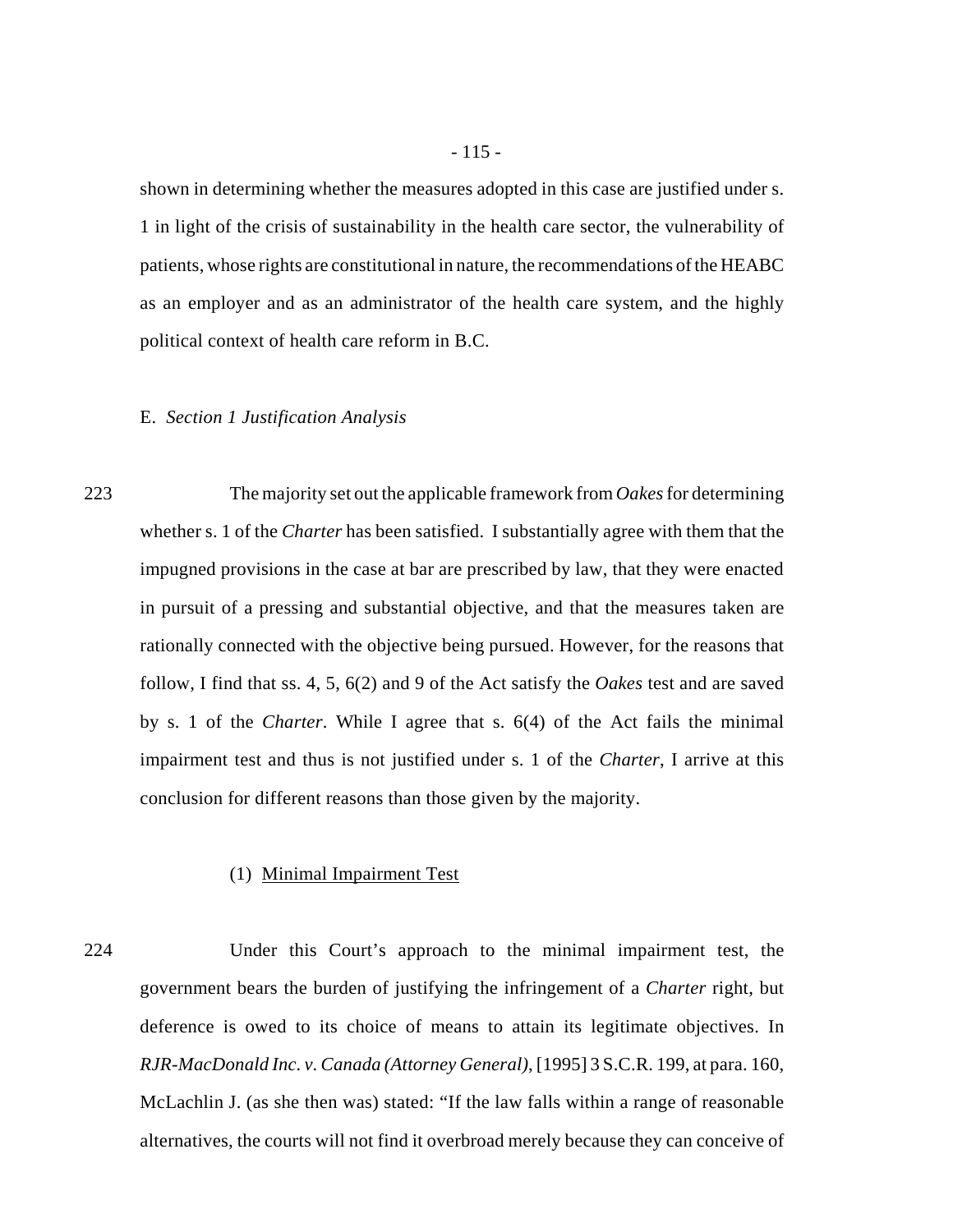shown in determining whether the measures adopted in this case are justified under s. 1 in light of the crisis of sustainability in the health care sector, the vulnerability of patients, whose rights are constitutional in nature, the recommendations of the HEABC as an employer and as an administrator of the health care system, and the highly political context of health care reform in B.C.

E. *Section 1 Justification Analysis*

223 The majority set out the applicable framework from *Oakes* for determining whether s. 1 of the *Charter* has been satisfied. I substantially agree with them that the impugned provisions in the case at bar are prescribed by law, that they were enacted in pursuit of a pressing and substantial objective, and that the measures taken are rationally connected with the objective being pursued. However, for the reasons that follow, I find that ss. 4, 5, 6(2) and 9 of the Act satisfy the *Oakes* test and are saved by s. 1 of the *Charter*. While I agree that s. 6(4) of the Act fails the minimal impairment test and thus is not justified under s. 1 of the *Charter*, I arrive at this conclusion for different reasons than those given by the majority.

(1) Minimal Impairment Test

224 Under this Court's approach to the minimal impairment test, the government bears the burden of justifying the infringement of a *Charter* right, but deference is owed to its choice of means to attain its legitimate objectives. In *RJR-MacDonald Inc. v. Canada (Attorney General)*, [1995] 3 S.C.R. 199, at para. 160, McLachlin J. (as she then was) stated: "If the law falls within a range of reasonable alternatives, the courts will not find it overbroad merely because they can conceive of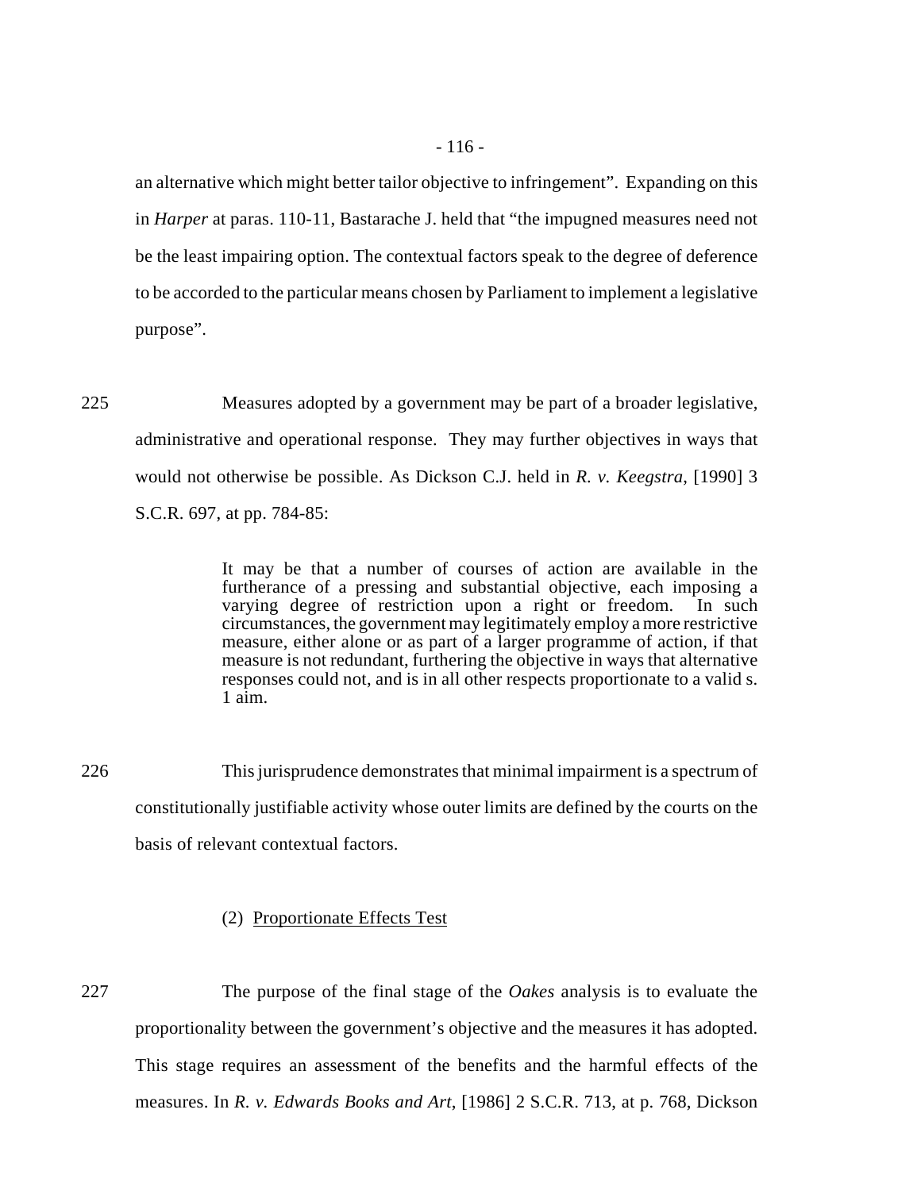an alternative which might better tailor objective to infringement". Expanding on this in *Harper* at paras. 110-11, Bastarache J. held that "the impugned measures need not be the least impairing option. The contextual factors speak to the degree of deference to be accorded to the particular means chosen by Parliament to implement a legislative purpose".

225 Measures adopted by a government may be part of a broader legislative, administrative and operational response. They may further objectives in ways that would not otherwise be possible. As Dickson C.J. held in *R. v. Keegstra*, [1990] 3 S.C.R. 697, at pp. 784-85:

> It may be that a number of courses of action are available in the furtherance of a pressing and substantial objective, each imposing a varying degree of restriction upon a right or freedom. In such circumstances, the government may legitimately employ a more restrictive measure, either alone or as part of a larger programme of action, if that measure is not redundant, furthering the objective in ways that alternative responses could not, and is in all other respects proportionate to a valid s. 1 aim.

226 This jurisprudence demonstrates that minimal impairment is a spectrum of constitutionally justifiable activity whose outer limits are defined by the courts on the basis of relevant contextual factors.

(2) Proportionate Effects Test

227 The purpose of the final stage of the *Oakes* analysis is to evaluate the proportionality between the government's objective and the measures it has adopted. This stage requires an assessment of the benefits and the harmful effects of the measures. In *R. v. Edwards Books and Art*, [1986] 2 S.C.R. 713, at p. 768, Dickson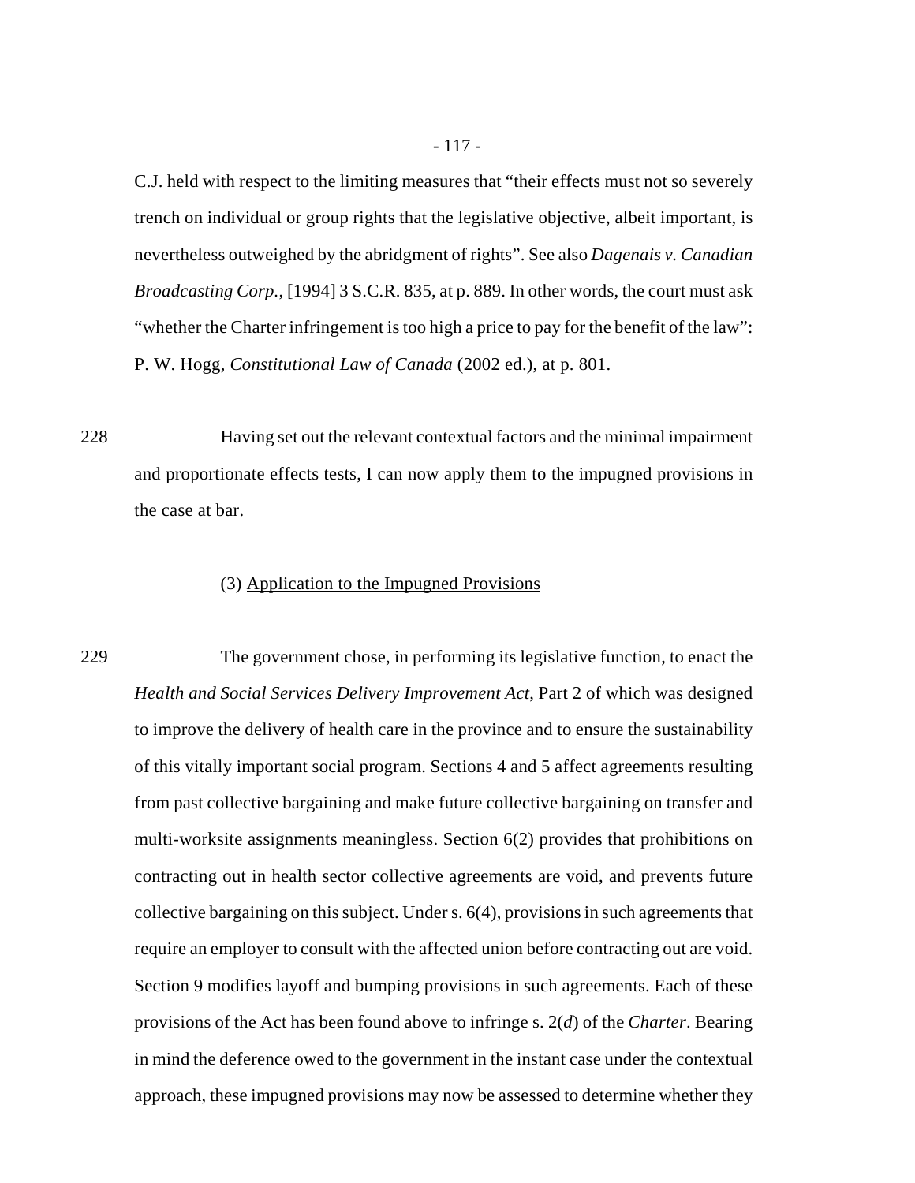C.J. held with respect to the limiting measures that "their effects must not so severely trench on individual or group rights that the legislative objective, albeit important, is nevertheless outweighed by the abridgment of rights". See also *Dagenais v. Canadian Broadcasting Corp.*, [1994] 3 S.C.R. 835, at p. 889. In other words, the court must ask "whether the Charter infringement is too high a price to pay for the benefit of the law": P. W. Hogg, *Constitutional Law of Canada* (2002 ed.), at p. 801.

228 Having set out the relevant contextual factors and the minimal impairment and proportionate effects tests, I can now apply them to the impugned provisions in the case at bar.

(3) Application to the Impugned Provisions

229 The government chose, in performing its legislative function, to enact the *Health and Social Services Delivery Improvement Act*, Part 2 of which was designed to improve the delivery of health care in the province and to ensure the sustainability of this vitally important social program. Sections 4 and 5 affect agreements resulting from past collective bargaining and make future collective bargaining on transfer and multi-worksite assignments meaningless. Section 6(2) provides that prohibitions on contracting out in health sector collective agreements are void, and prevents future collective bargaining on this subject. Under s. 6(4), provisions in such agreements that require an employer to consult with the affected union before contracting out are void. Section 9 modifies layoff and bumping provisions in such agreements. Each of these provisions of the Act has been found above to infringe s. 2(*d*) of the *Charter*. Bearing in mind the deference owed to the government in the instant case under the contextual approach, these impugned provisions may now be assessed to determine whether they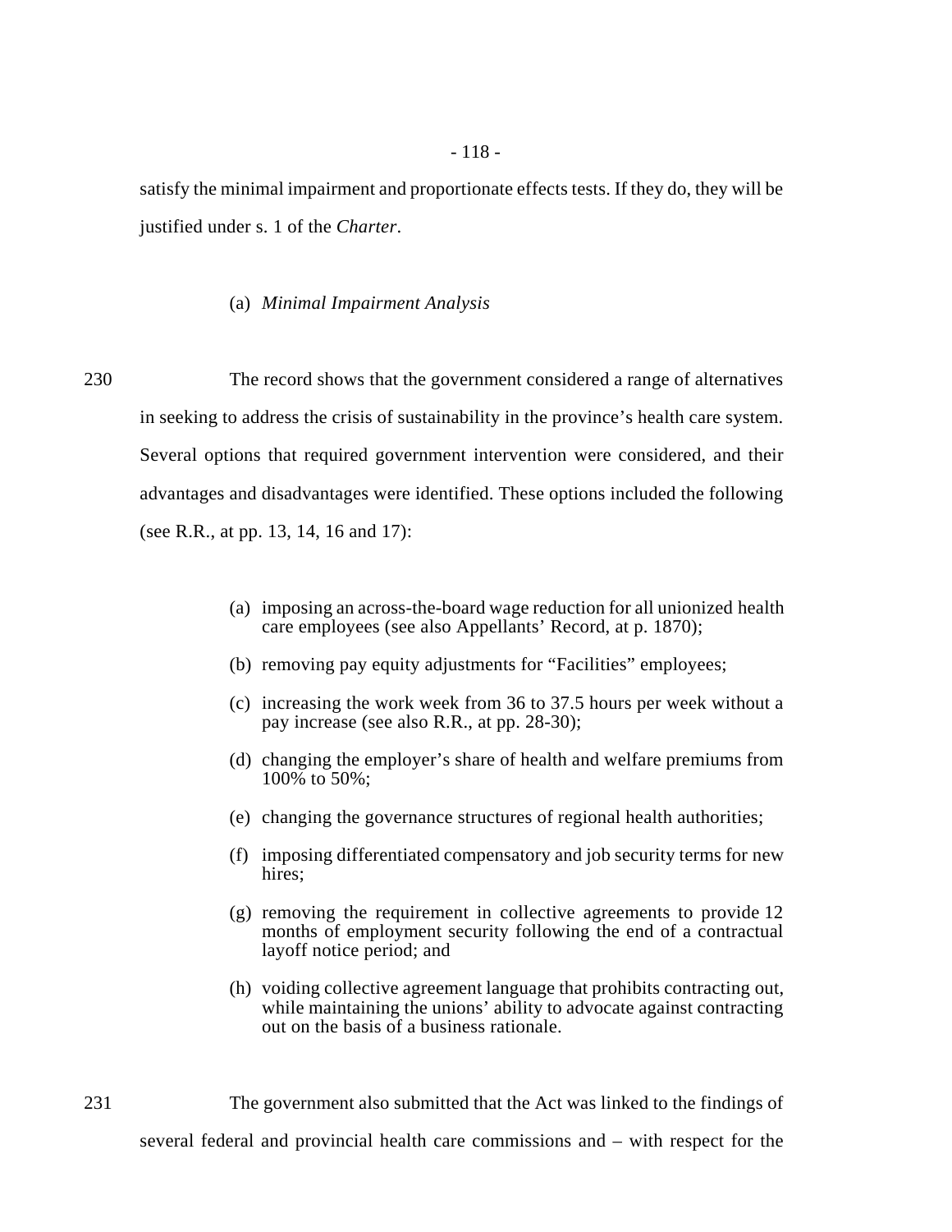satisfy the minimal impairment and proportionate effects tests. If they do, they will be justified under s. 1 of the *Charter*.

(a) *Minimal Impairment Analysis*

230 The record shows that the government considered a range of alternatives in seeking to address the crisis of sustainability in the province's health care system. Several options that required government intervention were considered, and their advantages and disadvantages were identified. These options included the following (see R.R., at pp. 13, 14, 16 and 17):

> (a) imposing an across-the-board wage reduction for all unionized health care employees (see also Appellants' Record, at p. 1870);
>
> (b) removing pay equity adjustments for "Facilities" employees;
>
> (c) increasing the work week from 36 to 37.5 hours per week without a pay increase (see also R.R., at pp. 28-30);
>
> (d) changing the employer's share of health and welfare premiums from 100% to 50%;
>
> (e) changing the governance structures of regional health authorities;
>
> (f) imposing differentiated compensatory and job security terms for new hires;
>
> (g) removing the requirement in collective agreements to provide 12 months of employment security following the end of a contractual layoff notice period; and
>
> (h) voiding collective agreement language that prohibits contracting out, while maintaining the unions' ability to advocate against contracting out on the basis of a business rationale.

231 The government also submitted that the Act was linked to the findings of several federal and provincial health care commissions and – with respect for the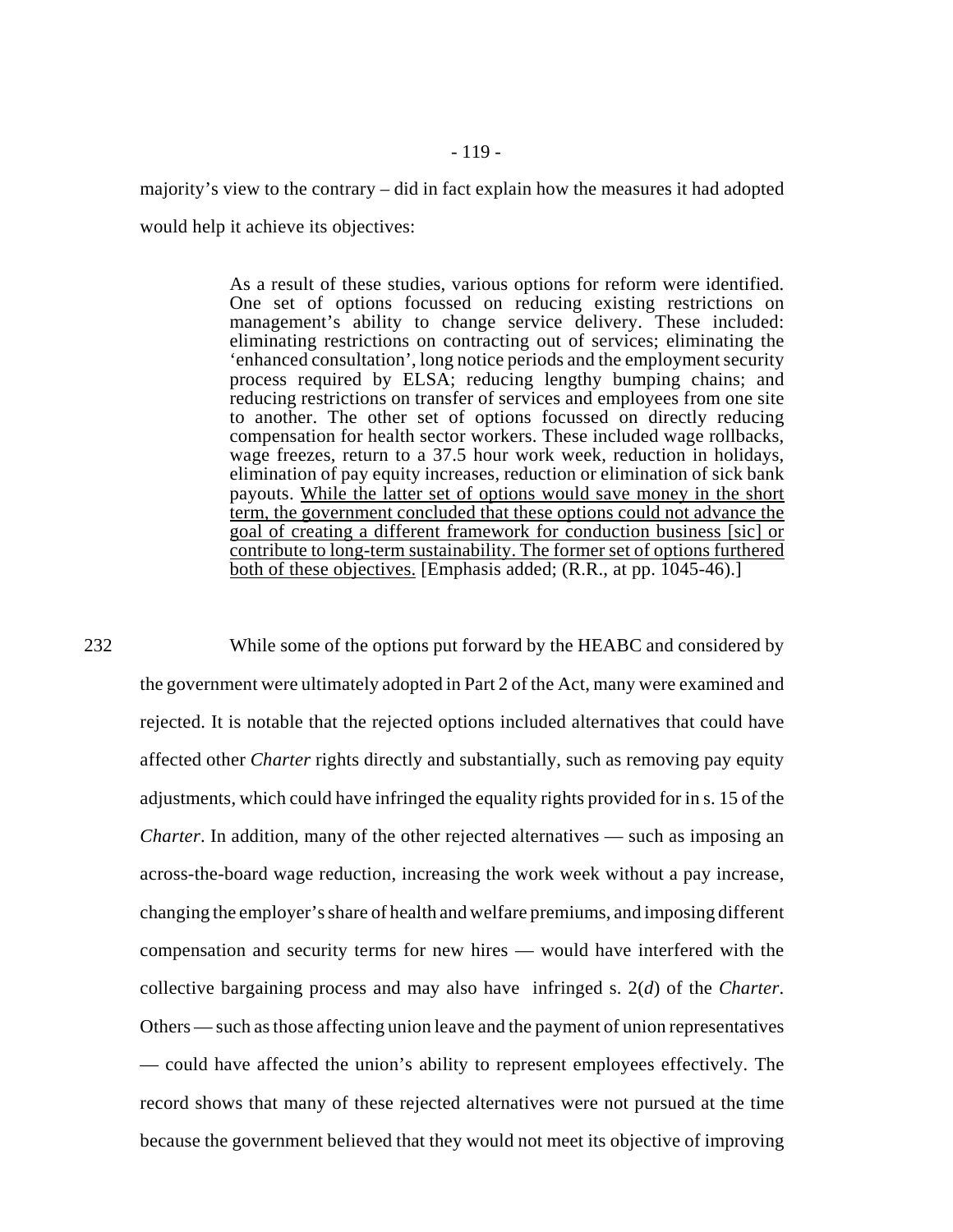majority's view to the contrary – did in fact explain how the measures it had adopted would help it achieve its objectives:

> As a result of these studies, various options for reform were identified. One set of options focussed on reducing existing restrictions on management's ability to change service delivery. These included: eliminating restrictions on contracting out of services; eliminating the 'enhanced consultation', long notice periods and the employment security process required by ELSA; reducing lengthy bumping chains; and reducing restrictions on transfer of services and employees from one site to another. The other set of options focussed on directly reducing compensation for health sector workers. These included wage rollbacks, wage freezes, return to a 37.5 hour work week, reduction in holidays, elimination of pay equity increases, reduction or elimination of sick bank payouts. <u>While the latter set of options would save money in the short term, the government concluded that these options could not advance the goal of creating a different framework for conduction business [sic] or contribute to long-term sustainability. The former set of options furthered both of these objectives.</u> [Emphasis added; (R.R., at pp. 1045-46).]

232 While some of the options put forward by the HEABC and considered by the government were ultimately adopted in Part 2 of the Act, many were examined and rejected. It is notable that the rejected options included alternatives that could have affected other *Charter* rights directly and substantially, such as removing pay equity adjustments, which could have infringed the equality rights provided for in s. 15 of the *Charter*. In addition, many of the other rejected alternatives — such as imposing an across-the-board wage reduction, increasing the work week without a pay increase, changing the employer's share of health and welfare premiums, and imposing different compensation and security terms for new hires — would have interfered with the collective bargaining process and may also have infringed s. 2(*d*) of the *Charter*. Others — such as those affecting union leave and the payment of union representatives — could have affected the union's ability to represent employees effectively. The record shows that many of these rejected alternatives were not pursued at the time because the government believed that they would not meet its objective of improving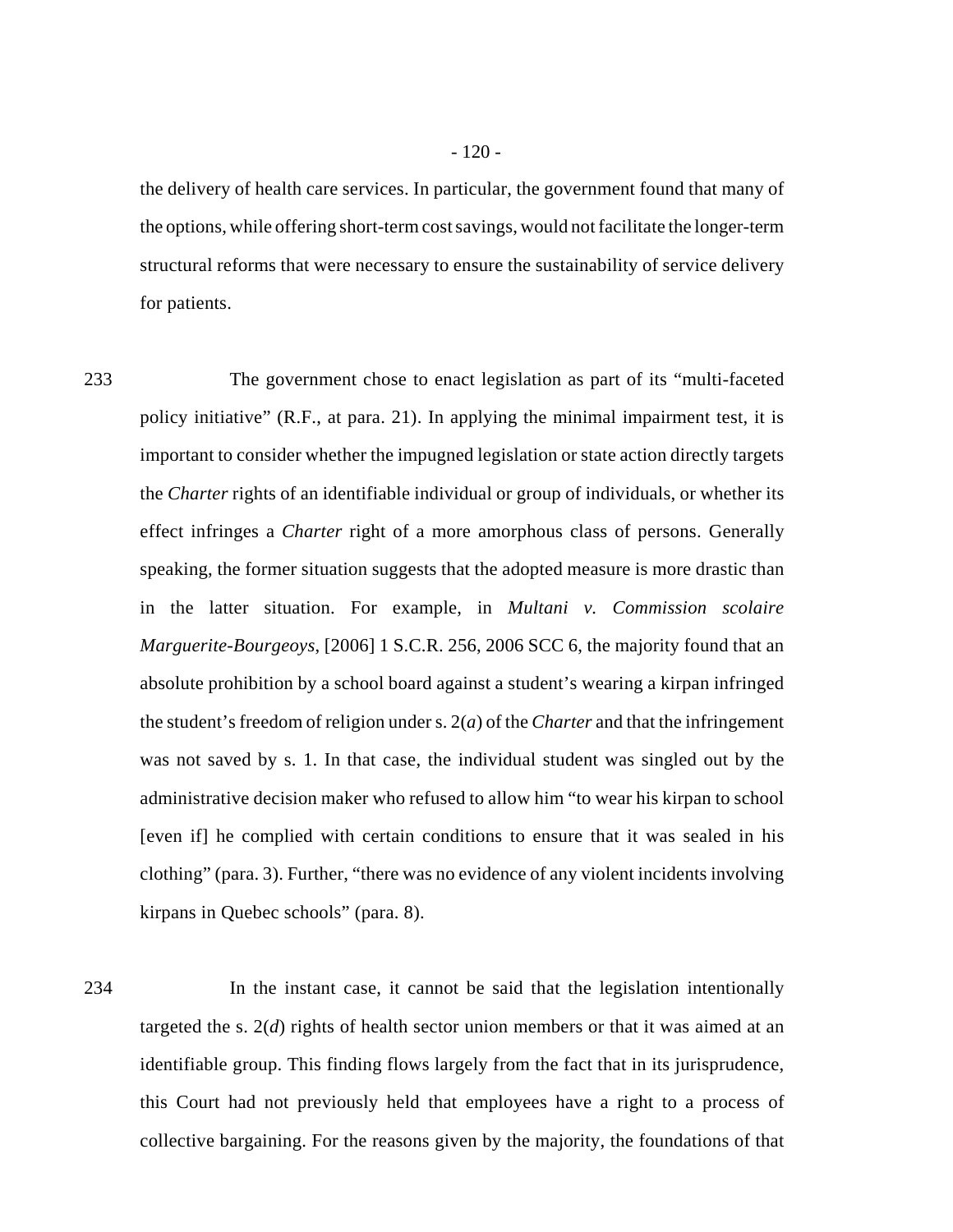the delivery of health care services. In particular, the government found that many of the options, while offering short-term cost savings, would not facilitate the longer-term structural reforms that were necessary to ensure the sustainability of service delivery for patients.

233 The government chose to enact legislation as part of its "multi-faceted policy initiative" (R.F., at para. 21). In applying the minimal impairment test, it is important to consider whether the impugned legislation or state action directly targets the *Charter* rights of an identifiable individual or group of individuals, or whether its effect infringes a *Charter* right of a more amorphous class of persons. Generally speaking, the former situation suggests that the adopted measure is more drastic than in the latter situation. For example, in *Multani v. Commission scolaire Marguerite-Bourgeoys*, [2006] 1 S.C.R. 256, 2006 SCC 6, the majority found that an absolute prohibition by a school board against a student's wearing a kirpan infringed the student's freedom of religion under s. 2(*a*) of the *Charter* and that the infringement was not saved by s. 1. In that case, the individual student was singled out by the administrative decision maker who refused to allow him "to wear his kirpan to school [even if] he complied with certain conditions to ensure that it was sealed in his clothing" (para. 3). Further, "there was no evidence of any violent incidents involving kirpans in Quebec schools" (para. 8).

234 In the instant case, it cannot be said that the legislation intentionally targeted the s. 2(*d*) rights of health sector union members or that it was aimed at an identifiable group. This finding flows largely from the fact that in its jurisprudence, this Court had not previously held that employees have a right to a process of collective bargaining. For the reasons given by the majority, the foundations of that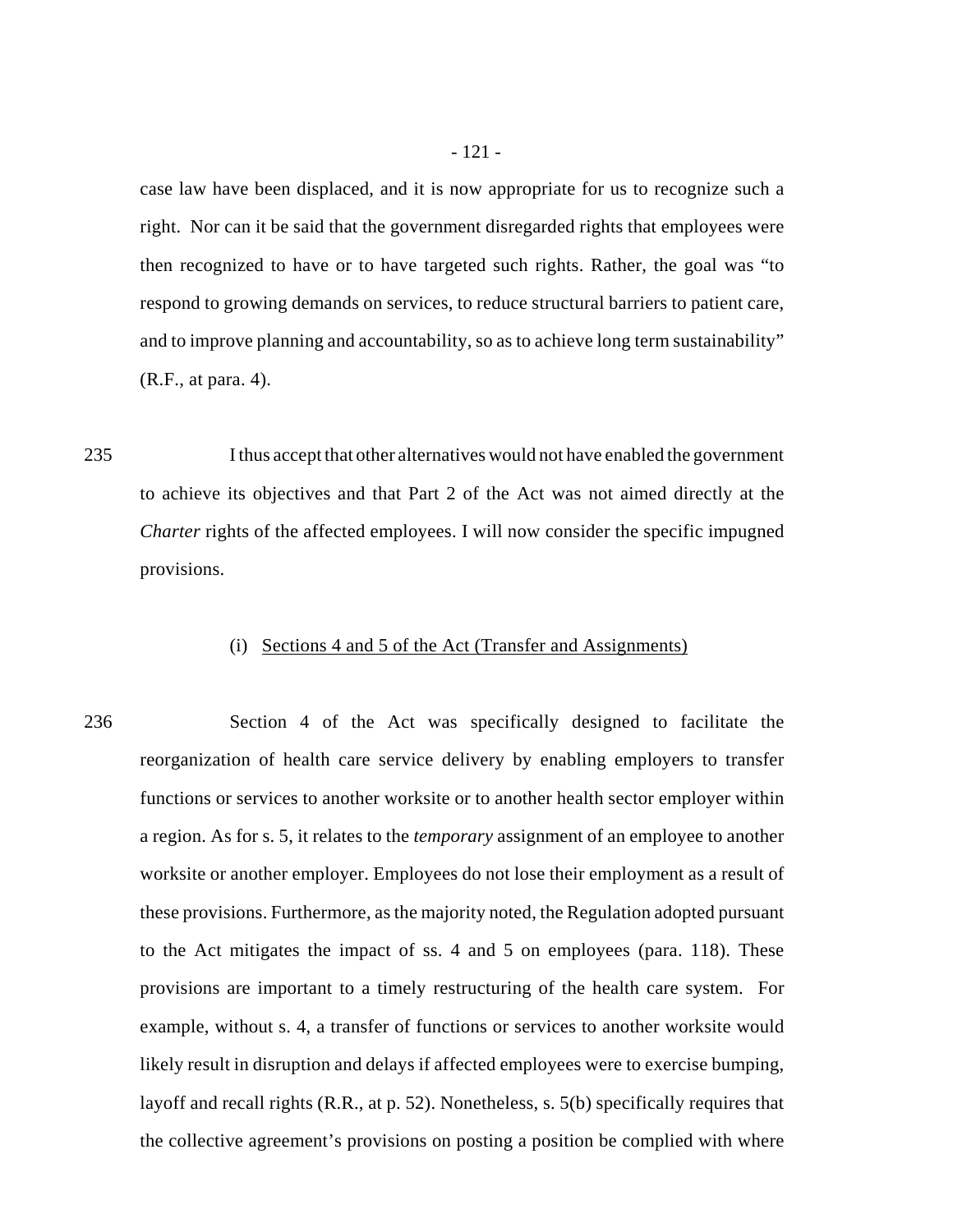case law have been displaced, and it is now appropriate for us to recognize such a right. Nor can it be said that the government disregarded rights that employees were then recognized to have or to have targeted such rights. Rather, the goal was "to respond to growing demands on services, to reduce structural barriers to patient care, and to improve planning and accountability, so as to achieve long term sustainability" (R.F., at para. 4).

235 I thus accept that other alternatives would not have enabled the government to achieve its objectives and that Part 2 of the Act was not aimed directly at the *Charter* rights of the affected employees. I will now consider the specific impugned provisions.

(i) Sections 4 and 5 of the Act (Transfer and Assignments)

236 Section 4 of the Act was specifically designed to facilitate the reorganization of health care service delivery by enabling employers to transfer functions or services to another worksite or to another health sector employer within a region. As for s. 5, it relates to the *temporary* assignment of an employee to another worksite or another employer. Employees do not lose their employment as a result of these provisions. Furthermore, as the majority noted, the Regulation adopted pursuant to the Act mitigates the impact of ss. 4 and 5 on employees (para. 118). These provisions are important to a timely restructuring of the health care system. For example, without s. 4, a transfer of functions or services to another worksite would likely result in disruption and delays if affected employees were to exercise bumping, layoff and recall rights (R.R., at p. 52). Nonetheless, s. 5(b) specifically requires that the collective agreement's provisions on posting a position be complied with where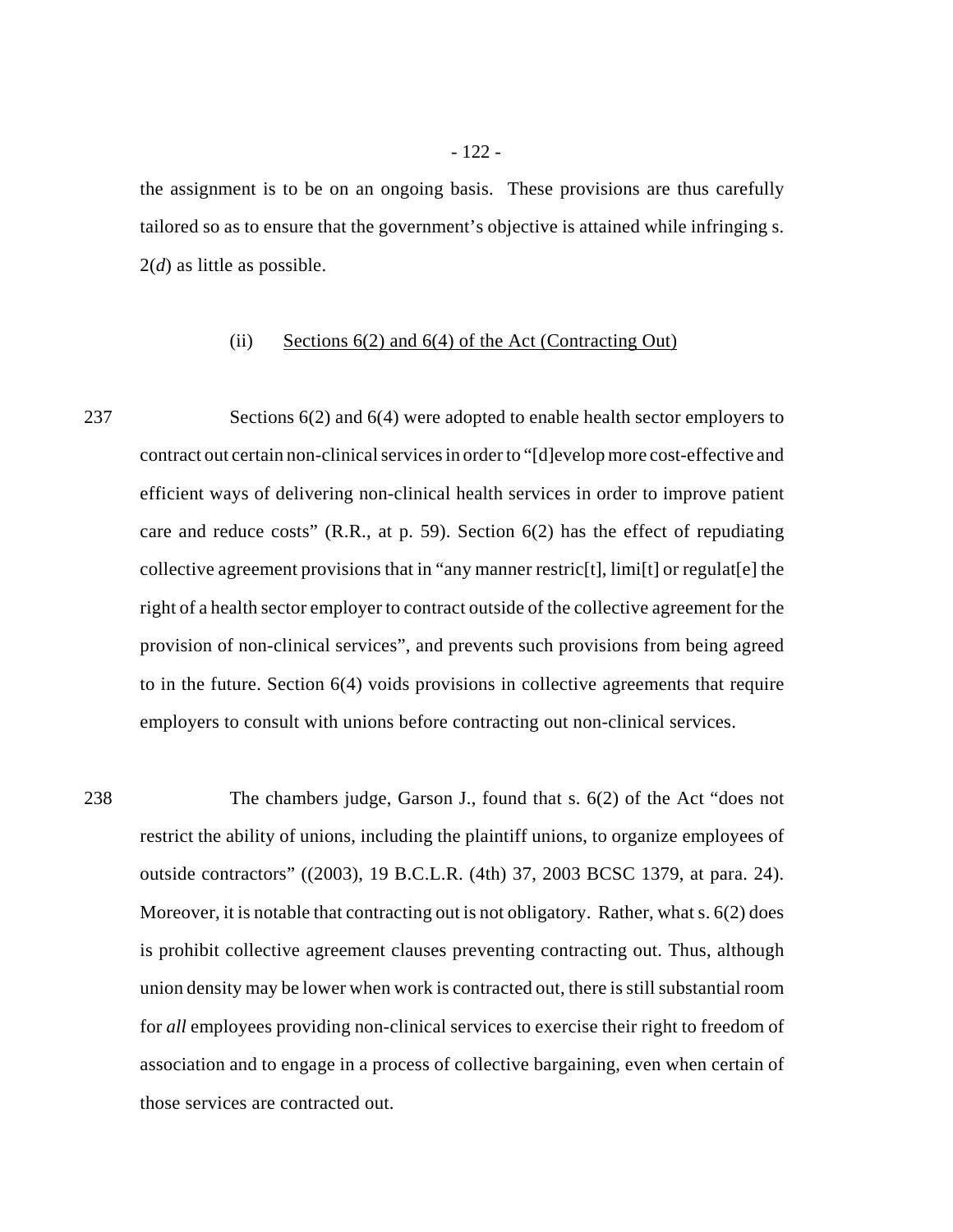the assignment is to be on an ongoing basis. These provisions are thus carefully tailored so as to ensure that the government's objective is attained while infringing s. 2(*d*) as little as possible.

### (ii) Sections 6(2) and 6(4) of the Act (Contracting Out)

237 Sections 6(2) and 6(4) were adopted to enable health sector employers to contract out certain non-clinical services in order to "[d]evelop more cost-effective and efficient ways of delivering non-clinical health services in order to improve patient care and reduce costs" (R.R., at p. 59). Section 6(2) has the effect of repudiating collective agreement provisions that in "any manner restric[t], limi[t] or regulat[e] the right of a health sector employer to contract outside of the collective agreement for the provision of non-clinical services", and prevents such provisions from being agreed to in the future. Section 6(4) voids provisions in collective agreements that require employers to consult with unions before contracting out non-clinical services.

238 The chambers judge, Garson J., found that s. 6(2) of the Act "does not restrict the ability of unions, including the plaintiff unions, to organize employees of outside contractors" ((2003), 19 B.C.L.R. (4th) 37, 2003 BCSC 1379, at para. 24). Moreover, it is notable that contracting out is not obligatory. Rather, what s. 6(2) does is prohibit collective agreement clauses preventing contracting out. Thus, although union density may be lower when work is contracted out, there is still substantial room for *all* employees providing non-clinical services to exercise their right to freedom of association and to engage in a process of collective bargaining, even when certain of those services are contracted out.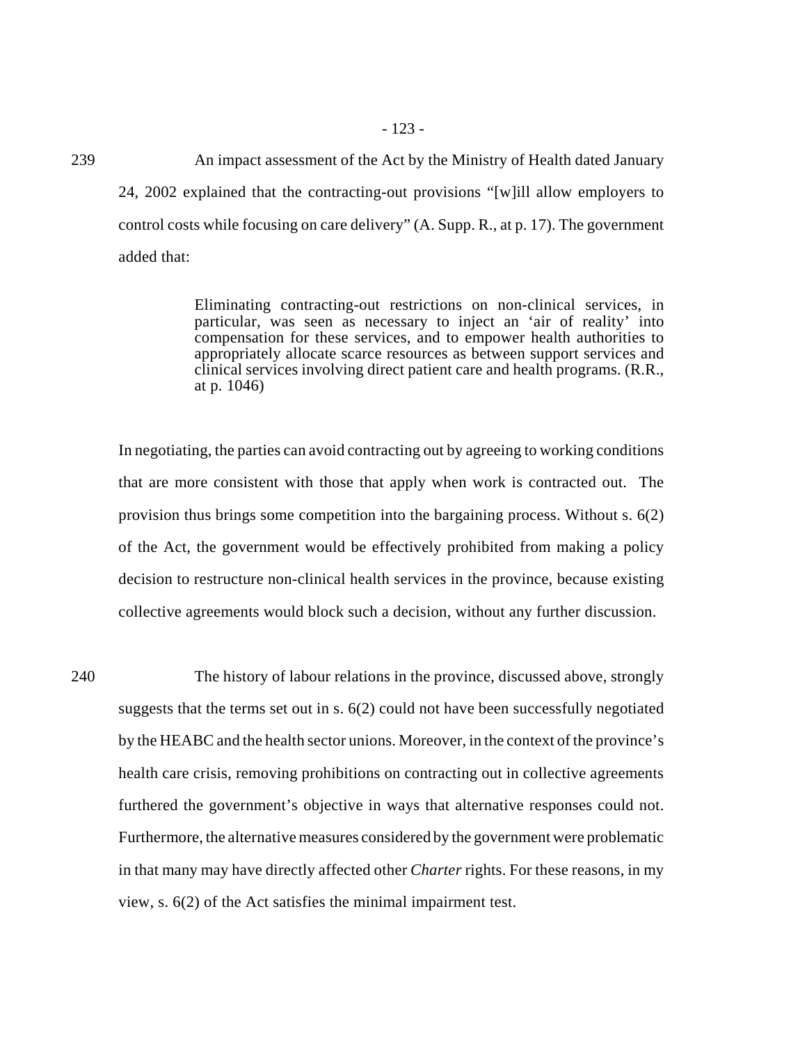239 An impact assessment of the Act by the Ministry of Health dated January 24, 2002 explained that the contracting-out provisions "[w]ill allow employers to control costs while focusing on care delivery" (A. Supp. R., at p. 17). The government added that:

> Eliminating contracting-out restrictions on non-clinical services, in particular, was seen as necessary to inject an 'air of reality' into compensation for these services, and to empower health authorities to appropriately allocate scarce resources as between support services and clinical services involving direct patient care and health programs. (R.R., at p. 1046)

In negotiating, the parties can avoid contracting out by agreeing to working conditions that are more consistent with those that apply when work is contracted out. The provision thus brings some competition into the bargaining process. Without s. 6(2) of the Act, the government would be effectively prohibited from making a policy decision to restructure non-clinical health services in the province, because existing collective agreements would block such a decision, without any further discussion.

240 The history of labour relations in the province, discussed above, strongly suggests that the terms set out in s. 6(2) could not have been successfully negotiated by the HEABC and the health sector unions. Moreover, in the context of the province's health care crisis, removing prohibitions on contracting out in collective agreements furthered the government's objective in ways that alternative responses could not. Furthermore, the alternative measures considered by the government were problematic in that many may have directly affected other *Charter* rights. For these reasons, in my view, s. 6(2) of the Act satisfies the minimal impairment test.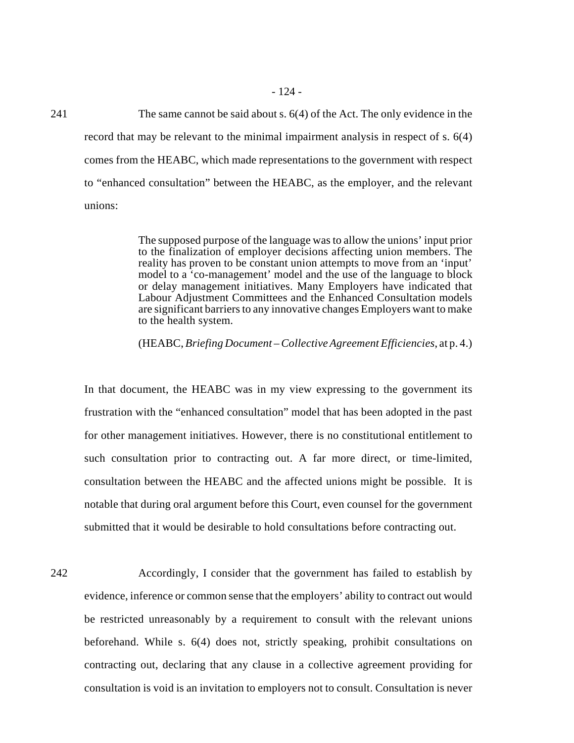241 The same cannot be said about s. 6(4) of the Act. The only evidence in the record that may be relevant to the minimal impairment analysis in respect of s. 6(4) comes from the HEABC, which made representations to the government with respect to "enhanced consultation" between the HEABC, as the employer, and the relevant unions:

> The supposed purpose of the language was to allow the unions' input prior to the finalization of employer decisions affecting union members. The reality has proven to be constant union attempts to move from an 'input' model to a 'co-management' model and the use of the language to block or delay management initiatives. Many Employers have indicated that Labour Adjustment Committees and the Enhanced Consultation models are significant barriers to any innovative changes Employers want to make to the health system.
>
> (HEABC, *Briefing Document – Collective Agreement Efficiencies*, at p. 4.)

In that document, the HEABC was in my view expressing to the government its frustration with the "enhanced consultation" model that has been adopted in the past for other management initiatives. However, there is no constitutional entitlement to such consultation prior to contracting out. A far more direct, or time-limited, consultation between the HEABC and the affected unions might be possible. It is notable that during oral argument before this Court, even counsel for the government submitted that it would be desirable to hold consultations before contracting out.

242 Accordingly, I consider that the government has failed to establish by evidence, inference or common sense that the employers' ability to contract out would be restricted unreasonably by a requirement to consult with the relevant unions beforehand. While s. 6(4) does not, strictly speaking, prohibit consultations on contracting out, declaring that any clause in a collective agreement providing for consultation is void is an invitation to employers not to consult. Consultation is never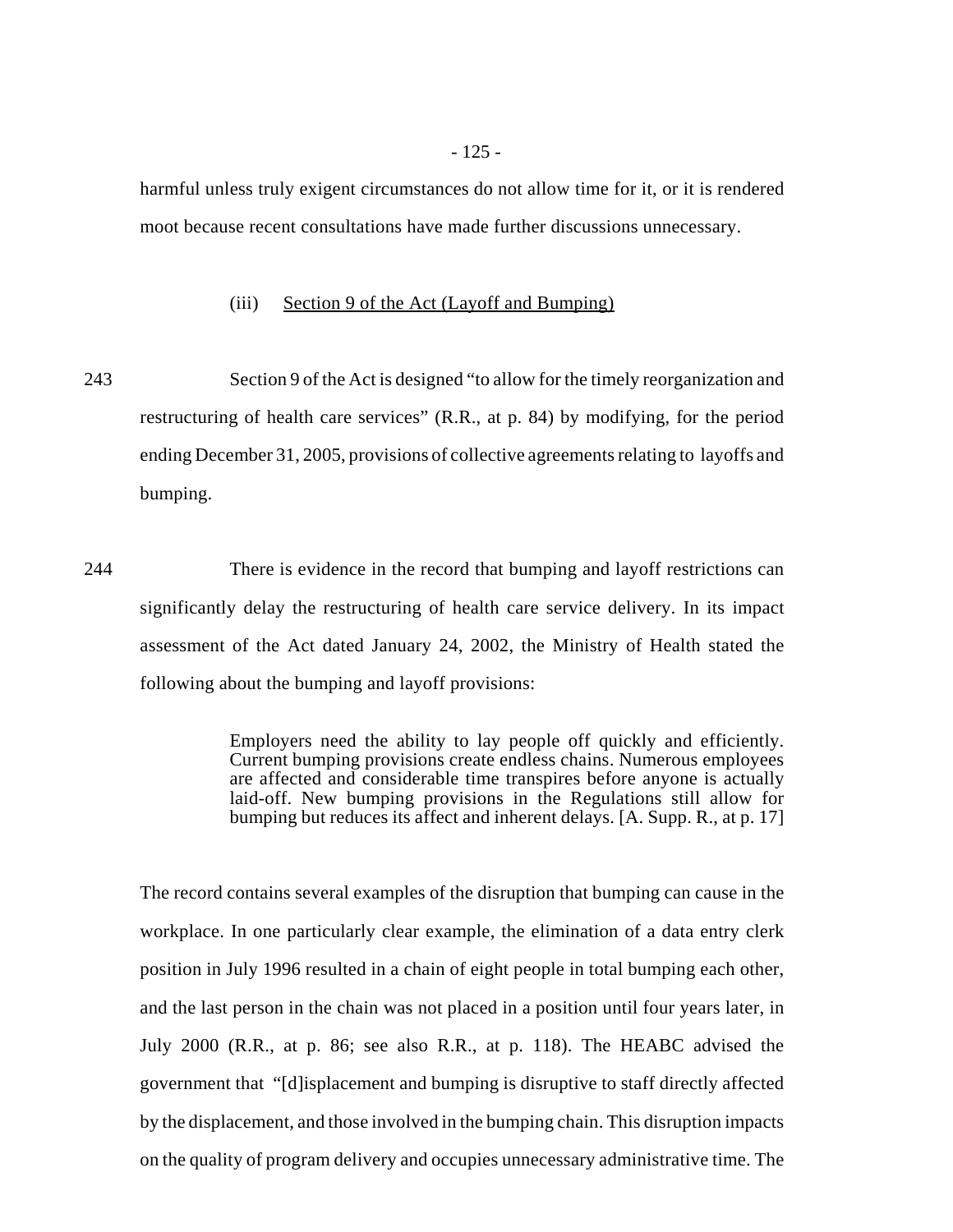harmful unless truly exigent circumstances do not allow time for it, or it is rendered moot because recent consultations have made further discussions unnecessary.

(iii) Section 9 of the Act (Layoff and Bumping)

243 Section 9 of the Act is designed "to allow for the timely reorganization and restructuring of health care services" (R.R., at p. 84) by modifying, for the period ending December 31, 2005, provisions of collective agreements relating to layoffs and bumping.

244 There is evidence in the record that bumping and layoff restrictions can significantly delay the restructuring of health care service delivery. In its impact assessment of the Act dated January 24, 2002, the Ministry of Health stated the following about the bumping and layoff provisions:

> Employers need the ability to lay people off quickly and efficiently. Current bumping provisions create endless chains. Numerous employees are affected and considerable time transpires before anyone is actually laid-off. New bumping provisions in the Regulations still allow for bumping but reduces its affect and inherent delays. [A. Supp. R., at p. 17]

The record contains several examples of the disruption that bumping can cause in the workplace. In one particularly clear example, the elimination of a data entry clerk position in July 1996 resulted in a chain of eight people in total bumping each other, and the last person in the chain was not placed in a position until four years later, in July 2000 (R.R., at p. 86; see also R.R., at p. 118). The HEABC advised the government that "[d]isplacement and bumping is disruptive to staff directly affected by the displacement, and those involved in the bumping chain. This disruption impacts on the quality of program delivery and occupies unnecessary administrative time. The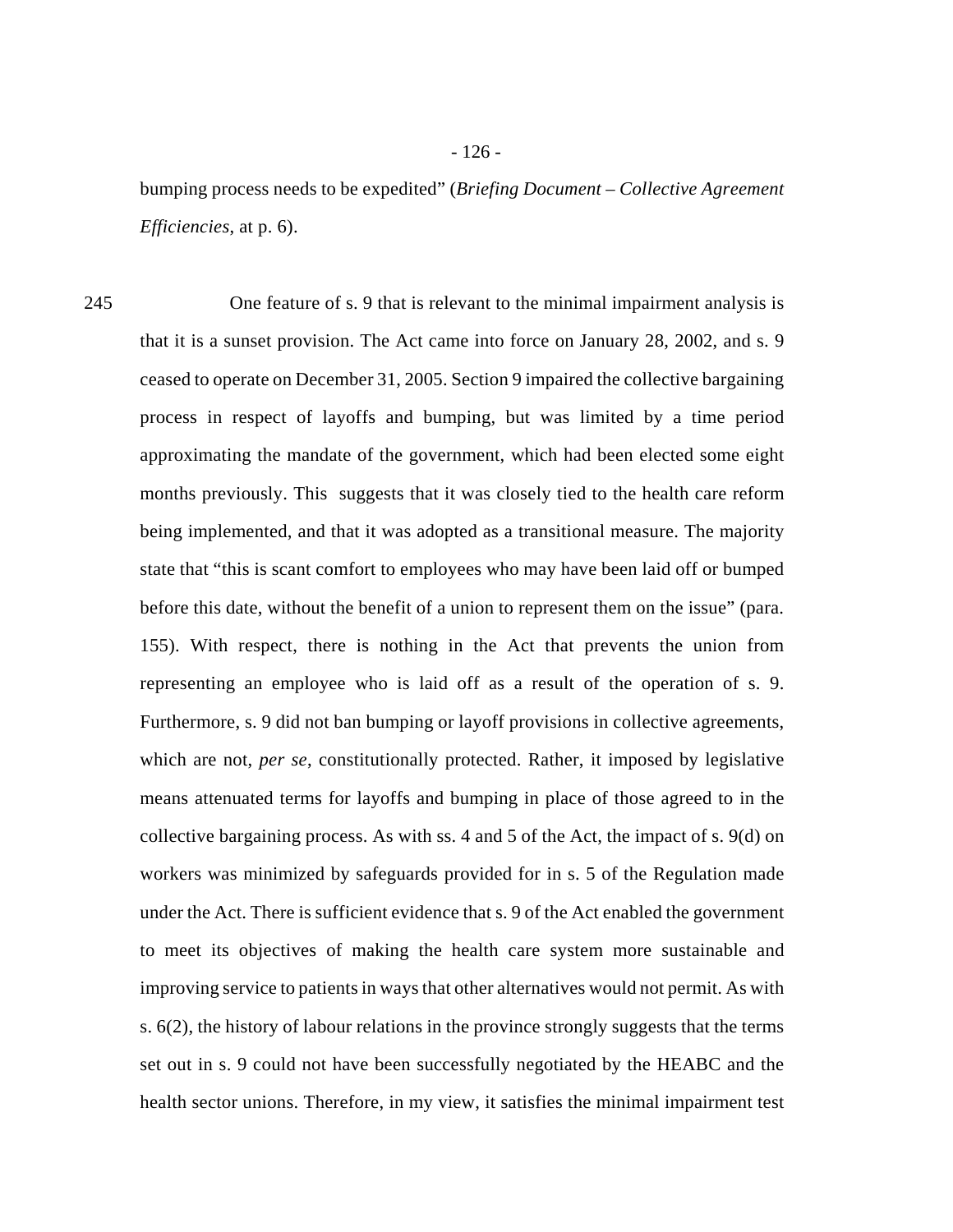bumping process needs to be expedited" (*Briefing Document – Collective Agreement Efficiencies*, at p. 6).

245 One feature of s. 9 that is relevant to the minimal impairment analysis is that it is a sunset provision. The Act came into force on January 28, 2002, and s. 9 ceased to operate on December 31, 2005. Section 9 impaired the collective bargaining process in respect of layoffs and bumping, but was limited by a time period approximating the mandate of the government, which had been elected some eight months previously. This suggests that it was closely tied to the health care reform being implemented, and that it was adopted as a transitional measure. The majority state that "this is scant comfort to employees who may have been laid off or bumped before this date, without the benefit of a union to represent them on the issue" (para. 155). With respect, there is nothing in the Act that prevents the union from representing an employee who is laid off as a result of the operation of s. 9. Furthermore, s. 9 did not ban bumping or layoff provisions in collective agreements, which are not, *per se*, constitutionally protected. Rather, it imposed by legislative means attenuated terms for layoffs and bumping in place of those agreed to in the collective bargaining process. As with ss. 4 and 5 of the Act, the impact of s. 9(d) on workers was minimized by safeguards provided for in s. 5 of the Regulation made under the Act. There is sufficient evidence that s. 9 of the Act enabled the government to meet its objectives of making the health care system more sustainable and improving service to patients in ways that other alternatives would not permit. As with s. 6(2), the history of labour relations in the province strongly suggests that the terms set out in s. 9 could not have been successfully negotiated by the HEABC and the health sector unions. Therefore, in my view, it satisfies the minimal impairment test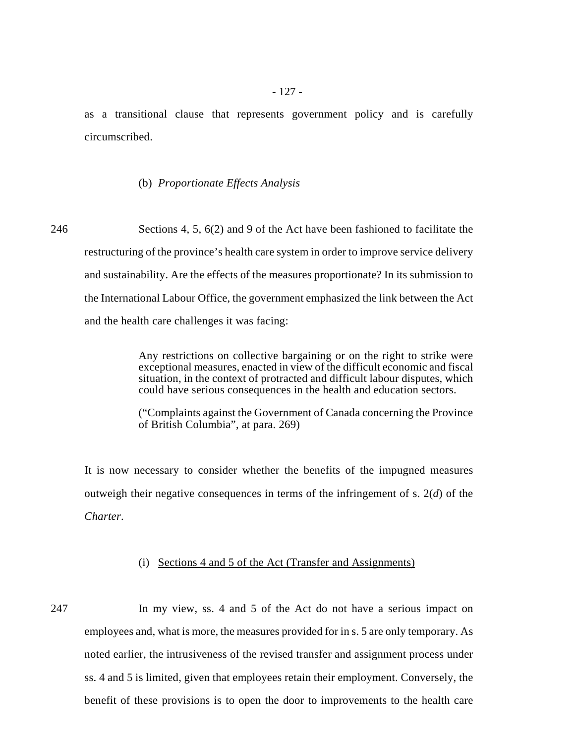as a transitional clause that represents government policy and is carefully circumscribed.

(b) *Proportionate Effects Analysis*

246 Sections 4, 5, 6(2) and 9 of the Act have been fashioned to facilitate the restructuring of the province's health care system in order to improve service delivery and sustainability. Are the effects of the measures proportionate? In its submission to the International Labour Office, the government emphasized the link between the Act and the health care challenges it was facing:

> Any restrictions on collective bargaining or on the right to strike were exceptional measures, enacted in view of the difficult economic and fiscal situation, in the context of protracted and difficult labour disputes, which could have serious consequences in the health and education sectors.
>
> ("Complaints against the Government of Canada concerning the Province of British Columbia", at para. 269)

It is now necessary to consider whether the benefits of the impugned measures outweigh their negative consequences in terms of the infringement of s. 2(*d*) of the *Charter*.

(i) Sections 4 and 5 of the Act (Transfer and Assignments)

247 In my view, ss. 4 and 5 of the Act do not have a serious impact on employees and, what is more, the measures provided for in s. 5 are only temporary. As noted earlier, the intrusiveness of the revised transfer and assignment process under ss. 4 and 5 is limited, given that employees retain their employment. Conversely, the benefit of these provisions is to open the door to improvements to the health care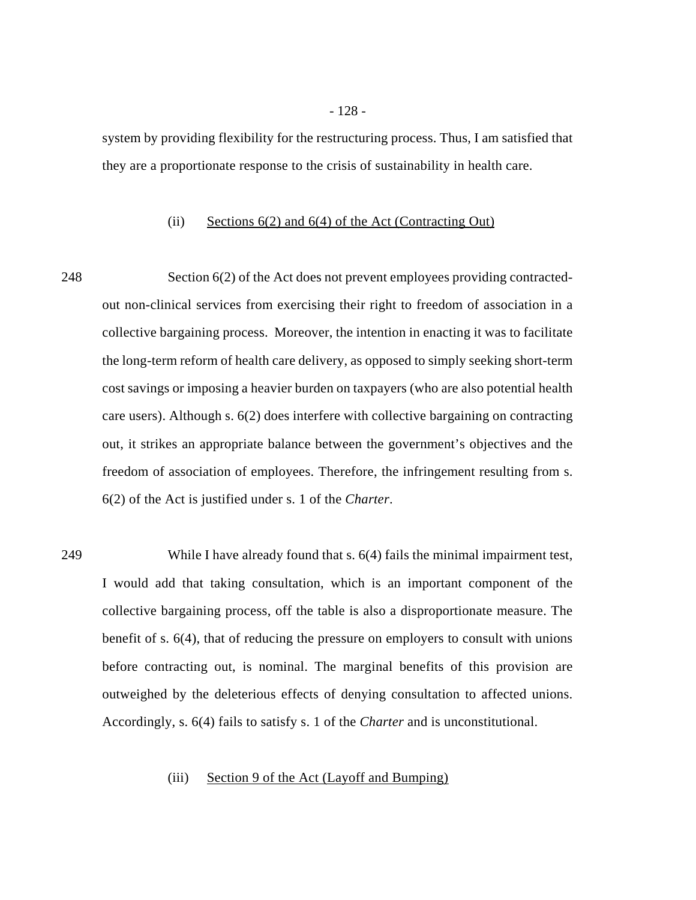system by providing flexibility for the restructuring process. Thus, I am satisfied that they are a proportionate response to the crisis of sustainability in health care.

(ii) Sections 6(2) and 6(4) of the Act (Contracting Out)

248 Section 6(2) of the Act does not prevent employees providing contracted-out non-clinical services from exercising their right to freedom of association in a collective bargaining process. Moreover, the intention in enacting it was to facilitate the long-term reform of health care delivery, as opposed to simply seeking short-term cost savings or imposing a heavier burden on taxpayers (who are also potential health care users). Although s. 6(2) does interfere with collective bargaining on contracting out, it strikes an appropriate balance between the government's objectives and the freedom of association of employees. Therefore, the infringement resulting from s. 6(2) of the Act is justified under s. 1 of the *Charter*.

249 While I have already found that s. 6(4) fails the minimal impairment test, I would add that taking consultation, which is an important component of the collective bargaining process, off the table is also a disproportionate measure. The benefit of s. 6(4), that of reducing the pressure on employers to consult with unions before contracting out, is nominal. The marginal benefits of this provision are outweighed by the deleterious effects of denying consultation to affected unions. Accordingly, s. 6(4) fails to satisfy s. 1 of the *Charter* and is unconstitutional.

(iii) Section 9 of the Act (Layoff and Bumping)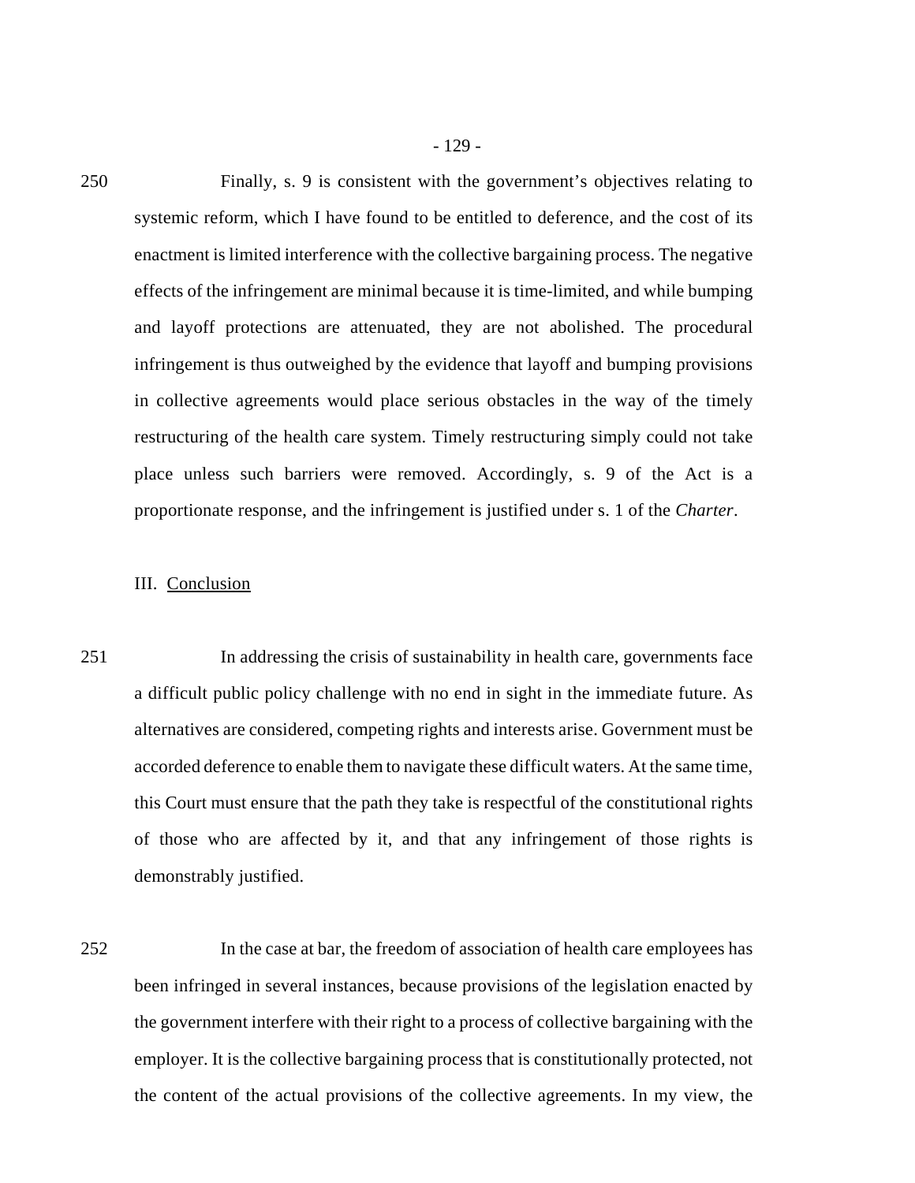250 Finally, s. 9 is consistent with the government's objectives relating to systemic reform, which I have found to be entitled to deference, and the cost of its enactment is limited interference with the collective bargaining process. The negative effects of the infringement are minimal because it is time-limited, and while bumping and layoff protections are attenuated, they are not abolished. The procedural infringement is thus outweighed by the evidence that layoff and bumping provisions in collective agreements would place serious obstacles in the way of the timely restructuring of the health care system. Timely restructuring simply could not take place unless such barriers were removed. Accordingly, s. 9 of the Act is a proportionate response, and the infringement is justified under s. 1 of the *Charter*.

## III. Conclusion

251 In addressing the crisis of sustainability in health care, governments face a difficult public policy challenge with no end in sight in the immediate future. As alternatives are considered, competing rights and interests arise. Government must be accorded deference to enable them to navigate these difficult waters. At the same time, this Court must ensure that the path they take is respectful of the constitutional rights of those who are affected by it, and that any infringement of those rights is demonstrably justified.

252 In the case at bar, the freedom of association of health care employees has been infringed in several instances, because provisions of the legislation enacted by the government interfere with their right to a process of collective bargaining with the employer. It is the collective bargaining process that is constitutionally protected, not the content of the actual provisions of the collective agreements. In my view, the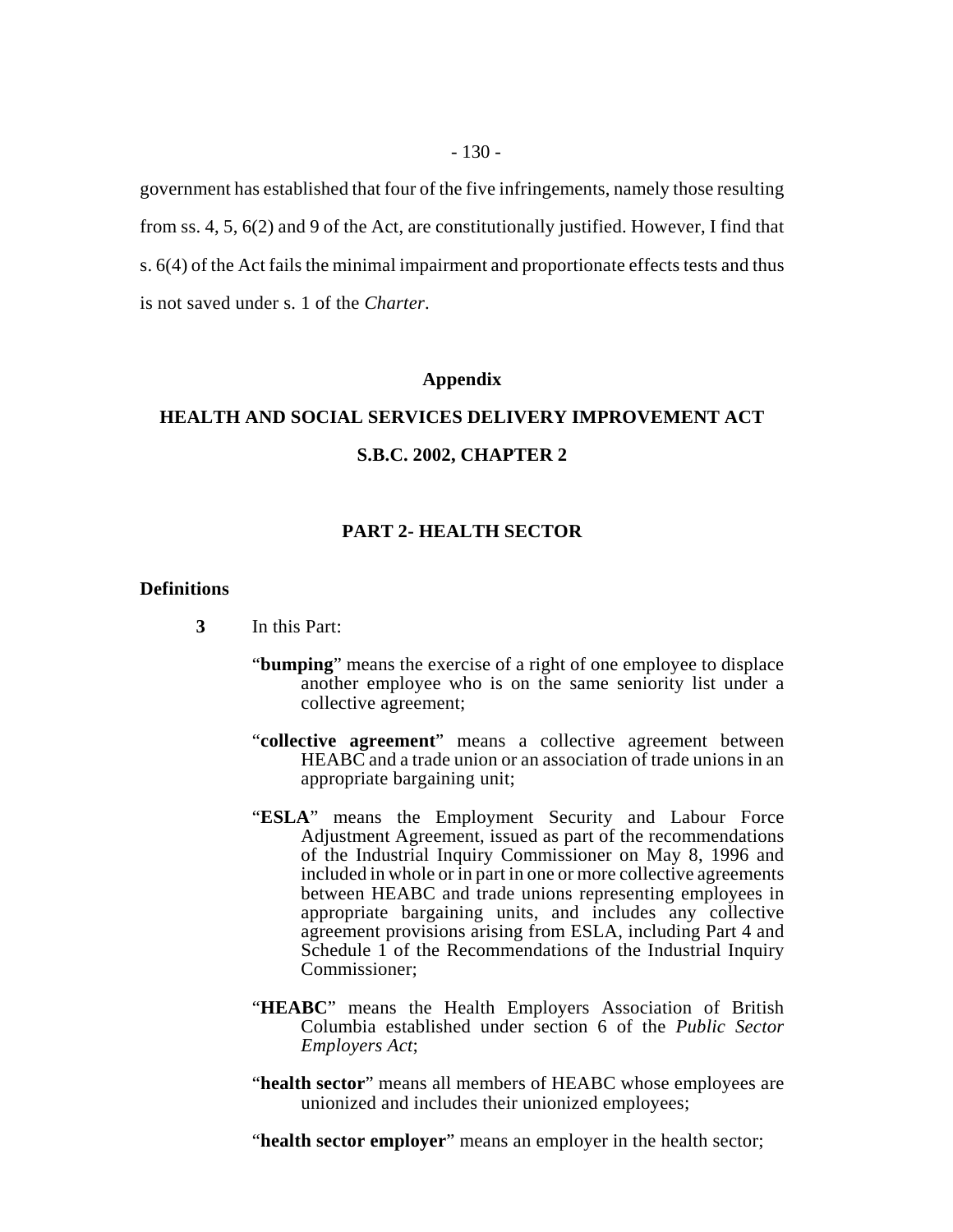government has established that four of the five infringements, namely those resulting from ss. 4, 5, 6(2) and 9 of the Act, are constitutionally justified. However, I find that s. 6(4) of the Act fails the minimal impairment and proportionate effects tests and thus is not saved under s. 1 of the *Charter*.

## Appendix

## HEALTH AND SOCIAL SERVICES DELIVERY IMPROVEMENT ACT

## S.B.C. 2002, CHAPTER 2

### PART 2- HEALTH SECTOR

**Definitions**

**3** In this Part:

"**bumping**" means the exercise of a right of one employee to displace another employee who is on the same seniority list under a collective agreement;

"**collective agreement**" means a collective agreement between HEABC and a trade union or an association of trade unions in an appropriate bargaining unit;

"**ESLA**" means the Employment Security and Labour Force Adjustment Agreement, issued as part of the recommendations of the Industrial Inquiry Commissioner on May 8, 1996 and included in whole or in part in one or more collective agreements between HEABC and trade unions representing employees in appropriate bargaining units, and includes any collective agreement provisions arising from ESLA, including Part 4 and Schedule 1 of the Recommendations of the Industrial Inquiry Commissioner;

"**HEABC**" means the Health Employers Association of British Columbia established under section 6 of the *Public Sector Employers Act*;

"**health sector**" means all members of HEABC whose employees are unionized and includes their unionized employees;

"**health sector employer**" means an employer in the health sector;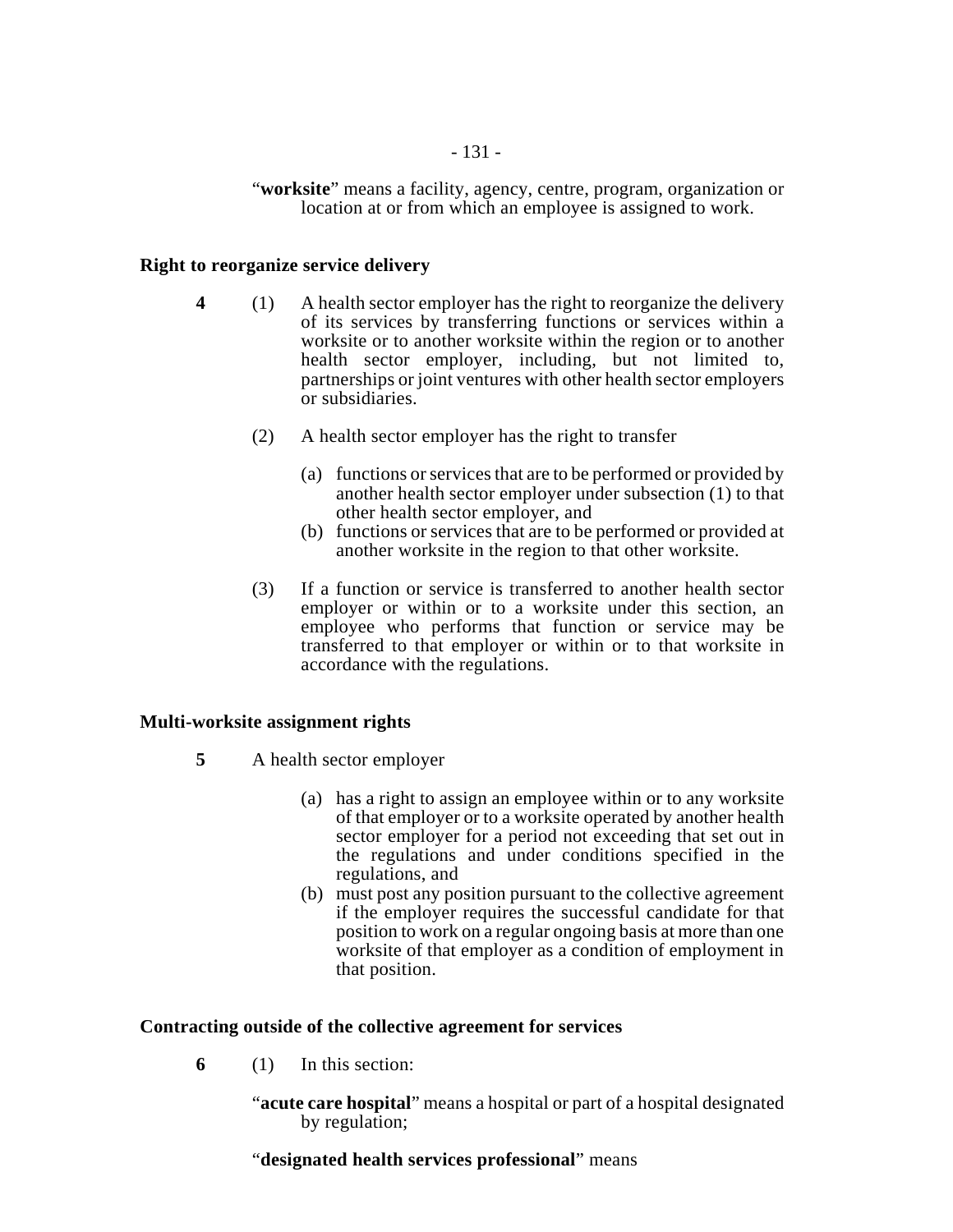"**worksite**" means a facility, agency, centre, program, organization or location at or from which an employee is assigned to work.

### Right to reorganize service delivery

**4** (1) A health sector employer has the right to reorganize the delivery of its services by transferring functions or services within a worksite or to another worksite within the region or to another health sector employer, including, but not limited to, partnerships or joint ventures with other health sector employers or subsidiaries.

(2) A health sector employer has the right to transfer

(a) functions or services that are to be performed or provided by another health sector employer under subsection (1) to that other health sector employer, and

(b) functions or services that are to be performed or provided at another worksite in the region to that other worksite.

(3) If a function or service is transferred to another health sector employer or within or to a worksite under this section, an employee who performs that function or service may be transferred to that employer or within or to that worksite in accordance with the regulations.

### Multi-worksite assignment rights

**5** A health sector employer

(a) has a right to assign an employee within or to any worksite of that employer or to a worksite operated by another health sector employer for a period not exceeding that set out in the regulations and under conditions specified in the regulations, and

(b) must post any position pursuant to the collective agreement if the employer requires the successful candidate for that position to work on a regular ongoing basis at more than one worksite of that employer as a condition of employment in that position.

### Contracting outside of the collective agreement for services

**6** (1) In this section:

"**acute care hospital**" means a hospital or part of a hospital designated by regulation;

"**designated health services professional**" means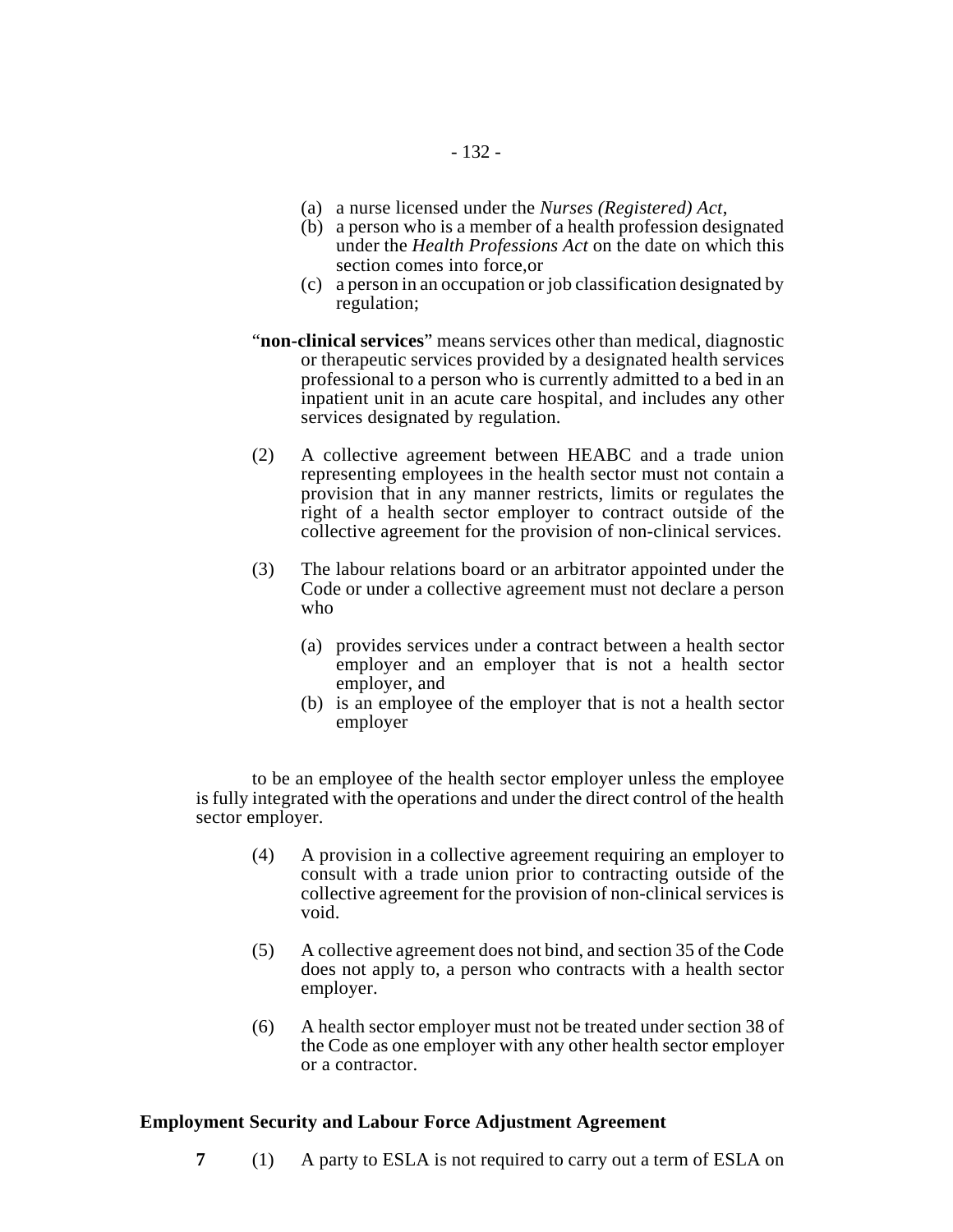(a) a nurse licensed under the *Nurses (Registered) Act*,
(b) a person who is a member of a health profession designated under the *Health Professions Act* on the date on which this section comes into force,or
(c) a person in an occupation or job classification designated by regulation;

"**non-clinical services**" means services other than medical, diagnostic or therapeutic services provided by a designated health services professional to a person who is currently admitted to a bed in an inpatient unit in an acute care hospital, and includes any other services designated by regulation.

(2) A collective agreement between HEABC and a trade union representing employees in the health sector must not contain a provision that in any manner restricts, limits or regulates the right of a health sector employer to contract outside of the collective agreement for the provision of non-clinical services.

(3) The labour relations board or an arbitrator appointed under the Code or under a collective agreement must not declare a person who

(a) provides services under a contract between a health sector employer and an employer that is not a health sector employer, and
(b) is an employee of the employer that is not a health sector employer

to be an employee of the health sector employer unless the employee is fully integrated with the operations and under the direct control of the health sector employer.

(4) A provision in a collective agreement requiring an employer to consult with a trade union prior to contracting outside of the collective agreement for the provision of non-clinical services is void.

(5) A collective agreement does not bind, and section 35 of the Code does not apply to, a person who contracts with a health sector employer.

(6) A health sector employer must not be treated under section 38 of the Code as one employer with any other health sector employer or a contractor.

**Employment Security and Labour Force Adjustment Agreement**

**7** (1) A party to ESLA is not required to carry out a term of ESLA on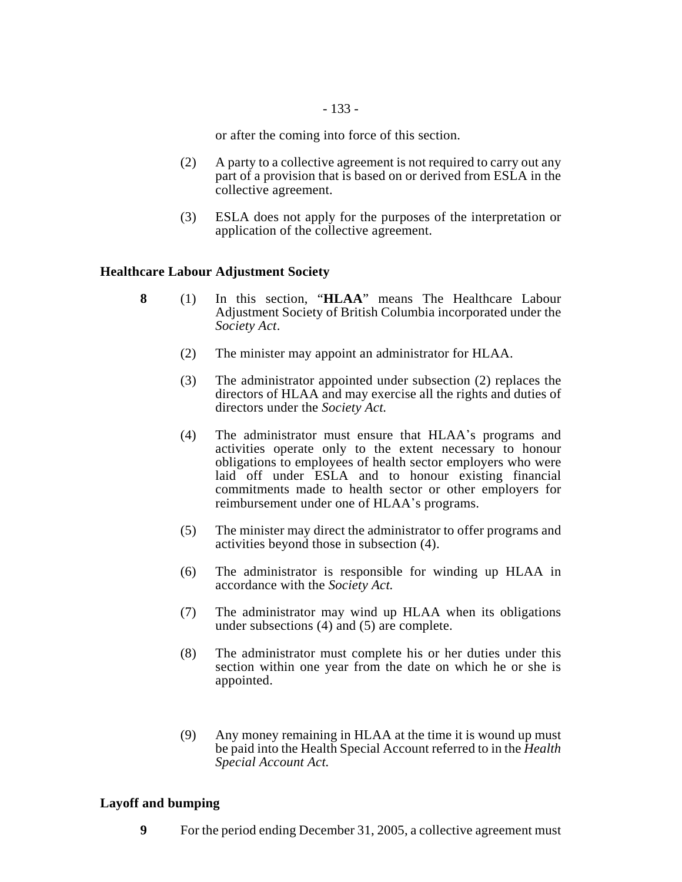or after the coming into force of this section.

(2) A party to a collective agreement is not required to carry out any part of a provision that is based on or derived from ESLA in the collective agreement.

(3) ESLA does not apply for the purposes of the interpretation or application of the collective agreement.

**Healthcare Labour Adjustment Society**

**8** (1) In this section, "**HLAA**" means The Healthcare Labour Adjustment Society of British Columbia incorporated under the *Society Act*.

(2) The minister may appoint an administrator for HLAA.

(3) The administrator appointed under subsection (2) replaces the directors of HLAA and may exercise all the rights and duties of directors under the *Society Act.*

(4) The administrator must ensure that HLAA's programs and activities operate only to the extent necessary to honour obligations to employees of health sector employers who were laid off under ESLA and to honour existing financial commitments made to health sector or other employers for reimbursement under one of HLAA's programs.

(5) The minister may direct the administrator to offer programs and activities beyond those in subsection (4).

(6) The administrator is responsible for winding up HLAA in accordance with the *Society Act.*

(7) The administrator may wind up HLAA when its obligations under subsections (4) and (5) are complete.

(8) The administrator must complete his or her duties under this section within one year from the date on which he or she is appointed.

(9) Any money remaining in HLAA at the time it is wound up must be paid into the Health Special Account referred to in the *Health Special Account Act.*

**Layoff and bumping**

**9** For the period ending December 31, 2005, a collective agreement must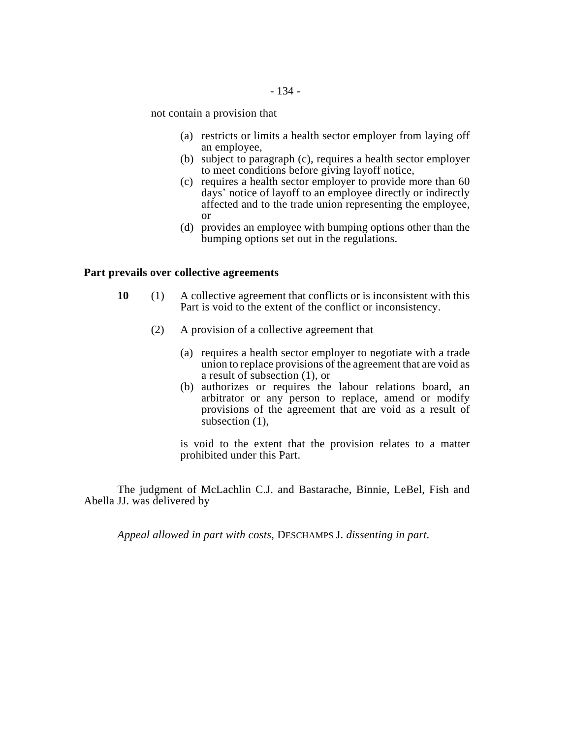not contain a provision that

(a) restricts or limits a health sector employer from laying off an employee,
(b) subject to paragraph (c), requires a health sector employer to meet conditions before giving layoff notice,
(c) requires a health sector employer to provide more than 60 days' notice of layoff to an employee directly or indirectly affected and to the trade union representing the employee, or
(d) provides an employee with bumping options other than the bumping options set out in the regulations.

**Part prevails over collective agreements**

**10** (1) A collective agreement that conflicts or is inconsistent with this Part is void to the extent of the conflict or inconsistency.

(2) A provision of a collective agreement that

(a) requires a health sector employer to negotiate with a trade union to replace provisions of the agreement that are void as a result of subsection (1), or
(b) authorizes or requires the labour relations board, an arbitrator or any person to replace, amend or modify provisions of the agreement that are void as a result of subsection (1),

is void to the extent that the provision relates to a matter prohibited under this Part.

The judgment of McLachlin C.J. and Bastarache, Binnie, LeBel, Fish and Abella JJ. was delivered by

*Appeal allowed in part with costs*, DESCHAMPS J. *dissenting in part.*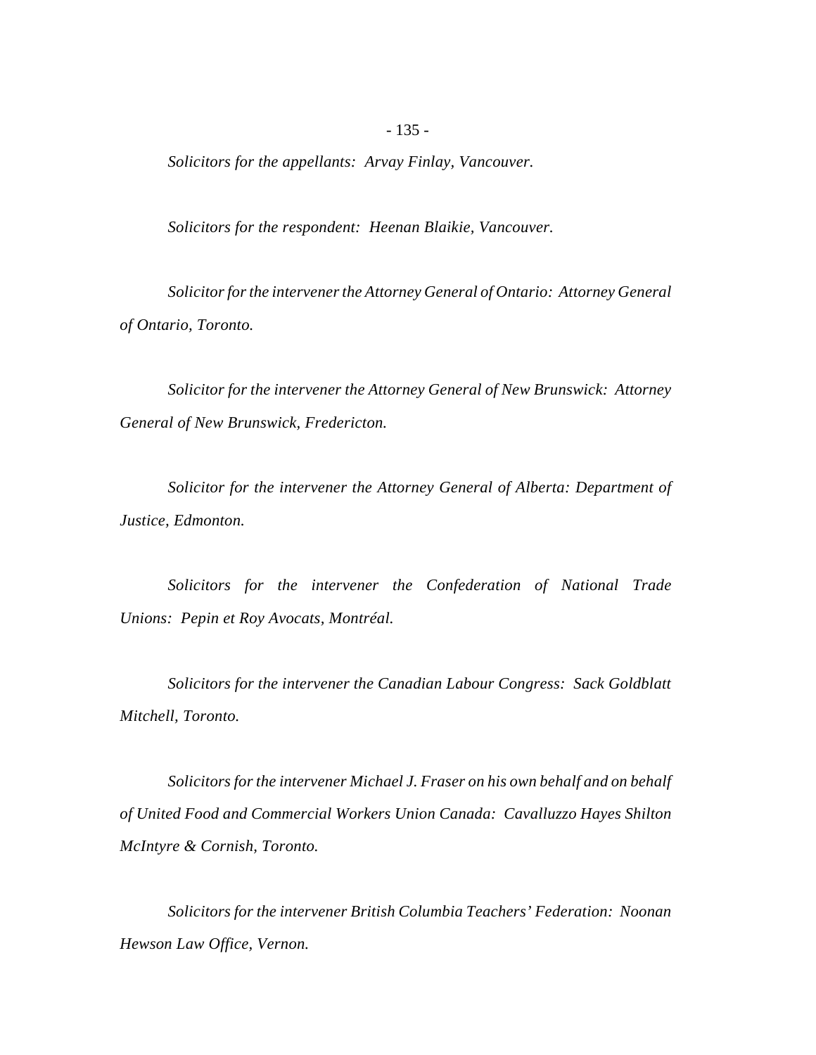*Solicitors for the appellants: Arvay Finlay, Vancouver.*

*Solicitors for the respondent: Heenan Blaikie, Vancouver.*

*Solicitor for the intervener the Attorney General of Ontario: Attorney General of Ontario, Toronto.*

*Solicitor for the intervener the Attorney General of New Brunswick: Attorney General of New Brunswick, Fredericton.*

*Solicitor for the intervener the Attorney General of Alberta: Department of Justice, Edmonton.*

*Solicitors for the intervener the Confederation of National Trade Unions: Pepin et Roy Avocats, Montréal.*

*Solicitors for the intervener the Canadian Labour Congress: Sack Goldblatt Mitchell, Toronto.*

*Solicitors for the intervener Michael J. Fraser on his own behalf and on behalf of United Food and Commercial Workers Union Canada: Cavalluzzo Hayes Shilton McIntyre & Cornish, Toronto.*

*Solicitors for the intervener British Columbia Teachers' Federation: Noonan Hewson Law Office, Vernon.*